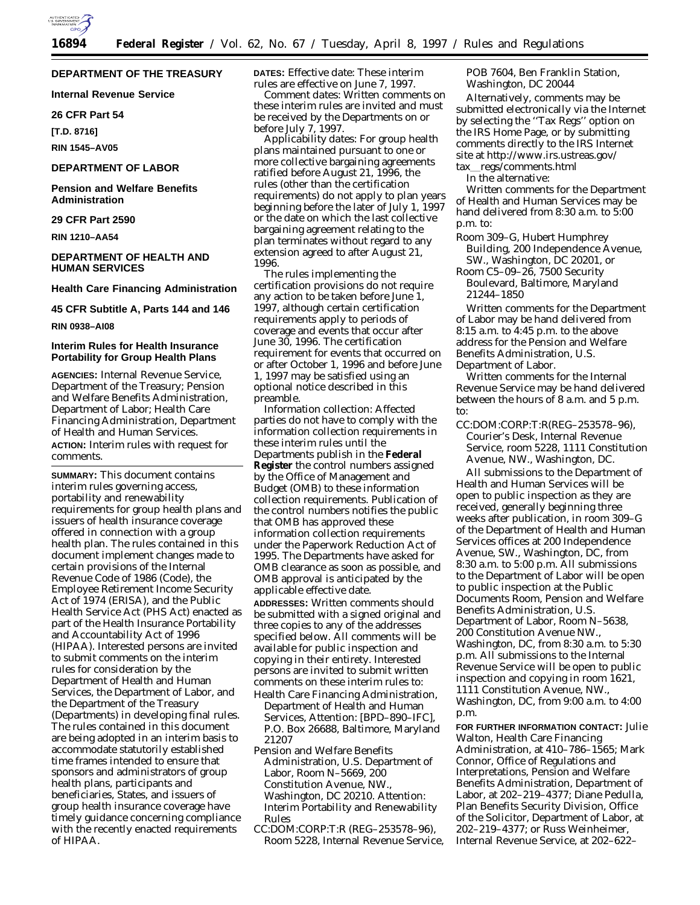## DEPARTMENT OF THE TREASURY

### Internal Revenue Service

### 26 CFR Part 54

**[T.D. 8716]**

**RIN 1545–AV05**

## DEPARTMENT OF LABOR

### Pension and Welfare Benefits Administration

### 29 CFR Part 2590

**RIN 1210–AA54**

## DEPARTMENT OF HEALTH AND HUMAN SERVICES

### Health Care Financing Administration

### 45 CFR Subtitle A, Parts 144 and 146

**RIN 0938–AI08**

## Interim Rules for Health Insurance Portability for Group Health Plans

**AGENCIES:** Internal Revenue Service, Department of the Treasury; Pension and Welfare Benefits Administration, Department of Labor; Health Care Financing Administration, Department of Health and Human Services.

**ACTION:** Interim rules with request for comments.

**SUMMARY:** This document contains interim rules governing access, portability and renewability requirements for group health plans and issuers of health insurance coverage offered in connection with a group health plan. The rules contained in this document implement changes made to certain provisions of the Internal Revenue Code of 1986 (Code), the Employee Retirement Income Security Act of 1974 (ERISA), and the Public Health Service Act (PHS Act) enacted as part of the Health Insurance Portability and Accountability Act of 1996 (HIPAA). Interested persons are invited to submit comments on the interim rules for consideration by the Department of Health and Human Services, the Department of Labor, and the Department of the Treasury (Departments) in developing final rules. The rules contained in this document are being adopted in an interim basis to accommodate statutorily established time frames intended to ensure that sponsors and administrators of group health plans, participants and beneficiaries, States, and issuers of group health insurance coverage have timely guidance concerning compliance with the recently enacted requirements of HIPAA.

**DATES:** Effective date: These interim rules are effective on June 7, 1997.

Comment dates: Written comments on these interim rules are invited and must be received by the Departments on or before July 7, 1997.

Applicability dates: For group health plans maintained pursuant to one or more collective bargaining agreements ratified before August 21, 1996, the rules (other than the certification requirements) do not apply to plan years beginning before the later of July 1, 1997 or the date on which the last collective bargaining agreement relating to the plan terminates without regard to any extension agreed to after August 21, 1996.

The rules implementing the certification provisions do not require any action to be taken before June 1, 1997, although certain certification requirements apply to periods of coverage and events that occur after June 30, 1996. The certification requirement for events that occurred on or after October 1, 1996 and before June 1, 1997 may be satisfied using an optional notice described in this preamble.

Information collection: Affected parties do not have to comply with the information collection requirements in these interim rules until the Departments publish in the **Federal Register** the control numbers assigned by the Office of Management and Budget (OMB) to these information collection requirements. Publication of the control numbers notifies the public that OMB has approved these information collection requirements under the Paperwork Reduction Act of 1995. The Departments have asked for OMB clearance as soon as possible, and OMB approval is anticipated by the applicable effective date.

**ADDRESSES:** Written comments should be submitted with a signed original and three copies to any of the addresses specified below. All comments will be available for public inspection and copying in their entirety. Interested persons are invited to submit written comments on these interim rules to:

Health Care Financing Administration, Department of Health and Human Services, Attention: [BPD–890–IFC], P.O. Box 26688, Baltimore, Maryland 21207

Pension and Welfare Benefits Administration, U.S. Department of Labor, Room N–5669, 200 Constitution Avenue, NW., Washington, DC 20210. Attention: Interim Portability and Renewability Rules

CC:DOM:CORP:T:R (REG–253578–96), Room 5228, Internal Revenue Service, POB 7604, Ben Franklin Station, Washington, DC 20044

Alternatively, comments may be submitted electronically via the Internet by selecting the ''Tax Regs'' option on the IRS Home Page, or by submitting comments directly to the IRS Internet site at http://www.irs.ustreas.gov/tax_regs/comments.html

In the alternative:

Written comments for the Department of Health and Human Services may be hand delivered from 8:30 a.m. to 5:00 p.m. to:

Room 309–G, Hubert Humphrey Building, 200 Independence Avenue, SW., Washington, DC 20201, or

Room C5–09–26, 7500 Security Boulevard, Baltimore, Maryland 21244–1850

Written comments for the Department of Labor may be hand delivered from 8:15 a.m. to 4:45 p.m. to the above address for the Pension and Welfare Benefits Administration, U.S. Department of Labor.

Written comments for the Internal Revenue Service may be hand delivered between the hours of 8 a.m. and 5 p.m. to:

CC:DOM:CORP:T:R(REG–253578–96), Courier's Desk, Internal Revenue Service, room 5228, 1111 Constitution Avenue, NW., Washington, DC.

All submissions to the Department of Health and Human Services will be open to public inspection as they are received, generally beginning three weeks after publication, in room 309–G of the Department of Health and Human Services offices at 200 Independence Avenue, SW., Washington, DC, from 8:30 a.m. to 5:00 p.m. All submissions to the Department of Labor will be open to public inspection at the Public Documents Room, Pension and Welfare Benefits Administration, U.S. Department of Labor, Room N–5638, 200 Constitution Avenue NW., Washington, DC, from 8:30 a.m. to 5:30 p.m. All submissions to the Internal Revenue Service will be open to public inspection and copying in room 1621, 1111 Constitution Avenue, NW., Washington, DC, from 9:00 a.m. to 4:00 p.m.

**FOR FURTHER INFORMATION CONTACT:** Julie Walton, Health Care Financing Administration, at 410–786–1565; Mark Connor, Office of Regulations and Interpretations, Pension and Welfare Benefits Administration, Department of Labor, at 202–219–4377; Diane Pedulla, Plan Benefits Security Division, Office of the Solicitor, Department of Labor, at 202–219–4377; or Russ Weinheimer, Internal Revenue Service, at 202–622–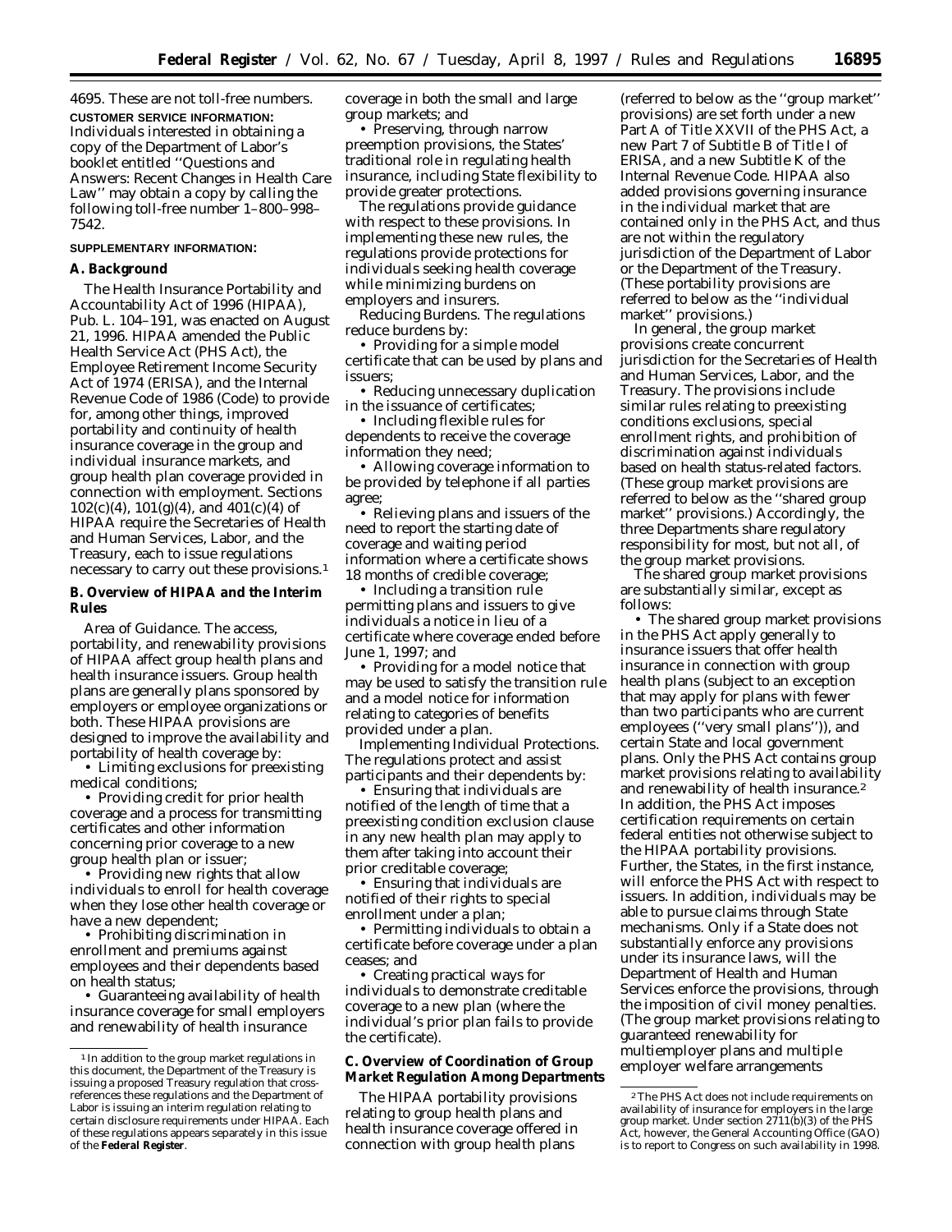4695. These are not toll-free numbers.

**CUSTOMER SERVICE INFORMATION:** Individuals interested in obtaining a copy of the Department of Labor's booklet entitled ''Questions and Answers: Recent Changes in Health Care Law'' may obtain a copy by calling the following toll-free number 1–800–998–7542.

**SUPPLEMENTARY INFORMATION:**

## A. Background

The Health Insurance Portability and Accountability Act of 1996 (HIPAA), Pub. L. 104–191, was enacted on August 21, 1996. HIPAA amended the Public Health Service Act (PHS Act), the Employee Retirement Income Security Act of 1974 (ERISA), and the Internal Revenue Code of 1986 (Code) to provide for, among other things, improved portability and continuity of health insurance coverage in the group and individual insurance markets, and group health plan coverage provided in connection with employment. Sections 102(c)(4), 101(g)(4), and 401(c)(4) of HIPAA require the Secretaries of Health and Human Services, Labor, and the Treasury, each to issue regulations necessary to carry out these provisions.[1]

## B. Overview of HIPAA and the Interim Rules

*Area of Guidance.* The access, portability, and renewability provisions of HIPAA affect group health plans and health insurance issuers. Group health plans are generally plans sponsored by employers or employee organizations or both. These HIPAA provisions are designed to improve the availability and portability of health coverage by:

- Limiting exclusions for preexisting medical conditions;
- Providing credit for prior health coverage and a process for transmitting certificates and other information concerning prior coverage to a new group health plan or issuer;
- Providing new rights that allow individuals to enroll for health coverage when they lose other health coverage or have a new dependent;
- Prohibiting discrimination in enrollment and premiums against employees and their dependents based on health status;
- Guaranteeing availability of health insurance coverage for small employers and renewability of health insurance coverage in both the small and large group markets; and
- Preserving, through narrow preemption provisions, the States' traditional role in regulating health insurance, including State flexibility to provide greater protections.

The regulations provide guidance with respect to these provisions. In implementing these new rules, the regulations provide protections for individuals seeking health coverage while minimizing burdens on employers and insurers.

*Reducing Burdens.* The regulations reduce burdens by:

- Providing for a simple model certificate that can be used by plans and issuers;
- Reducing unnecessary duplication in the issuance of certificates;
- Including flexible rules for dependents to receive the coverage information they need;
- Allowing coverage information to be provided by telephone if all parties agree;
- Relieving plans and issuers of the need to report the starting date of coverage and waiting period information where a certificate shows 18 months of credible coverage;
- Including a transition rule permitting plans and issuers to give individuals a notice in lieu of a certificate where coverage ended before June 1, 1997; and
- Providing for a model notice that may be used to satisfy the transition rule and a model notice for information relating to categories of benefits provided under a plan.

*Implementing Individual Protections.* The regulations protect and assist participants and their dependents by:

- Ensuring that individuals are notified of the length of time that a preexisting condition exclusion clause in any new health plan may apply to them after taking into account their prior creditable coverage;
- Ensuring that individuals are notified of their rights to special enrollment under a plan;
- Permitting individuals to obtain a certificate before coverage under a plan ceases; and
- Creating practical ways for individuals to demonstrate creditable coverage to a new plan (where the individual's prior plan fails to provide the certificate).

## C. Overview of Coordination of Group Market Regulation Among Departments

The HIPAA portability provisions relating to group health plans and health insurance coverage offered in connection with group health plans (referred to below as the ''group market'' provisions) are set forth under a new Part A of Title XXVII of the PHS Act, a new Part 7 of Subtitle B of Title I of ERISA, and a new Subtitle K of the Internal Revenue Code. HIPAA also added provisions governing insurance in the individual market that are contained only in the PHS Act, and thus are not within the regulatory jurisdiction of the Department of Labor or the Department of the Treasury. (These portability provisions are referred to below as the ''individual market'' provisions.)

In general, the group market provisions create concurrent jurisdiction for the Secretaries of Health and Human Services, Labor, and the Treasury. The provisions include similar rules relating to preexisting conditions exclusions, special enrollment rights, and prohibition of discrimination against individuals based on health status-related factors. (These group market provisions are referred to below as the ''shared group market'' provisions.) Accordingly, the three Departments share regulatory responsibility for most, but not all, of the group market provisions.

The shared group market provisions are substantially similar, except as follows:

- The shared group market provisions in the PHS Act apply generally to insurance issuers that offer health insurance in connection with group health plans (subject to an exception that may apply for plans with fewer than two participants who are current employees (''very small plans'')), and certain State and local government plans. Only the PHS Act contains group market provisions relating to availability and renewability of health insurance.[2] In addition, the PHS Act imposes certification requirements on certain federal entities not otherwise subject to the HIPAA portability provisions. Further, the States, in the first instance, will enforce the PHS Act with respect to issuers. In addition, individuals may be able to pursue claims through State mechanisms. Only if a State does not substantially enforce any provisions under its insurance laws, will the Department of Health and Human Services enforce the provisions, through the imposition of civil money penalties. (The group market provisions relating to guaranteed renewability for multiemployer plans and multiple employer welfare arrangements

---

[1] In addition to the group market regulations in this document, the Department of the Treasury is issuing a proposed Treasury regulation that cross-references these regulations and the Department of Labor is issuing an interim regulation relating to certain disclosure requirements under HIPAA. Each of these regulations appears separately in this issue of the **Federal Register**.

[2] The PHS Act does not include requirements on availability of insurance for employers in the large group market. Under section 2711(b)(3) of the PHS Act, however, the General Accounting Office (GAO) is to report to Congress on such availability in 1998.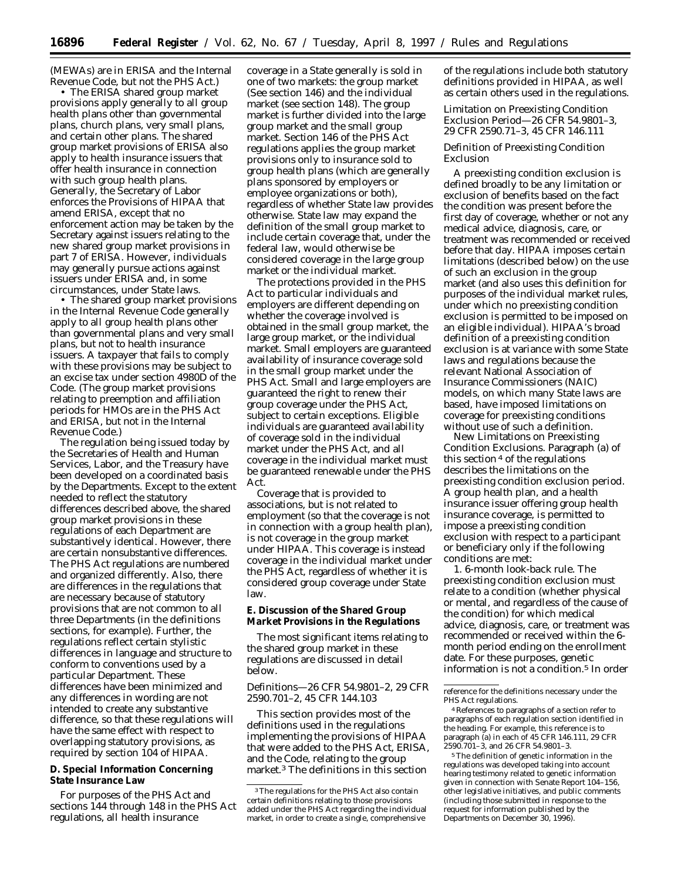(MEWAs) are in ERISA and the Internal Revenue Code, but not the PHS Act.)

• The ERISA shared group market provisions apply generally to all group health plans other than governmental plans, church plans, very small plans, and certain other plans. The shared group market provisions of ERISA also apply to health insurance issuers that offer health insurance in connection with such group health plans. Generally, the Secretary of Labor enforces the Provisions of HIPAA that amend ERISA, except that no enforcement action may be taken by the Secretary against issuers relating to the new shared group market provisions in part 7 of ERISA. However, individuals may generally pursue actions against issuers under ERISA and, in some circumstances, under State laws.

• The shared group market provisions in the Internal Revenue Code generally apply to all group health plans other than governmental plans and very small plans, but not to health insurance issuers. A taxpayer that fails to comply with these provisions may be subject to an excise tax under section 4980D of the Code. (The group market provisions relating to preemption and affiliation periods for HMOs are in the PHS Act and ERISA, but not in the Internal Revenue Code.)

The regulation being issued today by the Secretaries of Health and Human Services, Labor, and the Treasury have been developed on a coordinated basis by the Departments. Except to the extent needed to reflect the statutory differences described above, the shared group market provisions in these regulations of each Department are substantively identical. However, there are certain nonsubstantive differences. The PHS Act regulations are numbered and organized differently. Also, there are differences in the regulations that are necessary because of statutory provisions that are not common to all three Departments (in the definitions sections, for example). Further, the regulations reflect certain stylistic differences in language and structure to conform to conventions used by a particular Department. These differences have been minimized and any differences in wording are not intended to create any substantive difference, so that these regulations will have the same effect with respect to overlapping statutory provisions, as required by section 104 of HIPAA.

## D. Special Information Concerning State Insurance Law

For purposes of the PHS Act and sections 144 through 148 in the PHS Act regulations, all health insurance coverage in a State generally is sold in one of two markets: the group market (See section 146) and the individual market (see section 148). The group market is further divided into the large group market and the small group market. Section 146 of the PHS Act regulations applies the group market provisions only to insurance sold to group health plans (which are generally plans sponsored by employers or employee organizations or both), regardless of whether State law provides otherwise. State law may expand the definition of the small group market to include certain coverage that, under the federal law, would otherwise be considered coverage in the large group market or the individual market.

The protections provided in the PHS Act to particular individuals and employers are different depending on whether the coverage involved is obtained in the small group market, the large group market, or the individual market. Small employers are guaranteed availability of insurance coverage sold in the small group market under the PHS Act. Small and large employers are guaranteed the right to renew their group coverage under the PHS Act, subject to certain exceptions. Eligible individuals are guaranteed availability of coverage sold in the individual market under the PHS Act, and all coverage in the individual market must be guaranteed renewable under the PHS Act.

Coverage that is provided to associations, but is not related to employment (so that the coverage is not in connection with a group health plan), is not coverage in the group market under HIPAA. This coverage is instead coverage in the individual market under the PHS Act, regardless of whether it is considered group coverage under State law.

## E. Discussion of the Shared Group Market Provisions in the Regulations

The most significant items relating to the shared group market in these regulations are discussed in detail below.

*Definitions—26 CFR 54.9801–2, 29 CFR 2590.701–2, 45 CFR 144.103*

This section provides most of the definitions used in the regulations implementing the provisions of HIPAA that were added to the PHS Act, ERISA, and the Code, relating to the group market.[3] The definitions in this section of the regulations include both statutory definitions provided in HIPAA, as well as certain others used in the regulations.

*Limitation on Preexisting Condition Exclusion Period—26 CFR 54.9801–3, 29 CFR 2590.71–3, 45 CFR 146.111*

*Definition of Preexisting Condition Exclusion*

A preexisting condition exclusion is defined broadly to be any limitation or exclusion of benefits based on the fact the condition was present before the first day of coverage, whether or not any medical advice, diagnosis, care, or treatment was recommended or received before that day. HIPAA imposes certain limitations (described below) on the use of such an exclusion in the group market (and also uses this definition for purposes of the individual market rules, under which no preexisting condition exclusion is permitted to be imposed on an eligible individual). HIPAA's broad definition of a preexisting condition exclusion is at variance with some State laws and regulations because the relevant National Association of Insurance Commissioners (NAIC) models, on which many State laws are based, have imposed limitations on coverage for preexisting conditions without use of such a definition.

*New Limitations on Preexisting Condition Exclusions.* Paragraph (a) of this section[4] of the regulations describes the limitations on the preexisting condition exclusion period. A group health plan, and a health insurance issuer offering group health insurance coverage, is permitted to impose a preexisting condition exclusion with respect to a participant or beneficiary only if the following conditions are met:

1. *6-month look-back rule.* The preexisting condition exclusion must relate to a condition (whether physical or mental, and regardless of the cause of the condition) for which medical advice, diagnosis, care, or treatment was recommended or received within the 6-month period ending on the enrollment date. For these purposes, genetic information is not a condition.[5] In order

---

[3] The regulations for the PHS Act also contain certain definitions relating to those provisions added under the PHS Act regarding the individual market, in order to create a single, comprehensive reference for the definitions necessary under the PHS Act regulations.

[4] References to paragraphs of a section refer to paragraphs of each regulation section identified in the heading. For example, this reference is to paragraph (a) in each of 45 CFR 146.111, 29 CFR 2590.701–3, and 26 CFR 54.9801–3.

[5] The definition of genetic information in the regulations was developed taking into account hearing testimony related to genetic information given in connection with Senate Report 104–156, other legislative initiatives, and public comments (including those submitted in response to the request for information published by the Departments on December 30, 1996).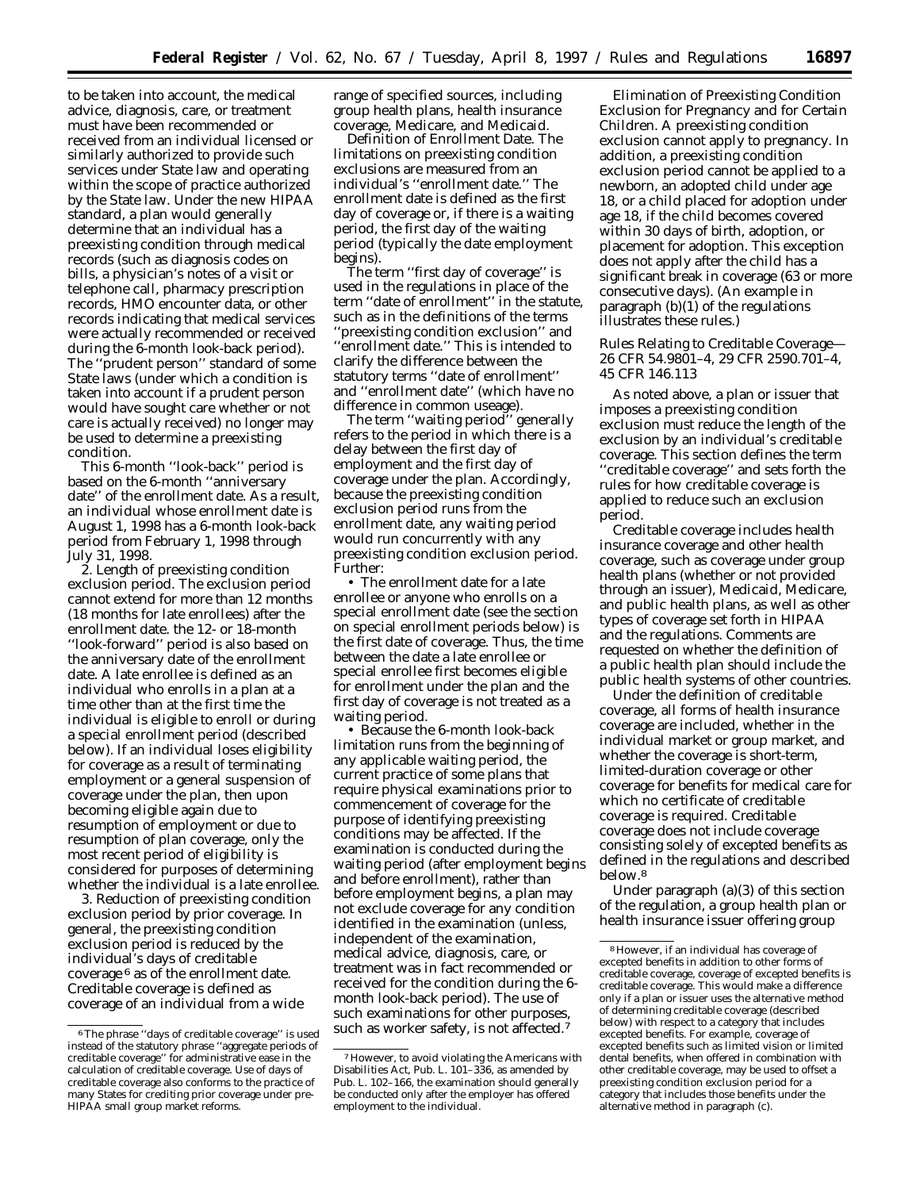to be taken into account, the medical advice, diagnosis, care, or treatment must have been recommended or received from an individual licensed or similarly authorized to provide such services under State law and operating within the scope of practice authorized by the State law. Under the new HIPAA standard, a plan would generally determine that an individual has a preexisting condition through medical records (such as diagnosis codes on bills, a physician's notes of a visit or telephone call, pharmacy prescription records, HMO encounter data, or other records indicating that medical services were actually recommended or received during the 6-month look-back period). The ''prudent person'' standard of some State laws (under which a condition is taken into account if a prudent person would have sought care whether or not care is actually received) no longer may be used to determine a preexisting condition.

This 6-month ''look-back'' period is based on the 6-month ''anniversary date'' of the enrollment date. As a result, an individual whose enrollment date is August 1, 1998 has a 6-month look-back period from February 1, 1998 through July 31, 1998.

2. Length of preexisting condition exclusion period. The exclusion period cannot extend for more than 12 months (18 months for late enrollees) after the enrollment date. the 12- or 18-month ''look-forward'' period is also based on the anniversary date of the enrollment date. A late enrollee is defined as an individual who enrolls in a plan at a time other than at the first time the individual is eligible to enroll or during a special enrollment period (described below). If an individual loses eligibility for coverage as a result of terminating employment or a general suspension of coverage under the plan, then upon becoming eligible again due to resumption of employment or due to resumption of plan coverage, only the most recent period of eligibility is considered for purposes of determining whether the individual is a late enrollee.

3. Reduction of preexisting condition exclusion period by prior coverage. In general, the preexisting condition exclusion period is reduced by the individual's days of creditable coverage [6] as of the enrollment date. Creditable coverage is defined as coverage of an individual from a wide range of specified sources, including group health plans, health insurance coverage, Medicare, and Medicaid.

*Definition of Enrollment Date.* The limitations on preexisting condition exclusions are measured from an individual's ''enrollment date.'' The enrollment date is defined as the first day of coverage or, if there is a waiting period, the first day of the waiting period (typically the date employment begins).

The term ''first day of coverage'' is used in the regulations in place of the term ''date of enrollment'' in the statute, such as in the definitions of the terms ''preexisting condition exclusion'' and ''enrollment date.'' This is intended to clarify the difference between the statutory terms ''date of enrollment'' and ''enrollment date'' (which have no difference in common useage).

The term ''waiting period'' generally refers to the period in which there is a delay between the first day of employment and the first day of coverage under the plan. Accordingly, because the preexisting condition exclusion period runs from the enrollment date, any waiting period would run concurrently with any preexisting condition exclusion period. Further:

• The enrollment date for a late enrollee or anyone who enrolls on a special enrollment date (see the section on special enrollment periods below) is the first date of coverage. Thus, the time between the date a late enrollee or special enrollee first becomes eligible for enrollment under the plan and the first day of coverage is not treated as a waiting period.

• Because the 6-month look-back limitation runs from the beginning of any applicable waiting period, the current practice of some plans that require physical examinations prior to commencement of coverage for the purpose of identifying preexisting conditions may be affected. If the examination is conducted during the waiting period (after employment begins and before enrollment), rather than before employment begins, a plan may not exclude coverage for any condition identified in the examination (unless, independent of the examination, medical advice, diagnosis, care, or treatment was in fact recommended or received for the condition during the 6-month look-back period). The use of such examinations for other purposes, such as worker safety, is not affected.[7]

*Elimination of Preexisting Condition Exclusion for Pregnancy and for Certain Children.* A preexisting condition exclusion cannot apply to pregnancy. In addition, a preexisting condition exclusion period cannot be applied to a newborn, an adopted child under age 18, or a child placed for adoption under age 18, if the child becomes covered within 30 days of birth, adoption, or placement for adoption. This exception does not apply after the child has a significant break in coverage (63 or more consecutive days). (An example in paragraph (b)(1) of the regulations illustrates these rules.)

### *Rules Relating to Creditable Coverage—26 CFR 54.9801–4, 29 CFR 2590.701–4, 45 CFR 146.113*

As noted above, a plan or issuer that imposes a preexisting condition exclusion must reduce the length of the exclusion by an individual's creditable coverage. This section defines the term ''creditable coverage'' and sets forth the rules for how creditable coverage is applied to reduce such an exclusion period.

Creditable coverage includes health insurance coverage and other health coverage, such as coverage under group health plans (whether or not provided through an issuer), Medicaid, Medicare, and public health plans, as well as other types of coverage set forth in HIPAA and the regulations. Comments are requested on whether the definition of a public health plan should include the public health systems of other countries.

Under the definition of creditable coverage, all forms of health insurance coverage are included, whether in the individual market or group market, and whether the coverage is short-term, limited-duration coverage or other coverage for benefits for medical care for which no certificate of creditable coverage is required. Creditable coverage does not include coverage consisting solely of excepted benefits as defined in the regulations and described below.[8]

Under paragraph (a)(3) of this section of the regulation, a group health plan or health insurance issuer offering group

---

[6] The phrase ''days of creditable coverage'' is used instead of the statutory phrase ''aggregate periods of creditable coverage'' for administrative ease in the calculation of creditable coverage. Use of days of creditable coverage also conforms to the practice of many States for crediting prior coverage under pre-HIPAA small group market reforms.

[7] However, to avoid violating the Americans with Disabilities Act, Pub. L. 101–336, as amended by Pub. L. 102–166, the examination should generally be conducted only after the employer has offered employment to the individual.

[8] However, if an individual has coverage of excepted benefits in addition to other forms of creditable coverage, coverage of excepted benefits is creditable coverage. This would make a difference only if a plan or issuer uses the alternative method of determining creditable coverage (described below) with respect to a category that includes excepted benefits. For example, coverage of excepted benefits such as limited vision or limited dental benefits, when offered in combination with other creditable coverage, may be used to offset a preexisting condition exclusion period for a category that includes those benefits under the alternative method in paragraph (c).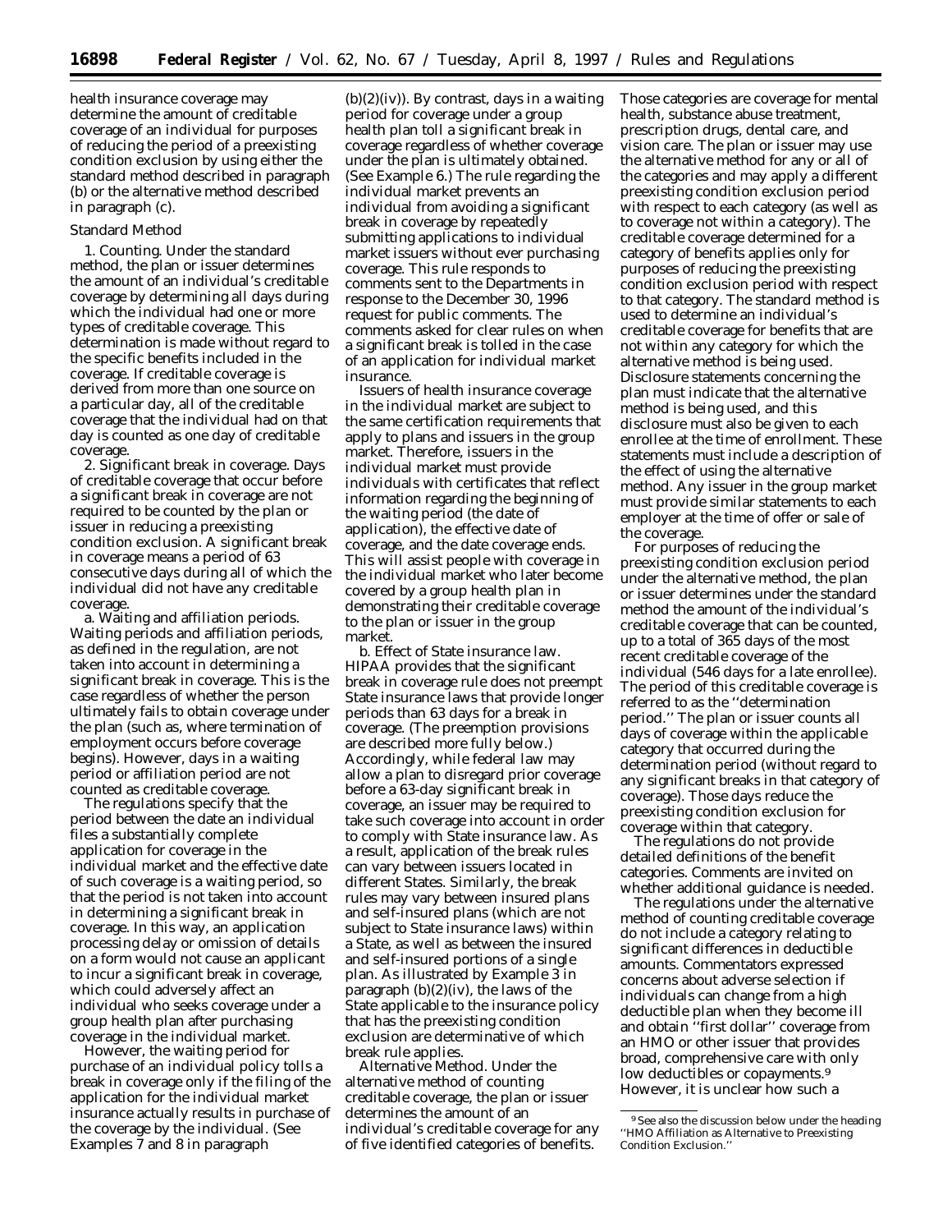health insurance coverage may determine the amount of creditable coverage of an individual for purposes of reducing the period of a preexisting condition exclusion by using either the standard method described in paragraph (b) or the alternative method described in paragraph (c).

*Standard Method*

1. *Counting.* Under the standard method, the plan or issuer determines the amount of an individual's creditable coverage by determining all days during which the individual had one or more types of creditable coverage. This determination is made without regard to the specific benefits included in the coverage. If creditable coverage is derived from more than one source on a particular day, all of the creditable coverage that the individual had on that day is counted as one day of creditable coverage.

2. *Significant break in coverage.* Days of creditable coverage that occur before a significant break in coverage are not required to be counted by the plan or issuer in reducing a preexisting condition exclusion. A significant break in coverage means a period of 63 consecutive days during all of which the individual did not have any creditable coverage.

a. *Waiting and affiliation periods.* Waiting periods and affiliation periods, as defined in the regulation, are not taken into account in determining a significant break in coverage. This is the case regardless of whether the person ultimately fails to obtain coverage under the plan (such as, where termination of employment occurs before coverage begins). However, days in a waiting period or affiliation period are not counted as creditable coverage.

The regulations specify that the period between the date an individual files a substantially complete application for coverage in the individual market and the effective date of such coverage is a waiting period, so that the period is not taken into account in determining a significant break in coverage. In this way, an application processing delay or omission of details on a form would not cause an applicant to incur a significant break in coverage, which could adversely affect an individual who seeks coverage under a group health plan after purchasing coverage in the individual market.

However, the waiting period for purchase of an individual policy tolls a break in coverage only if the filing of the application for the individual market insurance actually results in purchase of the coverage by the individual. (See Examples 7 and 8 in paragraph (b)(2)(iv)). By contrast, days in a waiting period for coverage under a group health plan toll a significant break in coverage regardless of whether coverage under the plan is ultimately obtained. (See Example 6.) The rule regarding the individual market prevents an individual from avoiding a significant break in coverage by repeatedly submitting applications to individual market issuers without ever purchasing coverage. This rule responds to comments sent to the Departments in response to the December 30, 1996 request for public comments. The comments asked for clear rules on when a significant break is tolled in the case of an application for individual market insurance.

Issuers of health insurance coverage in the individual market are subject to the same certification requirements that apply to plans and issuers in the group market. Therefore, issuers in the individual market must provide individuals with certificates that reflect information regarding the beginning of the waiting period (the date of application), the effective date of coverage, and the date coverage ends. This will assist people with coverage in the individual market who later become covered by a group health plan in demonstrating their creditable coverage to the plan or issuer in the group market.

b. *Effect of State insurance law.* HIPAA provides that the significant break in coverage rule does not preempt State insurance laws that provide longer periods than 63 days for a break in coverage. (The preemption provisions are described more fully below.) Accordingly, while federal law may allow a plan to disregard prior coverage before a 63-day significant break in coverage, an issuer may be required to take such coverage into account in order to comply with State insurance law. As a result, application of the break rules can vary between issuers located in different States. Similarly, the break rules may vary between insured plans and self-insured plans (which are not subject to State insurance laws) within a State, as well as between the insured and self-insured portions of a single plan. As illustrated by Example 3 in paragraph (b)(2)(iv), the laws of the State applicable to the insurance policy that has the preexisting condition exclusion are determinative of which break rule applies.

*Alternative Method.* Under the alternative method of counting creditable coverage, the plan or issuer determines the amount of an individual's creditable coverage for any of five identified categories of benefits. Those categories are coverage for mental health, substance abuse treatment, prescription drugs, dental care, and vision care. The plan or issuer may use the alternative method for any or all of the categories and may apply a different preexisting condition exclusion period with respect to each category (as well as to coverage not within a category). The creditable coverage determined for a category of benefits applies only for purposes of reducing the preexisting condition exclusion period with respect to that category. The standard method is used to determine an individual's creditable coverage for benefits that are not within any category for which the alternative method is being used. Disclosure statements concerning the plan must indicate that the alternative method is being used, and this disclosure must also be given to each enrollee at the time of enrollment. These statements must include a description of the effect of using the alternative method. Any issuer in the group market must provide similar statements to each employer at the time of offer or sale of the coverage.

For purposes of reducing the preexisting condition exclusion period under the alternative method, the plan or issuer determines under the standard method the amount of the individual's creditable coverage that can be counted, up to a total of 365 days of the most recent creditable coverage of the individual (546 days for a late enrollee). The period of this creditable coverage is referred to as the "determination period." The plan or issuer counts all days of coverage within the applicable category that occurred during the determination period (without regard to any significant breaks in that category of coverage). Those days reduce the preexisting condition exclusion for coverage within that category.

The regulations do not provide detailed definitions of the benefit categories. Comments are invited on whether additional guidance is needed.

The regulations under the alternative method of counting creditable coverage do not include a category relating to significant differences in deductible amounts. Commentators expressed concerns about adverse selection if individuals can change from a high deductible plan when they become ill and obtain "first dollar" coverage from an HMO or other issuer that provides broad, comprehensive care with only low deductibles or copayments.[9] However, it is unclear how such a

[9] See also the discussion below under the heading "HMO Affiliation as Alternative to Preexisting Condition Exclusion."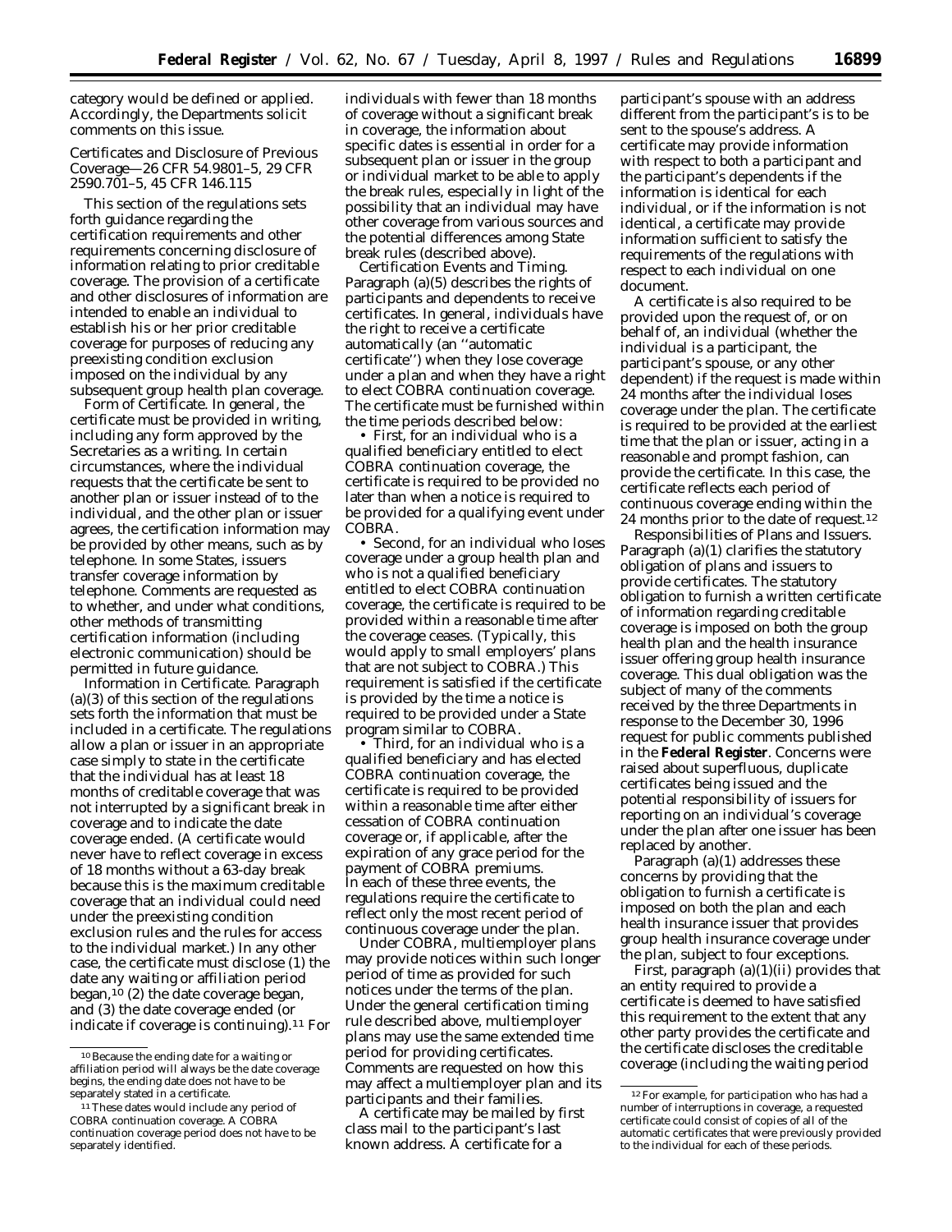category would be defined or applied. Accordingly, the Departments solicit comments on this issue.

*Certificates and Disclosure of Previous Coverage—26 CFR 54.9801–5, 29 CFR 2590.701–5, 45 CFR 146.115*

This section of the regulations sets forth guidance regarding the certification requirements and other requirements concerning disclosure of information relating to prior creditable coverage. The provision of a certificate and other disclosures of information are intended to enable an individual to establish his or her prior creditable coverage for purposes of reducing any preexisting condition exclusion imposed on the individual by any subsequent group health plan coverage.

*Form of Certificate.* In general, the certificate must be provided in writing, including any form approved by the Secretaries as a writing. In certain circumstances, where the individual requests that the certificate be sent to another plan or issuer instead of to the individual, and the other plan or issuer agrees, the certification information may be provided by other means, such as by telephone. In some States, issuers transfer coverage information by telephone. Comments are requested as to whether, and under what conditions, other methods of transmitting certification information (including electronic communication) should be permitted in future guidance.

*Information in Certificate.* Paragraph (a)(3) of this section of the regulations sets forth the information that must be included in a certificate. The regulations allow a plan or issuer in an appropriate case simply to state in the certificate that the individual has at least 18 months of creditable coverage that was not interrupted by a significant break in coverage and to indicate the date coverage ended. (A certificate would never have to reflect coverage in excess of 18 months without a 63-day break because this is the maximum creditable coverage that an individual could need under the preexisting condition exclusion rules and the rules for access to the individual market.) In any other case, the certificate must disclose (1) the date any waiting or affiliation period began,[10] (2) the date coverage began, and (3) the date coverage ended (or indicate if coverage is continuing).[11] For individuals with fewer than 18 months of coverage without a significant break in coverage, the information about specific dates is essential in order for a subsequent plan or issuer in the group or individual market to be able to apply the break rules, especially in light of the possibility that an individual may have other coverage from various sources and the potential differences among State break rules (described above).

*Certification Events and Timing.* Paragraph (a)(5) describes the rights of participants and dependents to receive certificates. In general, individuals have the right to receive a certificate automatically (an ''automatic certificate'') when they lose coverage under a plan and when they have a right to elect COBRA continuation coverage. The certificate must be furnished within the time periods described below:

• First, for an individual who is a qualified beneficiary entitled to elect COBRA continuation coverage, the certificate is required to be provided no later than when a notice is required to be provided for a qualifying event under COBRA.

• Second, for an individual who loses coverage under a group health plan and who is not a qualified beneficiary entitled to elect COBRA continuation coverage, the certificate is required to be provided within a reasonable time after the coverage ceases. (Typically, this would apply to small employers' plans that are not subject to COBRA.) This requirement is satisfied if the certificate is provided by the time a notice is required to be provided under a State program similar to COBRA.

• Third, for an individual who is a qualified beneficiary and has elected COBRA continuation coverage, the certificate is required to be provided within a reasonable time after either cessation of COBRA continuation coverage or, if applicable, after the expiration of any grace period for the payment of COBRA premiums.

In each of these three events, the regulations require the certificate to reflect only the most recent period of continuous coverage under the plan.

Under COBRA, multiemployer plans may provide notices within such longer period of time as provided for such notices under the terms of the plan. Under the general certification timing rule described above, multiemployer plans may use the same extended time period for providing certificates. Comments are requested on how this may affect a multiemployer plan and its participants and their families.

A certificate may be mailed by first class mail to the participant's last known address. A certificate for a participant's spouse with an address different from the participant's is to be sent to the spouse's address. A certificate may provide information with respect to both a participant and the participant's dependents if the information is identical for each individual, or if the information is not identical, a certificate may provide information sufficient to satisfy the requirements of the regulations with respect to each individual on one document.

A certificate is also required to be provided upon the request of, or on behalf of, an individual (whether the individual is a participant, the participant's spouse, or any other dependent) if the request is made within 24 months after the individual loses coverage under the plan. The certificate is required to be provided at the earliest time that the plan or issuer, acting in a reasonable and prompt fashion, can provide the certificate. In this case, the certificate reflects each period of continuous coverage ending within the 24 months prior to the date of request.[12]

*Responsibilities of Plans and Issuers.* Paragraph (a)(1) clarifies the statutory obligation of plans and issuers to provide certificates. The statutory obligation to furnish a written certificate of information regarding creditable coverage is imposed on both the group health plan and the health insurance issuer offering group health insurance coverage. This dual obligation was the subject of many of the comments received by the three Departments in response to the December 30, 1996 request for public comments published in the **Federal Register**. Concerns were raised about superfluous, duplicate certificates being issued and the potential responsibility of issuers for reporting on an individual's coverage under the plan after one issuer has been replaced by another.

Paragraph (a)(1) addresses these concerns by providing that the obligation to furnish a certificate is imposed on both the plan and each health insurance issuer that provides group health insurance coverage under the plan, subject to four exceptions.

First, paragraph (a)(1)(ii) provides that an entity required to provide a certificate is deemed to have satisfied this requirement to the extent that any other party provides the certificate and the certificate discloses the creditable coverage (including the waiting period

---

[10] Because the ending date for a waiting or affiliation period will always be the date coverage begins, the ending date does not have to be separately stated in a certificate.

[11] These dates would include any period of COBRA continuation coverage. A COBRA continuation coverage period does not have to be separately identified.

[12] For example, for participation who has had a number of interruptions in coverage, a requested certificate could consist of copies of all of the automatic certificates that were previously provided to the individual for each of these periods.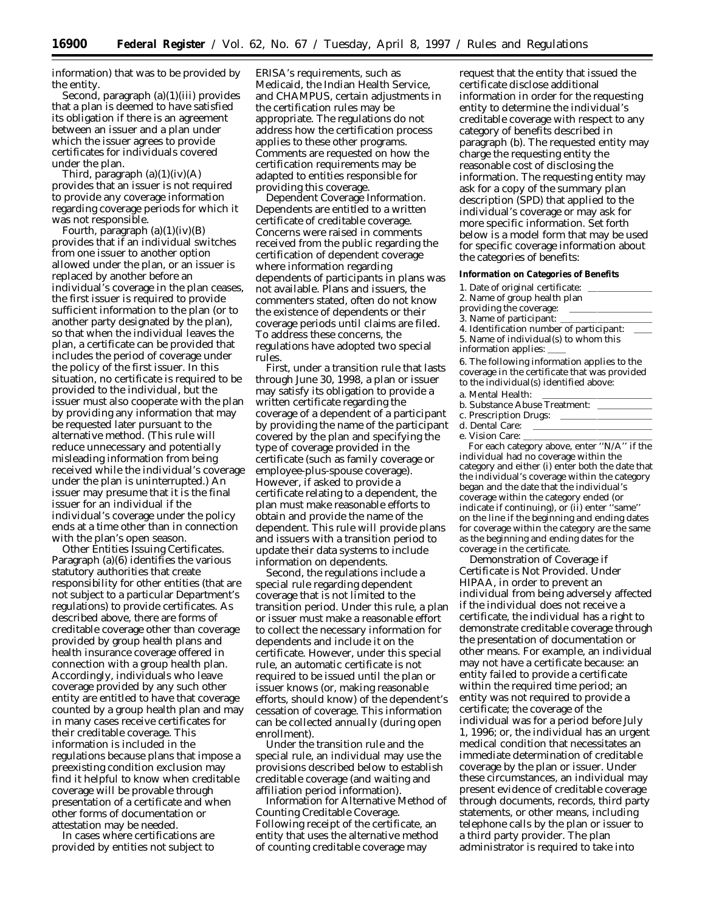information) that was to be provided by the entity.

Second, paragraph (a)(1)(iii) provides that a plan is deemed to have satisfied its obligation if there is an agreement between an issuer and a plan under which the issuer agrees to provide certificates for individuals covered under the plan.

Third, paragraph (a)(1)(iv)(A) provides that an issuer is not required to provide any coverage information regarding coverage periods for which it was not responsible.

Fourth, paragraph (a)(1)(iv)(B) provides that if an individual switches from one issuer to another option allowed under the plan, or an issuer is replaced by another before an individual's coverage in the plan ceases, the first issuer is required to provide sufficient information to the plan (or to another party designated by the plan), so that when the individual leaves the plan, a certificate can be provided that includes the period of coverage under the policy of the first issuer. In this situation, no certificate is required to be provided to the individual, but the issuer must also cooperate with the plan by providing any information that may be requested later pursuant to the alternative method. (This rule will reduce unnecessary and potentially misleading information from being received while the individual's coverage under the plan is uninterrupted.) An issuer may presume that it is the final issuer for an individual if the individual's coverage under the policy ends at a time other than in connection with the plan's open season.

*Other Entities Issuing Certificates.* Paragraph (a)(6) identifies the various statutory authorities that create responsibility for other entities (that are not subject to a particular Department's regulations) to provide certificates. As described above, there are forms of creditable coverage other than coverage provided by group health plans and health insurance coverage offered in connection with a group health plan. Accordingly, individuals who leave coverage provided by any such other entity are entitled to have that coverage counted by a group health plan and may in many cases receive certificates for their creditable coverage. This information is included in the regulations because plans that impose a preexisting condition exclusion may find it helpful to know when creditable coverage will be provable through presentation of a certificate and when other forms of documentation or attestation may be needed.

In cases where certifications are provided by entities not subject to ERISA's requirements, such as Medicaid, the Indian Health Service, and CHAMPUS, certain adjustments in the certification rules may be appropriate. The regulations do not address how the certification process applies to these other programs. Comments are requested on how the certification requirements may be adapted to entities responsible for providing this coverage.

*Dependent Coverage Information.* Dependents are entitled to a written certificate of creditable coverage. Concerns were raised in comments received from the public regarding the certification of dependent coverage where information regarding dependents of participants in plans was not available. Plans and issuers, the commenters stated, often do not know the existence of dependents or their coverage periods until claims are filed. To address these concerns, the regulations have adopted two special rules.

First, under a transition rule that lasts through June 30, 1998, a plan or issuer may satisfy its obligation to provide a written certificate regarding the coverage of a dependent of a participant by providing the name of the participant covered by the plan and specifying the type of coverage provided in the certificate (such as family coverage or employee-plus-spouse coverage). However, if asked to provide a certificate relating to a dependent, the plan must make reasonable efforts to obtain and provide the name of the dependent. This rule will provide plans and issuers with a transition period to update their data systems to include information on dependents.

Second, the regulations include a special rule regarding dependent coverage that is not limited to the transition period. Under this rule, a plan or issuer must make a reasonable effort to collect the necessary information for dependents and include it on the certificate. However, under this special rule, an automatic certificate is not required to be issued until the plan or issuer knows (or, making reasonable efforts, should know) of the dependent's cessation of coverage. This information can be collected annually (during open enrollment).

Under the transition rule and the special rule, an individual may use the provisions described below to establish creditable coverage (and waiting and affiliation period information).

*Information for Alternative Method of Counting Creditable Coverage.* Following receipt of the certificate, an entity that uses the alternative method of counting creditable coverage may request that the entity that issued the certificate disclose additional information in order for the requesting entity to determine the individual's creditable coverage with respect to any category of benefits described in paragraph (b). The requested entity may charge the requesting entity the reasonable cost of disclosing the information. The requesting entity may ask for a copy of the summary plan description (SPD) that applied to the individual's coverage or may ask for more specific information. Set forth below is a model form that may be used for specific coverage information about the categories of benefits:

**Information on Categories of Benefits**

1. Date of original certificate: ______
2. Name of group health plan providing the coverage: ______
3. Name of participant: ______
4. Identification number of participant: ____
5. Name of individual(s) to whom this information applies: ____
6. The following information applies to the coverage in the certificate that was provided to the individual(s) identified above:

a. Mental Health: ______
b. Substance Abuse Treatment: ______
c. Prescription Drugs: ______
d. Dental Care: ______
e. Vision Care: ______

For each category above, enter "N/A" if the individual had no coverage within the category and either (i) enter both the date that the individual's coverage within the category began and the date that the individual's coverage within the category ended (or indicate if continuing), or (ii) enter "same" on the line if the beginning and ending dates for coverage within the category are the same as the beginning and ending dates for the coverage in the certificate.

*Demonstration of Coverage if Certificate is Not Provided.* Under HIPAA, in order to prevent an individual from being adversely affected if the individual does not receive a certificate, the individual has a right to demonstrate creditable coverage through the presentation of documentation or other means. For example, an individual may not have a certificate because: an entity failed to provide a certificate within the required time period; an entity was not required to provide a certificate; the coverage of the individual was for a period before July 1, 1996; or, the individual has an urgent medical condition that necessitates an immediate determination of creditable coverage by the plan or issuer. Under these circumstances, an individual may present evidence of creditable coverage through documents, records, third party statements, or other means, including telephone calls by the plan or issuer to a third party provider. The plan administrator is required to take into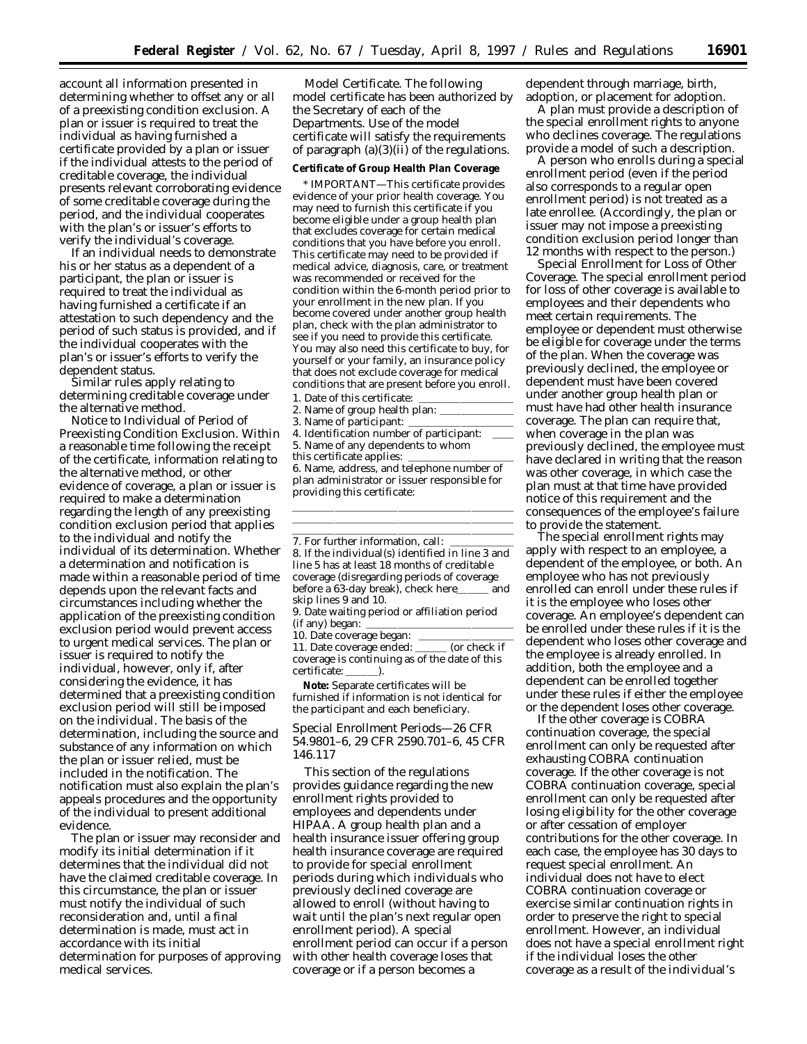account all information presented in determining whether to offset any or all of a preexisting condition exclusion. A plan or issuer is required to treat the individual as having furnished a certificate provided by a plan or issuer if the individual attests to the period of creditable coverage, the individual presents relevant corroborating evidence of some creditable coverage during the period, and the individual cooperates with the plan's or issuer's efforts to verify the individual's coverage.

If an individual needs to demonstrate his or her status as a dependent of a participant, the plan or issuer is required to treat the individual as having furnished a certificate if an attestation to such dependency and the period of such status is provided, and if the individual cooperates with the plan's or issuer's efforts to verify the dependent status.

Similar rules apply relating to determining creditable coverage under the alternative method.

*Notice to Individual of Period of Preexisting Condition Exclusion.* Within a reasonable time following the receipt of the certificate, information relating to the alternative method, or other evidence of coverage, a plan or issuer is required to make a determination regarding the length of any preexisting condition exclusion period that applies to the individual and notify the individual of its determination. Whether a determination and notification is made within a reasonable period of time depends upon the relevant facts and circumstances including whether the application of the preexisting condition exclusion period would prevent access to urgent medical services. The plan or issuer is required to notify the individual, however, only if, after considering the evidence, it has determined that a preexisting condition exclusion period will still be imposed on the individual. The basis of the determination, including the source and substance of any information on which the plan or issuer relied, must be included in the notification. The notification must also explain the plan's appeals procedures and the opportunity of the individual to present additional evidence.

The plan or issuer may reconsider and modify its initial determination if it determines that the individual did not have the claimed creditable coverage. In this circumstance, the plan or issuer must notify the individual of such reconsideration and, until a final determination is made, must act in accordance with its initial determination for purposes of approving medical services.

*Model Certificate.* The following model certificate has been authorized by the Secretary of each of the Departments. Use of the model certificate will satisfy the requirements of paragraph (a)(3)(ii) of the regulations.

**Certificate of Group Health Plan Coverage**

* IMPORTANT—This certificate provides evidence of your prior health coverage. You may need to furnish this certificate if you become eligible under a group health plan that excludes coverage for certain medical conditions that you have before you enroll. This certificate may need to be provided if medical advice, diagnosis, care, or treatment was recommended or received for the condition within the 6-month period prior to your enrollment in the new plan. If you become covered under another group health plan, check with the plan administrator to see if you need to provide this certificate. You may also need this certificate to buy, for yourself or your family, an insurance policy that does not exclude coverage for medical conditions that are present before you enroll.

1. Date of this certificate: ________________
2. Name of group health plan: ____________
3. Name of participant: _________________
4. Identification number of participant: ____
5. Name of any dependents to whom this certificate applies: ______________
6. Name, address, and telephone number of plan administrator or issuer responsible for providing this certificate:

__________________________________
__________________________________
__________________________________

7. For further information, call: __________
8. If the individual(s) identified in line 3 and line 5 has at least 18 months of creditable coverage (disregarding periods of coverage before a 63-day break), check here____ and skip lines 9 and 10.
9. Date waiting period or affiliation period (if any) began: ______________________
10. Date coverage began: ______________
11. Date coverage ended: ______ (or check if coverage is continuing as of the date of this certificate: ______).

**Note:** Separate certificates will be furnished if information is not identical for the participant and each beneficiary.

## Special Enrollment Periods—26 CFR 54.9801–6, 29 CFR 2590.701–6, 45 CFR 146.117

This section of the regulations provides guidance regarding the new enrollment rights provided to employees and dependents under HIPAA. A group health plan and a health insurance issuer offering group health insurance coverage are required to provide for special enrollment periods during which individuals who previously declined coverage are allowed to enroll (without having to wait until the plan's next regular open enrollment period). A special enrollment period can occur if a person with other health coverage loses that coverage or if a person becomes a dependent through marriage, birth, adoption, or placement for adoption.

A plan must provide a description of the special enrollment rights to anyone who declines coverage. The regulations provide a model of such a description.

A person who enrolls during a special enrollment period (even if the period also corresponds to a regular open enrollment period) is not treated as a late enrollee. (Accordingly, the plan or issuer may not impose a preexisting condition exclusion period longer than 12 months with respect to the person.)

*Special Enrollment for Loss of Other Coverage.* The special enrollment period for loss of other coverage is available to employees and their dependents who meet certain requirements. The employee or dependent must otherwise be eligible for coverage under the terms of the plan. When the coverage was previously declined, the employee or dependent must have been covered under another group health plan or must have had other health insurance coverage. The plan can require that, when coverage in the plan was previously declined, the employee must have declared in writing that the reason was other coverage, in which case the plan must at that time have provided notice of this requirement and the consequences of the employee's failure to provide the statement.

The special enrollment rights may apply with respect to an employee, a dependent of the employee, or both. An employee who has not previously enrolled can enroll under these rules if it is the employee who loses other coverage. An employee's dependent can be enrolled under these rules if it is the dependent who loses other coverage and the employee is already enrolled. In addition, both the employee and a dependent can be enrolled together under these rules if either the employee or the dependent loses other coverage.

If the other coverage is COBRA continuation coverage, the special enrollment can only be requested after exhausting COBRA continuation coverage. If the other coverage is not COBRA continuation coverage, special enrollment can only be requested after losing eligibility for the other coverage or after cessation of employer contributions for the other coverage. In each case, the employee has 30 days to request special enrollment. An individual does not have to elect COBRA continuation coverage or exercise similar continuation rights in order to preserve the right to special enrollment. However, an individual does not have a special enrollment right if the individual loses the other coverage as a result of the individual's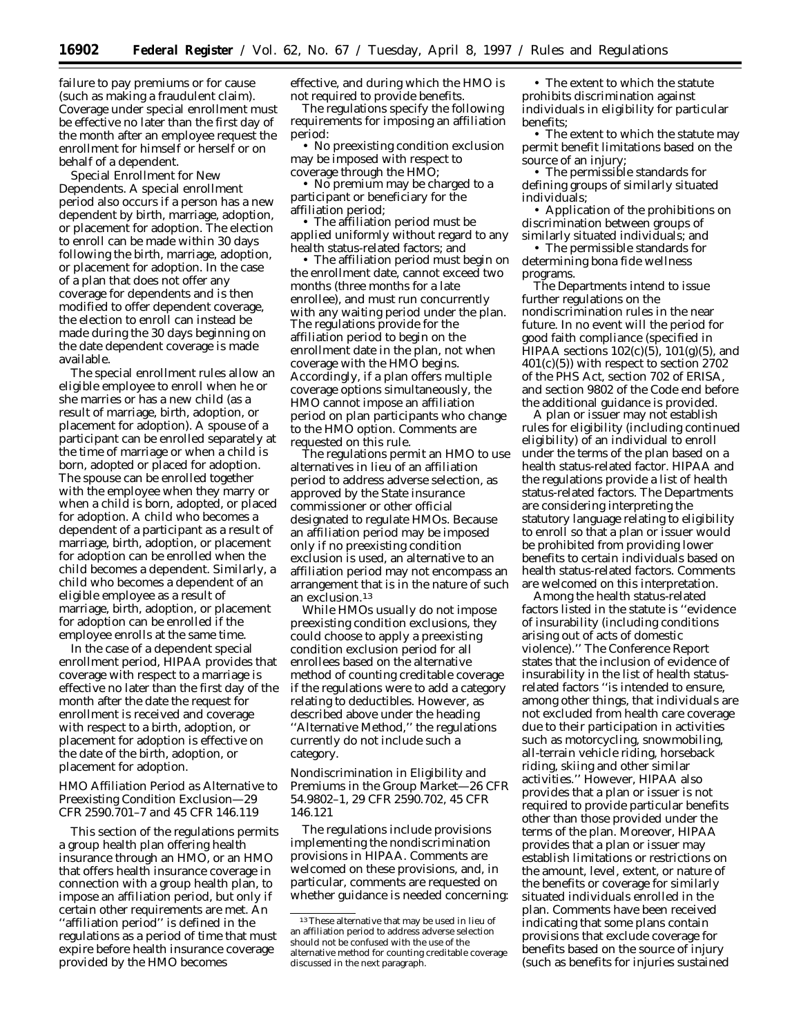failure to pay premiums or for cause (such as making a fraudulent claim). Coverage under special enrollment must be effective no later than the first day of the month after an employee request the enrollment for himself or herself or on behalf of a dependent.

*Special Enrollment for New Dependents.* A special enrollment period also occurs if a person has a new dependent by birth, marriage, adoption, or placement for adoption. The election to enroll can be made within 30 days following the birth, marriage, adoption, or placement for adoption. In the case of a plan that does not offer any coverage for dependents and is then modified to offer dependent coverage, the election to enroll can instead be made during the 30 days beginning on the date dependent coverage is made available.

The special enrollment rules allow an eligible employee to enroll when he or she marries or has a new child (as a result of marriage, birth, adoption, or placement for adoption). A spouse of a participant can be enrolled separately at the time of marriage or when a child is born, adopted or placed for adoption. The spouse can be enrolled together with the employee when they marry or when a child is born, adopted, or placed for adoption. A child who becomes a dependent of a participant as a result of marriage, birth, adoption, or placement for adoption can be enrolled when the child becomes a dependent. Similarly, a child who becomes a dependent of an eligible employee as a result of marriage, birth, adoption, or placement for adoption can be enrolled if the employee enrolls at the same time.

In the case of a dependent special enrollment period, HIPAA provides that coverage with respect to a marriage is effective no later than the first day of the month after the date the request for enrollment is received and coverage with respect to a birth, adoption, or placement for adoption is effective on the date of the birth, adoption, or placement for adoption.

*HMO Affiliation Period as Alternative to Preexisting Condition Exclusion—29 CFR 2590.701–7 and 45 CFR 146.119*

This section of the regulations permits a group health plan offering health insurance through an HMO, or an HMO that offers health insurance coverage in connection with a group health plan, to impose an affiliation period, but only if certain other requirements are met. An ''affiliation period'' is defined in the regulations as a period of time that must expire before health insurance coverage provided by the HMO becomes effective, and during which the HMO is not required to provide benefits.

The regulations specify the following requirements for imposing an affiliation period:

- No preexisting condition exclusion may be imposed with respect to coverage through the HMO;
- No premium may be charged to a participant or beneficiary for the affiliation period;
- The affiliation period must be applied uniformly without regard to any health status-related factors; and
- The affiliation period must begin on the enrollment date, cannot exceed two months (three months for a late enrollee), and must run concurrently with any waiting period under the plan.

The regulations provide for the affiliation period to begin on the enrollment date in the plan, not when coverage with the HMO begins. Accordingly, if a plan offers multiple coverage options simultaneously, the HMO cannot impose an affiliation period on plan participants who change to the HMO option. Comments are requested on this rule.

The regulations permit an HMO to use alternatives in lieu of an affiliation period to address adverse selection, as approved by the State insurance commissioner or other official designated to regulate HMOs. Because an affiliation period may be imposed only if no preexisting condition exclusion is used, an alternative to an affiliation period may not encompass an arrangement that is in the nature of such an exclusion.[13]

While HMOs usually do not impose preexisting condition exclusions, they could choose to apply a preexisting condition exclusion period for all enrollees based on the alternative method of counting creditable coverage if the regulations were to add a category relating to deductibles. However, as described above under the heading ''Alternative Method,'' the regulations currently do not include such a category.

*Nondiscrimination in Eligibility and Premiums in the Group Market—26 CFR 54.9802–1, 29 CFR 2590.702, 45 CFR 146.121*

The regulations include provisions implementing the nondiscrimination provisions in HIPAA. Comments are welcomed on these provisions, and, in particular, comments are requested on whether guidance is needed concerning:

- The extent to which the statute prohibits discrimination against individuals in eligibility for particular benefits;
- The extent to which the statute may permit benefit limitations based on the source of an injury;
- The permissible standards for defining groups of similarly situated individuals;
- Application of the prohibitions on discrimination between groups of similarly situated individuals; and
- The permissible standards for determining bona fide wellness programs.

The Departments intend to issue further regulations on the nondiscrimination rules in the near future. In no event will the period for good faith compliance (specified in HIPAA sections 102(c)(5), 101(g)(5), and 401(c)(5)) with respect to section 2702 of the PHS Act, section 702 of ERISA, and section 9802 of the Code end before the additional guidance is provided.

A plan or issuer may not establish rules for eligibility (including continued eligibility) of an individual to enroll under the terms of the plan based on a health status-related factor. HIPAA and the regulations provide a list of health status-related factors. The Departments are considering interpreting the statutory language relating to eligibility to enroll so that a plan or issuer would be prohibited from providing lower benefits to certain individuals based on health status-related factors. Comments are welcomed on this interpretation.

Among the health status-related factors listed in the statute is ''evidence of insurability (including conditions arising out of acts of domestic violence).'' The Conference Report states that the inclusion of evidence of insurability in the list of health status-related factors ''is intended to ensure, among other things, that individuals are not excluded from health care coverage due to their participation in activities such as motorcycling, snowmobiling, all-terrain vehicle riding, horseback riding, skiing and other similar activities.'' However, HIPAA also provides that a plan or issuer is not required to provide particular benefits other than those provided under the terms of the plan. Moreover, HIPAA provides that a plan or issuer may establish limitations or restrictions on the amount, level, extent, or nature of the benefits or coverage for similarly situated individuals enrolled in the plan. Comments have been received indicating that some plans contain provisions that exclude coverage for benefits based on the source of injury (such as benefits for injuries sustained

[13] These alternative that may be used in lieu of an affiliation period to address adverse selection should not be confused with the use of the alternative method for counting creditable coverage discussed in the next paragraph.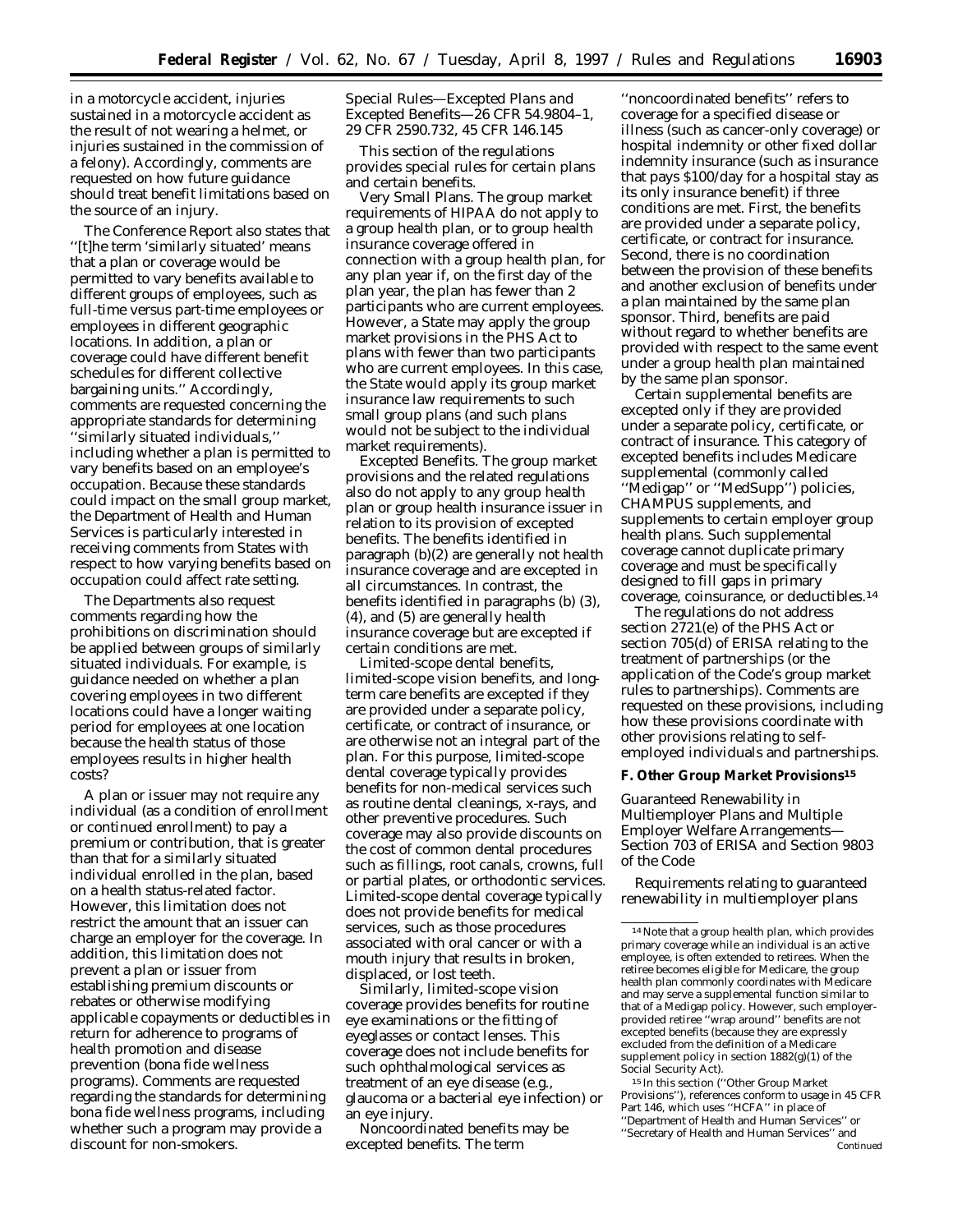in a motorcycle accident, injuries sustained in a motorcycle accident as the result of not wearing a helmet, or injuries sustained in the commission of a felony). Accordingly, comments are requested on how future guidance should treat benefit limitations based on the source of an injury.

The Conference Report also states that ''[t]he term 'similarly situated' means that a plan or coverage would be permitted to vary benefits available to different groups of employees, such as full-time versus part-time employees or employees in different geographic locations. In addition, a plan or coverage could have different benefit schedules for different collective bargaining units.'' Accordingly, comments are requested concerning the appropriate standards for determining ''similarly situated individuals,'' including whether a plan is permitted to vary benefits based on an employee's occupation. Because these standards could impact on the small group market, the Department of Health and Human Services is particularly interested in receiving comments from States with respect to how varying benefits based on occupation could affect rate setting.

The Departments also request comments regarding how the prohibitions on discrimination should be applied between groups of similarly situated individuals. For example, is guidance needed on whether a plan covering employees in two different locations could have a longer waiting period for employees at one location because the health status of those employees results in higher health costs?

A plan or issuer may not require any individual (as a condition of enrollment or continued enrollment) to pay a premium or contribution, that is greater than that for a similarly situated individual enrolled in the plan, based on a health status-related factor. However, this limitation does not restrict the amount that an issuer can charge an employer for the coverage. In addition, this limitation does not prevent a plan or issuer from establishing premium discounts or rebates or otherwise modifying applicable copayments or deductibles in return for adherence to programs of health promotion and disease prevention (bona fide wellness programs). Comments are requested regarding the standards for determining bona fide wellness programs, including whether such a program may provide a discount for non-smokers.

*Special Rules—Excepted Plans and Excepted Benefits—26 CFR 54.9804–1, 29 CFR 2590.732, 45 CFR 146.145*

This section of the regulations provides special rules for certain plans and certain benefits.

*Very Small Plans.* The group market requirements of HIPAA do not apply to a group health plan, or to group health insurance coverage offered in connection with a group health plan, for any plan year if, on the first day of the plan year, the plan has fewer than 2 participants who are current employees. However, a State may apply the group market provisions in the PHS Act to plans with fewer than two participants who are current employees. In this case, the State would apply its group market insurance law requirements to such small group plans (and such plans would not be subject to the individual market requirements).

*Excepted Benefits.* The group market provisions and the related regulations also do not apply to any group health plan or group health insurance issuer in relation to its provision of excepted benefits. The benefits identified in paragraph (b)(2) are generally not health insurance coverage and are excepted in all circumstances. In contrast, the benefits identified in paragraphs (b) (3), (4), and (5) are generally health insurance coverage but are excepted if certain conditions are met.

Limited-scope dental benefits, limited-scope vision benefits, and long-term care benefits are excepted if they are provided under a separate policy, certificate, or contract of insurance, or are otherwise not an integral part of the plan. For this purpose, limited-scope dental coverage typically provides benefits for non-medical services such as routine dental cleanings, x-rays, and other preventive procedures. Such coverage may also provide discounts on the cost of common dental procedures such as fillings, root canals, crowns, full or partial plates, or orthodontic services. Limited-scope dental coverage typically does not provide benefits for medical services, such as those procedures associated with oral cancer or with a mouth injury that results in broken, displaced, or lost teeth.

Similarly, limited-scope vision coverage provides benefits for routine eye examinations or the fitting of eyeglasses or contact lenses. This coverage does not include benefits for such ophthalmological services as treatment of an eye disease (e.g., glaucoma or a bacterial eye infection) or an eye injury.

Noncoordinated benefits may be excepted benefits. The term ''noncoordinated benefits'' refers to coverage for a specified disease or illness (such as cancer-only coverage) or hospital indemnity or other fixed dollar indemnity insurance (such as insurance that pays $100/day for a hospital stay as its only insurance benefit) if three conditions are met. First, the benefits are provided under a separate policy, certificate, or contract for insurance. Second, there is no coordination between the provision of these benefits and another exclusion of benefits under a plan maintained by the same plan sponsor. Third, benefits are paid without regard to whether benefits are provided with respect to the same event under a group health plan maintained by the same plan sponsor.

Certain supplemental benefits are excepted only if they are provided under a separate policy, certificate, or contract of insurance. This category of excepted benefits includes Medicare supplemental (commonly called ''Medigap'' or ''MedSupp'') policies, CHAMPUS supplements, and supplements to certain employer group health plans. Such supplemental coverage cannot duplicate primary coverage and must be specifically designed to fill gaps in primary coverage, coinsurance, or deductibles.[14]

The regulations do not address section 2721(e) of the PHS Act or section 705(d) of ERISA relating to the treatment of partnerships (or the application of the Code's group market rules to partnerships). Comments are requested on these provisions, including how these provisions coordinate with other provisions relating to self-employed individuals and partnerships.

## F. Other Group Market Provisions[15]

*Guaranteed Renewability in Multiemployer Plans and Multiple Employer Welfare Arrangements—Section 703 of ERISA and Section 9803 of the Code*

Requirements relating to guaranteed renewability in multiemployer plans

---

[14] Note that a group health plan, which provides primary coverage while an individual is an active employee, is often extended to retirees. When the retiree becomes eligible for Medicare, the group health plan commonly coordinates with Medicare and may serve a supplemental function similar to that of a Medigap policy. However, such employer-provided retiree ''wrap around'' benefits are not excepted benefits (because they are expressly excluded from the definition of a Medicare supplement policy in section 1882(g)(1) of the Social Security Act).

[15] In this section (''Other Group Market Provisions''), references conform to usage in 45 CFR Part 146, which uses ''HCFA'' in place of ''Department of Health and Human Services'' or ''Secretary of Health and Human Services'' and *Continued*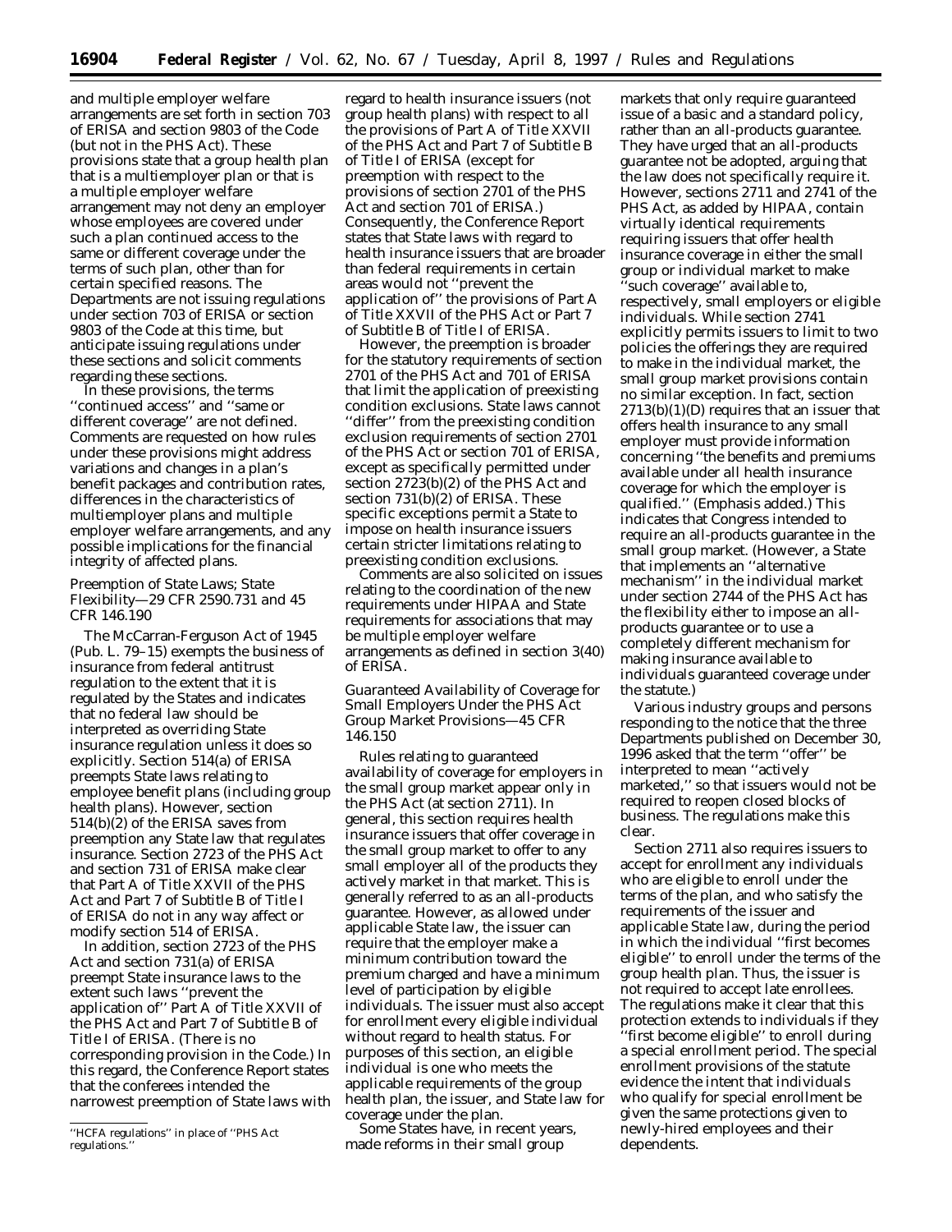and multiple employer welfare arrangements are set forth in section 703 of ERISA and section 9803 of the Code (but not in the PHS Act). These provisions state that a group health plan that is a multiemployer plan or that is a multiple employer welfare arrangement may not deny an employer whose employees are covered under such a plan continued access to the same or different coverage under the terms of such plan, other than for certain specified reasons. The Departments are not issuing regulations under section 703 of ERISA or section 9803 of the Code at this time, but anticipate issuing regulations under these sections and solicit comments regarding these sections.

In these provisions, the terms ''continued access'' and ''same or different coverage'' are not defined. Comments are requested on how rules under these provisions might address variations and changes in a plan's benefit packages and contribution rates, differences in the characteristics of multiemployer plans and multiple employer welfare arrangements, and any possible implications for the financial integrity of affected plans.

*Preemption of State Laws; State Flexibility—29 CFR 2590.731 and 45 CFR 146.190*

The McCarran-Ferguson Act of 1945 (Pub. L. 79–15) exempts the business of insurance from federal antitrust regulation to the extent that it is regulated by the States and indicates that no federal law should be interpreted as overriding State insurance regulation unless it does so explicitly. Section 514(a) of ERISA preempts State laws relating to employee benefit plans (including group health plans). However, section 514(b)(2) of the ERISA saves from preemption any State law that regulates insurance. Section 2723 of the PHS Act and section 731 of ERISA make clear that Part A of Title XXVII of the PHS Act and Part 7 of Subtitle B of Title I of ERISA do not in any way affect or modify section 514 of ERISA.

In addition, section 2723 of the PHS Act and section 731(a) of ERISA preempt State insurance laws to the extent such laws ''prevent the application of'' Part A of Title XXVII of the PHS Act and Part 7 of Subtitle B of Title I of ERISA. (There is no corresponding provision in the Code.) In this regard, the Conference Report states that the conferees intended the narrowest preemption of State laws with regard to health insurance issuers (not group health plans) with respect to all the provisions of Part A of Title XXVII of the PHS Act and Part 7 of Subtitle B of Title I of ERISA (except for preemption with respect to the provisions of section 2701 of the PHS Act and section 701 of ERISA.) Consequently, the Conference Report states that State laws with regard to health insurance issuers that are broader than federal requirements in certain areas would not ''prevent the application of'' the provisions of Part A of Title XXVII of the PHS Act or Part 7 of Subtitle B of Title I of ERISA.

However, the preemption is broader for the statutory requirements of section 2701 of the PHS Act and 701 of ERISA that limit the application of preexisting condition exclusions. State laws cannot ''differ'' from the preexisting condition exclusion requirements of section 2701 of the PHS Act or section 701 of ERISA, except as specifically permitted under section 2723(b)(2) of the PHS Act and section 731(b)(2) of ERISA. These specific exceptions permit a State to impose on health insurance issuers certain stricter limitations relating to preexisting condition exclusions.

Comments are also solicited on issues relating to the coordination of the new requirements under HIPAA and State requirements for associations that may be multiple employer welfare arrangements as defined in section 3(40) of ERISA.

*Guaranteed Availability of Coverage for Small Employers Under the PHS Act Group Market Provisions—45 CFR 146.150*

Rules relating to guaranteed availability of coverage for employers in the small group market appear only in the PHS Act (at section 2711). In general, this section requires health insurance issuers that offer coverage in the small group market to offer to any small employer all of the products they actively market in that market. This is generally referred to as an all-products guarantee. However, as allowed under applicable State law, the issuer can require that the employer make a minimum contribution toward the premium charged and have a minimum level of participation by eligible individuals. The issuer must also accept for enrollment every eligible individual without regard to health status. For purposes of this section, an eligible individual is one who meets the applicable requirements of the group health plan, the issuer, and State law for coverage under the plan.

Some States have, in recent years, made reforms in their small group markets that only require guaranteed issue of a basic and a standard policy, rather than an all-products guarantee. They have urged that an all-products guarantee not be adopted, arguing that the law does not specifically require it. However, sections 2711 and 2741 of the PHS Act, as added by HIPAA, contain virtually identical requirements requiring issuers that offer health insurance coverage in either the small group or individual market to make ''such coverage'' available to, respectively, small employers or eligible individuals. While section 2741 explicitly permits issuers to limit to two policies the offerings they are required to make in the individual market, the small group market provisions contain no similar exception. In fact, section 2713(b)(1)(D) requires that an issuer that offers health insurance to any small employer must provide information concerning ''the benefits and premiums available under *all* health insurance coverage for which the employer is qualified.'' (Emphasis added.) This indicates that Congress intended to require an all-products guarantee in the small group market. (However, a State that implements an ''alternative mechanism'' in the individual market under section 2744 of the PHS Act has the flexibility either to impose an all-products guarantee or to use a completely different mechanism for making insurance available to individuals guaranteed coverage under the statute.)

Various industry groups and persons responding to the notice that the three Departments published on December 30, 1996 asked that the term ''offer'' be interpreted to mean ''actively marketed,'' so that issuers would not be required to reopen closed blocks of business. The regulations make this clear.

Section 2711 also requires issuers to accept for enrollment any individuals who are eligible to enroll under the terms of the plan, and who satisfy the requirements of the issuer and applicable State law, during the period in which the individual ''first becomes eligible'' to enroll under the terms of the group health plan. Thus, the issuer is not required to accept late enrollees. The regulations make it clear that this protection extends to individuals if they ''first become eligible'' to enroll during a special enrollment period. The special enrollment provisions of the statute evidence the intent that individuals who qualify for special enrollment be given the same protections given to newly-hired employees and their dependents.

''HCFA regulations'' in place of ''PHS Act regulations.''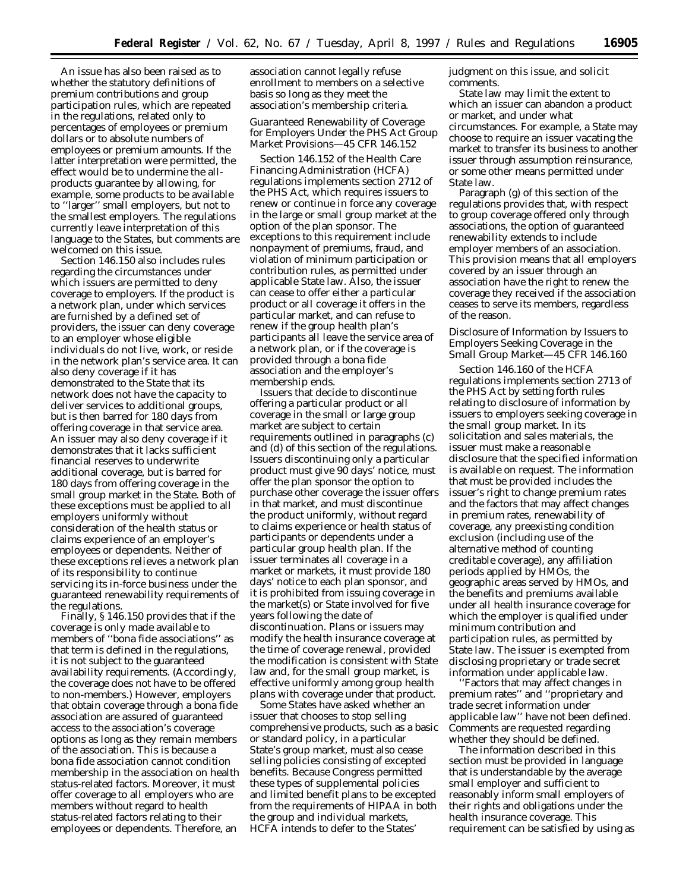An issue has also been raised as to whether the statutory definitions of premium contributions and group participation rules, which are repeated in the regulations, related only to percentages of employees or premium dollars or to absolute numbers of employees or premium amounts. If the latter interpretation were permitted, the effect would be to undermine the all-products guarantee by allowing, for example, some products to be available to ''larger'' small employers, but not to the smallest employers. The regulations currently leave interpretation of this language to the States, but comments are welcomed on this issue.

Section 146.150 also includes rules regarding the circumstances under which issuers are permitted to deny coverage to employers. If the product is a network plan, under which services are furnished by a defined set of providers, the issuer can deny coverage to an employer whose eligible individuals do not live, work, or reside in the network plan's service area. It can also deny coverage if it has demonstrated to the State that its network does not have the capacity to deliver services to additional groups, but is then barred for 180 days from offering coverage in that service area. An issuer may also deny coverage if it demonstrates that it lacks sufficient financial reserves to underwrite additional coverage, but is barred for 180 days from offering coverage in the small group market in the State. Both of these exceptions must be applied to all employers uniformly without consideration of the health status or claims experience of an employer's employees or dependents. Neither of these exceptions relieves a network plan of its responsibility to continue servicing its in-force business under the guaranteed renewability requirements of the regulations.

Finally, § 146.150 provides that if the coverage is only made available to members of ''bona fide associations'' as that term is defined in the regulations, it is not subject to the guaranteed availability requirements. (Accordingly, the coverage does not have to be offered to non-members.) However, employers that obtain coverage through a bona fide association are assured of guaranteed access to the association's coverage options as long as they remain members of the association. This is because a bona fide association cannot condition membership in the association on health status-related factors. Moreover, it must offer coverage to all employers who are members without regard to health status-related factors relating to their employees or dependents. Therefore, an association cannot legally refuse enrollment to members on a selective basis so long as they meet the association's membership criteria.

*Guaranteed Renewability of Coverage for Employers Under the PHS Act Group Market Provisions—45 CFR 146.152*

Section 146.152 of the Health Care Financing Administration (HCFA) regulations implements section 2712 of the PHS Act, which requires issuers to renew or continue in force any coverage in the large or small group market at the option of the plan sponsor. The exceptions to this requirement include nonpayment of premiums, fraud, and violation of minimum participation or contribution rules, as permitted under applicable State law. Also, the issuer can cease to offer either a particular product or all coverage it offers in the particular market, and can refuse to renew if the group health plan's participants all leave the service area of a network plan, or if the coverage is provided through a bona fide association and the employer's membership ends.

Issuers that decide to discontinue offering a particular product or all coverage in the small or large group market are subject to certain requirements outlined in paragraphs (c) and (d) of this section of the regulations. Issuers discontinuing only a particular product must give 90 days' notice, must offer the plan sponsor the option to purchase other coverage the issuer offers in that market, and must discontinue the product uniformly, without regard to claims experience or health status of participants or dependents under a particular group health plan. If the issuer terminates all coverage in a market or markets, it must provide 180 days' notice to each plan sponsor, and it is prohibited from issuing coverage in the market(s) or State involved for five years following the date of discontinuation. Plans or issuers may modify the health insurance coverage at the time of coverage renewal, provided the modification is consistent with State law and, for the small group market, is effective uniformly among group health plans with coverage under that product.

Some States have asked whether an issuer that chooses to stop selling comprehensive products, such as a basic or standard policy, in a particular State's group market, must also cease selling policies consisting of excepted benefits. Because Congress permitted these types of supplemental policies and limited benefit plans to be excepted from the requirements of HIPAA in both the group and individual markets, HCFA intends to defer to the States' judgment on this issue, and solicit comments.

State law may limit the extent to which an issuer can abandon a product or market, and under what circumstances. For example, a State may choose to require an issuer vacating the market to transfer its business to another issuer through assumption reinsurance, or some other means permitted under State law.

Paragraph (g) of this section of the regulations provides that, with respect to group coverage offered only through associations, the option of guaranteed renewability extends to include employer members of an association. This provision means that all employers covered by an issuer through an association have the right to renew the coverage they received if the association ceases to serve its members, regardless of the reason.

*Disclosure of Information by Issuers to Employers Seeking Coverage in the Small Group Market—45 CFR 146.160*

Section 146.160 of the HCFA regulations implements section 2713 of the PHS Act by setting forth rules relating to disclosure of information by issuers to employers seeking coverage in the small group market. In its solicitation and sales materials, the issuer must make a reasonable disclosure that the specified information is available on request. The information that must be provided includes the issuer's right to change premium rates and the factors that may affect changes in premium rates, renewability of coverage, any preexisting condition exclusion (including use of the alternative method of counting creditable coverage), any affiliation periods applied by HMOs, the geographic areas served by HMOs, and the benefits and premiums available under all health insurance coverage for which the employer is qualified under minimum contribution and participation rules, as permitted by State law. The issuer is exempted from disclosing proprietary or trade secret information under applicable law.

''Factors that may affect changes in premium rates'' and ''proprietary and trade secret information under applicable law'' have not been defined. Comments are requested regarding whether they should be defined.

The information described in this section must be provided in language that is understandable by the average small employer and sufficient to reasonably inform small employers of their rights and obligations under the health insurance coverage. This requirement can be satisfied by using as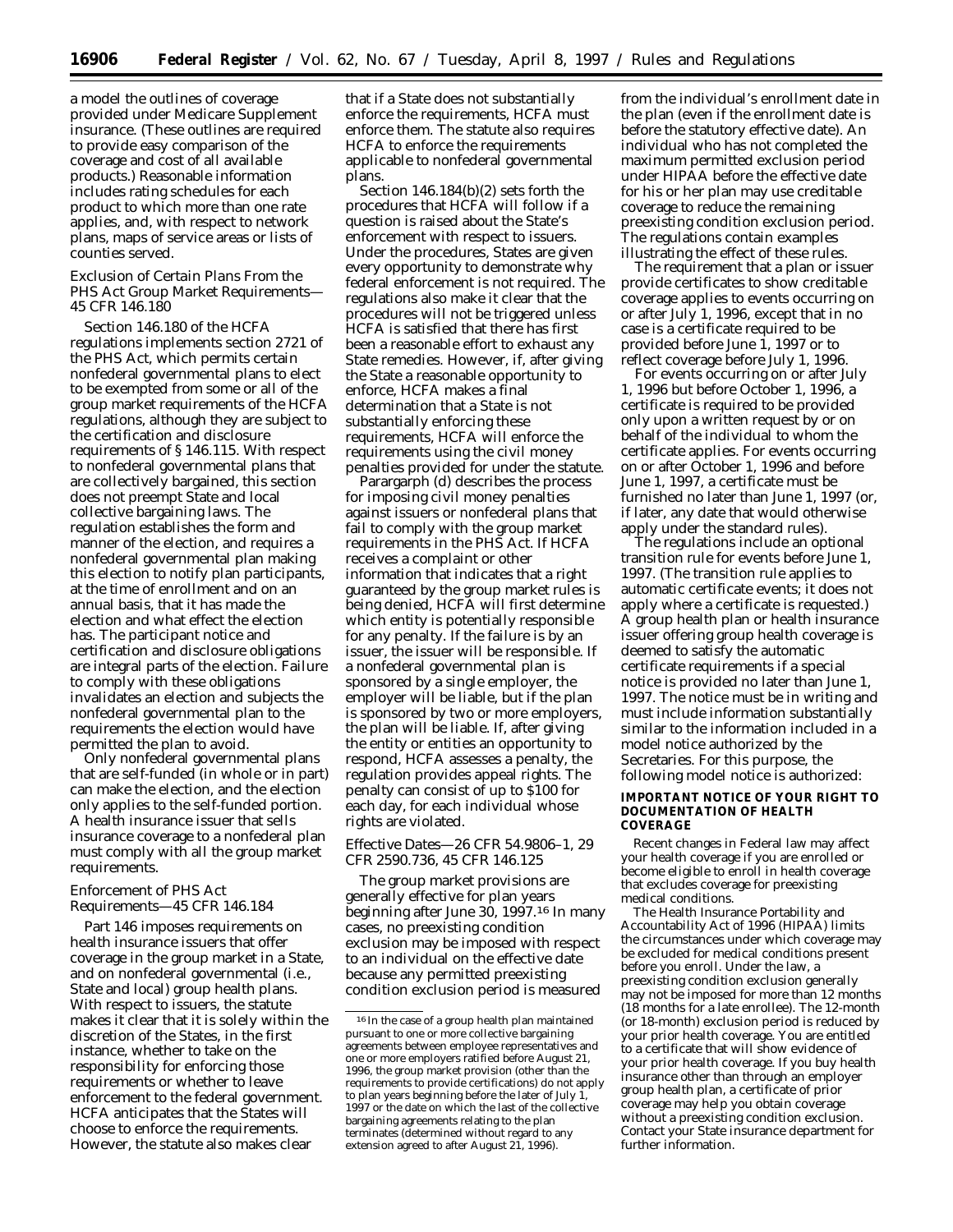a model the outlines of coverage provided under Medicare Supplement insurance. (These outlines are required to provide easy comparison of the coverage and cost of all available products.) Reasonable information includes rating schedules for each product to which more than one rate applies, and, with respect to network plans, maps of service areas or lists of counties served.

*Exclusion of Certain Plans From the PHS Act Group Market Requirements—45 CFR 146.180*

Section 146.180 of the HCFA regulations implements section 2721 of the PHS Act, which permits certain nonfederal governmental plans to elect to be exempted from some or all of the group market requirements of the HCFA regulations, although they are subject to the certification and disclosure requirements of § 146.115. With respect to nonfederal governmental plans that are collectively bargained, this section does not preempt State and local collective bargaining laws. The regulation establishes the form and manner of the election, and requires a nonfederal governmental plan making this election to notify plan participants, at the time of enrollment and on an annual basis, that it has made the election and what effect the election has. The participant notice and certification and disclosure obligations are integral parts of the election. Failure to comply with these obligations invalidates an election and subjects the nonfederal governmental plan to the requirements the election would have permitted the plan to avoid.

Only nonfederal governmental plans that are self-funded (in whole or in part) can make the election, and the election only applies to the self-funded portion. A health insurance issuer that sells insurance coverage to a nonfederal plan must comply with all the group market requirements.

*Enforcement of PHS Act Requirements—45 CFR 146.184*

Part 146 imposes requirements on health insurance issuers that offer coverage in the group market in a State, and on nonfederal governmental (i.e., State and local) group health plans. With respect to issuers, the statute makes it clear that it is solely within the discretion of the States, in the first instance, whether to take on the responsibility for enforcing those requirements or whether to leave enforcement to the federal government. HCFA anticipates that the States will choose to enforce the requirements. However, the statute also makes clear that if a State does not substantially enforce the requirements, HCFA must enforce them. The statute also requires HCFA to enforce the requirements applicable to nonfederal governmental plans.

Section 146.184(b)(2) sets forth the procedures that HCFA will follow if a question is raised about the State's enforcement with respect to issuers. Under the procedures, States are given every opportunity to demonstrate why federal enforcement is not required. The regulations also make it clear that the procedures will not be triggered unless HCFA is satisfied that there has first been a reasonable effort to exhaust any State remedies. However, if, after giving the State a reasonable opportunity to enforce, HCFA makes a final determination that a State is not substantially enforcing these requirements, HCFA will enforce the requirements using the civil money penalties provided for under the statute.

Parargarph (d) describes the process for imposing civil money penalties against issuers or nonfederal plans that fail to comply with the group market requirements in the PHS Act. If HCFA receives a complaint or other information that indicates that a right guaranteed by the group market rules is being denied, HCFA will first determine which entity is potentially responsible for any penalty. If the failure is by an issuer, the issuer will be responsible. If a nonfederal governmental plan is sponsored by a single employer, the employer will be liable, but if the plan is sponsored by two or more employers, the plan will be liable. If, after giving the entity or entities an opportunity to respond, HCFA assesses a penalty, the regulation provides appeal rights. The penalty can consist of up to $100 for each day, for each individual whose rights are violated.

*Effective Dates—26 CFR 54.9806–1, 29 CFR 2590.736, 45 CFR 146.125*

The group market provisions are generally effective for plan years beginning after June 30, 1997.[16] In many cases, no preexisting condition exclusion may be imposed with respect to an individual on the effective date because any permitted preexisting condition exclusion period is measured from the individual's enrollment date in the plan (even if the enrollment date is before the statutory effective date). An individual who has not completed the maximum permitted exclusion period under HIPAA before the effective date for his or her plan may use creditable coverage to reduce the remaining preexisting condition exclusion period. The regulations contain examples illustrating the effect of these rules.

The requirement that a plan or issuer provide certificates to show creditable coverage applies to events occurring on or after July 1, 1996, except that in no case is a certificate required to be provided before June 1, 1997 or to reflect coverage before July 1, 1996.

For events occurring on or after July 1, 1996 but before October 1, 1996, a certificate is required to be provided only upon a written request by or on behalf of the individual to whom the certificate applies. For events occurring on or after October 1, 1996 and before June 1, 1997, a certificate must be furnished no later than June 1, 1997 (or, if later, any date that would otherwise apply under the standard rules).

The regulations include an optional transition rule for events before June 1, 1997. (The transition rule applies to automatic certificate events; it does not apply where a certificate is requested.) A group health plan or health insurance issuer offering group health coverage is deemed to satisfy the automatic certificate requirements if a special notice is provided no later than June 1, 1997. The notice must be in writing and must include information substantially similar to the information included in a model notice authorized by the Secretaries. For this purpose, the following model notice is authorized:

**IMPORTANT NOTICE OF YOUR RIGHT TO DOCUMENTATION OF HEALTH COVERAGE**

Recent changes in Federal law may affect your health coverage if you are enrolled or become eligible to enroll in health coverage that excludes coverage for preexisting medical conditions.

The Health Insurance Portability and Accountability Act of 1996 (HIPAA) limits the circumstances under which coverage may be excluded for medical conditions present before you enroll. Under the law, a preexisting condition exclusion generally may not be imposed for more than 12 months (18 months for a late enrollee). The 12-month (or 18-month) exclusion period is reduced by your prior health coverage. You are entitled to a certificate that will show evidence of your prior health coverage. If you buy health insurance other than through an employer group health plan, a certificate of prior coverage may help you obtain coverage without a preexisting condition exclusion. Contact your State insurance department for further information.

[16] In the case of a group health plan maintained pursuant to one or more collective bargaining agreements between employee representatives and one or more employers ratified before August 21, 1996, the group market provision (other than the requirements to provide certifications) do not apply to plan years beginning before the later of July 1, 1997 or the date on which the last of the collective bargaining agreements relating to the plan terminates (determined without regard to any extension agreed to after August 21, 1996).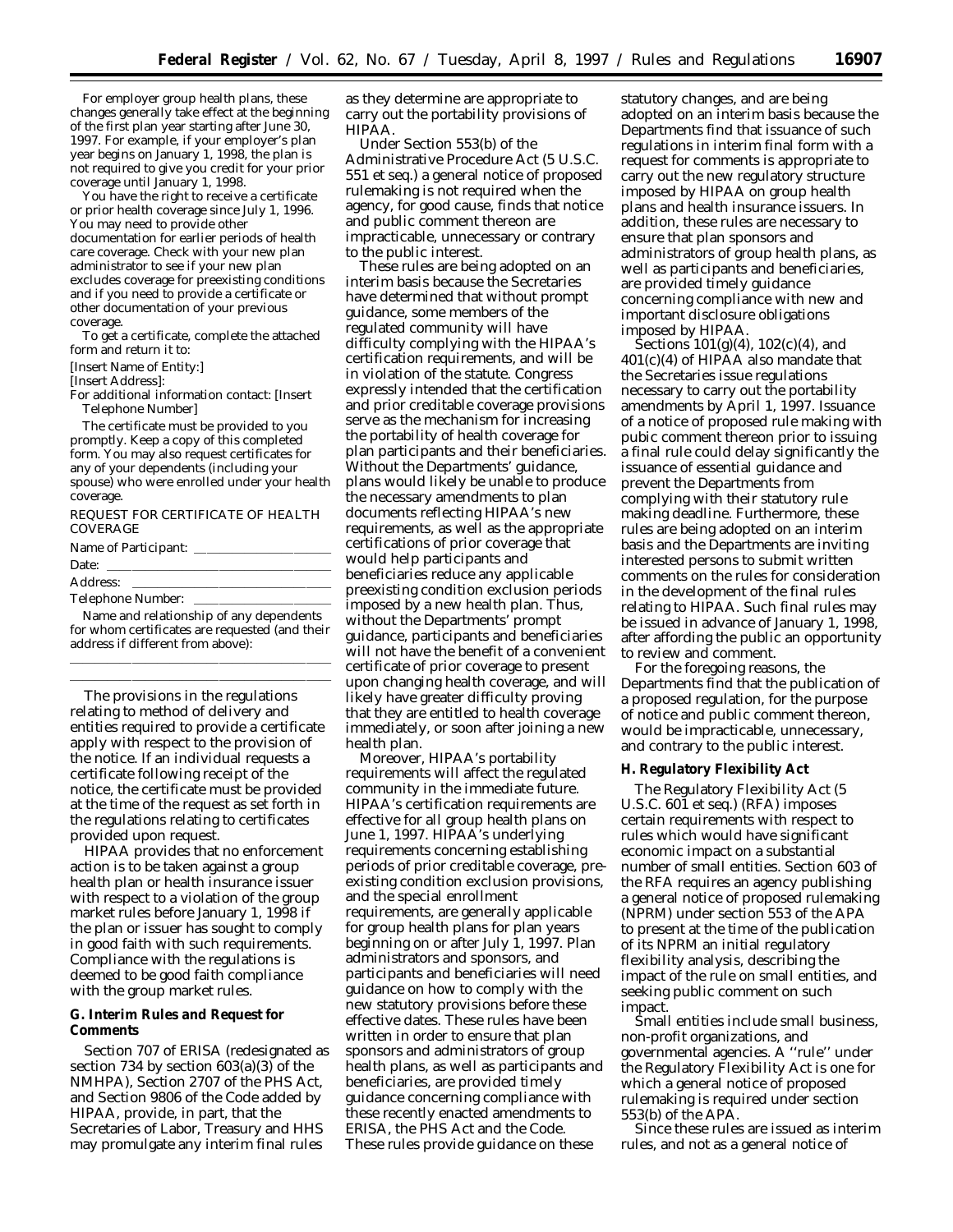For employer group health plans, these changes generally take effect at the beginning of the first plan year starting after June 30, 1997. For example, if your employer's plan year begins on January 1, 1998, the plan is not required to give you credit for your prior coverage until January 1, 1998.

You have the right to receive a certificate or prior health coverage since July 1, 1996. You may need to provide other documentation for earlier periods of health care coverage. Check with your new plan administrator to see if your new plan excludes coverage for preexisting conditions and if you need to provide a certificate or other documentation of your previous coverage.

To get a certificate, complete the attached form and return it to:

[Insert Name of Entity:]

[Insert Address]:

For additional information contact: [Insert Telephone Number]

The certificate must be provided to you promptly. Keep a copy of this completed form. You may also request certificates for any of your dependents (including your spouse) who were enrolled under your health coverage.

REQUEST FOR CERTIFICATE OF HEALTH COVERAGE

Name of Participant: ____________________

Date: ____________________

Address: ____________________

Telephone Number: ____________________

Name and relationship of any dependents for whom certificates are requested (and their address if different from above):

____________________

____________________

The provisions in the regulations relating to method of delivery and entities required to provide a certificate apply with respect to the provision of the notice. If an individual requests a certificate following receipt of the notice, the certificate must be provided at the time of the request as set forth in the regulations relating to certificates provided upon request.

HIPAA provides that no enforcement action is to be taken against a group health plan or health insurance issuer with respect to a violation of the group market rules before January 1, 1998 if the plan or issuer has sought to comply in good faith with such requirements. Compliance with the regulations is deemed to be good faith compliance with the group market rules.

## G. Interim Rules and Request for Comments

Section 707 of ERISA (redesignated as section 734 by section 603(a)(3) of the NMHPA), Section 2707 of the PHS Act, and Section 9806 of the Code added by HIPAA, provide, in part, that the Secretaries of Labor, Treasury and HHS may promulgate any interim final rules as they determine are appropriate to carry out the portability provisions of HIPAA.

Under Section 553(b) of the Administrative Procedure Act (5 U.S.C. 551 et seq.) a general notice of proposed rulemaking is not required when the agency, for good cause, finds that notice and public comment thereon are impracticable, unnecessary or contrary to the public interest.

These rules are being adopted on an interim basis because the Secretaries have determined that without prompt guidance, some members of the regulated community will have difficulty complying with the HIPAA's certification requirements, and will be in violation of the statute. Congress expressly intended that the certification and prior creditable coverage provisions serve as the mechanism for increasing the portability of health coverage for plan participants and their beneficiaries. Without the Departments' guidance, plans would likely be unable to produce the necessary amendments to plan documents reflecting HIPAA's new requirements, as well as the appropriate certifications of prior coverage that would help participants and beneficiaries reduce any applicable preexisting condition exclusion periods imposed by a new health plan. Thus, without the Departments' prompt guidance, participants and beneficiaries will not have the benefit of a convenient certificate of prior coverage to present upon changing health coverage, and will likely have greater difficulty proving that they are entitled to health coverage immediately, or soon after joining a new health plan.

Moreover, HIPAA's portability requirements will affect the regulated community in the immediate future. HIPAA's certification requirements are effective for all group health plans on June 1, 1997. HIPAA's underlying requirements concerning establishing periods of prior creditable coverage, pre-existing condition exclusion provisions, and the special enrollment requirements, are generally applicable for group health plans for plan years beginning on or after July 1, 1997. Plan administrators and sponsors, and participants and beneficiaries will need guidance on how to comply with the new statutory provisions before these effective dates. These rules have been written in order to ensure that plan sponsors and administrators of group health plans, as well as participants and beneficiaries, are provided timely guidance concerning compliance with these recently enacted amendments to ERISA, the PHS Act and the Code. These rules provide guidance on these statutory changes, and are being adopted on an interim basis because the Departments find that issuance of such regulations in interim final form with a request for comments is appropriate to carry out the new regulatory structure imposed by HIPAA on group health plans and health insurance issuers. In addition, these rules are necessary to ensure that plan sponsors and administrators of group health plans, as well as participants and beneficiaries, are provided timely guidance concerning compliance with new and important disclosure obligations imposed by HIPAA.

Sections 101(g)(4), 102(c)(4), and 401(c)(4) of HIPAA also mandate that the Secretaries issue regulations necessary to carry out the portability amendments by April 1, 1997. Issuance of a notice of proposed rule making with pubic comment thereon prior to issuing a final rule could delay significantly the issuance of essential guidance and prevent the Departments from complying with their statutory rule making deadline. Furthermore, these rules are being adopted on an interim basis and the Departments are inviting interested persons to submit written comments on the rules for consideration in the development of the final rules relating to HIPAA. Such final rules may be issued in advance of January 1, 1998, after affording the public an opportunity to review and comment.

For the foregoing reasons, the Departments find that the publication of a proposed regulation, for the purpose of notice and public comment thereon, would be impracticable, unnecessary, and contrary to the public interest.

## H. Regulatory Flexibility Act

The Regulatory Flexibility Act (5 U.S.C. 601 et seq.) (RFA) imposes certain requirements with respect to rules which would have significant economic impact on a substantial number of small entities. Section 603 of the RFA requires an agency publishing a general notice of proposed rulemaking (NPRM) under section 553 of the APA to present at the time of the publication of its NPRM an initial regulatory flexibility analysis, describing the impact of the rule on small entities, and seeking public comment on such impact.

Small entities include small business, non-profit organizations, and governmental agencies. A "rule" under the Regulatory Flexibility Act is one for which a general notice of proposed rulemaking is required under section 553(b) of the APA.

Since these rules are issued as interim rules, and not as a general notice of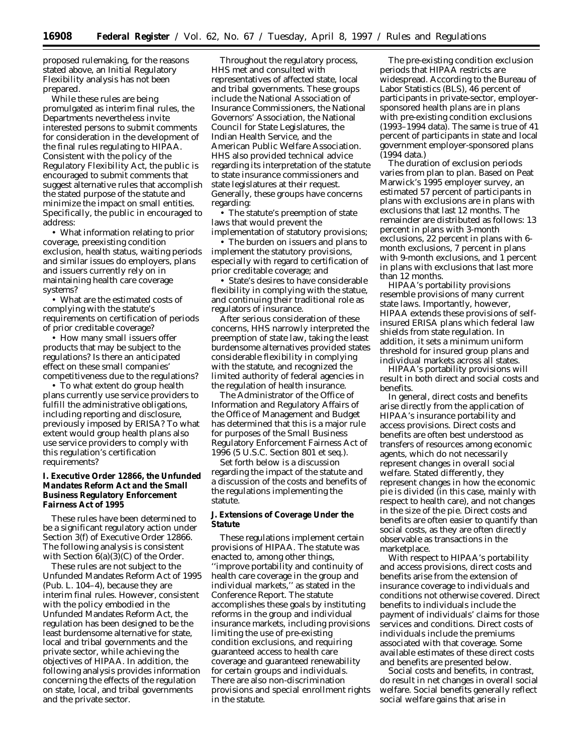proposed rulemaking, for the reasons stated above, an Initial Regulatory Flexibility analysis has not been prepared.

While these rules are being promulgated as interim final rules, the Departments nevertheless invite interested persons to submit comments for consideration in the development of the final rules regulating to HIPAA. Consistent with the policy of the Regulatory Flexibility Act, the public is encouraged to submit comments that suggest alternative rules that accomplish the stated purpose of the statute and minimize the impact on small entities. Specifically, the public in encouraged to address:

• What information relating to prior coverage, preexisting condition exclusion, health status, waiting periods and similar issues do employers, plans and issuers currently rely on in maintaining health care coverage systems?

• What are the estimated costs of complying with the statute's requirements on certification of periods of prior creditable coverage?

• How many small issuers offer products that may be subject to the regulations? Is there an anticipated effect on these small companies' competitiveness due to the regulations?

• To what extent do group health plans currently use service providers to fulfill the administrative obligations, including reporting and disclosure, previously imposed by ERISA? To what extent would group health plans also use service providers to comply with this regulation's certification requirements?

## I. Executive Order 12866, the Unfunded Mandates Reform Act and the Small Business Regulatory Enforcement Fairness Act of 1995

These rules have been determined to be a significant regulatory action under Section 3(f) of Executive Order 12866. The following analysis is consistent with Section 6(a)(3)(C) of the Order.

These rules are not subject to the Unfunded Mandates Reform Act of 1995 (Pub. L. 104–4), because they are interim final rules. However, consistent with the policy embodied in the Unfunded Mandates Reform Act, the regulation has been designed to be the least burdensome alternative for state, local and tribal governments and the private sector, while achieving the objectives of HIPAA. In addition, the following analysis provides information concerning the effects of the regulation on state, local, and tribal governments and the private sector.

Throughout the regulatory process, HHS met and consulted with representatives of affected state, local and tribal governments. These groups include the National Association of Insurance Commissioners, the National Governors' Association, the National Council for State Legislatures, the Indian Health Service, and the American Public Welfare Association. HHS also provided technical advice regarding its interpretation of the statute to state insurance commissioners and state legislatures at their request. Generally, these groups have concerns regarding:

• The statute's preemption of state laws that would prevent the implementation of statutory provisions;

• The burden on issuers and plans to implement the statutory provisions, especially with regard to certification of prior creditable coverage; and

• State's desires to have considerable flexibility in complying with the statue, and continuing their traditional role as regulators of insurance.

After serious consideration of these concerns, HHS narrowly interpreted the preemption of state law, taking the least burdensome alternatives provided states considerable flexibility in complying with the statute, and recognized the limited authority of federal agencies in the regulation of health insurance.

The Administrator of the Office of Information and Regulatory Affairs of the Office of Management and Budget has determined that this is a major rule for purposes of the Small Business Regulatory Enforcement Fairness Act of 1996 (5 U.S.C. Section 801 et seq.).

Set forth below is a discussion regarding the impact of the statute and a discussion of the costs and benefits of the regulations implementing the statute.

## J. Extensions of Coverage Under the Statute

These regulations implement certain provisions of HIPAA. The statute was enacted to, among other things, ''improve portability and continuity of health care coverage in the group and individual markets,'' as stated in the Conference Report. The statute accomplishes these goals by instituting reforms in the group and individual insurance markets, including provisions limiting the use of pre-existing condition exclusions, and requiring guaranteed access to health care coverage and guaranteed renewability for certain groups and individuals. There are also non-discrimination provisions and special enrollment rights in the statute.

The pre-existing condition exclusion periods that HIPAA restricts are widespread. According to the Bureau of Labor Statistics (BLS), 46 percent of participants in private-sector, employer-sponsored health plans are in plans with pre-existing condition exclusions (1993–1994 data). The same is true of 41 percent of participants in state and local government employer-sponsored plans (1994 data.)

The duration of exclusion periods varies from plan to plan. Based on Peat Marwick's 1995 employer survey, an estimated 57 percent of participants in plans with exclusions are in plans with exclusions that last 12 months. The remainder are distributed as follows: 13 percent in plans with 3-month exclusions, 22 percent in plans with 6-month exclusions, 7 percent in plans with 9-month exclusions, and 1 percent in plans with exclusions that last more than 12 months.

HIPAA's portability provisions resemble provisions of many current state laws. Importantly, however, HIPAA extends these provisions of self-insured ERISA plans which federal law shields from state regulation. In addition, it sets a minimum uniform threshold for insured group plans and individual markets across all states.

HIPAA's portability provisions will result in both direct and social costs and benefits.

In general, direct costs and benefits arise directly from the application of HIPAA's insurance portability and access provisions. Direct costs and benefits are often best understood as transfers of resources among economic agents, which do not necessarily represent changes in overall social welfare. Stated differently, they represent changes in how the economic pie is divided (in this case, mainly with respect to health care), and not changes in the size of the pie. Direct costs and benefits are often easier to quantify than social costs, as they are often directly observable as transactions in the marketplace.

With respect to HIPAA's portability and access provisions, direct costs and benefits arise from the extension of insurance coverage to individuals and conditions not otherwise covered. Direct benefits to individuals include the payment of individuals' claims for those services and conditions. Direct costs of individuals include the premiums associated with that coverage. Some available estimates of these direct costs and benefits are presented below.

Social costs and benefits, in contrast, do result in net changes in overall social welfare. Social benefits generally reflect social welfare gains that arise in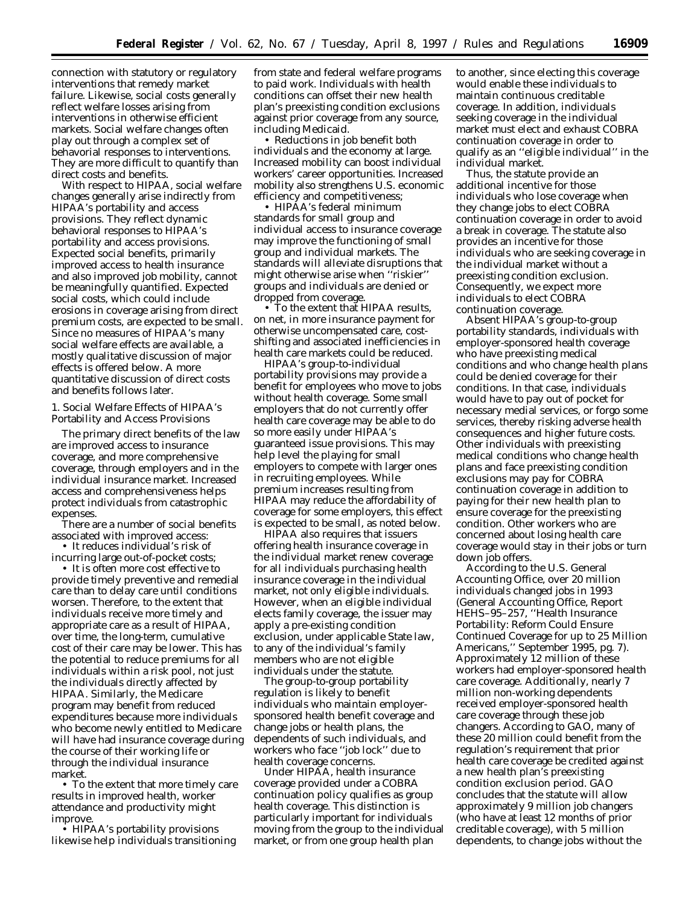connection with statutory or regulatory interventions that remedy market failure. Likewise, social costs generally reflect welfare losses arising from interventions in otherwise efficient markets. Social welfare changes often play out through a complex set of behavioral responses to interventions. They are more difficult to quantify than direct costs and benefits.

With respect to HIPAA, social welfare changes generally arise indirectly from HIPAA's portability and access provisions. They reflect dynamic behavioral responses to HIPAA's portability and access provisions. Expected social benefits, primarily improved access to health insurance and also improved job mobility, cannot be meaningfully quantified. Expected social costs, which could include erosions in coverage arising from direct premium costs, are expected to be small. Since no measures of HIPAA's many social welfare effects are available, a mostly qualitative discussion of major effects is offered below. A more quantitative discussion of direct costs and benefits follows later.

1. Social Welfare Effects of HIPAA's Portability and Access Provisions

The primary direct benefits of the law are improved access to insurance coverage, and more comprehensive coverage, through employers and in the individual insurance market. Increased access and comprehensiveness helps protect individuals from catastrophic expenses.

There are a number of social benefits associated with improved access:

• It reduces individual's risk of incurring large out-of-pocket costs;

• It is often more cost effective to provide timely preventive and remedial care than to delay care until conditions worsen. Therefore, to the extent that individuals receive more timely and appropriate care as a result of HIPAA, over time, the long-term, cumulative cost of their care may be lower. This has the potential to reduce premiums for all individuals within a risk pool, not just the individuals directly affected by HIPAA. Similarly, the Medicare program may benefit from reduced expenditures because more individuals who become newly entitled to Medicare will have had insurance coverage during the course of their working life or through the individual insurance market.

• To the extent that more timely care results in improved health, worker attendance and productivity might improve.

• HIPAA's portability provisions likewise help individuals transitioning from state and federal welfare programs to paid work. Individuals with health conditions can offset their new health plan's preexisting condition exclusions against prior coverage from any source, including Medicaid.

• Reductions in job benefit both individuals and the economy at large. Increased mobility can boost individual workers' career opportunities. Increased mobility also strengthens U.S. economic efficiency and competitiveness;

• HIPAA's federal minimum standards for small group and individual access to insurance coverage may improve the functioning of small group and individual markets. The standards will alleviate disruptions that might otherwise arise when ''riskier'' groups and individuals are denied or dropped from coverage.

• To the extent that HIPAA results, on net, in more insurance payment for otherwise uncompensated care, cost-shifting and associated inefficiencies in health care markets could be reduced.

HIPAA's group-to-individual portability provisions may provide a benefit for employees who move to jobs without health coverage. Some small employers that do not currently offer health care coverage may be able to do so more easily under HIPAA's guaranteed issue provisions. This may help level the playing for small employers to compete with larger ones in recruiting employees. While premium increases resulting from HIPAA may reduce the affordability of coverage for some employers, this effect is expected to be small, as noted below.

HIPAA also requires that issuers offering health insurance coverage in the individual market renew coverage for all individuals purchasing health insurance coverage in the individual market, not only eligible individuals. However, when an eligible individual elects family coverage, the issuer may apply a pre-existing condition exclusion, under applicable State law, to any of the individual's family members who are not eligible individuals under the statute.

The group-to-group portability regulation is likely to benefit individuals who maintain employer-sponsored health benefit coverage and change jobs or health plans, the dependents of such individuals, and workers who face ''job lock'' due to health coverage concerns.

Under HIPAA, health insurance coverage provided under a COBRA continuation policy qualifies as group health coverage. This distinction is particularly important for individuals moving from the group to the individual market, or from one group health plan to another, since electing this coverage would enable these individuals to maintain continuous creditable coverage. In addition, individuals seeking coverage in the individual market must elect and exhaust COBRA continuation coverage in order to qualify as an ''eligible individual'' in the individual market.

Thus, the statute provide an additional incentive for those individuals who lose coverage when they change jobs to elect COBRA continuation coverage in order to avoid a break in coverage. The statute also provides an incentive for those individuals who are seeking coverage in the individual market without a preexisting condition exclusion. Consequently, we expect more individuals to elect COBRA continuation coverage.

Absent HIPAA's group-to-group portability standards, individuals with employer-sponsored health coverage who have preexisting medical conditions and who change health plans could be denied coverage for their conditions. In that case, individuals would have to pay out of pocket for necessary medial services, or forgo some services, thereby risking adverse health consequences and higher future costs. Other individuals with preexisting medical conditions who change health plans and face preexisting condition exclusions may pay for COBRA continuation coverage in addition to paying for their new health plan to ensure coverage for the preexisting condition. Other workers who are concerned about losing health care coverage would stay in their jobs or turn down job offers.

According to the U.S. General Accounting Office, over 20 million individuals changed jobs in 1993 (General Accounting Office, Report HEHS–95–257, ''Health Insurance Portability: Reform Could Ensure Continued Coverage for up to 25 Million Americans,'' September 1995, pg. 7). Approximately 12 million of these workers had employer-sponsored health care coverage. Additionally, nearly 7 million non-working dependents received employer-sponsored health care coverage through these job changers. According to GAO, many of these 20 million could benefit from the regulation's requirement that prior health care coverage be credited against a new health plan's preexisting condition exclusion period. GAO concludes that the statute will allow approximately 9 million job changers (who have at least 12 months of prior creditable coverage), with 5 million dependents, to change jobs without the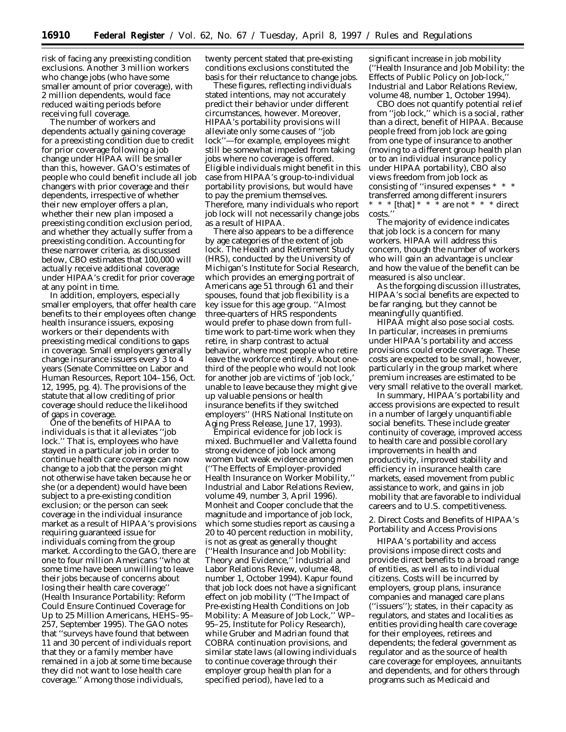risk of facing any preexisting condition exclusions. Another 3 million workers who change jobs (who have some smaller amount of prior coverage), with 2 million dependents, would face reduced waiting periods before receiving full coverage.

The number of workers and dependents actually gaining coverage for a preexisting condition due to credit for prior coverage following a job change under HIPAA will be smaller than this, however. GAO's estimates of people who could benefit include all job changers with prior coverage and their dependents, irrespective of whether their new employer offers a plan, whether their new plan imposed a preexisting condition exclusion period, and whether they actually suffer from a preexisting condition. Accounting for these narrower criteria, as discussed below, CBO estimates that 100,000 will actually receive additional coverage under HIPAA's credit for prior coverage at any point in time.

In addition, employers, especially smaller employers, that offer health care benefits to their employees often change health insurance issuers, exposing workers or their dependents with preexisting medical conditions to gaps in coverage. Small employers generally change insurance issuers every 3 to 4 years (Senate Committee on Labor and Human Resources, Report 104–156, Oct. 12, 1995, pg. 4). The provisions of the statute that allow crediting of prior coverage should reduce the likelihood of gaps in coverage.

One of the benefits of HIPAA to individuals is that it alleviates ''job lock.'' That is, employees who have stayed in a particular job in order to continue health care coverage can now change to a job that the person might not otherwise have taken because he or she (or a dependent) would have been subject to a pre-existing condition exclusion; or the person can seek coverage in the individual insurance market as a result of HIPAA's provisions requiring guaranteed issue for individuals coming from the group market. According to the GAO, there are one to four million Americans ''who at some time have been unwilling to leave their jobs because of concerns about losing their health care coverage'' (Health Insurance Portability: Reform Could Ensure Continued Coverage for Up to 25 Million Americans, HEHS–95–257, September 1995). The GAO notes that ''surveys have found that between 11 and 30 percent of individuals report that they or a family member have remained in a job at some time because they did not want to lose health care coverage.'' Among those individuals, twenty percent stated that pre-existing conditions exclusions constituted the basis for their reluctance to change jobs.

These figures, reflecting individuals stated intentions, may not accurately predict their behavior under different circumstances, however. Moreover, HIPAA's portability provisions will alleviate only some causes of ''job lock''—for example, employees might still be somewhat impeded from taking jobs where no coverage is offered. Eligible individuals might benefit in this case from HIPAA's group-to-individual portability provisions, but would have to pay the premium themselves. Therefore, many individuals who report job lock will not necessarily change jobs as a result of HIPAA.

There also appears to be a difference by age categories of the extent of job lock. The Health and Retirement Study (HRS), conducted by the University of Michigan's Institute for Social Research, which provides an emerging portrait of Americans age 51 through 61 and their spouses, found that job flexibility is a key issue for this age group. ''Almost three-quarters of HRS respondents would prefer to phase down from full-time work to part-time work when they retire, in sharp contrast to actual behavior, where most people who retire leave the workforce entirely. About one-third of the people who would not look for another job are victims of 'job lock,' unable to leave because they might give up valuable pensions or health insurance benefits if they switched employers'' (HRS National Institute on Aging Press Release, June 17, 1993).

Empirical evidence for job lock is mixed. Buchmueller and Valletta found strong evidence of job lock among women but weak evidence among men (''The Effects of Employer-provided Health Insurance on Worker Mobility,'' *Industrial and Labor Relations Review*, volume 49, number 3, April 1996). Monheit and Cooper conclude that the magnitude and importance of job lock, which some studies report as causing a 20 to 40 percent reduction in mobility, is not as great as generally thought (''Health Insurance and Job Mobility: Theory and Evidence,'' *Industrial and Labor Relations Review*, volume 48, number 1, October 1994). Kapur found that job lock does not have a significant effect on job mobility (''The Impact of Pre-existing Health Conditions on Job Mobility: A Measure of Job Lock,'' WP–95–25, Institute for Policy Research), while Gruber and Madrian found that COBRA continuation provisions, and similar state laws (allowing individuals to continue coverage through their employer group health plan for a specified period), have led to a significant increase in job mobility (''Health Insurance and Job Mobility: the Effects of Public Policy on Job-lock,'' *Industrial and Labor Relations Review*, volume 48, number 1, October 1994).

CBO does not quantify potential relief from ''job lock,'' which is a social, rather than a direct, benefit of HIPAA. Because people freed from job lock are going from one type of insurance to another (moving to a different group health plan or to an individual insurance policy under HIPAA portability), CBO also views freedom from job lock as consisting of ''insured expenses * * * transferred among different insurers * * * [that] * * * are not * * * direct costs.''

The majority of evidence indicates that job lock is a concern for many workers. HIPAA will address this concern, though the number of workers who will gain an advantage is unclear and how the value of the benefit can be measured is also unclear.

As the forgoing discussion illustrates, HIPAA's social benefits are expected to be far ranging, but they cannot be meaningfully quantified.

HIPAA might also pose social costs. In particular, increases in premiums under HIPAA's portability and access provisions could erode coverage. These costs are expected to be small, however, particularly in the group market where premium increases are estimated to be very small relative to the overall market.

In summary, HIPAA's portability and access provisions are expected to result in a number of largely unquantifiable social benefits. These include greater continuity of coverage, improved access to health care and possible corollary improvements in health and productivity, improved stability and efficiency in insurance health care markets, eased movement from public assistance to work, and gains in job mobility that are favorable to individual careers and to U.S. competitiveness.

2. Direct Costs and Benefits of HIPAA's Portability and Access Provisions

HIPAA's portability and access provisions impose direct costs and provide direct benefits to a broad range of entities, as well as to individual citizens. Costs will be incurred by employers, group plans, insurance companies and managed care plans (''issuers''); states, in their capacity as regulators, and states and localities as entities providing health care coverage for their employees, retirees and dependents; the federal government as regulator and as the source of health care coverage for employees, annuitants and dependents, and for others through programs such as Medicaid and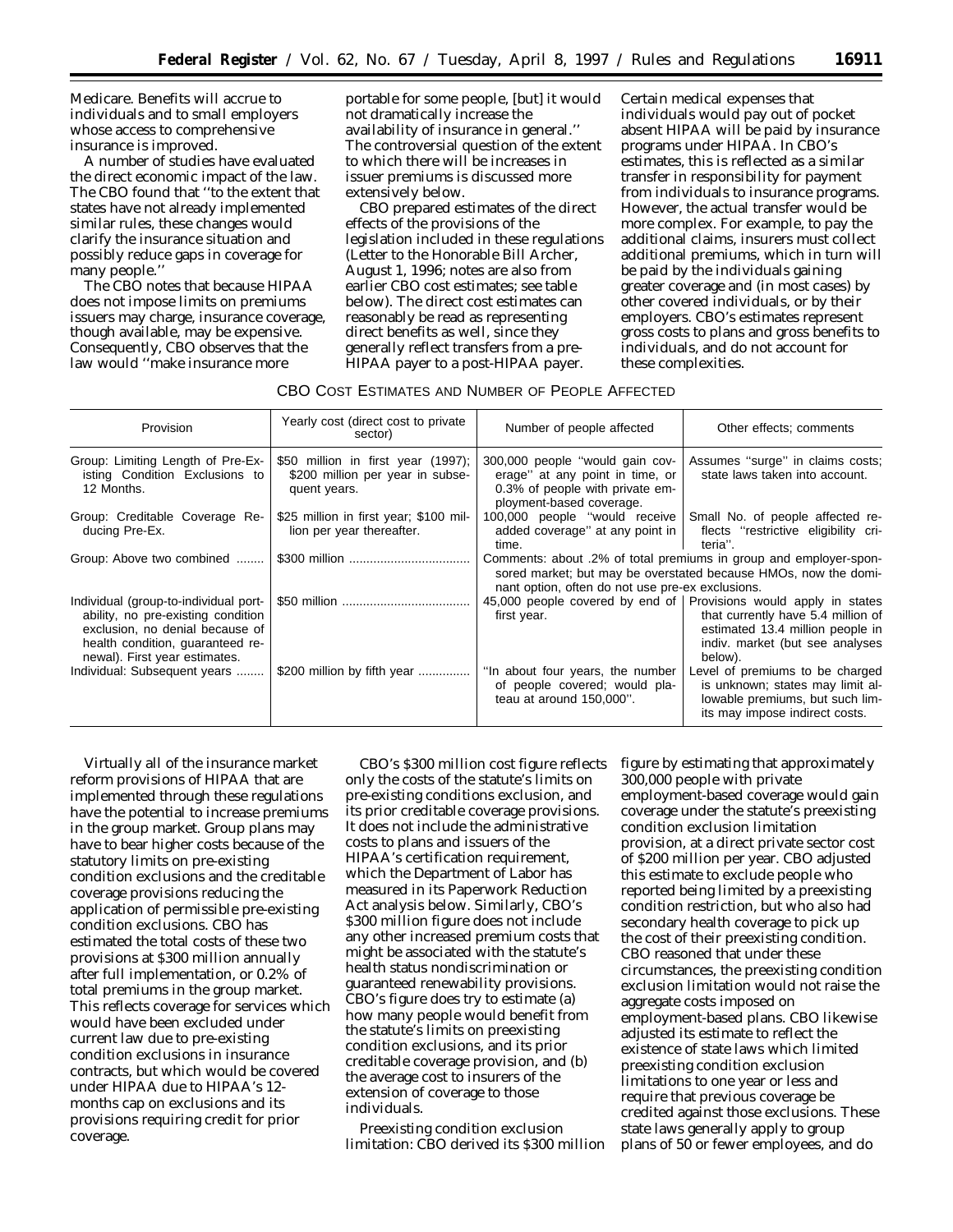Medicare. Benefits will accrue to individuals and to small employers whose access to comprehensive insurance is improved.

A number of studies have evaluated the direct economic impact of the law. The CBO found that ''to the extent that states have not already implemented similar rules, these changes would clarify the insurance situation and possibly reduce gaps in coverage for many people.''

The CBO notes that because HIPAA does not impose limits on premiums issuers may charge, insurance coverage, though available, may be expensive. Consequently, CBO observes that the law would ''make insurance more portable for some people, [but] it would not dramatically increase the availability of insurance in general.'' The controversial question of the extent to which there will be increases in issuer premiums is discussed more extensively below.

CBO prepared estimates of the direct effects of the provisions of the legislation included in these regulations (Letter to the Honorable Bill Archer, August 1, 1996; notes are also from earlier CBO cost estimates; see table below). The direct cost estimates can reasonably be read as representing direct benefits as well, since they generally reflect transfers from a pre-HIPAA payer to a post-HIPAA payer. Certain medical expenses that individuals would pay out of pocket absent HIPAA will be paid by insurance programs under HIPAA. In CBO's estimates, this is reflected as a similar transfer in responsibility for payment from individuals to insurance programs. However, the actual transfer would be more complex. For example, to pay the additional claims, insurers must collect additional premiums, which in turn will be paid by the individuals gaining greater coverage and (in most cases) by other covered individuals, or by their employers. CBO's estimates represent gross costs to plans and gross benefits to individuals, and do not account for these complexities.

CBO COST ESTIMATES AND NUMBER OF PEOPLE AFFECTED

| Provision | Yearly cost (direct cost to private sector) | Number of people affected | Other effects; comments |
|---|---|---|---|
| Group: Limiting Length of Pre-Existing Condition Exclusions to 12 Months. | $50 million in first year (1997); $200 million per year in subsequent years. | 300,000 people ''would gain coverage'' at any point in time, or 0.3% of people with private employment-based coverage. | Assumes ''surge'' in claims costs; state laws taken into account. |
| Group: Creditable Coverage Reducing Pre-Ex. | $25 million in first year; $100 million per year thereafter. | 100,000 people ''would receive added coverage'' at any point in time. | Small No. of people affected reflects ''restrictive eligibility criteria''. |
| Group: Above two combined | $300 million | Comments: about .2% of total premiums in group and employer-sponsored market; but may be overstated because HMOs, now the dominant option, often do not use pre-ex exclusions. | |
| Individual (group-to-individual portability, no pre-existing condition exclusion, no denial because of health condition, guaranteed renewal). First year estimates. | $50 million | 45,000 people covered by end of first year. | Provisions would apply in states that currently have 5.4 million of estimated 13.4 million people in indiv. market (but see analyses below). |
| Individual: Subsequent years | $200 million by fifth year | ''In about four years, the number of people covered; would plateau at around 150,000''. | Level of premiums to be charged is unknown; states may limit allowable premiums, but such limits may impose indirect costs. |

Virtually all of the insurance market reform provisions of HIPAA that are implemented through these regulations have the potential to increase premiums in the group market. Group plans may have to bear higher costs because of the statutory limits on pre-existing condition exclusions and the creditable coverage provisions reducing the application of permissible pre-existing condition exclusions. CBO has estimated the total costs of these two provisions at $300 million annually after full implementation, or 0.2% of total premiums in the group market. This reflects coverage for services which would have been excluded under current law due to pre-existing condition exclusions in insurance contracts, but which would be covered under HIPAA due to HIPAA's 12-months cap on exclusions and its provisions requiring credit for prior coverage.

CBO's $300 million cost figure reflects only the costs of the statute's limits on pre-existing conditions exclusion, and its prior creditable coverage provisions. It does not include the administrative costs to plans and issuers of the HIPAA's certification requirement, which the Department of Labor has measured in its Paperwork Reduction Act analysis below. Similarly, CBO's $300 million figure does not include any other increased premium costs that might be associated with the statute's health status nondiscrimination or guaranteed renewability provisions. CBO's figure does try to estimate (a) how many people would benefit from the statute's limits on preexisting condition exclusions, and its prior creditable coverage provision, and (b) the average cost to insurers of the extension of coverage to those individuals.

Preexisting condition exclusion limitation: CBO derived its $300 million figure by estimating that approximately 300,000 people with private employment-based coverage would gain coverage under the statute's preexisting condition exclusion limitation provision, at a direct private sector cost of $200 million per year. CBO adjusted this estimate to exclude people who reported being limited by a preexisting condition restriction, but who also had secondary health coverage to pick up the cost of their preexisting condition. CBO reasoned that under these circumstances, the preexisting condition exclusion limitation would not raise the aggregate costs imposed on employment-based plans. CBO likewise adjusted its estimate to reflect the existence of state laws which limited preexisting condition exclusion limitations to one year or less and require that previous coverage be credited against those exclusions. These state laws generally apply to group plans of 50 or fewer employees, and do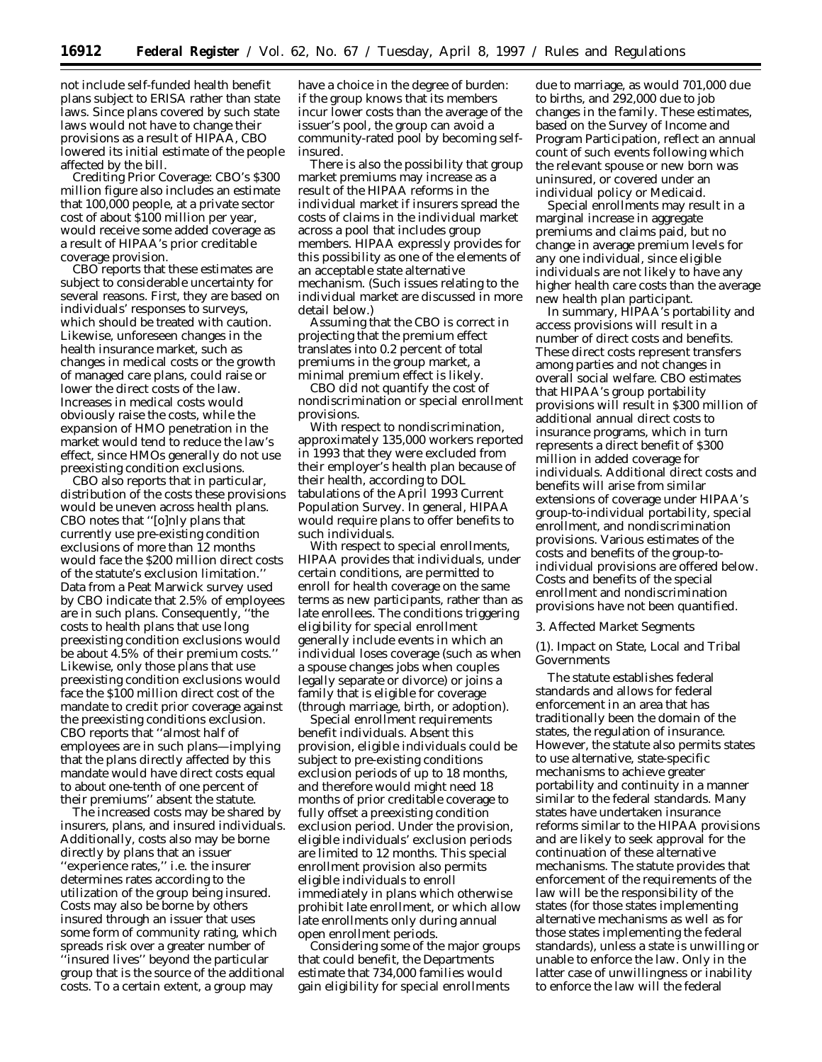not include self-funded health benefit plans subject to ERISA rather than state laws. Since plans covered by such state laws would not have to change their provisions as a result of HIPAA, CBO lowered its initial estimate of the people affected by the bill.

*Crediting Prior Coverage:* CBO's $300 million figure also includes an estimate that 100,000 people, at a private sector cost of about $100 million per year, would receive some added coverage as a result of HIPAA's prior creditable coverage provision.

CBO reports that these estimates are subject to considerable uncertainty for several reasons. First, they are based on individuals' responses to surveys, which should be treated with caution. Likewise, unforeseen changes in the health insurance market, such as changes in medical costs or the growth of managed care plans, could raise or lower the direct costs of the law. Increases in medical costs would obviously raise the costs, while the expansion of HMO penetration in the market would tend to reduce the law's effect, since HMOs generally do not use preexisting condition exclusions.

CBO also reports that in particular, distribution of the costs these provisions would be uneven across health plans. CBO notes that ''[o]nly plans that currently use pre-existing condition exclusions of more than 12 months would face the $200 million direct costs of the statute's exclusion limitation.'' Data from a Peat Marwick survey used by CBO indicate that 2.5% of employees are in such plans. Consequently, ''the costs to health plans that use long preexisting condition exclusions would be about 4.5% of their premium costs.'' Likewise, only those plans that use preexisting condition exclusions would face the $100 million direct cost of the mandate to credit prior coverage against the preexisting conditions exclusion. CBO reports that ''almost half of employees are in such plans—implying that the plans directly affected by this mandate would have direct costs equal to about one-tenth of one percent of their premiums'' absent the statute.

The increased costs may be shared by insurers, plans, and insured individuals. Additionally, costs also may be borne directly by plans that an issuer ''experience rates,'' i.e. the insurer determines rates according to the utilization of the group being insured. Costs may also be borne by others insured through an issuer that uses some form of community rating, which spreads risk over a greater number of ''insured lives'' beyond the particular group that is the source of the additional costs. To a certain extent, a group may have a choice in the degree of burden: if the group knows that its members incur lower costs than the average of the issuer's pool, the group can avoid a community-rated pool by becoming self-insured.

There is also the possibility that group market premiums may increase as a result of the HIPAA reforms in the individual market if insurers spread the costs of claims in the individual market across a pool that includes group members. HIPAA expressly provides for this possibility as one of the elements of an acceptable state alternative mechanism. (Such issues relating to the individual market are discussed in more detail below.)

Assuming that the CBO is correct in projecting that the premium effect translates into 0.2 percent of total premiums in the group market, a minimal premium effect is likely.

CBO did not quantify the cost of nondiscrimination or special enrollment provisions.

With respect to nondiscrimination, approximately 135,000 workers reported in 1993 that they were excluded from their employer's health plan because of their health, according to DOL tabulations of the April 1993 Current Population Survey. In general, HIPAA would require plans to offer benefits to such individuals.

With respect to special enrollments, HIPAA provides that individuals, under certain conditions, are permitted to enroll for health coverage on the same terms as new participants, rather than as late enrollees. The conditions triggering eligibility for special enrollment generally include events in which an individual loses coverage (such as when a spouse changes jobs when couples legally separate or divorce) or joins a family that is eligible for coverage (through marriage, birth, or adoption).

Special enrollment requirements benefit individuals. Absent this provision, eligible individuals could be subject to pre-existing conditions exclusion periods of up to 18 months, and therefore would might need 18 months of prior creditable coverage to fully offset a preexisting condition exclusion period. Under the provision, eligible individuals' exclusion periods are limited to 12 months. This special enrollment provision also permits eligible individuals to enroll immediately in plans which otherwise prohibit late enrollment, or which allow late enrollments only during annual open enrollment periods.

Considering some of the major groups that could benefit, the Departments estimate that 734,000 families would gain eligibility for special enrollments due to marriage, as would 701,000 due to births, and 292,000 due to job changes in the family. These estimates, based on the Survey of Income and Program Participation, reflect an annual count of such events following which the relevant spouse or new born was uninsured, or covered under an individual policy or Medicaid.

Special enrollments may result in a marginal increase in aggregate premiums and claims paid, but no change in average premium levels for any one individual, since eligible individuals are not likely to have any higher health care costs than the average new health plan participant.

In summary, HIPAA's portability and access provisions will result in a number of direct costs and benefits. These direct costs represent transfers among parties and not changes in overall social welfare. CBO estimates that HIPAA's group portability provisions will result in $300 million of additional annual direct costs to insurance programs, which in turn represents a direct benefit of $300 million in added coverage for individuals. Additional direct costs and benefits will arise from similar extensions of coverage under HIPAA's group-to-individual portability, special enrollment, and nondiscrimination provisions. Various estimates of the costs and benefits of the group-to-individual provisions are offered below. Costs and benefits of the special enrollment and nondiscrimination provisions have not been quantified.

3. Affected Market Segments

(1). Impact on State, Local and Tribal Governments

The statute establishes federal standards and allows for federal enforcement in an area that has traditionally been the domain of the states, the regulation of insurance. However, the statute also permits states to use alternative, state-specific mechanisms to achieve greater portability and continuity in a manner similar to the federal standards. Many states have undertaken insurance reforms similar to the HIPAA provisions and are likely to seek approval for the continuation of these alternative mechanisms. The statute provides that enforcement of the requirements of the law will be the responsibility of the states (for those states implementing alternative mechanisms as well as for those states implementing the federal standards), unless a state is unwilling or unable to enforce the law. Only in the latter case of unwillingness or inability to enforce the law will the federal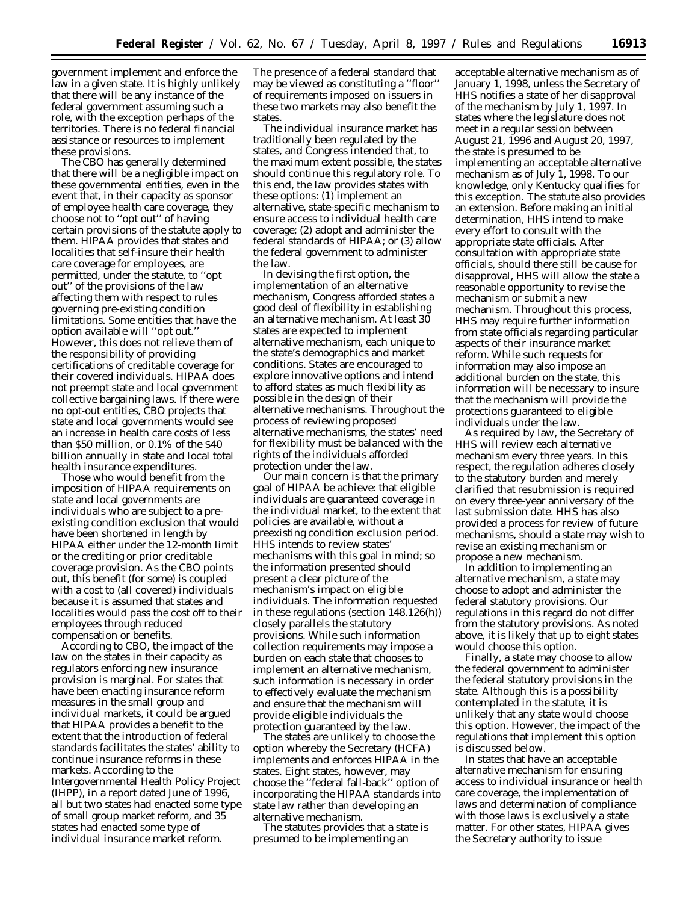government implement and enforce the law in a given state. It is highly unlikely that there will be any instance of the federal government assuming such a role, with the exception perhaps of the territories. There is no federal financial assistance or resources to implement these provisions.

The CBO has generally determined that there will be a negligible impact on these governmental entities, even in the event that, in their capacity as sponsor of employee health care coverage, they choose not to ''opt out'' of having certain provisions of the statute apply to them. HIPAA provides that states and localities that self-insure their health care coverage for employees, are permitted, under the statute, to ''opt out'' of the provisions of the law affecting them with respect to rules governing pre-existing condition limitations. Some entities that have the option available will ''opt out.'' However, this does not relieve them of the responsibility of providing certifications of creditable coverage for their covered individuals. HIPAA does not preempt state and local government collective bargaining laws. If there were no opt-out entities, CBO projects that state and local governments would see an increase in health care costs of less than $50 million, or 0.1% of the $40 billion annually in state and local total health insurance expenditures.

Those who would benefit from the imposition of HIPAA requirements on state and local governments are individuals who are subject to a pre-existing condition exclusion that would have been shortened in length by HIPAA either under the 12-month limit or the crediting or prior creditable coverage provision. As the CBO points out, this benefit (for some) is coupled with a cost to (all covered) individuals because it is assumed that states and localities would pass the cost off to their employees through reduced compensation or benefits.

According to CBO, the impact of the law on the states in their capacity as regulators enforcing new insurance provision is marginal. For states that have been enacting insurance reform measures in the small group and individual markets, it could be argued that HIPAA provides a benefit to the extent that the introduction of federal standards facilitates the states' ability to continue insurance reforms in these markets. According to the Intergovernmental Health Policy Project (IHPP), in a report dated June of 1996, all but two states had enacted some type of small group market reform, and 35 states had enacted some type of individual insurance market reform. The presence of a federal standard that may be viewed as constituting a ''floor'' of requirements imposed on issuers in these two markets may also benefit the states.

The individual insurance market has traditionally been regulated by the states, and Congress intended that, to the maximum extent possible, the states should continue this regulatory role. To this end, the law provides states with these options: (1) implement an alternative, state-specific mechanism to ensure access to individual health care coverage; (2) adopt and administer the federal standards of HIPAA; or (3) allow the federal government to administer the law.

In devising the first option, the implementation of an alternative mechanism, Congress afforded states a good deal of flexibility in establishing an alternative mechanism. At least 30 states are expected to implement alternative mechanism, each unique to the state's demographics and market conditions. States are encouraged to explore innovative options and intend to afford states as much flexibility as possible in the design of their alternative mechanisms. Throughout the process of reviewing proposed alternative mechanisms, the states' need for flexibility must be balanced with the rights of the individuals afforded protection under the law.

Our main concern is that the primary goal of HIPAA be achieve: that eligible individuals are guaranteed coverage in the individual market, to the extent that policies are available, without a preexisting condition exclusion period. HHS intends to review states' mechanisms with this goal in mind; so the information presented should present a clear picture of the mechanism's impact on eligible individuals. The information requested in these regulations (section 148.126(h)) closely parallels the statutory provisions. While such information collection requirements may impose a burden on each state that chooses to implement an alternative mechanism, such information is necessary in order to effectively evaluate the mechanism and ensure that the mechanism will provide eligible individuals the protection guaranteed by the law.

The states are unlikely to choose the option whereby the Secretary (HCFA) implements and enforces HIPAA in the states. Eight states, however, may choose the ''federal fall-back'' option of incorporating the HIPAA standards into state law rather than developing an alternative mechanism.

The statutes provides that a state is presumed to be implementing an acceptable alternative mechanism as of January 1, 1998, unless the Secretary of HHS notifies a state of her disapproval of the mechanism by July 1, 1997. In states where the legislature does not meet in a regular session between August 21, 1996 and August 20, 1997, the state is presumed to be implementing an acceptable alternative mechanism as of July 1, 1998. To our knowledge, only Kentucky qualifies for this exception. The statute also provides an extension. Before making an initial determination, HHS intend to make every effort to consult with the appropriate state officials. After consultation with appropriate state officials, should there still be cause for disapproval, HHS will allow the state a reasonable opportunity to revise the mechanism or submit a new mechanism. Throughout this process, HHS may require further information from state officials regarding particular aspects of their insurance market reform. While such requests for information may also impose an additional burden on the state, this information will be necessary to insure that the mechanism will provide the protections guaranteed to eligible individuals under the law.

As required by law, the Secretary of HHS will review each alternative mechanism every three years. In this respect, the regulation adheres closely to the statutory burden and merely clarified that resubmission is required on every three-year anniversary of the last submission date. HHS has also provided a process for review of future mechanisms, should a state may wish to revise an existing mechanism or propose a new mechanism.

In addition to implementing an alternative mechanism, a state may choose to adopt and administer the federal statutory provisions. Our regulations in this regard do not differ from the statutory provisions. As noted above, it is likely that up to eight states would choose this option.

Finally, a state may choose to allow the federal government to administer the federal statutory provisions in the state. Although this is a possibility contemplated in the statute, it is unlikely that any state would choose this option. However, the impact of the regulations that implement this option is discussed below.

In states that have an acceptable alternative mechanism for ensuring access to individual insurance or health care coverage, the implementation of laws and determination of compliance with those laws is exclusively a state matter. For other states, HIPAA gives the Secretary authority to issue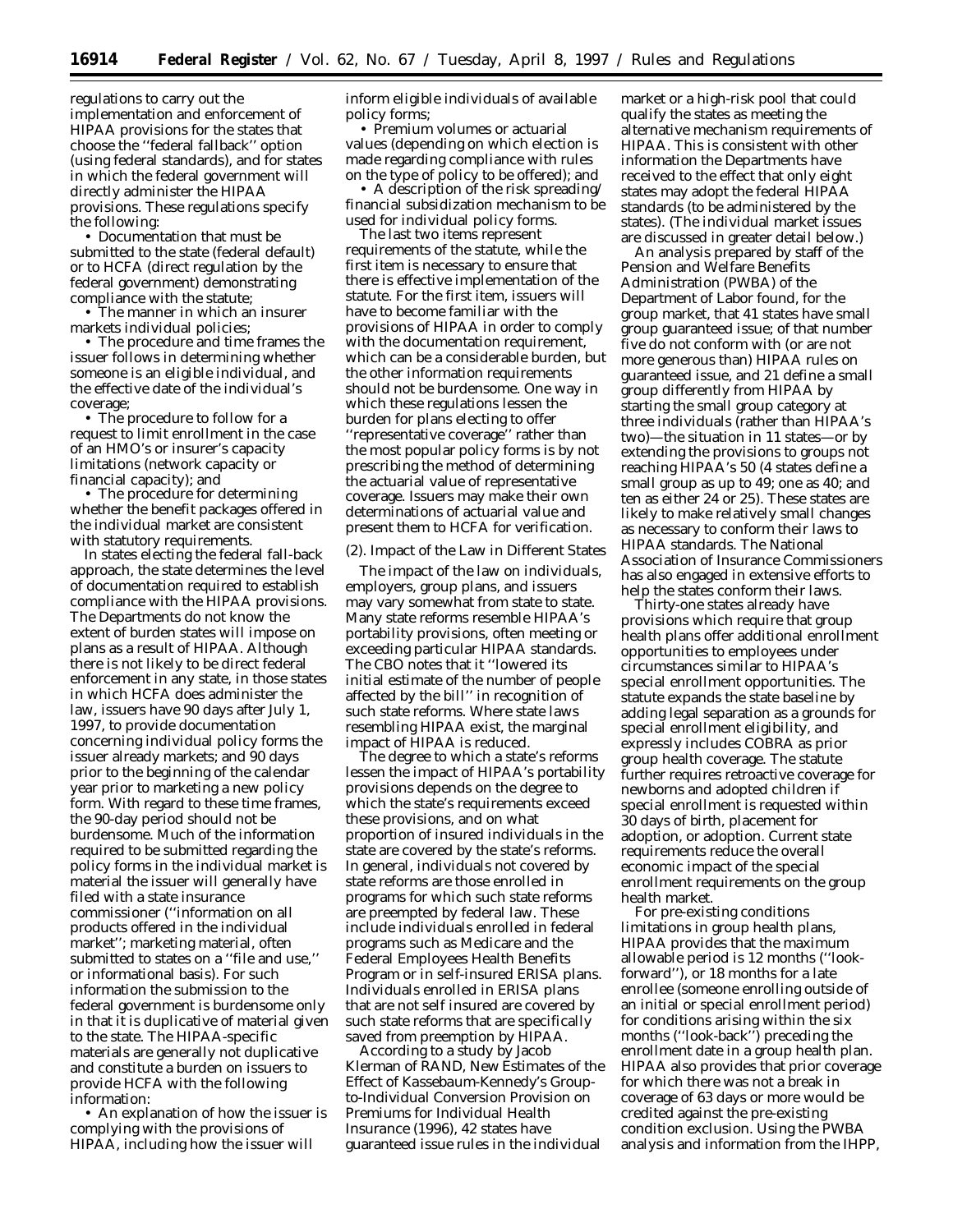regulations to carry out the implementation and enforcement of HIPAA provisions for the states that choose the ''federal fallback'' option (using federal standards), and for states in which the federal government will directly administer the HIPAA provisions. These regulations specify the following:

• Documentation that must be submitted to the state (federal default) or to HCFA (direct regulation by the federal government) demonstrating compliance with the statute;

• The manner in which an insurer markets individual policies;

• The procedure and time frames the issuer follows in determining whether someone is an eligible individual, and the effective date of the individual's coverage;

• The procedure to follow for a request to limit enrollment in the case of an HMO's or insurer's capacity limitations (network capacity or financial capacity); and

• The procedure for determining whether the benefit packages offered in the individual market are consistent with statutory requirements.

In states electing the federal fall-back approach, the state determines the level of documentation required to establish compliance with the HIPAA provisions. The Departments do not know the extent of burden states will impose on plans as a result of HIPAA. Although there is not likely to be direct federal enforcement in any state, in those states in which HCFA does administer the law, issuers have 90 days after July 1, 1997, to provide documentation concerning individual policy forms the issuer already markets; and 90 days prior to the beginning of the calendar year prior to marketing a new policy form. With regard to these time frames, the 90-day period should not be burdensome. Much of the information required to be submitted regarding the policy forms in the individual market is material the issuer will generally have filed with a state insurance commissioner (''information on all products offered in the individual market''; marketing material, often submitted to states on a ''file and use,'' or informational basis). For such information the submission to the federal government is burdensome only in that it is duplicative of material given to the state. The HIPAA-specific materials are generally not duplicative and constitute a burden on issuers to provide HCFA with the following information:

• An explanation of how the issuer is complying with the provisions of HIPAA, including how the issuer will inform eligible individuals of available policy forms;

• Premium volumes or actuarial values (depending on which election is made regarding compliance with rules on the type of policy to be offered); and

• A description of the risk spreading/financial subsidization mechanism to be used for individual policy forms.

The last two items represent requirements of the statute, while the first item is necessary to ensure that there is effective implementation of the statute. For the first item, issuers will have to become familiar with the provisions of HIPAA in order to comply with the documentation requirement, which can be a considerable burden, but the other information requirements should not be burdensome. One way in which these regulations lessen the burden for plans electing to offer ''representative coverage'' rather than the most popular policy forms is by not prescribing the method of determining the actuarial value of representative coverage. Issuers may make their own determinations of actuarial value and present them to HCFA for verification.

(2). Impact of the Law in Different States

The impact of the law on individuals, employers, group plans, and issuers may vary somewhat from state to state. Many state reforms resemble HIPAA's portability provisions, often meeting or exceeding particular HIPAA standards. The CBO notes that it ''lowered its initial estimate of the number of people affected by the bill'' in recognition of such state reforms. Where state laws resembling HIPAA exist, the marginal impact of HIPAA is reduced.

The degree to which a state's reforms lessen the impact of HIPAA's portability provisions depends on the degree to which the state's requirements exceed these provisions, and on what proportion of insured individuals in the state are covered by the state's reforms. In general, individuals not covered by state reforms are those enrolled in programs for which such state reforms are preempted by federal law. These include individuals enrolled in federal programs such as Medicare and the Federal Employees Health Benefits Program or in self-insured ERISA plans. Individuals enrolled in ERISA plans that are not self insured are covered by such state reforms that are specifically saved from preemption by HIPAA.

According to a study by Jacob Klerman of RAND, New Estimates of the Effect of Kassebaum-Kennedy's Group-to-Individual Conversion Provision on Premiums for Individual Health Insurance (1996), 42 states have guaranteed issue rules in the individual market or a high-risk pool that could qualify the states as meeting the alternative mechanism requirements of HIPAA. This is consistent with other information the Departments have received to the effect that only eight states may adopt the federal HIPAA standards (to be administered by the states). (The individual market issues are discussed in greater detail below.)

An analysis prepared by staff of the Pension and Welfare Benefits Administration (PWBA) of the Department of Labor found, for the group market, that 41 states have small group guaranteed issue; of that number five do not conform with (or are not more generous than) HIPAA rules on guaranteed issue, and 21 define a small group differently from HIPAA by starting the small group category at three individuals (rather than HIPAA's two)—the situation in 11 states—or by extending the provisions to groups not reaching HIPAA's 50 (4 states define a small group as up to 49; one as 40; and ten as either 24 or 25). These states are likely to make relatively small changes as necessary to conform their laws to HIPAA standards. The National Association of Insurance Commissioners has also engaged in extensive efforts to help the states conform their laws.

Thirty-one states already have provisions which require that group health plans offer additional enrollment opportunities to employees under circumstances similar to HIPAA's special enrollment opportunities. The statute expands the state baseline by adding legal separation as a grounds for special enrollment eligibility, and expressly includes COBRA as prior group health coverage. The statute further requires retroactive coverage for newborns and adopted children if special enrollment is requested within 30 days of birth, placement for adoption, or adoption. Current state requirements reduce the overall economic impact of the special enrollment requirements on the group health market.

For pre-existing conditions limitations in group health plans, HIPAA provides that the maximum allowable period is 12 months (''look-forward''), or 18 months for a late enrollee (someone enrolling outside of an initial or special enrollment period) for conditions arising within the six months (''look-back'') preceding the enrollment date in a group health plan. HIPAA also provides that prior coverage for which there was not a break in coverage of 63 days or more would be credited against the pre-existing condition exclusion. Using the PWBA analysis and information from the IHPP,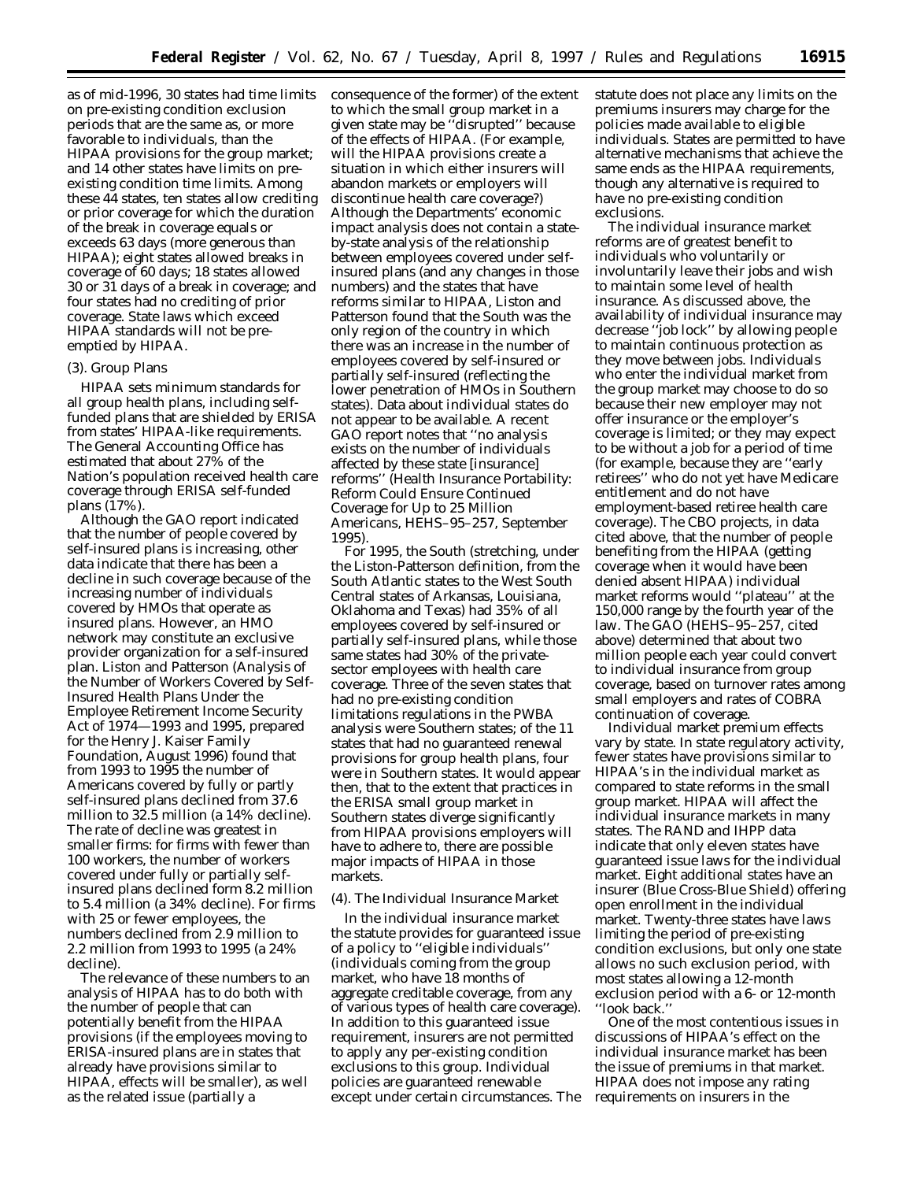as of mid-1996, 30 states had time limits on pre-existing condition exclusion periods that are the same as, or more favorable to individuals, than the HIPAA provisions for the group market; and 14 other states have limits on pre-existing condition time limits. Among these 44 states, ten states allow crediting or prior coverage for which the duration of the break in coverage equals or exceeds 63 days (more generous than HIPAA); eight states allowed breaks in coverage of 60 days; 18 states allowed 30 or 31 days of a break in coverage; and four states had no crediting of prior coverage. State laws which exceed HIPAA standards will not be pre-empted by HIPAA.

(3). Group Plans

HIPAA sets minimum standards for all group health plans, including self-funded plans that are shielded by ERISA from states' HIPAA-like requirements. The General Accounting Office has estimated that about 27% of the Nation's population received health care coverage through ERISA self-funded plans (17%).

Although the GAO report indicated that the number of people covered by self-insured plans is increasing, other data indicate that there has been a decline in such coverage because of the increasing number of individuals covered by HMOs that operate as insured plans. However, an HMO network may constitute an exclusive provider organization for a self-insured plan. Liston and Patterson (Analysis of the Number of Workers Covered by Self-Insured Health Plans Under the Employee Retirement Income Security Act of 1974—1993 and 1995, prepared for the Henry J. Kaiser Family Foundation, August 1996) found that from 1993 to 1995 the number of Americans covered by fully or partly self-insured plans declined from 37.6 million to 32.5 million (a 14% decline). The rate of decline was greatest in smaller firms: for firms with fewer than 100 workers, the number of workers covered under fully or partially self-insured plans declined form 8.2 million to 5.4 million (a 34% decline). For firms with 25 or fewer employees, the numbers declined from 2.9 million to 2.2 million from 1993 to 1995 (a 24% decline).

The relevance of these numbers to an analysis of HIPAA has to do both with the number of people that can potentially benefit from the HIPAA provisions (if the employees moving to ERISA-insured plans are in states that already have provisions similar to HIPAA, effects will be smaller), as well as the related issue (partially a consequence of the former) of the extent to which the small group market in a given state may be "disrupted" because of the effects of HIPAA. (For example, will the HIPAA provisions create a situation in which either insurers will abandon markets or employers will discontinue health care coverage?) Although the Departments' economic impact analysis does not contain a state-by-state analysis of the relationship between employees covered under self-insured plans (and any changes in those numbers) and the states that have reforms similar to HIPAA, Liston and Patterson found that the South was the only region of the country in which there was an increase in the number of employees covered by self-insured or partially self-insured (reflecting the lower penetration of HMOs in Southern states). Data about individual states do not appear to be available. A recent GAO report notes that "no analysis exists on the number of individuals affected by these state [insurance] reforms" (Health Insurance Portability: Reform Could Ensure Continued Coverage for Up to 25 Million Americans, HEHS–95–257, September 1995).

For 1995, the South (stretching, under the Liston-Patterson definition, from the South Atlantic states to the West South Central states of Arkansas, Louisiana, Oklahoma and Texas) had 35% of all employees covered by self-insured or partially self-insured plans, while those same states had 30% of the private-sector employees with health care coverage. Three of the seven states that had no pre-existing condition limitations regulations in the PWBA analysis were Southern states; of the 11 states that had no guaranteed renewal provisions for group health plans, four were in Southern states. It would appear then, that to the extent that practices in the ERISA small group market in Southern states diverge significantly from HIPAA provisions employers will have to adhere to, there are possible major impacts of HIPAA in those markets.

(4). The Individual Insurance Market

In the individual insurance market the statute provides for guaranteed issue of a policy to "eligible individuals" (individuals coming from the group market, who have 18 months of aggregate creditable coverage, from any of various types of health care coverage). In addition to this guaranteed issue requirement, insurers are not permitted to apply any per-existing condition exclusions to this group. Individual policies are guaranteed renewable except under certain circumstances. The statute does not place any limits on the premiums insurers may charge for the policies made available to eligible individuals. States are permitted to have alternative mechanisms that achieve the same ends as the HIPAA requirements, though any alternative is required to have no pre-existing condition exclusions.

The individual insurance market reforms are of greatest benefit to individuals who voluntarily or involuntarily leave their jobs and wish to maintain some level of health insurance. As discussed above, the availability of individual insurance may decrease "job lock" by allowing people to maintain continuous protection as they move between jobs. Individuals who enter the individual market from the group market may choose to do so because their new employer may not offer insurance or the employer's coverage is limited; or they may expect to be without a job for a period of time (for example, because they are "early retirees" who do not yet have Medicare entitlement and do not have employment-based retiree health care coverage). The CBO projects, in data cited above, that the number of people benefiting from the HIPAA (getting coverage when it would have been denied absent HIPAA) individual market reforms would "plateau" at the 150,000 range by the fourth year of the law. The GAO (HEHS–95–257, cited above) determined that about two million people each year could convert to individual insurance from group coverage, based on turnover rates among small employers and rates of COBRA continuation of coverage.

Individual market premium effects vary by state. In state regulatory activity, fewer states have provisions similar to HIPAA's in the individual market as compared to state reforms in the small group market. HIPAA will affect the individual insurance markets in many states. The RAND and IHPP data indicate that only eleven states have guaranteed issue laws for the individual market. Eight additional states have an insurer (Blue Cross-Blue Shield) offering open enrollment in the individual market. Twenty-three states have laws limiting the period of pre-existing condition exclusions, but only one state allows no such exclusion period, with most states allowing a 12-month exclusion period with a 6- or 12-month "look back."

One of the most contentious issues in discussions of HIPAA's effect on the individual insurance market has been the issue of premiums in that market. HIPAA does not impose any rating requirements on insurers in the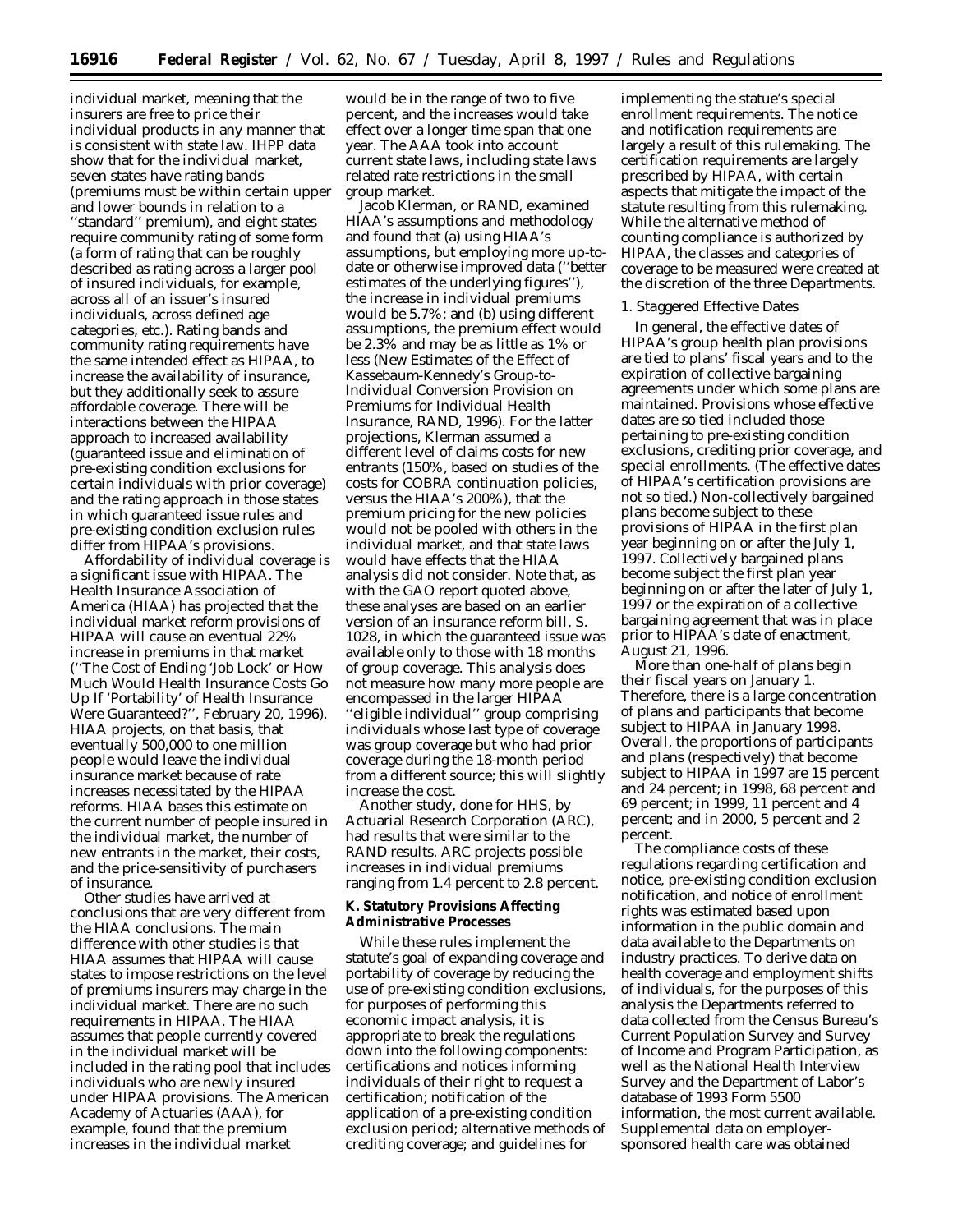individual market, meaning that the insurers are free to price their individual products in any manner that is consistent with state law. IHPP data show that for the individual market, seven states have rating bands (premiums must be within certain upper and lower bounds in relation to a ''standard'' premium), and eight states require community rating of some form (a form of rating that can be roughly described as rating across a larger pool of insured individuals, for example, across all of an issuer's insured individuals, across defined age categories, etc.). Rating bands and community rating requirements have the same intended effect as HIPAA, to increase the availability of insurance, but they additionally seek to assure affordable coverage. There will be interactions between the HIPAA approach to increased availability (guaranteed issue and elimination of pre-existing condition exclusions for certain individuals with prior coverage) and the rating approach in those states in which guaranteed issue rules and pre-existing condition exclusion rules differ from HIPAA's provisions.

Affordability of individual coverage is a significant issue with HIPAA. The Health Insurance Association of America (HIAA) has projected that the individual market reform provisions of HIPAA will cause an eventual 22% increase in premiums in that market (''The Cost of Ending 'Job Lock' or How Much Would Health Insurance Costs Go Up If 'Portability' of Health Insurance Were Guaranteed?'', February 20, 1996). HIAA projects, on that basis, that eventually 500,000 to one million people would leave the individual insurance market because of rate increases necessitated by the HIPAA reforms. HIAA bases this estimate on the current number of people insured in the individual market, the number of new entrants in the market, their costs, and the price-sensitivity of purchasers of insurance.

Other studies have arrived at conclusions that are very different from the HIAA conclusions. The main difference with other studies is that HIAA assumes that HIPAA will cause states to impose restrictions on the level of premiums insurers may charge in the individual market. There are no such requirements in HIPAA. The HIAA assumes that people currently covered in the individual market will be included in the rating pool that includes individuals who are newly insured under HIPAA provisions. The American Academy of Actuaries (AAA), for example, found that the premium increases in the individual market would be in the range of two to five percent, and the increases would take effect over a longer time span that one year. The AAA took into account current state laws, including state laws related rate restrictions in the small group market.

Jacob Klerman, or RAND, examined HIAA's assumptions and methodology and found that (a) using HIAA's assumptions, but employing more up-to-date or otherwise improved data (''better estimates of the underlying figures''), the increase in individual premiums would be 5.7%; and (b) using different assumptions, the premium effect would be 2.3% and may be as little as 1% or less (New Estimates of the Effect of Kassebaum-Kennedy's Group-to-Individual Conversion Provision on Premiums for Individual Health Insurance, RAND, 1996). For the latter projections, Klerman assumed a different level of claims costs for new entrants (150%, based on studies of the costs for COBRA continuation policies, versus the HIAA's 200%), that the premium pricing for the new policies would not be pooled with others in the individual market, and that state laws would have effects that the HIAA analysis did not consider. Note that, as with the GAO report quoted above, these analyses are based on an earlier version of an insurance reform bill, S. 1028, in which the guaranteed issue was available only to those with 18 months of group coverage. This analysis does not measure how many more people are encompassed in the larger HIPAA ''eligible individual'' group comprising individuals whose last type of coverage was group coverage but who had prior coverage during the 18-month period from a different source; this will slightly increase the cost.

Another study, done for HHS, by Actuarial Research Corporation (ARC), had results that were similar to the RAND results. ARC projects possible increases in individual premiums ranging from 1.4 percent to 2.8 percent.

**K. Statutory Provisions Affecting Administrative Processes**

While these rules implement the statute's goal of expanding coverage and portability of coverage by reducing the use of pre-existing condition exclusions, for purposes of performing this economic impact analysis, it is appropriate to break the regulations down into the following components: certifications and notices informing individuals of their right to request a certification; notification of the application of a pre-existing condition exclusion period; alternative methods of crediting coverage; and guidelines for implementing the statue's special enrollment requirements. The notice and notification requirements are largely a result of this rulemaking. The certification requirements are largely prescribed by HIPAA, with certain aspects that mitigate the impact of the statute resulting from this rulemaking. While the alternative method of counting compliance is authorized by HIPAA, the classes and categories of coverage to be measured were created at the discretion of the three Departments.

*1. Staggered Effective Dates*

In general, the effective dates of HIPAA's group health plan provisions are tied to plans' fiscal years and to the expiration of collective bargaining agreements under which some plans are maintained. Provisions whose effective dates are so tied included those pertaining to pre-existing condition exclusions, crediting prior coverage, and special enrollments. (The effective dates of HIPAA's certification provisions are not so tied.) Non-collectively bargained plans become subject to these provisions of HIPAA in the first plan year beginning on or after the July 1, 1997. Collectively bargained plans become subject the first plan year beginning on or after the later of July 1, 1997 or the expiration of a collective bargaining agreement that was in place prior to HIPAA's date of enactment, August 21, 1996.

More than one-half of plans begin their fiscal years on January 1. Therefore, there is a large concentration of plans and participants that become subject to HIPAA in January 1998. Overall, the proportions of participants and plans (respectively) that become subject to HIPAA in 1997 are 15 percent and 24 percent; in 1998, 68 percent and 69 percent; in 1999, 11 percent and 4 percent; and in 2000, 5 percent and 2 percent.

The compliance costs of these regulations regarding certification and notice, pre-existing condition exclusion notification, and notice of enrollment rights was estimated based upon information in the public domain and data available to the Departments on industry practices. To derive data on health coverage and employment shifts of individuals, for the purposes of this analysis the Departments referred to data collected from the Census Bureau's Current Population Survey and Survey of Income and Program Participation, as well as the National Health Interview Survey and the Department of Labor's database of 1993 Form 5500 information, the most current available. Supplemental data on employer-sponsored health care was obtained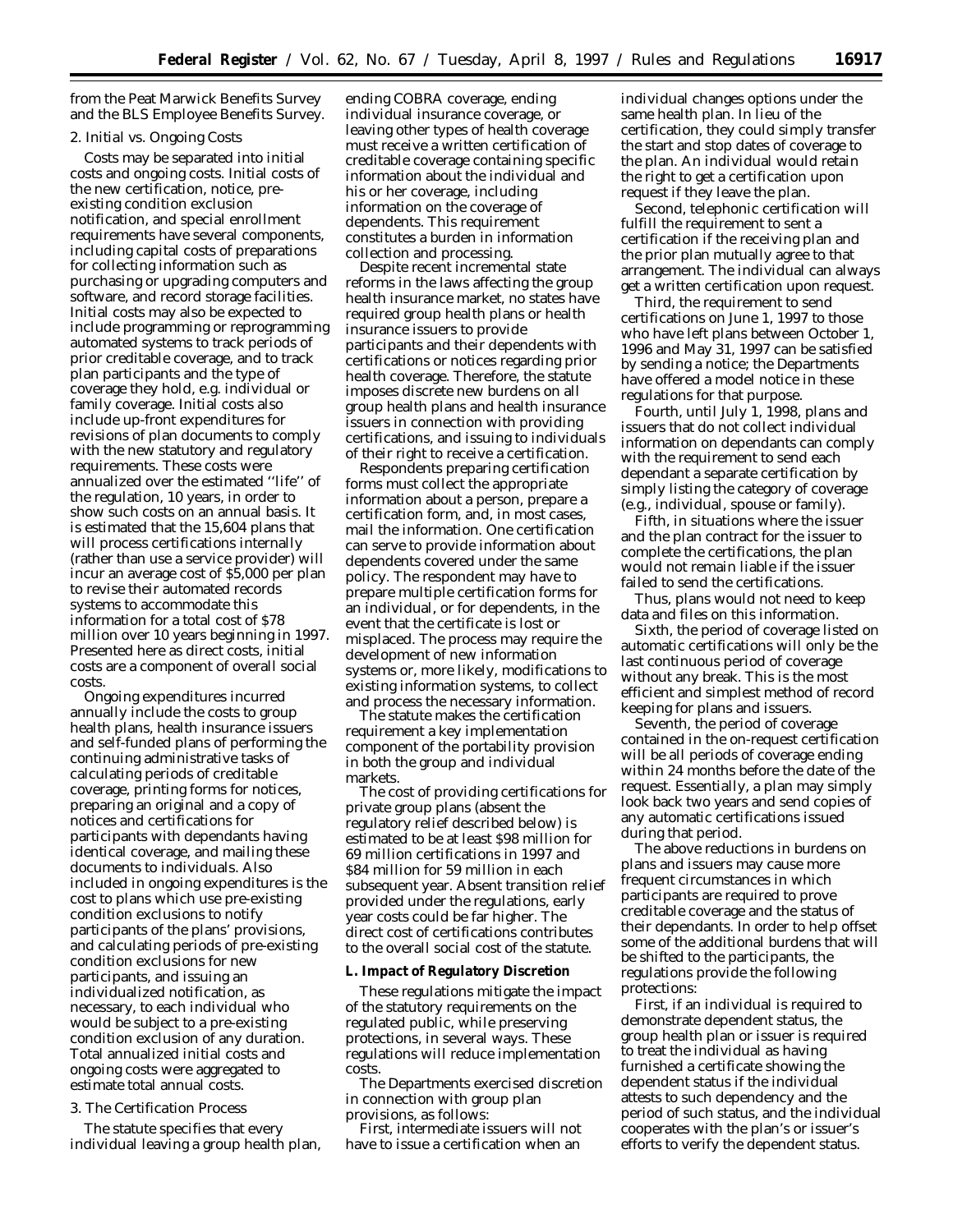from the Peat Marwick Benefits Survey and the BLS Employee Benefits Survey.

*2. Initial vs. Ongoing Costs*

Costs may be separated into initial costs and ongoing costs. Initial costs of the new certification, notice, pre-existing condition exclusion notification, and special enrollment requirements have several components, including capital costs of preparations for collecting information such as purchasing or upgrading computers and software, and record storage facilities. Initial costs may also be expected to include programming or reprogramming automated systems to track periods of prior creditable coverage, and to track plan participants and the type of coverage they hold, e.g. individual or family coverage. Initial costs also include up-front expenditures for revisions of plan documents to comply with the new statutory and regulatory requirements. These costs were annualized over the estimated ''life'' of the regulation, 10 years, in order to show such costs on an annual basis. It is estimated that the 15,604 plans that will process certifications internally (rather than use a service provider) will incur an average cost of $5,000 per plan to revise their automated records systems to accommodate this information for a total cost of $78 million over 10 years beginning in 1997. Presented here as direct costs, initial costs are a component of overall social costs.

Ongoing expenditures incurred annually include the costs to group health plans, health insurance issuers and self-funded plans of performing the continuing administrative tasks of calculating periods of creditable coverage, printing forms for notices, preparing an original and a copy of notices and certifications for participants with dependants having identical coverage, and mailing these documents to individuals. Also included in ongoing expenditures is the cost to plans which use pre-existing condition exclusions to notify participants of the plans' provisions, and calculating periods of pre-existing condition exclusions for new participants, and issuing an individualized notification, as necessary, to each individual who would be subject to a pre-existing condition exclusion of any duration. Total annualized initial costs and ongoing costs were aggregated to estimate total annual costs.

*3. The Certification Process*

The statute specifies that every individual leaving a group health plan, ending COBRA coverage, ending individual insurance coverage, or leaving other types of health coverage must receive a written certification of creditable coverage containing specific information about the individual and his or her coverage, including information on the coverage of dependents. This requirement constitutes a burden in information collection and processing.

Despite recent incremental state reforms in the laws affecting the group health insurance market, no states have required group health plans or health insurance issuers to provide participants and their dependents with certifications or notices regarding prior health coverage. Therefore, the statute imposes discrete new burdens on all group health plans and health insurance issuers in connection with providing certifications, and issuing to individuals of their right to receive a certification.

Respondents preparing certification forms must collect the appropriate information about a person, prepare a certification form, and, in most cases, mail the information. One certification can serve to provide information about dependents covered under the same policy. The respondent may have to prepare multiple certification forms for an individual, or for dependents, in the event that the certificate is lost or misplaced. The process may require the development of new information systems or, more likely, modifications to existing information systems, to collect and process the necessary information.

The statute makes the certification requirement a key implementation component of the portability provision in both the group and individual markets.

The cost of providing certifications for private group plans (absent the regulatory relief described below) is estimated to be at least $98 million for 69 million certifications in 1997 and $84 million for 59 million in each subsequent year. Absent transition relief provided under the regulations, early year costs could be far higher. The direct cost of certifications contributes to the overall social cost of the statute.

**L. Impact of Regulatory Discretion**

These regulations mitigate the impact of the statutory requirements on the regulated public, while preserving protections, in several ways. These regulations will reduce implementation costs.

The Departments exercised discretion in connection with group plan provisions, as follows:

First, intermediate issuers will not have to issue a certification when an individual changes options under the same health plan. In lieu of the certification, they could simply transfer the start and stop dates of coverage to the plan. An individual would retain the right to get a certification upon request if they leave the plan.

Second, telephonic certification will fulfill the requirement to sent a certification if the receiving plan and the prior plan mutually agree to that arrangement. The individual can always get a written certification upon request.

Third, the requirement to send certifications on June 1, 1997 to those who have left plans between October 1, 1996 and May 31, 1997 can be satisfied by sending a notice; the Departments have offered a model notice in these regulations for that purpose.

Fourth, until July 1, 1998, plans and issuers that do not collect individual information on dependants can comply with the requirement to send each dependant a separate certification by simply listing the category of coverage (e.g., individual, spouse or family).

Fifth, in situations where the issuer and the plan contract for the issuer to complete the certifications, the plan would not remain liable if the issuer failed to send the certifications.

Thus, plans would not need to keep data and files on this information.

Sixth, the period of coverage listed on automatic certifications will only be the last continuous period of coverage without any break. This is the most efficient and simplest method of record keeping for plans and issuers.

Seventh, the period of coverage contained in the on-request certification will be all periods of coverage ending within 24 months before the date of the request. Essentially, a plan may simply look back two years and send copies of any automatic certifications issued during that period.

The above reductions in burdens on plans and issuers may cause more frequent circumstances in which participants are required to prove creditable coverage and the status of their dependants. In order to help offset some of the additional burdens that will be shifted to the participants, the regulations provide the following protections:

First, if an individual is required to demonstrate dependent status, the group health plan or issuer is required to treat the individual as having furnished a certificate showing the dependent status if the individual attests to such dependency and the period of such status, and the individual cooperates with the plan's or issuer's efforts to verify the dependent status.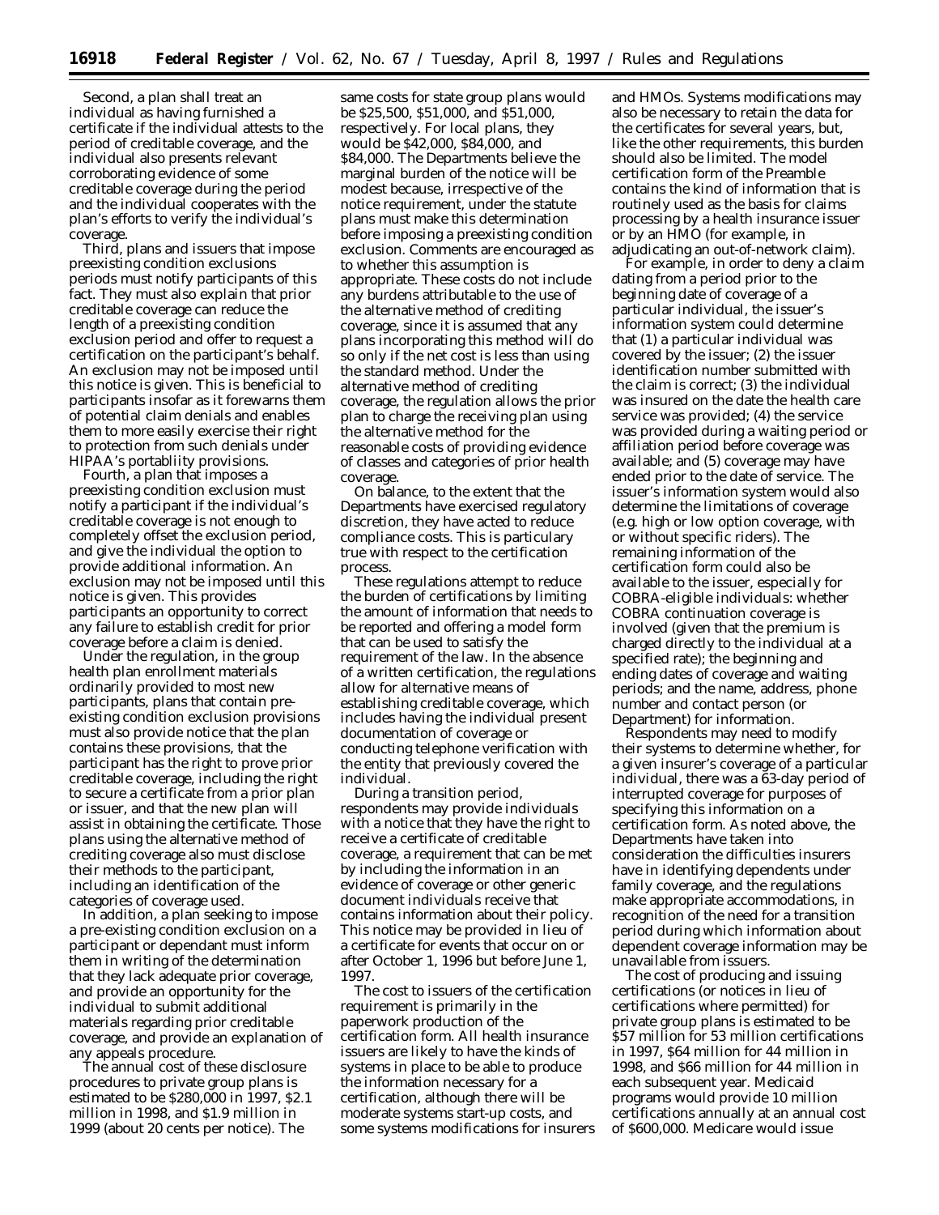Second, a plan shall treat an individual as having furnished a certificate if the individual attests to the period of creditable coverage, and the individual also presents relevant corroborating evidence of some creditable coverage during the period and the individual cooperates with the plan's efforts to verify the individual's coverage.

Third, plans and issuers that impose preexisting condition exclusions periods must notify participants of this fact. They must also explain that prior creditable coverage can reduce the length of a preexisting condition exclusion period and offer to request a certification on the participant's behalf. An exclusion may not be imposed until this notice is given. This is beneficial to participants insofar as it forewarns them of potential claim denials and enables them to more easily exercise their right to protection from such denials under HIPAA's portablity provisions.

Fourth, a plan that imposes a preexisting condition exclusion must notify a participant if the individual's creditable coverage is not enough to completely offset the exclusion period, and give the individual the option to provide additional information. An exclusion may not be imposed until this notice is given. This provides participants an opportunity to correct any failure to establish credit for prior coverage before a claim is denied.

Under the regulation, in the group health plan enrollment materials ordinarily provided to most new participants, plans that contain pre-existing condition exclusion provisions must also provide notice that the plan contains these provisions, that the participant has the right to prove prior creditable coverage, including the right to secure a certificate from a prior plan or issuer, and that the new plan will assist in obtaining the certificate. Those plans using the alternative method of crediting coverage also must disclose their methods to the participant, including an identification of the categories of coverage used.

In addition, a plan seeking to impose a pre-existing condition exclusion on a participant or dependant must inform them in writing of the determination that they lack adequate prior coverage, and provide an opportunity for the individual to submit additional materials regarding prior creditable coverage, and provide an explanation of any appeals procedure.

The annual cost of these disclosure procedures to private group plans is estimated to be $280,000 in 1997, $2.1 million in 1998, and $1.9 million in 1999 (about 20 cents per notice). The same costs for state group plans would be $25,500, $51,000, and $51,000, respectively. For local plans, they would be $42,000, $84,000, and $84,000. The Departments believe the marginal burden of the notice will be modest because, irrespective of the notice requirement, under the statute plans must make this determination before imposing a preexisting condition exclusion. Comments are encouraged as to whether this assumption is appropriate. These costs do not include any burdens attributable to the use of the alternative method of crediting coverage, since it is assumed that any plans incorporating this method will do so only if the net cost is less than using the standard method. Under the alternative method of crediting coverage, the regulation allows the prior plan to charge the receiving plan using the alternative method for the reasonable costs of providing evidence of classes and categories of prior health coverage.

On balance, to the extent that the Departments have exercised regulatory discretion, they have acted to reduce compliance costs. This is particulary true with respect to the certification process.

These regulations attempt to reduce the burden of certifications by limiting the amount of information that needs to be reported and offering a model form that can be used to satisfy the requirement of the law. In the absence of a written certification, the regulations allow for alternative means of establishing creditable coverage, which includes having the individual present documentation of coverage or conducting telephone verification with the entity that previously covered the individual.

During a transition period, respondents may provide individuals with a notice that they have the right to receive a certificate of creditable coverage, a requirement that can be met by including the information in an evidence of coverage or other generic document individuals receive that contains information about their policy. This notice may be provided in lieu of a certificate for events that occur on or after October 1, 1996 but before June 1, 1997.

The cost to issuers of the certification requirement is primarily in the paperwork production of the certification form. All health insurance issuers are likely to have the kinds of systems in place to be able to produce the information necessary for a certification, although there will be moderate systems start-up costs, and some systems modifications for insurers and HMOs. Systems modifications may also be necessary to retain the data for the certificates for several years, but, like the other requirements, this burden should also be limited. The model certification form of the Preamble contains the kind of information that is routinely used as the basis for claims processing by a health insurance issuer or by an HMO (for example, in adjudicating an out-of-network claim).

For example, in order to deny a claim dating from a period prior to the beginning date of coverage of a particular individual, the issuer's information system could determine that (1) a particular individual was covered by the issuer; (2) the issuer identification number submitted with the claim is correct; (3) the individual was insured on the date the health care service was provided; (4) the service was provided during a waiting period or affiliation period before coverage was available; and (5) coverage may have ended prior to the date of service. The issuer's information system would also determine the limitations of coverage (e.g. high or low option coverage, with or without specific riders). The remaining information of the certification form could also be available to the issuer, especially for COBRA-eligible individuals: whether COBRA continuation coverage is involved (given that the premium is charged directly to the individual at a specified rate); the beginning and ending dates of coverage and waiting periods; and the name, address, phone number and contact person (or Department) for information.

Respondents may need to modify their systems to determine whether, for a given insurer's coverage of a particular individual, there was a 63-day period of interrupted coverage for purposes of specifying this information on a certification form. As noted above, the Departments have taken into consideration the difficulties insurers have in identifying dependents under family coverage, and the regulations make appropriate accommodations, in recognition of the need for a transition period during which information about dependent coverage information may be unavailable from issuers.

The cost of producing and issuing certifications (or notices in lieu of certifications where permitted) for private group plans is estimated to be $57 million for 53 million certifications in 1997, $64 million for 44 million in 1998, and $66 million for 44 million in each subsequent year. Medicaid programs would provide 10 million certifications annually at an annual cost of $600,000. Medicare would issue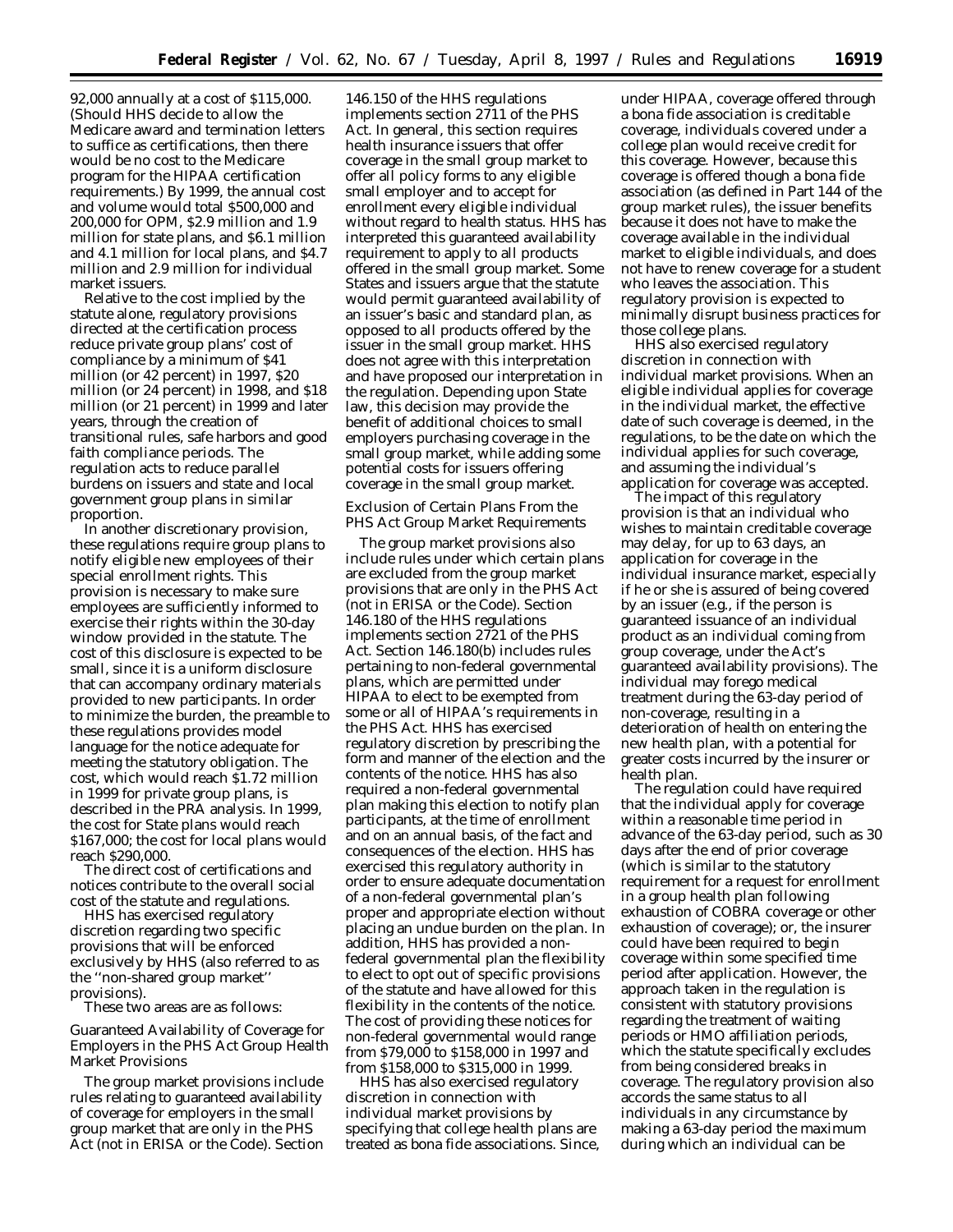92,000 annually at a cost of $115,000. (Should HHS decide to allow the Medicare award and termination letters to suffice as certifications, then there would be no cost to the Medicare program for the HIPAA certification requirements.) By 1999, the annual cost and volume would total $500,000 and 200,000 for OPM, $2.9 million and 1.9 million for state plans, and $6.1 million and 4.1 million for local plans, and $4.7 million and 2.9 million for individual market issuers.

Relative to the cost implied by the statute alone, regulatory provisions directed at the certification process reduce private group plans' cost of compliance by a minimum of $41 million (or 42 percent) in 1997, $20 million (or 24 percent) in 1998, and $18 million (or 21 percent) in 1999 and later years, through the creation of transitional rules, safe harbors and good faith compliance periods. The regulation acts to reduce parallel burdens on issuers and state and local government group plans in similar proportion.

In another discretionary provision, these regulations require group plans to notify eligible new employees of their special enrollment rights. This provision is necessary to make sure employees are sufficiently informed to exercise their rights within the 30-day window provided in the statute. The cost of this disclosure is expected to be small, since it is a uniform disclosure that can accompany ordinary materials provided to new participants. In order to minimize the burden, the preamble to these regulations provides model language for the notice adequate for meeting the statutory obligation. The cost, which would reach $1.72 million in 1999 for private group plans, is described in the PRA analysis. In 1999, the cost for State plans would reach $167,000; the cost for local plans would reach $290,000.

The direct cost of certifications and notices contribute to the overall social cost of the statute and regulations.

HHS has exercised regulatory discretion regarding two specific provisions that will be enforced exclusively by HHS (also referred to as the "non-shared group market" provisions).

These two areas are as follows:

*Guaranteed Availability of Coverage for Employers in the PHS Act Group Health Market Provisions*

The group market provisions include rules relating to guaranteed availability of coverage for employers in the small group market that are only in the PHS Act (not in ERISA or the Code). Section 146.150 of the HHS regulations implements section 2711 of the PHS Act. In general, this section requires health insurance issuers that offer coverage in the small group market to offer all policy forms to any eligible small employer and to accept for enrollment every eligible individual without regard to health status. HHS has interpreted this guaranteed availability requirement to apply to all products offered in the small group market. Some States and issuers argue that the statute would permit guaranteed availability of an issuer's basic and standard plan, as opposed to all products offered by the issuer in the small group market. HHS does not agree with this interpretation and have proposed our interpretation in the regulation. Depending upon State law, this decision may provide the benefit of additional choices to small employers purchasing coverage in the small group market, while adding some potential costs for issuers offering coverage in the small group market.

*Exclusion of Certain Plans From the PHS Act Group Market Requirements*

The group market provisions also include rules under which certain plans are excluded from the group market provisions that are only in the PHS Act (not in ERISA or the Code). Section 146.180 of the HHS regulations implements section 2721 of the PHS Act. Section 146.180(b) includes rules pertaining to non-federal governmental plans, which are permitted under HIPAA to elect to be exempted from some or all of HIPAA's requirements in the PHS Act. HHS has exercised regulatory discretion by prescribing the form and manner of the election and the contents of the notice. HHS has also required a non-federal governmental plan making this election to notify plan participants, at the time of enrollment and on an annual basis, of the fact and consequences of the election. HHS has exercised this regulatory authority in order to ensure adequate documentation of a non-federal governmental plan's proper and appropriate election without placing an undue burden on the plan. In addition, HHS has provided a non-federal governmental plan the flexibility to elect to opt out of specific provisions of the statute and have allowed for this flexibility in the contents of the notice. The cost of providing these notices for non-federal governmental would range from $79,000 to $158,000 in 1997 and from $158,000 to $315,000 in 1999.

HHS has also exercised regulatory discretion in connection with individual market provisions by specifying that college health plans are treated as bona fide associations. Since, under HIPAA, coverage offered through a bona fide association is creditable coverage, individuals covered under a college plan would receive credit for this coverage. However, because this coverage is offered though a bona fide association (as defined in Part 144 of the group market rules), the issuer benefits because it does not have to make the coverage available in the individual market to eligible individuals, and does not have to renew coverage for a student who leaves the association. This regulatory provision is expected to minimally disrupt business practices for those college plans.

HHS also exercised regulatory discretion in connection with individual market provisions. When an eligible individual applies for coverage in the individual market, the effective date of such coverage is deemed, in the regulations, to be the date on which the individual applies for such coverage, and assuming the individual's application for coverage was accepted.

The impact of this regulatory provision is that an individual who wishes to maintain creditable coverage may delay, for up to 63 days, an application for coverage in the individual insurance market, especially if he or she is assured of being covered by an issuer (e.g., if the person is guaranteed issuance of an individual product as an individual coming from group coverage, under the Act's guaranteed availability provisions). The individual may forego medical treatment during the 63-day period of non-coverage, resulting in a deterioration of health on entering the new health plan, with a potential for greater costs incurred by the insurer or health plan.

The regulation could have required that the individual apply for coverage within a reasonable time period in advance of the 63-day period, such as 30 days after the end of prior coverage (which is similar to the statutory requirement for a request for enrollment in a group health plan following exhaustion of COBRA coverage or other exhaustion of coverage); or, the insurer could have been required to begin coverage within some specified time period after application. However, the approach taken in the regulation is consistent with statutory provisions regarding the treatment of waiting periods or HMO affiliation periods, which the statute specifically excludes from being considered breaks in coverage. The regulatory provision also accords the same status to all individuals in any circumstance by making a 63-day period the maximum during which an individual can be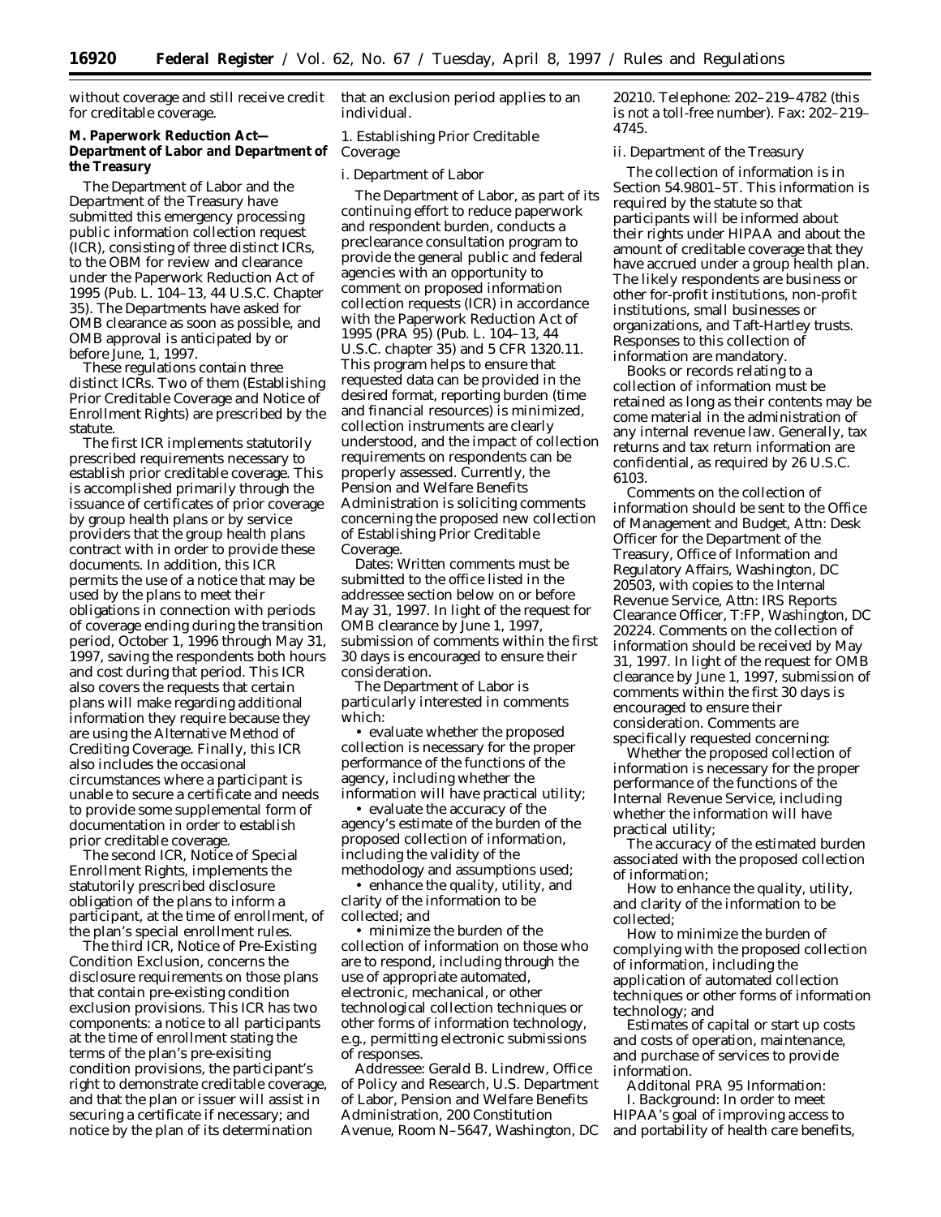without coverage and still receive credit for creditable coverage.

**M. Paperwork Reduction Act—Department of Labor and Department of the Treasury**

The Department of Labor and the Department of the Treasury have submitted this emergency processing public information collection request (ICR), consisting of three distinct ICRs, to the OBM for review and clearance under the Paperwork Reduction Act of 1995 (Pub. L. 104–13, 44 U.S.C. Chapter 35). The Departments have asked for OMB clearance as soon as possible, and OMB approval is anticipated by or before June, 1, 1997.

These regulations contain three distinct ICRs. Two of them (Establishing Prior Creditable Coverage and Notice of Enrollment Rights) are prescribed by the statute.

The first ICR implements statutorily prescribed requirements necessary to establish prior creditable coverage. This is accomplished primarily through the issuance of certificates of prior coverage by group health plans or by service providers that the group health plans contract with in order to provide these documents. In addition, this ICR permits the use of a notice that may be used by the plans to meet their obligations in connection with periods of coverage ending during the transition period, October 1, 1996 through May 31, 1997, saving the respondents both hours and cost during that period. This ICR also covers the requests that certain plans will make regarding additional information they require because they are using the Alternative Method of Crediting Coverage. Finally, this ICR also includes the occasional circumstances where a participant is unable to secure a certificate and needs to provide some supplemental form of documentation in order to establish prior creditable coverage.

The second ICR, Notice of Special Enrollment Rights, implements the statutorily prescribed disclosure obligation of the plans to inform a participant, at the time of enrollment, of the plan's special enrollment rules.

The third ICR, Notice of Pre-Existing Condition Exclusion, concerns the disclosure requirements on those plans that contain pre-exisiting condition exclusion provisions. This ICR has two components: a notice to all participants at the time of enrollment stating the terms of the plan's pre-existing condition provisions, the participant's right to demonstrate creditable coverage, and that the plan or issuer will assist in securing a certificate if necessary; and notice by the plan of its determination that an exclusion period applies to an individual.

*1. Establishing Prior Creditable Coverage*

*i. Department of Labor*

The Department of Labor, as part of its continuing effort to reduce paperwork and respondent burden, conducts a preclearance consultation program to provide the general public and federal agencies with an opportunity to comment on proposed information collection requests (ICR) in accordance with the Paperwork Reduction Act of 1995 (PRA 95) (Pub. L. 104–13, 44 U.S.C. chapter 35) and 5 CFR 1320.11. This program helps to ensure that requested data can be provided in the desired format, reporting burden (time and financial resources) is minimized, collection instruments are clearly understood, and the impact of collection requirements on respondents can be properly assessed. Currently, the Pension and Welfare Benefits Administration is soliciting comments concerning the proposed new collection of Establishing Prior Creditable Coverage.

*Dates:* Written comments must be submitted to the office listed in the addressee section below on or before May 31, 1997. In light of the request for OMB clearance by June 1, 1997, submission of comments within the first 30 days is encouraged to ensure their consideration.

The Department of Labor is particularly interested in comments which:

- evaluate whether the proposed collection is necessary for the proper performance of the functions of the agency, including whether the information will have practical utility;
- evaluate the accuracy of the agency's estimate of the burden of the proposed collection of information, including the validity of the methodology and assumptions used;
- enhance the quality, utility, and clarity of the information to be collected; and
- minimize the burden of the collection of information on those who are to respond, including through the use of appropriate automated, electronic, mechanical, or other technological collection techniques or other forms of information technology, e.g., permitting electronic submissions of responses.

*Addressee:* Gerald B. Lindrew, Office of Policy and Research, U.S. Department of Labor, Pension and Welfare Benefits Administration, 200 Constitution Avenue, Room N–5647, Washington, DC 20210. Telephone: 202–219–4782 (this is not a toll-free number). Fax: 202–219–4745.

*ii. Department of the Treasury*

The collection of information is in Section 54.9801–5T. This information is required by the statute so that participants will be informed about their rights under HIPAA and about the amount of creditable coverage that they have accrued under a group health plan. The likely respondents are business or other for-profit institutions, non-profit institutions, small businesses or organizations, and Taft-Hartley trusts. Responses to this collection of information are mandatory.

Books or records relating to a collection of information must be retained as long as their contents may be come material in the administration of any internal revenue law. Generally, tax returns and tax return information are confidential, as required by 26 U.S.C. 6103.

Comments on the collection of information should be sent to the Office of Management and Budget, Attn: Desk Officer for the Department of the Treasury, Office of Information and Regulatory Affairs, Washington, DC 20503, with copies to the Internal Revenue Service, Attn: IRS Reports Clearance Officer, T:FP, Washington, DC 20224. Comments on the collection of information should be received by May 31, 1997. In light of the request for OMB clearance by June 1, 1997, submission of comments within the first 30 days is encouraged to ensure their consideration. Comments are specifically requested concerning:

Whether the proposed collection of information is necessary for the proper performance of the functions of the Internal Revenue Service, including whether the information will have practical utility;

The accuracy of the estimated burden associated with the proposed collection of information;

How to enhance the quality, utility, and clarity of the information to be collected;

How to minimize the burden of complying with the proposed collection of information, including the application of automated collection techniques or other forms of information technology; and

Estimates of capital or start up costs and costs of operation, maintenance, and purchase of services to provide information.

*Additonal PRA 95 Information:*

*I. Background:* In order to meet HIPAA's goal of improving access to and portability of health care benefits,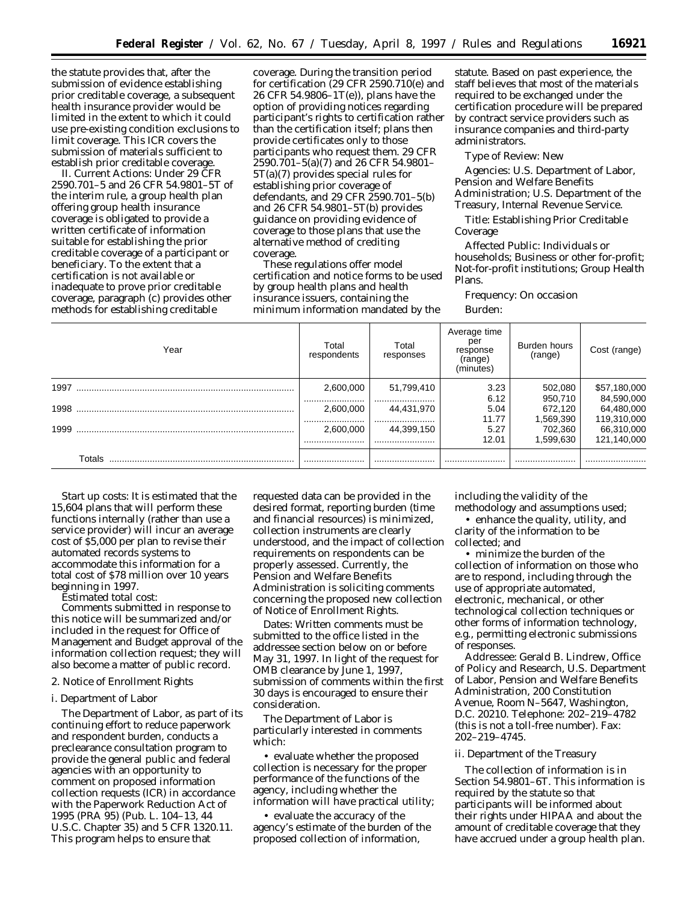the statute provides that, after the submission of evidence establishing prior creditable coverage, a subsequent health insurance provider would be limited in the extent to which it could use pre-existing condition exclusions to limit coverage. This ICR covers the submission of materials sufficient to establish prior creditable coverage.

II. Current Actions: Under 29 CFR 2590.701–5 and 26 CFR 54.9801–5T of the interim rule, a group health plan offering group health insurance coverage is obligated to provide a written certificate of information suitable for establishing the prior creditable coverage of a participant or beneficiary. To the extent that a certification is not available or inadequate to prove prior creditable coverage, paragraph (c) provides other methods for establishing creditable coverage. During the transition period for certification (29 CFR 2590.710(e) and 26 CFR 54.9806–1T(e)), plans have the option of providing notices regarding participant's rights to certification rather than the certification itself; plans then provide certificates only to those participants who request them. 29 CFR 2590.701–5(a)(7) and 26 CFR 54.9801–5T(a)(7) provides special rules for establishing prior coverage of defendants, and 29 CFR 2590.701–5(b) and 26 CFR 54.9801–5T(b) provides guidance on providing evidence of coverage to those plans that use the alternative method of crediting coverage.

These regulations offer model certification and notice forms to be used by group health plans and health insurance issuers, containing the minimum information mandated by the statute. Based on past experience, the staff believes that most of the materials required to be exchanged under the certification procedure will be prepared by contract service providers such as insurance companies and third-party administrators.

*Type of Review:* New

*Agencies:* U.S. Department of Labor, Pension and Welfare Benefits Administration; U.S. Department of the Treasury, Internal Revenue Service.

*Title:* Establishing Prior Creditable Coverage

*Affected Public:* Individuals or households; Business or other for-profit; Not-for-profit institutions; Group Health Plans.

*Frequency:* On occasion

*Burden:*

| Year | Total respondents | Total responses | Average time per response (range) (minutes) | Burden hours (range) | Cost (range) |
|---|---|---|---|---|---|
| 1997 | 2,600,000 | 51,799,410 | 3.23 | 502,080 | $57,180,000 |
| | | | 6.12 | 950,710 | 84,590,000 |
| 1998 | 2,600,000 | 44,431,970 | 5.04 | 672,120 | 64,480,000 |
| | | | 11.77 | 1,569,390 | 119,310,000 |
| 1999 | 2,600,000 | 44,399,150 | 5.27 | 702,360 | 66,310,000 |
| | | | 12.01 | 1,599,630 | 121,140,000 |
| Totals | | | | | |

*Start up costs:* It is estimated that the 15,604 plans that will perform these functions internally (rather than use a service provider) will incur an average cost of $5,000 per plan to revise their automated records systems to accommodate this information for a total cost of $78 million over 10 years beginning in 1997.

*Estimated total cost:*

Comments submitted in response to this notice will be summarized and/or included in the request for Office of Management and Budget approval of the information collection request; they will also become a matter of public record.

## 2. Notice of Enrollment Rights

### i. Department of Labor

The Department of Labor, as part of its continuing effort to reduce paperwork and respondent burden, conducts a preclearance consultation program to provide the general public and federal agencies with an opportunity to comment on proposed information collection requests (ICR) in accordance with the Paperwork Reduction Act of 1995 (PRA 95) (Pub. L. 104–13, 44 U.S.C. Chapter 35) and 5 CFR 1320.11. This program helps to ensure that requested data can be provided in the desired format, reporting burden (time and financial resources) is minimized, collection instruments are clearly understood, and the impact of collection requirements on respondents can be properly assessed. Currently, the Pension and Welfare Benefits Administration is soliciting comments concerning the proposed new collection of Notice of Enrollment Rights.

*Dates:* Written comments must be submitted to the office listed in the addressee section below on or before May 31, 1997. In light of the request for OMB clearance by June 1, 1997, submission of comments within the first 30 days is encouraged to ensure their consideration.

The Department of Labor is particularly interested in comments which:

- evaluate whether the proposed collection is necessary for the proper performance of the functions of the agency, including whether the information will have practical utility;
- evaluate the accuracy of the agency's estimate of the burden of the proposed collection of information, including the validity of the methodology and assumptions used;
- enhance the quality, utility, and clarity of the information to be collected; and
- minimize the burden of the collection of information on those who are to respond, including through the use of appropriate automated, electronic, mechanical, or other technological collection techniques or other forms of information technology, e.g., permitting electronic submissions of responses.

*Addressee:* Gerald B. Lindrew, Office of Policy and Research, U.S. Department of Labor, Pension and Welfare Benefits Administration, 200 Constitution Avenue, Room N–5647, Washington, D.C. 20210. Telephone: 202–219–4782 (this is not a toll-free number). Fax: 202–219–4745.

### ii. Department of the Treasury

The collection of information is in Section 54.9801–6T. This information is required by the statute so that participants will be informed about their rights under HIPAA and about the amount of creditable coverage that they have accrued under a group health plan.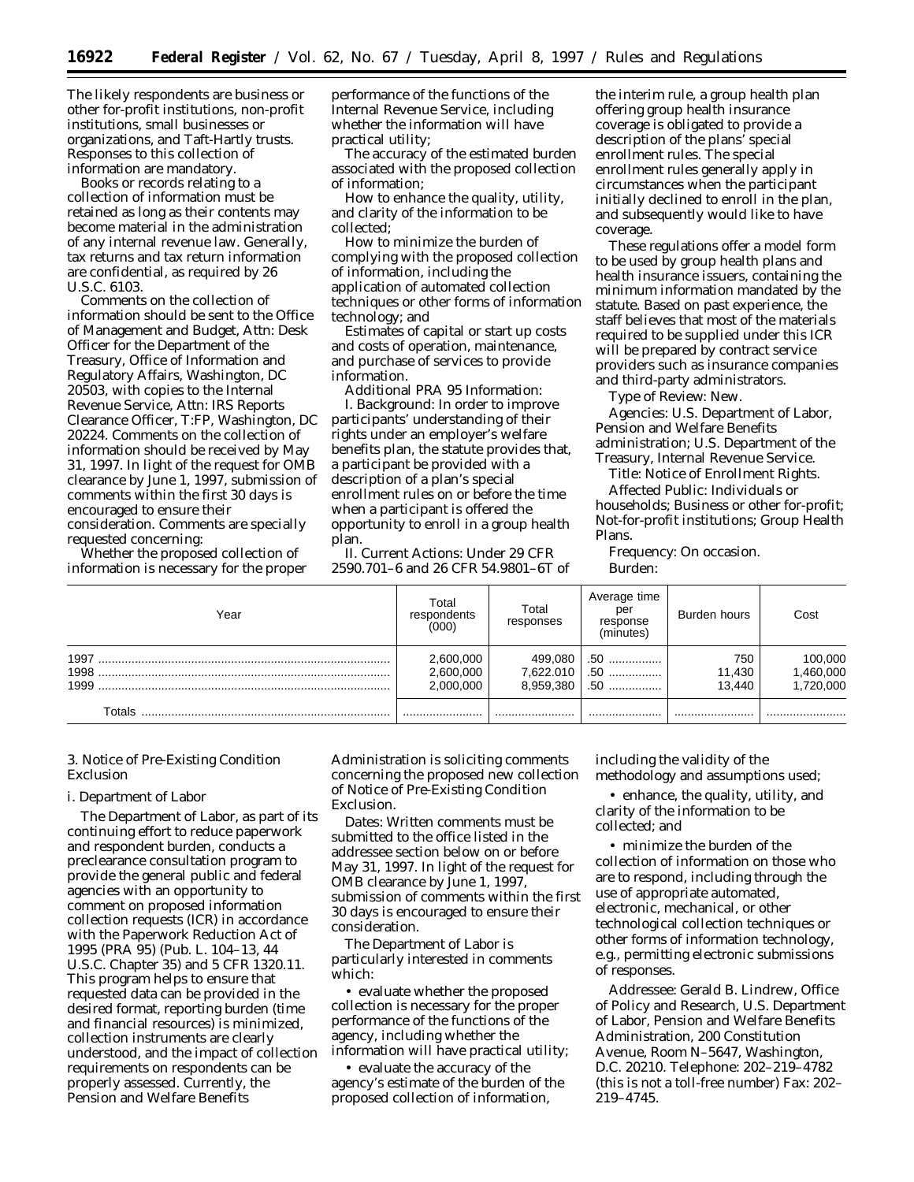The likely respondents are business or other for-profit institutions, non-profit institutions, small businesses or organizations, and Taft-Hartly trusts. Responses to this collection of information are mandatory.

Books or records relating to a collection of information must be retained as long as their contents may become material in the administration of any internal revenue law. Generally, tax returns and tax return information are confidential, as required by 26 U.S.C. 6103.

Comments on the collection of information should be sent to the Office of Management and Budget, Attn: Desk Officer for the Department of the Treasury, Office of Information and Regulatory Affairs, Washington, DC 20503, with copies to the Internal Revenue Service, Attn: IRS Reports Clearance Officer, T:FP, Washington, DC 20224. Comments on the collection of information should be received by May 31, 1997. In light of the request for OMB clearance by June 1, 1997, submission of comments within the first 30 days is encouraged to ensure their consideration. Comments are specially requested concerning:

Whether the proposed collection of information is necessary for the proper performance of the functions of the Internal Revenue Service, including whether the information will have practical utility;

The accuracy of the estimated burden associated with the proposed collection of information;

How to enhance the quality, utility, and clarity of the information to be collected;

How to minimize the burden of complying with the proposed collection of information, including the application of automated collection techniques or other forms of information technology; and

Estimates of capital or start up costs and costs of operation, maintenance, and purchase of services to provide information.

*Additional PRA 95 Information:*

*I. Background:* In order to improve participants' understanding of their rights under an employer's welfare benefits plan, the statute provides that, a participant be provided with a description of a plan's special enrollment rules on or before the time when a participant is offered the opportunity to enroll in a group health plan.

*II. Current Actions:* Under 29 CFR 2590.701–6 and 26 CFR 54.9801–6T of the interim rule, a group health plan offering group health insurance coverage is obligated to provide a description of the plans' special enrollment rules. The special enrollment rules generally apply in circumstances when the participant initially declined to enroll in the plan, and subsequently would like to have coverage.

These regulations offer a model form to be used by group health plans and health insurance issuers, containing the minimum information mandated by the statute. Based on past experience, the staff believes that most of the materials required to be supplied under this ICR will be prepared by contract service providers such as insurance companies and third-party administrators.

*Type of Review:* New.

*Agencies:* U.S. Department of Labor, Pension and Welfare Benefits administration; U.S. Department of the Treasury, Internal Revenue Service.

*Title:* Notice of Enrollment Rights.

*Affected Public:* Individuals or households; Business or other for-profit; Not-for-profit institutions; Group Health Plans.

*Frequency:* On occasion.

*Burden:*

| Year | Total respondents (000) | Total responses | Average time per response (minutes) | Burden hours | Cost |
|---|---|---|---|---|---|
| 1997 | 2,600,000 | 499,080 | .50 | 750 | 100,000 |
| 1998 | 2,600,000 | 7,622.010 | .50 | 11,430 | 1,460,000 |
| 1999 | 2,000,000 | 8,959,380 | .50 | 13,440 | 1,720,000 |
| Totals | | | | | |

3. Notice of Pre-Existing Condition Exclusion

i. Department of Labor

The Department of Labor, as part of its continuing effort to reduce paperwork and respondent burden, conducts a preclearance consultation program to provide the general public and federal agencies with an opportunity to comment on proposed information collection requests (ICR) in accordance with the Paperwork Reduction Act of 1995 (PRA 95) (Pub. L. 104–13, 44 U.S.C. Chapter 35) and 5 CFR 1320.11. This program helps to ensure that requested data can be provided in the desired format, reporting burden (time and financial resources) is minimized, collection instruments are clearly understood, and the impact of collection requirements on respondents can be properly assessed. Currently, the Pension and Welfare Benefits Administration is soliciting comments concerning the proposed new collection of Notice of Pre-Existing Condition Exclusion.

*Dates:* Written comments must be submitted to the office listed in the addressee section below on or before May 31, 1997. In light of the request for OMB clearance by June 1, 1997, submission of comments within the first 30 days is encouraged to ensure their consideration.

The Department of Labor is particularly interested in comments which:

• evaluate whether the proposed collection is necessary for the proper performance of the functions of the agency, including whether the information will have practical utility;

• evaluate the accuracy of the agency's estimate of the burden of the proposed collection of information, including the validity of the methodology and assumptions used;

• enhance, the quality, utility, and clarity of the information to be collected; and

• minimize the burden of the collection of information on those who are to respond, including through the use of appropriate automated, electronic, mechanical, or other technological collection techniques or other forms of information technology, e.g., permitting electronic submissions of responses.

*Addressee:* Gerald B. Lindrew, Office of Policy and Research, U.S. Department of Labor, Pension and Welfare Benefits Administration, 200 Constitution Avenue, Room N–5647, Washington, D.C. 20210. Telephone: 202–219–4782 (this is not a toll-free number) Fax: 202–219–4745.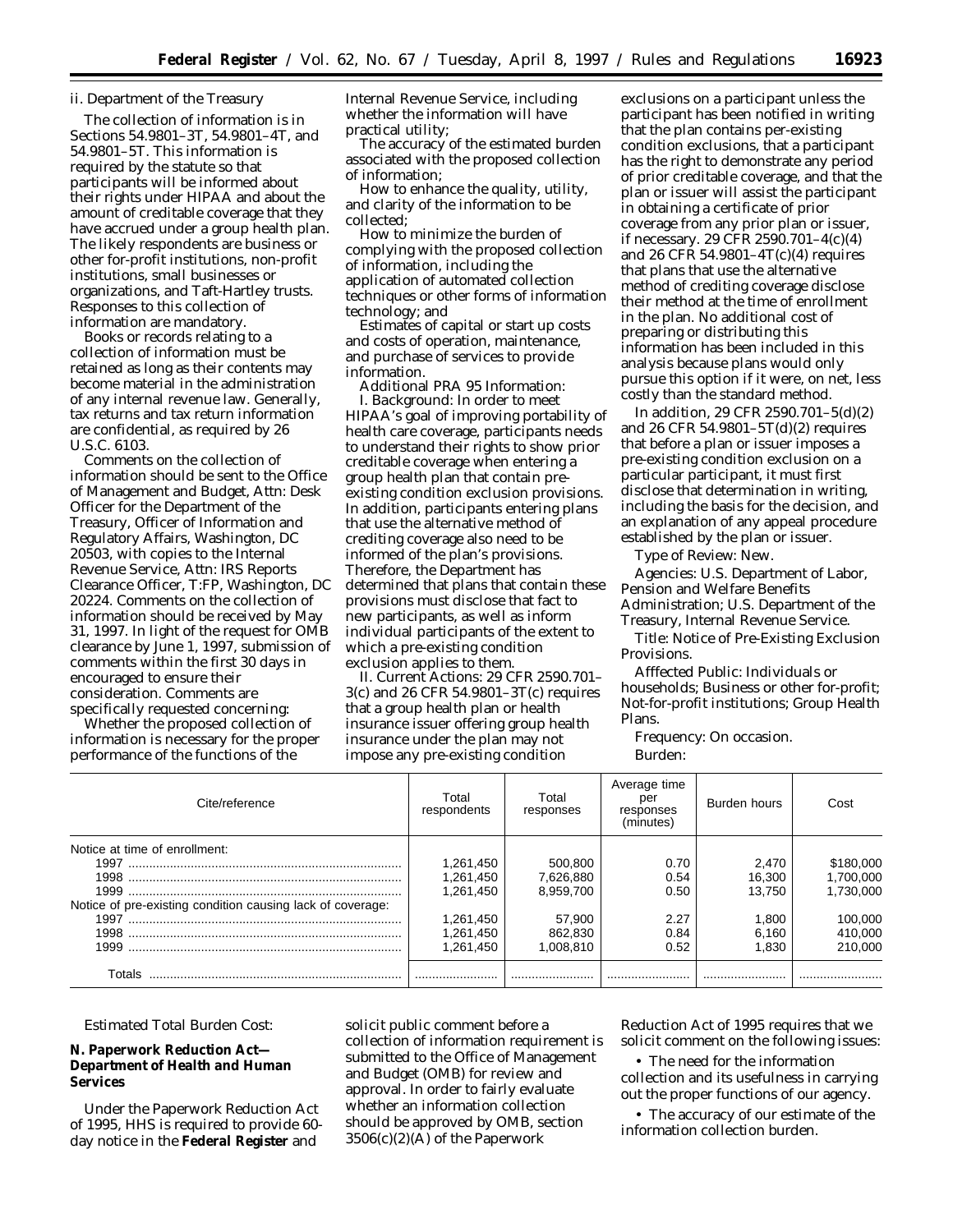ii. Department of the Treasury

The collection of information is in Sections 54.9801–3T, 54.9801–4T, and 54.9801–5T. This information is required by the statute so that participants will be informed about their rights under HIPAA and about the amount of creditable coverage that they have accrued under a group health plan. The likely respondents are business or other for-profit institutions, non-profit institutions, small businesses or organizations, and Taft-Hartley trusts. Responses to this collection of information are mandatory.

Books or records relating to a collection of information must be retained as long as their contents may become material in the administration of any internal revenue law. Generally, tax returns and tax return information are confidential, as required by 26 U.S.C. 6103.

Comments on the collection of information should be sent to the Office of Management and Budget, Attn: Desk Officer for the Department of the Treasury, Officer of Information and Regulatory Affairs, Washington, DC 20503, with copies to the Internal Revenue Service, Attn: IRS Reports Clearance Officer, T:FP, Washington, DC 20224. Comments on the collection of information should be received by May 31, 1997. In light of the request for OMB clearance by June 1, 1997, submission of comments within the first 30 days in encouraged to ensure their consideration. Comments are specifically requested concerning:

Whether the proposed collection of information is necessary for the proper performance of the functions of the Internal Revenue Service, including whether the information will have practical utility;

The accuracy of the estimated burden associated with the proposed collection of information;

How to enhance the quality, utility, and clarity of the information to be collected;

How to minimize the burden of complying with the proposed collection of information, including the application of automated collection techniques or other forms of information technology; and

Estimates of capital or start up costs and costs of operation, maintenance, and purchase of services to provide information.

*Additional PRA 95 Information:*

*I. Background:* In order to meet HIPAA's goal of improving portability of health care coverage, participants needs to understand their rights to show prior creditable coverage when entering a group health plan that contain pre-existing condition exclusion provisions. In addition, participants entering plans that use the alternative method of crediting coverage also need to be informed of the plan's provisions. Therefore, the Department has determined that plans that contain these provisions must disclose that fact to new participants, as well as inform individual participants of the extent to which a pre-existing condition exclusion applies to them.

*II. Current Actions:* 29 CFR 2590.701–3(c) and 26 CFR 54.9801–3T(c) requires that a group health plan or health insurance issuer offering group health insurance under the plan may not impose any pre-existing condition exclusions on a participant unless the participant has been notified in writing that the plan contains per-existing condition exclusions, that a participant has the right to demonstrate any period of prior creditable coverage, and that the plan or issuer will assist the participant in obtaining a certificate of prior coverage from any prior plan or issuer, if necessary. 29 CFR 2590.701–4(c)(4) and 26 CFR 54.9801–4T(c)(4) requires that plans that use the alternative method of crediting coverage disclose their method at the time of enrollment in the plan. No additional cost of preparing or distributing this information has been included in this analysis because plans would only pursue this option if it were, on net, less costly than the standard method.

In addition, 29 CFR 2590.701–5(d)(2) and 26 CFR 54.9801–5T(d)(2) requires that before a plan or issuer imposes a pre-existing condition exclusion on a particular participant, it must first disclose that determination in writing, including the basis for the decision, and an explanation of any appeal procedure established by the plan or issuer.

*Type of Review:* New.

*Agencies:* U.S. Department of Labor, Pension and Welfare Benefits Administration; U.S. Department of the Treasury, Internal Revenue Service.

*Title:* Notice of Pre-Existing Exclusion Provisions.

*Afffected Public:* Individuals or households; Business or other for-profit; Not-for-profit institutions; Group Health Plans.

*Frequency:* On occasion.

*Burden:*

| Cite/reference | Total respondents | Total responses | Average time per responses (minutes) | Burden hours | Cost |
|---|---|---|---|---|---|
| Notice at time of enrollment: | | | | | |
| 1997 | 1,261,450 | 500,800 | 0.70 | 2,470 | $180,000 |
| 1998 | 1,261,450 | 7,626,880 | 0.54 | 16,300 | 1,700,000 |
| 1999 | 1,261,450 | 8,959,700 | 0.50 | 13,750 | 1,730,000 |
| Notice of pre-existing condition causing lack of coverage: | | | | | |
| 1997 | 1,261,450 | 57,900 | 2.27 | 1,800 | 100,000 |
| 1998 | 1,261,450 | 862,830 | 0.84 | 6,160 | 410,000 |
| 1999 | 1,261,450 | 1,008,810 | 0.52 | 1,830 | 210,000 |
| Totals | | | | | |

*Estimated Total Burden Cost:*

**N. Paperwork Reduction Act— Department of Health and Human Services**

Under the Paperwork Reduction Act of 1995, HHS is required to provide 60-day notice in the **Federal Register** and solicit public comment before a collection of information requirement is submitted to the Office of Management and Budget (OMB) for review and approval. In order to fairly evaluate whether an information collection should be approved by OMB, section 3506(c)(2)(A) of the Paperwork Reduction Act of 1995 requires that we solicit comment on the following issues:

• The need for the information collection and its usefulness in carrying out the proper functions of our agency.

• The accuracy of our estimate of the information collection burden.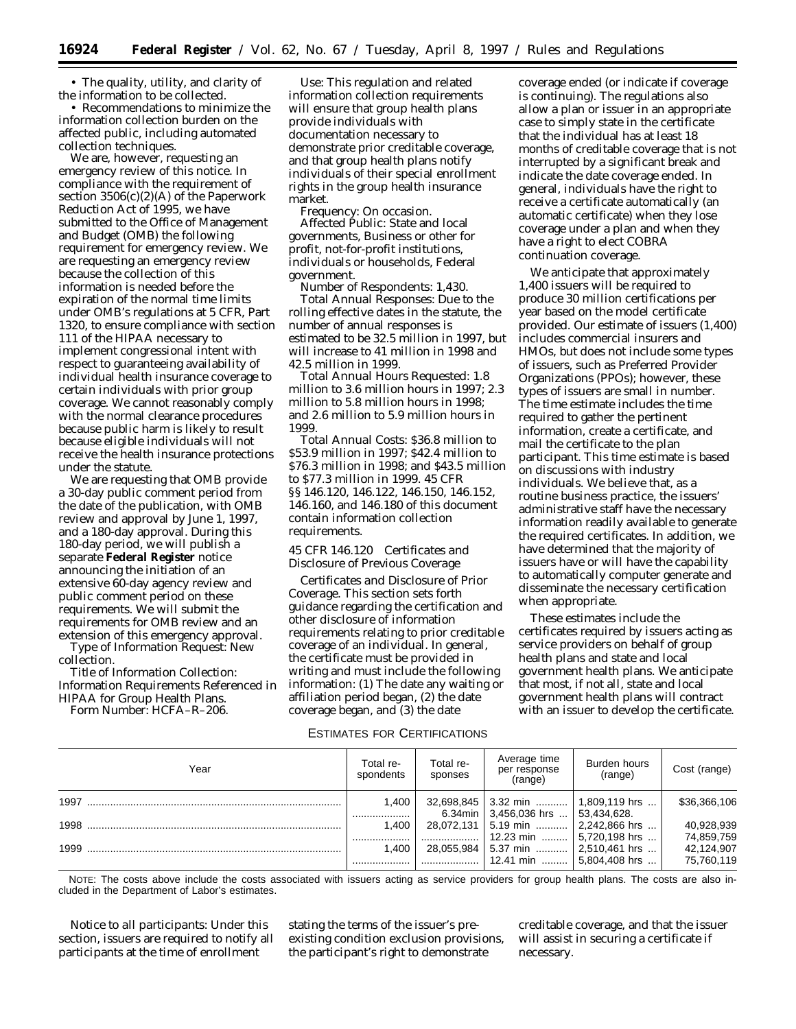• The quality, utility, and clarity of the information to be collected.

• Recommendations to minimize the information collection burden on the affected public, including automated collection techniques.

We are, however, requesting an emergency review of this notice. In compliance with the requirement of section 3506(c)(2)(A) of the Paperwork Reduction Act of 1995, we have submitted to the Office of Management and Budget (OMB) the following requirement for emergency review. We are requesting an emergency review because the collection of this information is needed before the expiration of the normal time limits under OMB's regulations at 5 CFR, Part 1320, to ensure compliance with section 111 of the HIPAA necessary to implement congressional intent with respect to guaranteeing availability of individual health insurance coverage to certain individuals with prior group coverage. We cannot reasonably comply with the normal clearance procedures because public harm is likely to result because eligible individuals will not receive the health insurance protections under the statute.

We are requesting that OMB provide a 30-day public comment period from the date of the publication, with OMB review and approval by June 1, 1997, and a 180-day approval. During this 180-day period, we will publish a separate **Federal Register** notice announcing the initiation of an extensive 60-day agency review and public comment period on these requirements. We will submit the requirements for OMB review and an extension of this emergency approval.

*Type of Information Request:* New collection.

*Title of Information Collection:* Information Requirements Referenced in HIPAA for Group Health Plans.

*Form Number:* HCFA–R–206.

*Use:* This regulation and related information collection requirements will ensure that group health plans provide individuals with documentation necessary to demonstrate prior creditable coverage, and that group health plans notify individuals of their special enrollment rights in the group health insurance market.

*Frequency:* On occasion.

*Affected Public:* State and local governments, Business or other for profit, not-for-profit institutions, individuals or households, Federal government.

*Number of Respondents:* 1,430.

*Total Annual Responses:* Due to the rolling effective dates in the statute, the number of annual responses is estimated to be 32.5 million in 1997, but will increase to 41 million in 1998 and 42.5 million in 1999.

*Total Annual Hours Requested:* 1.8 million to 3.6 million hours in 1997; 2.3 million to 5.8 million hours in 1998; and 2.6 million to 5.9 million hours in 1999.

*Total Annual Costs:* $36.8 million to $53.9 million in 1997; $42.4 million to $76.3 million in 1998; and $43.5 million to $77.3 million in 1999. 45 CFR §§ 146.120, 146.122, 146.150, 146.152, 146.160, and 146.180 of this document contain information collection requirements.

*45 CFR 146.120 Certificates and Disclosure of Previous Coverage*

*Certificates and Disclosure of Prior Coverage.* This section sets forth guidance regarding the certification and other disclosure of information requirements relating to prior creditable coverage of an individual. In general, the certificate must be provided in writing and must include the following information: (1) The date any waiting or affiliation period began, (2) the date coverage began, and (3) the date coverage ended (or indicate if coverage is continuing). The regulations also allow a plan or issuer in an appropriate case to simply state in the certificate that the individual has at least 18 months of creditable coverage that is not interrupted by a significant break and indicate the date coverage ended. In general, individuals have the right to receive a certificate automatically (an automatic certificate) when they lose coverage under a plan and when they have a right to elect COBRA continuation coverage.

We anticipate that approximately 1,400 issuers will be required to produce 30 million certifications per year based on the model certificate provided. Our estimate of issuers (1,400) includes commercial insurers and HMOs, but does not include some types of issuers, such as Preferred Provider Organizations (PPOs); however, these types of issuers are small in number. The time estimate includes the time required to gather the pertinent information, create a certificate, and mail the certificate to the plan participant. This time estimate is based on discussions with industry individuals. We believe that, as a routine business practice, the issuers' administrative staff have the necessary information readily available to generate the required certificates. In addition, we have determined that the majority of issuers have or will have the capability to automatically computer generate and disseminate the necessary certification when appropriate.

These estimates include the certificates required by issuers acting as service providers on behalf of group health plans and state and local government health plans. We anticipate that most, if not all, state and local government health plans will contract with an issuer to develop the certificate.

ESTIMATES FOR CERTIFICATIONS

| Year | Total respondents | Total responses | Average time per response (range) | Burden hours (range) | Cost (range) |
|---|---|---|---|---|---|
| 1997 | 1,400 | 32,698,845 | 3.32 min | 1,809,119 hrs | $36,366,106 |
| | | | 6.34min | 3,456,036 hrs | 53,434,628. |
| 1998 | 1,400 | 28,072,131 | 5.19 min | 2,242,866 hrs | 40,928,939 |
| | | | 12.23 min | 5,720,198 hrs | 74,859,759 |
| 1999 | 1,400 | 28,055,984 | 5.37 min | 2,510,461 hrs | 42,124,907 |
| | | | 12.41 min | 5,804,408 hrs | 75,760,119 |

NOTE: The costs above include the costs associated with issuers acting as service providers for group health plans. The costs are also included in the Department of Labor's estimates.

*Notice to all participants:* Under this section, issuers are required to notify all participants at the time of enrollment stating the terms of the issuer's pre-existing condition exclusion provisions, the participant's right to demonstrate creditable coverage, and that the issuer will assist in securing a certificate if necessary.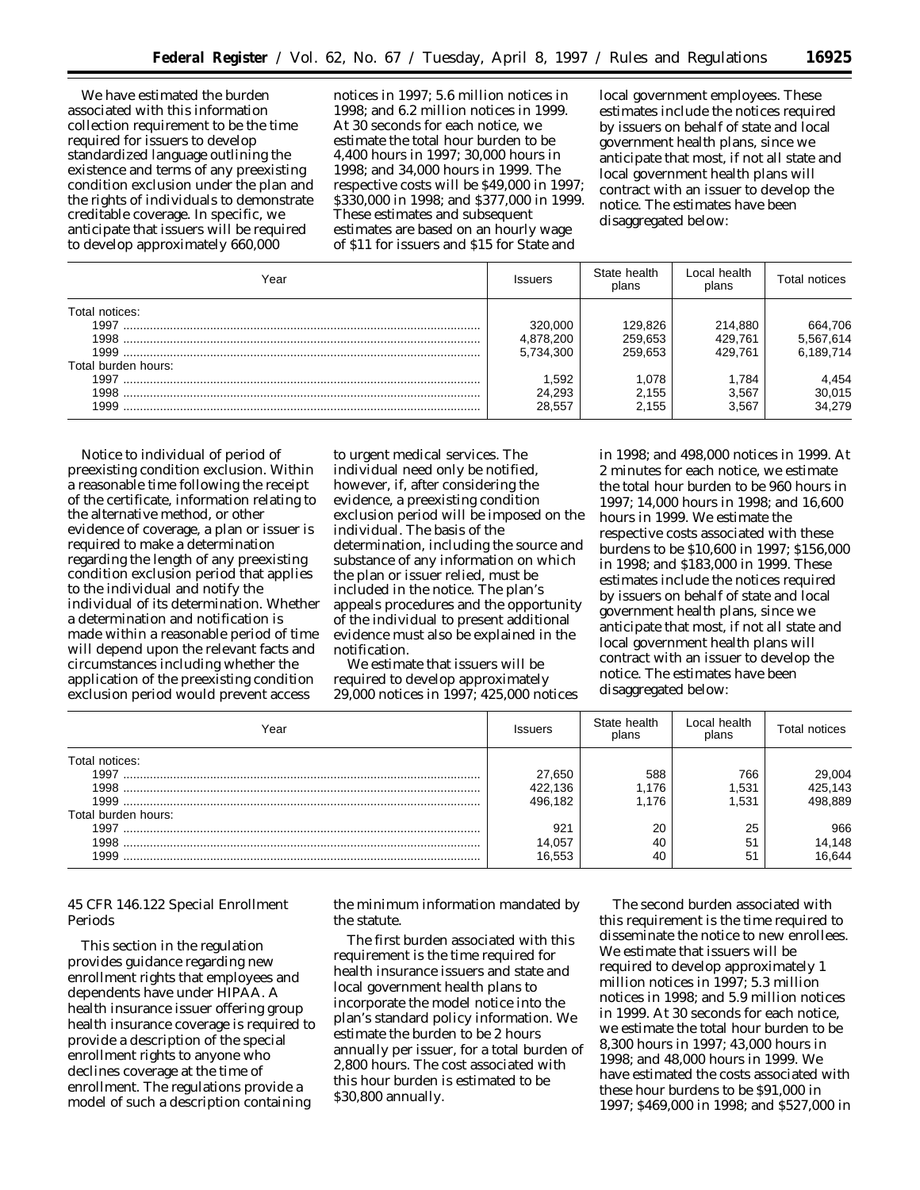We have estimated the burden associated with this information collection requirement to be the time required for issuers to develop standardized language outlining the existence and terms of any preexisting condition exclusion under the plan and the rights of individuals to demonstrate creditable coverage. In specific, we anticipate that issuers will be required to develop approximately 660,000 notices in 1997; 5.6 million notices in 1998; and 6.2 million notices in 1999. At 30 seconds for each notice, we estimate the total hour burden to be 4,400 hours in 1997; 30,000 hours in 1998; and 34,000 hours in 1999. The respective costs will be $49,000 in 1997; $330,000 in 1998; and $377,000 in 1999. These estimates and subsequent estimates are based on an hourly wage of $11 for issuers and $15 for State and local government employees. These estimates include the notices required by issuers on behalf of state and local government health plans, since we anticipate that most, if not all state and local government health plans will contract with an issuer to develop the notice. The estimates have been disaggregated below:

| Year | Issuers | State health plans | Local health plans | Total notices |
|---|---|---|---|---|
| Total notices: | | | | |
| 1997 | 320,000 | 129,826 | 214,880 | 664,706 |
| 1998 | 4,878,200 | 259,653 | 429,761 | 5,567,614 |
| 1999 | 5,734,300 | 259,653 | 429,761 | 6,189,714 |
| Total burden hours: | | | | |
| 1997 | 1,592 | 1,078 | 1,784 | 4,454 |
| 1998 | 24,293 | 2,155 | 3,567 | 30,015 |
| 1999 | 28,557 | 2,155 | 3,567 | 34,279 |

Notice to individual of period of preexisting condition exclusion. Within a reasonable time following the receipt of the certificate, information relating to the alternative method, or other evidence of coverage, a plan or issuer is required to make a determination regarding the length of any preexisting condition exclusion period that applies to the individual and notify the individual of its determination. Whether a determination and notification is made within a reasonable period of time will depend upon the relevant facts and circumstances including whether the application of the preexisting condition exclusion period would prevent access to urgent medical services. The individual need only be notified, however, if, after considering the evidence, a preexisting condition exclusion period will be imposed on the individual. The basis of the determination, including the source and substance of any information on which the plan or issuer relied, must be included in the notice. The plan's appeals procedures and the opportunity of the individual to present additional evidence must also be explained in the notification.

We estimate that issuers will be required to develop approximately 29,000 notices in 1997; 425,000 notices in 1998; and 498,000 notices in 1999. At 2 minutes for each notice, we estimate the total hour burden to be 960 hours in 1997; 14,000 hours in 1998; and 16,600 hours in 1999. We estimate the respective costs associated with these burdens to be $10,600 in 1997; $156,000 in 1998; and $183,000 in 1999. These estimates include the notices required by issuers on behalf of state and local government health plans, since we anticipate that most, if not all state and local government health plans will contract with an issuer to develop the notice. The estimates have been disaggregated below:

| Year | Issuers | State health plans | Local health plans | Total notices |
|---|---|---|---|---|
| Total notices: | | | | |
| 1997 | 27,650 | 588 | 766 | 29,004 |
| 1998 | 422,136 | 1,176 | 1,531 | 425,143 |
| 1999 | 496,182 | 1,176 | 1,531 | 498,889 |
| Total burden hours: | | | | |
| 1997 | 921 | 20 | 25 | 966 |
| 1998 | 14,057 | 40 | 51 | 14,148 |
| 1999 | 16,553 | 40 | 51 | 16,644 |

### 45 CFR 146.122 Special Enrollment Periods

This section in the regulation provides guidance regarding new enrollment rights that employees and dependents have under HIPAA. A health insurance issuer offering group health insurance coverage is required to provide a description of the special enrollment rights to anyone who declines coverage at the time of enrollment. The regulations provide a model of such a description containing the minimum information mandated by the statute.

The first burden associated with this requirement is the time required for health insurance issuers and state and local government health plans to incorporate the model notice into the plan's standard policy information. We estimate the burden to be 2 hours annually per issuer, for a total burden of 2,800 hours. The cost associated with this hour burden is estimated to be $30,800 annually.

The second burden associated with this requirement is the time required to disseminate the notice to new enrollees. We estimate that issuers will be required to develop approximately 1 million notices in 1997; 5.3 million notices in 1998; and 5.9 million notices in 1999. At 30 seconds for each notice, we estimate the total hour burden to be 8,300 hours in 1997; 43,000 hours in 1998; and 48,000 hours in 1999. We have estimated the costs associated with these hour burdens to be $91,000 in 1997; $469,000 in 1998; and $527,000 in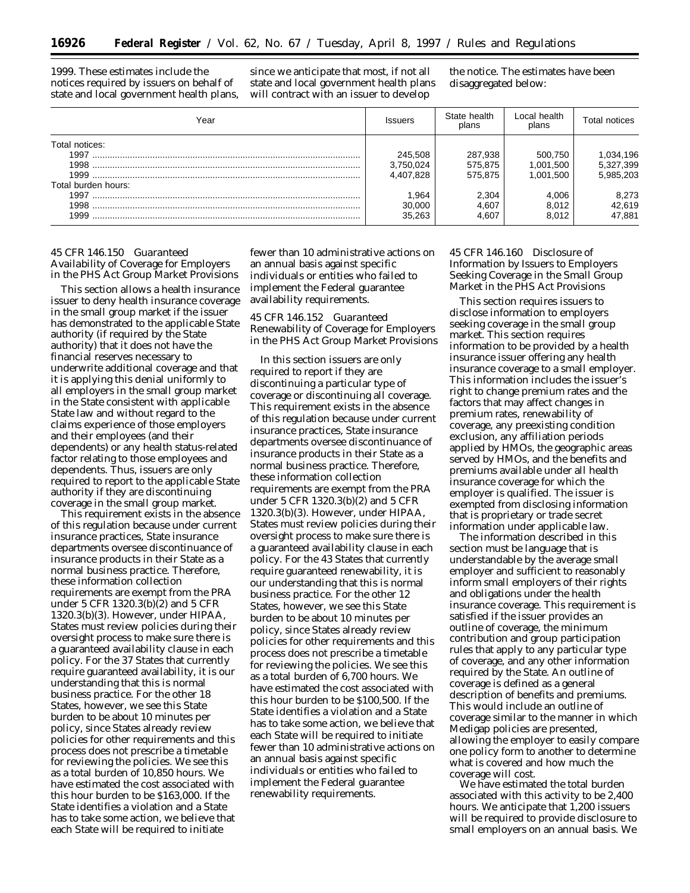1999. These estimates include the notices required by issuers on behalf of state and local government health plans, since we anticipate that most, if not all state and local government health plans will contract with an issuer to develop the notice. The estimates have been disaggregated below:

| Year | Issuers | State health plans | Local health plans | Total notices |
|---|---|---|---|---|
| Total notices: | | | | |
| 1997 | 245,508 | 287,938 | 500,750 | 1,034,196 |
| 1998 | 3,750,024 | 575,875 | 1,001,500 | 5,327,399 |
| 1999 | 4,407,828 | 575,875 | 1,001,500 | 5,985,203 |
| Total burden hours: | | | | |
| 1997 | 1,964 | 2,304 | 4,006 | 8,273 |
| 1998 | 30,000 | 4,607 | 8,012 | 42,619 |
| 1999 | 35,263 | 4,607 | 8,012 | 47,881 |

## 45 CFR 146.150 Guaranteed Availability of Coverage for Employers in the PHS Act Group Market Provisions

This section allows a health insurance issuer to deny health insurance coverage in the small group market if the issuer has demonstrated to the applicable State authority (if required by the State authority) that it does not have the financial reserves necessary to underwrite additional coverage and that it is applying this denial uniformly to all employers in the small group market in the State consistent with applicable State law and without regard to the claims experience of those employers and their employees (and their dependents) or any health status-related factor relating to those employees and dependents. Thus, issuers are only required to report to the applicable State authority if they are discontinuing coverage in the small group market.

This requirement exists in the absence of this regulation because under current insurance practices, State insurance departments oversee discontinuance of insurance products in their State as a normal business practice. Therefore, these information collection requirements are exempt from the PRA under 5 CFR 1320.3(b)(2) and 5 CFR 1320.3(b)(3). However, under HIPAA, States must review policies during their oversight process to make sure there is a guaranteed availability clause in each policy. For the 37 States that currently require guaranteed availability, it is our understanding that this is normal business practice. For the other 18 States, however, we see this State burden to be about 10 minutes per policy, since States already review policies for other requirements and this process does not prescribe a timetable for reviewing the policies. We see this as a total burden of 10,850 hours. We have estimated the cost associated with this hour burden to be $163,000. If the State identifies a violation and a State has to take some action, we believe that each State will be required to initiate fewer than 10 administrative actions on an annual basis against specific individuals or entities who failed to implement the Federal guarantee availability requirements.

## 45 CFR 146.152 Guaranteed Renewability of Coverage for Employers in the PHS Act Group Market Provisions

In this section issuers are only required to report if they are discontinuing a particular type of coverage or discontinuing all coverage. This requirement exists in the absence of this regulation because under current insurance practices, State insurance departments oversee discontinuance of insurance products in their State as a normal business practice. Therefore, these information collection requirements are exempt from the PRA under 5 CFR 1320.3(b)(2) and 5 CFR 1320.3(b)(3). However, under HIPAA, States must review policies during their oversight process to make sure there is a guaranteed availability clause in each policy. For the 43 States that currently require guaranteed renewability, it is our understanding that this is normal business practice. For the other 12 States, however, we see this State burden to be about 10 minutes per policy, since States already review policies for other requirements and this process does not prescribe a timetable for reviewing the policies. We see this as a total burden of 6,700 hours. We have estimated the cost associated with this hour burden to be $100,500. If the State identifies a violation and a State has to take some action, we believe that each State will be required to initiate fewer than 10 administrative actions on an annual basis against specific individuals or entities who failed to implement the Federal guarantee renewability requirements.

## 45 CFR 146.160 Disclosure of Information by Issuers to Employers Seeking Coverage in the Small Group Market in the PHS Act Provisions

This section requires issuers to disclose information to employers seeking coverage in the small group market. This section requires information to be provided by a health insurance issuer offering any health insurance coverage to a small employer. This information includes the issuer's right to change premium rates and the factors that may affect changes in premium rates, renewability of coverage, any preexisting condition exclusion, any affiliation periods applied by HMOs, the geographic areas served by HMOs, and the benefits and premiums available under all health insurance coverage for which the employer is qualified. The issuer is exempted from disclosing information that is proprietary or trade secret information under applicable law.

The information described in this section must be language that is understandable by the average small employer and sufficient to reasonably inform small employers of their rights and obligations under the health insurance coverage. This requirement is satisfied if the issuer provides an outline of coverage, the minimum contribution and group participation rules that apply to any particular type of coverage, and any other information required by the State. An outline of coverage is defined as a general description of benefits and premiums. This would include an outline of coverage similar to the manner in which Medigap policies are presented, allowing the employer to easily compare one policy form to another to determine what is covered and how much the coverage will cost.

We have estimated the total burden associated with this activity to be 2,400 hours. We anticipate that 1,200 issuers will be required to provide disclosure to small employers on an annual basis. We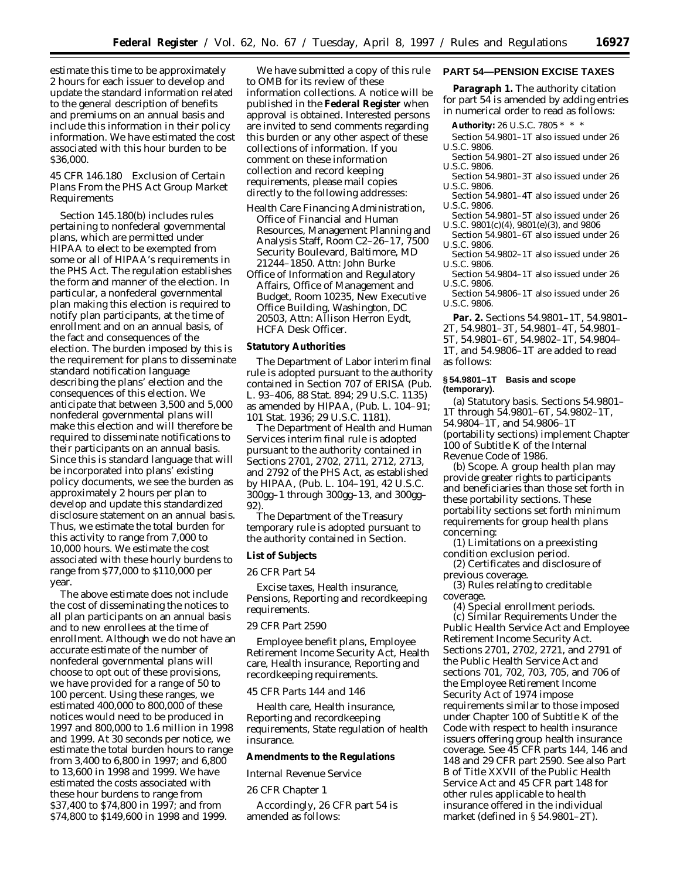estimate this time to be approximately 2 hours for each issuer to develop and update the standard information related to the general description of benefits and premiums on an annual basis and include this information in their policy information. We have estimated the cost associated with this hour burden to be $36,000.

45 CFR 146.180 Exclusion of Certain Plans From the PHS Act Group Market Requirements

Section 145.180(b) includes rules pertaining to nonfederal governmental plans, which are permitted under HIPAA to elect to be exempted from some or all of HIPAA's requirements in the PHS Act. The regulation establishes the form and manner of the election. In particular, a nonfederal governmental plan making this election is required to notify plan participants, at the time of enrollment and on an annual basis, of the fact and consequences of the election. The burden imposed by this is the requirement for plans to disseminate standard notification language describing the plans' election and the consequences of this election. We anticipate that between 3,500 and 5,000 nonfederal governmental plans will make this election and will therefore be required to disseminate notifications to their participants on an annual basis. Since this is standard language that will be incorporated into plans' existing policy documents, we see the burden as approximately 2 hours per plan to develop and update this standardized disclosure statement on an annual basis. Thus, we estimate the total burden for this activity to range from 7,000 to 10,000 hours. We estimate the cost associated with these hourly burdens to range from $77,000 to $110,000 per year.

The above estimate does not include the cost of disseminating the notices to all plan participants on an annual basis and to new enrollees at the time of enrollment. Although we do not have an accurate estimate of the number of nonfederal governmental plans will choose to opt out of these provisions, we have provided for a range of 50 to 100 percent. Using these ranges, we estimated 400,000 to 800,000 of these notices would need to be produced in 1997 and 800,000 to 1.6 million in 1998 and 1999. At 30 seconds per notice, we estimate the total burden hours to range from 3,400 to 6,800 in 1997; and 6,800 to 13,600 in 1998 and 1999. We have estimated the costs associated with these hour burdens to range from $37,400 to $74,800 in 1997; and from $74,800 to $149,600 in 1998 and 1999.

We have submitted a copy of this rule to OMB for its review of these information collections. A notice will be published in the **Federal Register** when approval is obtained. Interested persons are invited to send comments regarding this burden or any other aspect of these collections of information. If you comment on these information collection and record keeping requirements, please mail copies directly to the following addresses:

Health Care Financing Administration, Office of Financial and Human Resources, Management Planning and Analysis Staff, Room C2–26–17, 7500 Security Boulevard, Baltimore, MD 21244–1850. Attn: John Burke

Office of Information and Regulatory Affairs, Office of Management and Budget, Room 10235, New Executive Office Building, Washington, DC 20503, Attn: Allison Herron Eydt, HCFA Desk Officer.

**Statutory Authorities**

The Department of Labor interim final rule is adopted pursuant to the authority contained in Section 707 of ERISA (Pub. L. 93–406, 88 Stat. 894; 29 U.S.C. 1135) as amended by HIPAA, (Pub. L. 104–91; 101 Stat. 1936; 29 U.S.C. 1181).

The Department of Health and Human Services interim final rule is adopted pursuant to the authority contained in Sections 2701, 2702, 2711, 2712, 2713, and 2792 of the PHS Act, as established by HIPAA, (Pub. L. 104–191, 42 U.S.C. 300gg–1 through 300gg–13, and 300gg–92).

The Department of the Treasury temporary rule is adopted pursuant to the authority contained in Section.

**List of Subjects**

*26 CFR Part 54*

Excise taxes, Health insurance, Pensions, Reporting and recordkeeping requirements.

*29 CFR Part 2590*

Employee benefit plans, Employee Retirement Income Security Act, Health care, Health insurance, Reporting and recordkeeping requirements.

*45 CFR Parts 144 and 146*

Health care, Health insurance, Reporting and recordkeeping requirements, State regulation of health insurance.

**Amendments to the Regulations**

Internal Revenue Service

26 CFR Chapter 1

Accordingly, 26 CFR part 54 is amended as follows:

**PART 54—PENSION EXCISE TAXES**

**Paragraph 1.** The authority citation for part 54 is amended by adding entries in numerical order to read as follows:

**Authority:** 26 U.S.C. 7805 * * *

Section 54.9801–1T also issued under 26 U.S.C. 9806.

Section 54.9801–2T also issued under 26 U.S.C. 9806.

Section 54.9801–3T also issued under 26 U.S.C. 9806.

Section 54.9801–4T also issued under 26 U.S.C. 9806.

Section 54.9801–5T also issued under 26 U.S.C. 9801(c)(4), 9801(e)(3), and 9806

Section 54.9801–6T also issued under 26 U.S.C. 9806.

Section 54.9802–1T also issued under 26 U.S.C. 9806.

Section 54.9804–1T also issued under 26 U.S.C. 9806.

Section 54.9806–1T also issued under 26 U.S.C. 9806.

**Par. 2.** Sections 54.9801–1T, 54.9801–2T, 54.9801–3T, 54.9801–4T, 54.9801–5T, 54.9801–6T, 54.9802–1T, 54.9804–1T, and 54.9806–1T are added to read as follows:

**§ 54.9801–1T Basis and scope (temporary).**

(a) *Statutory basis.* Sections 54.9801–1T through 54.9801–6T, 54.9802–1T, 54.9804–1T, and 54.9806–1T (portability sections) implement Chapter 100 of Subtitle K of the Internal Revenue Code of 1986.

(b) *Scope.* A group health plan may provide greater rights to participants and beneficiaries than those set forth in these portability sections. These portability sections set forth minimum requirements for group health plans concerning:

(1) Limitations on a preexisting condition exclusion period.

(2) Certificates and disclosure of previous coverage.

(3) Rules relating to creditable coverage.

(4) Special enrollment periods.

(c) *Similar Requirements Under the Public Health Service Act and Employee Retirement Income Security Act.* Sections 2701, 2702, 2721, and 2791 of the Public Health Service Act and sections 701, 702, 703, 705, and 706 of the Employee Retirement Income Security Act of 1974 impose requirements similar to those imposed under Chapter 100 of Subtitle K of the Code with respect to health insurance issuers offering group health insurance coverage. See 45 CFR parts 144, 146 and 148 and 29 CFR part 2590. See also Part B of Title XXVII of the Public Health Service Act and 45 CFR part 148 for other rules applicable to health insurance offered in the individual market (defined in § 54.9801–2T).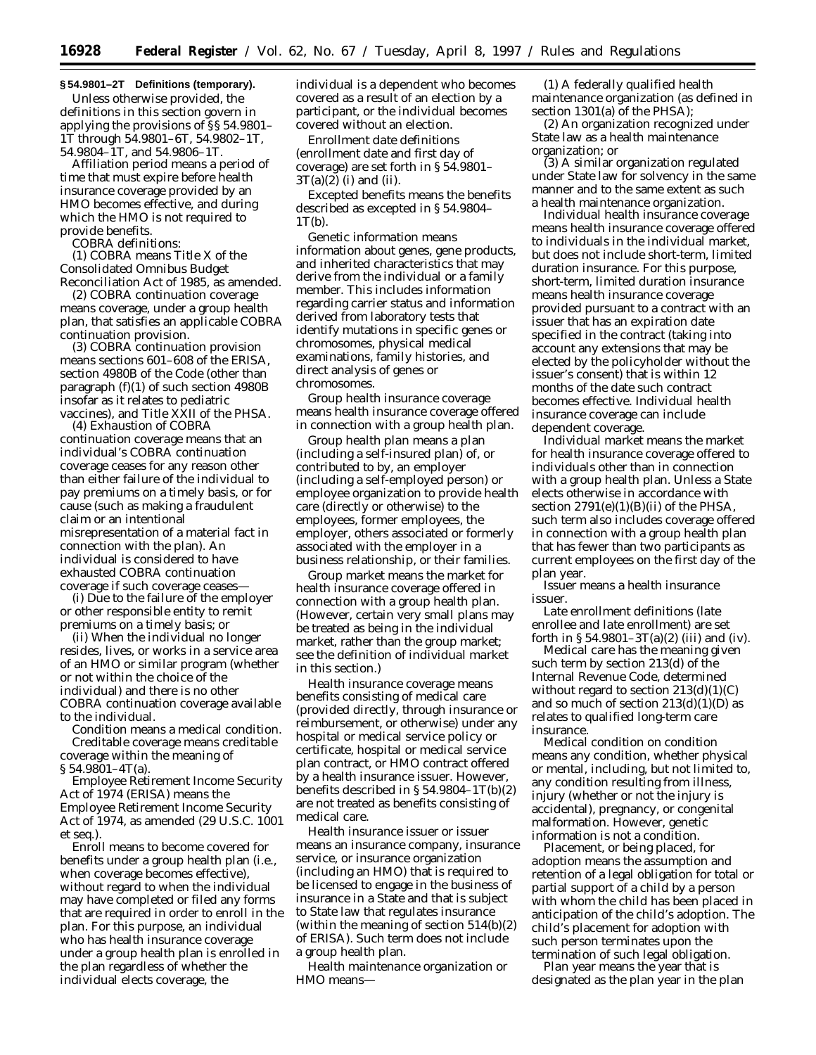**§ 54.9801–2T Definitions (temporary).**

Unless otherwise provided, the definitions in this section govern in applying the provisions of §§ 54.9801–1T through 54.9801–6T, 54.9802–1T, 54.9804–1T, and 54.9806–1T.

*Affiliation period* means a period of time that must expire before health insurance coverage provided by an HMO becomes effective, and during which the HMO is not required to provide benefits.

*COBRA definitions:*

(1) *COBRA* means Title X of the Consolidated Omnibus Budget Reconciliation Act of 1985, as amended.

(2) *COBRA continuation coverage* means coverage, under a group health plan, that satisfies an applicable COBRA continuation provision.

(3) *COBRA continuation provision* means sections 601–608 of the ERISA, section 4980B of the Code (other than paragraph (f)(1) of such section 4980B insofar as it relates to pediatric vaccines), and Title XXII of the PHSA.

(4) *Exhaustion of COBRA continuation coverage* means that an individual's COBRA continuation coverage ceases for any reason other than either failure of the individual to pay premiums on a timely basis, or for cause (such as making a fraudulent claim or an intentional misrepresentation of a material fact in connection with the plan). An individual is considered to have exhausted COBRA continuation coverage if such coverage ceases—

(i) Due to the failure of the employer or other responsible entity to remit premiums on a timely basis; or

(ii) When the individual no longer resides, lives, or works in a service area of an HMO or similar program (whether or not within the choice of the individual) and there is no other COBRA continuation coverage available to the individual.

*Condition* means a medical condition.

*Creditable coverage* means creditable coverage within the meaning of § 54.9801–4T(a).

*Employee Retirement Income Security Act of 1974 (ERISA)* means the Employee Retirement Income Security Act of 1974, as amended (29 U.S.C. 1001 *et seq.*).

*Enroll* means to become covered for benefits under a group health plan (i.e., when coverage becomes effective), without regard to when the individual may have completed or filed any forms that are required in order to enroll in the plan. For this purpose, an individual who has health insurance coverage under a group health plan is enrolled in the plan regardless of whether the individual elects coverage, the individual is a dependent who becomes covered as a result of an election by a participant, or the individual becomes covered without an election.

*Enrollment date definitions* (*enrollment date* and *first day of coverage*) are set forth in § 54.9801–3T(a)(2) (i) and (ii).

*Excepted benefits* means the benefits described as excepted in § 54.9804–1T(b).

*Genetic information* means information about genes, gene products, and inherited characteristics that may derive from the individual or a family member. This includes information regarding carrier status and information derived from laboratory tests that identify mutations in specific genes or chromosomes, physical medical examinations, family histories, and direct analysis of genes or chromosomes.

*Group health insurance coverage* means health insurance coverage offered in connection with a group health plan.

*Group health plan* means a plan (including a self-insured plan) of, or contributed to by, an employer (including a self-employed person) or employee organization to provide health care (directly or otherwise) to the employees, former employees, the employer, others associated or formerly associated with the employer in a business relationship, or their families.

*Group market* means the market for health insurance coverage offered in connection with a group health plan. (However, certain very small plans may be treated as being in the individual market, rather than the group market; see the definition of *individual market* in this section.)

*Health insurance coverage* means benefits consisting of medical care (provided directly, through insurance or reimbursement, or otherwise) under any hospital or medical service policy or certificate, hospital or medical service plan contract, or HMO contract offered by a health insurance issuer. However, benefits described in § 54.9804–1T(b)(2) are not treated as benefits consisting of medical care.

*Health insurance issuer* or *issuer* means an insurance company, insurance service, or insurance organization (including an HMO) that is required to be licensed to engage in the business of insurance in a State and that is subject to State law that regulates insurance (within the meaning of section 514(b)(2) of ERISA). Such term does not include a group health plan.

*Health maintenance organization* or *HMO* means—

(1) A federally qualified health maintenance organization (as defined in section 1301(a) of the PHSA);

(2) An organization recognized under State law as a health maintenance organization; or

(3) A similar organization regulated under State law for solvency in the same manner and to the same extent as such a health maintenance organization.

*Individual health insurance coverage* means health insurance coverage offered to individuals in the individual market, but does not include short-term, limited duration insurance. For this purpose, short-term, limited duration insurance means health insurance coverage provided pursuant to a contract with an issuer that has an expiration date specified in the contract (taking into account any extensions that may be elected by the policyholder without the issuer's consent) that is within 12 months of the date such contract becomes effective. Individual health insurance coverage can include dependent coverage.

*Individual market* means the market for health insurance coverage offered to individuals other than in connection with a group health plan. Unless a State elects otherwise in accordance with section 2791(e)(1)(B)(ii) of the PHSA, such term also includes coverage offered in connection with a group health plan that has fewer than two participants as current employees on the first day of the plan year.

*Issuer* means a health insurance issuer.

*Late enrollment definitions* (*late enrollee* and *late enrollment*) are set forth in § 54.9801–3T(a)(2) (iii) and (iv).

*Medical care* has the meaning given such term by section 213(d) of the Internal Revenue Code, determined without regard to section 213(d)(1)(C) and so much of section 213(d)(1)(D) as relates to qualified long-term care insurance.

*Medical condition* on *condition* means any condition, whether physical or mental, including, but not limited to, any condition resulting from illness, injury (whether or not the injury is accidental), pregnancy, or congenital malformation. However, genetic information is not a condition.

*Placement, or being placed, for adoption* means the assumption and retention of a legal obligation for total or partial support of a child by a person with whom the child has been placed in anticipation of the child's adoption. The child's placement for adoption with such person terminates upon the termination of such legal obligation.

*Plan year* means the year that is designated as the plan year in the plan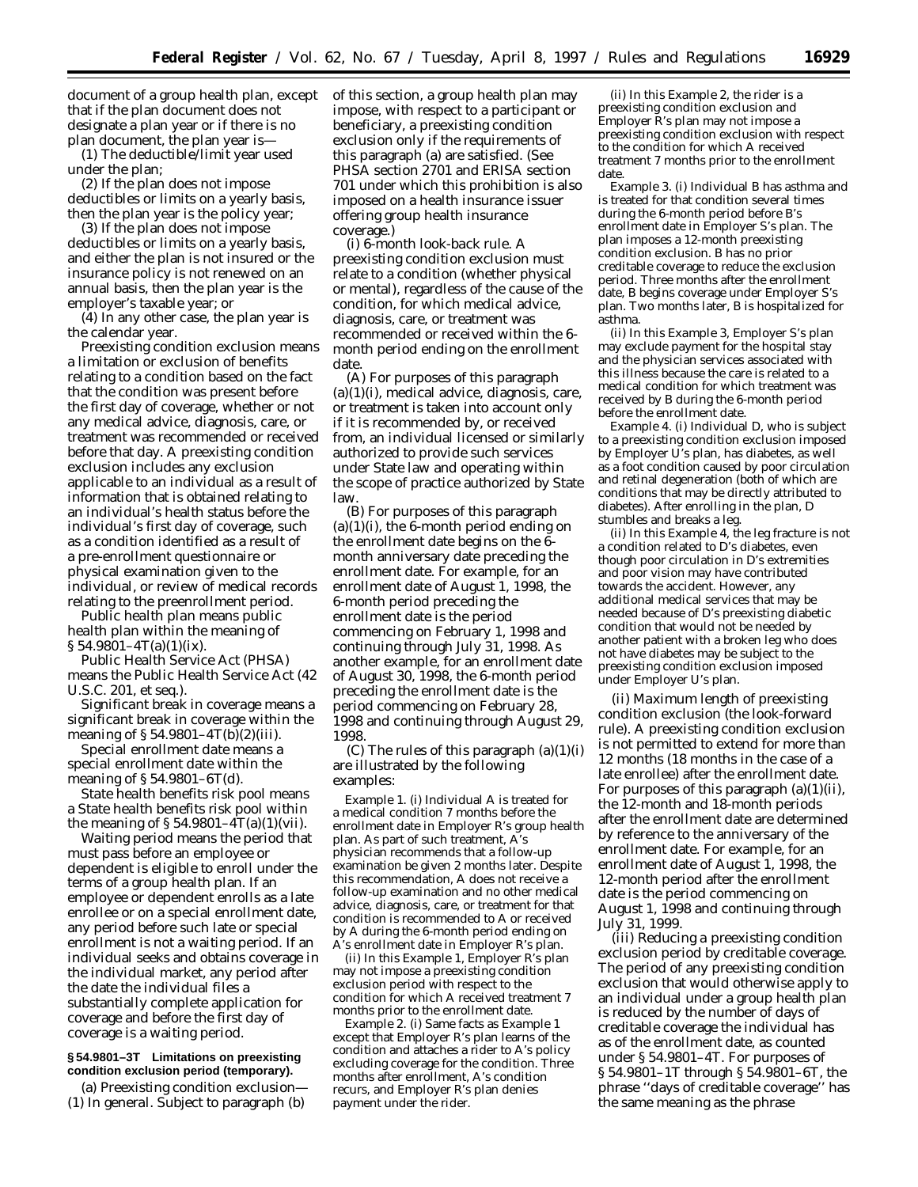document of a group health plan, except that if the plan document does not designate a plan year or if there is no plan document, the plan year is—

(1) The deductible/limit year used under the plan;

(2) If the plan does not impose deductibles or limits on a yearly basis, then the plan year is the policy year;

(3) If the plan does not impose deductibles or limits on a yearly basis, and either the plan is not insured or the insurance policy is not renewed on an annual basis, then the plan year is the employer's taxable year; or

(4) In any other case, the plan year is the calendar year.

*Preexisting condition exclusion* means a limitation or exclusion of benefits relating to a condition based on the fact that the condition was present before the first day of coverage, whether or not any medical advice, diagnosis, care, or treatment was recommended or received before that day. A preexisting condition exclusion includes any exclusion applicable to an individual as a result of information that is obtained relating to an individual's health status before the individual's first day of coverage, such as a condition identified as a result of a pre-enrollment questionnaire or physical examination given to the individual, or review of medical records relating to the preenrollment period.

*Public health plan* means public health plan within the meaning of § 54.9801–4T(a)(1)(ix).

*Public Health Service Act (PHSA)* means the Public Health Service Act (42 U.S.C. 201, *et seq.*).

*Significant break in coverage* means a significant break in coverage within the meaning of § 54.9801–4T(b)(2)(iii).

*Special enrollment date* means a special enrollment date within the meaning of § 54.9801–6T(d).

*State health benefits risk pool* means a State health benefits risk pool within the meaning of § 54.9801–4T(a)(1)(vii).

*Waiting period* means the period that must pass before an employee or dependent is eligible to enroll under the terms of a group health plan. If an employee or dependent enrolls as a late enrollee or on a special enrollment date, any period before such late or special enrollment is not a waiting period. If an individual seeks and obtains coverage in the individual market, any period after the date the individual files a substantially complete application for coverage and before the first day of coverage is a waiting period.

**§ 54.9801–3T Limitations on preexisting condition exclusion period (temporary).**

(a) *Preexisting condition exclusion*—(1) *In general.* Subject to paragraph (b) of this section, a group health plan may impose, with respect to a participant or beneficiary, a preexisting condition exclusion only if the requirements of this paragraph (a) are satisfied. (See PHSA section 2701 and ERISA section 701 under which this prohibition is also imposed on a health insurance issuer offering group health insurance coverage.)

(i) *6-month look-back rule.* A preexisting condition exclusion must relate to a condition (whether physical or mental), regardless of the cause of the condition, for which medical advice, diagnosis, care, or treatment was recommended or received within the 6-month period ending on the enrollment date.

(A) For purposes of this paragraph (a)(1)(i), medical advice, diagnosis, care, or treatment is taken into account only if it is recommended by, or received from, an individual licensed or similarly authorized to provide such services under State law and operating within the scope of practice authorized by State law.

(B) For purposes of this paragraph (a)(1)(i), the 6-month period ending on the enrollment date begins on the 6-month anniversary date preceding the enrollment date. For example, for an enrollment date of August 1, 1998, the 6-month period preceding the enrollment date is the period commencing on February 1, 1998 and continuing through July 31, 1998. As another example, for an enrollment date of August 30, 1998, the 6-month period preceding the enrollment date is the period commencing on February 28, 1998 and continuing through August 29, 1998.

(C) The rules of this paragraph (a)(1)(i) are illustrated by the following examples:

*Example 1.* (i) Individual A is treated for a medical condition 7 months before the enrollment date in Employer R's group health plan. As part of such treatment, A's physician recommends that a follow-up examination be given 2 months later. Despite this recommendation, A does not receive a follow-up examination and no other medical advice, diagnosis, care, or treatment for that condition is recommended to A or received by A during the 6-month period ending on A's enrollment date in Employer R's plan.

(ii) In this *Example 1*, Employer R's plan may not impose a preexisting condition exclusion period with respect to the condition for which A received treatment 7 months prior to the enrollment date.

*Example 2.* (i) Same facts as *Example 1* except that Employer R's plan learns of the condition and attaches a rider to A's policy excluding coverage for the condition. Three months after enrollment, A's condition recurs, and Employer R's plan denies payment under the rider.

(ii) In this *Example 2*, the rider is a preexisting condition exclusion and Employer R's plan may not impose a preexisting condition exclusion with respect to the condition for which A received treatment 7 months prior to the enrollment date.

*Example 3.* (i) Individual B has asthma and is treated for that condition several times during the 6-month period before B's enrollment date in Employer S's plan. The plan imposes a 12-month preexisting condition exclusion. B has no prior creditable coverage to reduce the exclusion period. Three months after the enrollment date, B begins coverage under Employer S's plan. Two months later, B is hospitalized for asthma.

(ii) In this *Example 3*, Employer S's plan may exclude payment for the hospital stay and the physician services associated with this illness because the care is related to a medical condition for which treatment was received by B during the 6-month period before the enrollment date.

*Example 4.* (i) Individual D, who is subject to a preexisting condition exclusion imposed by Employer U's plan, has diabetes, as well as a foot condition caused by poor circulation and retinal degeneration (both of which are conditions that may be directly attributed to diabetes). After enrolling in the plan, D stumbles and breaks a leg.

(ii) In this *Example 4*, the leg fracture is not a condition related to D's diabetes, even though poor circulation in D's extremities and poor vision may have contributed towards the accident. However, any additional medical services that may be needed because of D's preexisting diabetic condition that would not be needed by another patient with a broken leg who does not have diabetes may be subject to the preexisting condition exclusion imposed under Employer U's plan.

(ii) *Maximum length of preexisting condition exclusion (the look-forward rule).* A preexisting condition exclusion is not permitted to extend for more than 12 months (18 months in the case of a late enrollee) after the enrollment date. For purposes of this paragraph (a)(1)(ii), the 12-month and 18-month periods after the enrollment date are determined by reference to the anniversary of the enrollment date. For example, for an enrollment date of August 1, 1998, the 12-month period after the enrollment date is the period commencing on August 1, 1998 and continuing through July 31, 1999.

(iii) *Reducing a preexisting condition exclusion period by creditable coverage.* The period of any preexisting condition exclusion that would otherwise apply to an individual under a group health plan is reduced by the number of days of creditable coverage the individual has as of the enrollment date, as counted under § 54.9801–4T. For purposes of § 54.9801–1T through § 54.9801–6T, the phrase "days of creditable coverage" has the same meaning as the phrase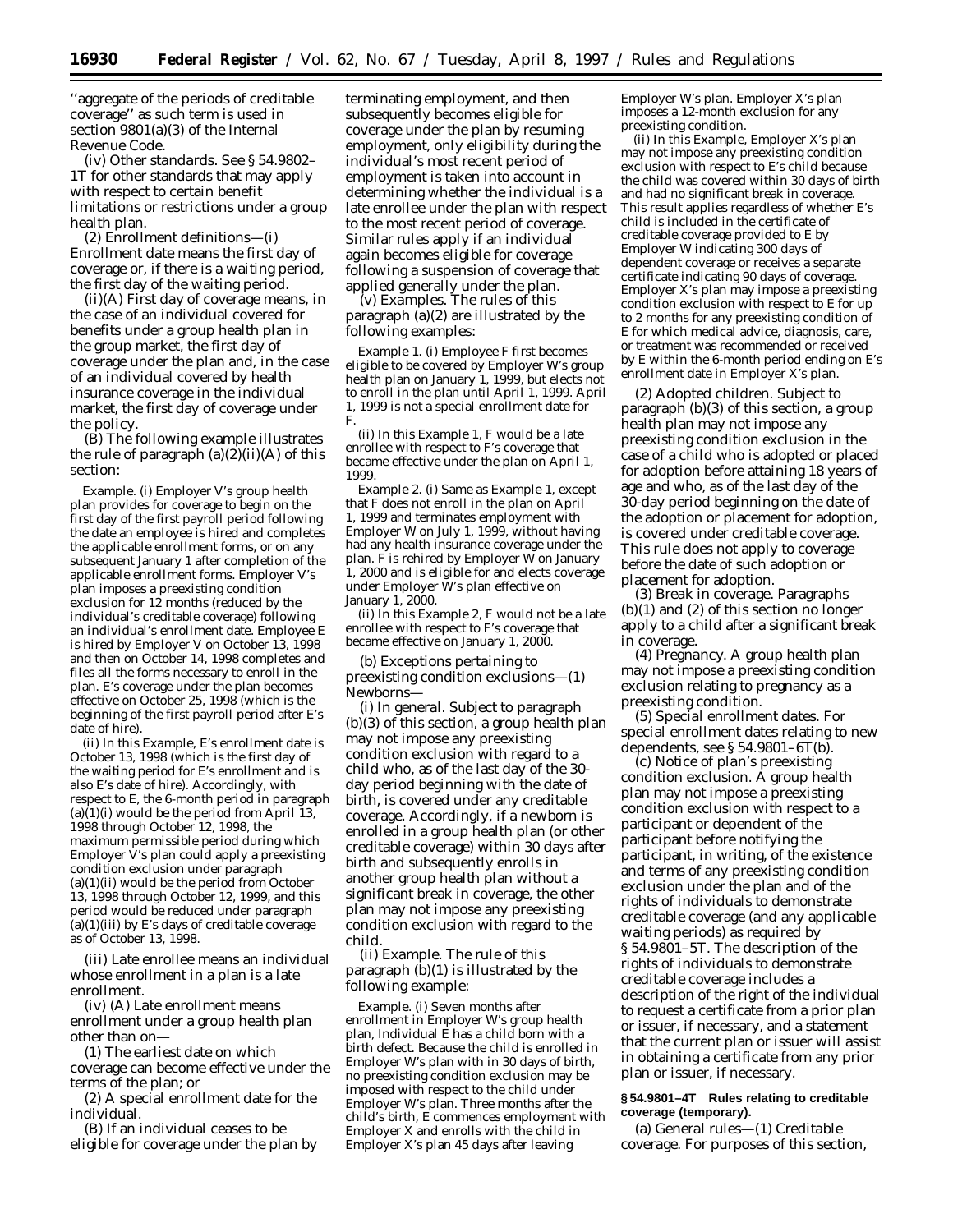''aggregate of the periods of creditable coverage'' as such term is used in section 9801(a)(3) of the Internal Revenue Code.

(iv) *Other standards.* See § 54.9802–1T for other standards that may apply with respect to certain benefit limitations or restrictions under a group health plan.

(2) *Enrollment definitions*—(i) *Enrollment date* means the first day of coverage or, if there is a waiting period, the first day of the waiting period.

(ii)(A) *First day of coverage* means, in the case of an individual covered for benefits under a group health plan in the group market, the first day of coverage under the plan and, in the case of an individual covered by health insurance coverage in the individual market, the first day of coverage under the policy.

(B) The following example illustrates the rule of paragraph (a)(2)(ii)(A) of this section:

*Example.* (i) Employer V's group health plan provides for coverage to begin on the first day of the first payroll period following the date an employee is hired and completes the applicable enrollment forms, or on any subsequent January 1 after completion of the applicable enrollment forms. Employer V's plan imposes a preexisting condition exclusion for 12 months (reduced by the individual's creditable coverage) following an individual's enrollment date. Employee E is hired by Employer V on October 13, 1998 and then on October 14, 1998 completes and files all the forms necessary to enroll in the plan. E's coverage under the plan becomes effective on October 25, 1998 (which is the beginning of the first payroll period after E's date of hire).

(ii) In this *Example,* E's enrollment date is October 13, 1998 (which is the first day of the waiting period for E's enrollment and is also E's date of hire). Accordingly, with respect to E, the 6-month period in paragraph (a)(1)(i) would be the period from April 13, 1998 through October 12, 1998, the maximum permissible period during which Employer V's plan could apply a preexisting condition exclusion under paragraph (a)(1)(ii) would be the period from October 13, 1998 through October 12, 1999, and this period would be reduced under paragraph (a)(1)(iii) by E's days of creditable coverage as of October 13, 1998.

(iii) *Late enrollee* means an individual whose enrollment in a plan is a late enrollment.

(iv) (A) *Late enrollment* means enrollment under a group health plan other than on—

(*1*) The earliest date on which coverage can become effective under the terms of the plan; or

(*2*) A special enrollment date for the individual.

(B) If an individual ceases to be eligible for coverage under the plan by terminating employment, and then subsequently becomes eligible for coverage under the plan by resuming employment, only eligibility during the individual's most recent period of employment is taken into account in determining whether the individual is a late enrollee under the plan with respect to the most recent period of coverage. Similar rules apply if an individual again becomes eligible for coverage following a suspension of coverage that applied generally under the plan.

(v) *Examples.* The rules of this paragraph (a)(2) are illustrated by the following examples:

*Example 1.* (i) Employee F first becomes eligible to be covered by Employer W's group health plan on January 1, 1999, but elects not to enroll in the plan until April 1, 1999. April 1, 1999 is not a special enrollment date for F.

(ii) In this *Example 1,* F would be a late enrollee with respect to F's coverage that became effective under the plan on April 1, 1999.

*Example 2.* (i) Same as *Example 1,* except that F does not enroll in the plan on April 1, 1999 and terminates employment with Employer W on July 1, 1999, without having had any health insurance coverage under the plan. F is rehired by Employer W on January 1, 2000 and is eligible for and elects coverage under Employer W's plan effective on January 1, 2000.

(ii) In this *Example 2,* F would not be a late enrollee with respect to F's coverage that became effective on January 1, 2000.

(b) *Exceptions pertaining to preexisting condition exclusions*—(1) *Newborns*—

(i) *In general.* Subject to paragraph (b)(3) of this section, a group health plan may not impose any preexisting condition exclusion with regard to a child who, as of the last day of the 30-day period beginning with the date of birth, is covered under any creditable coverage. Accordingly, if a newborn is enrolled in a group health plan (or other creditable coverage) within 30 days after birth and subsequently enrolls in another group health plan without a significant break in coverage, the other plan may not impose any preexisting condition exclusion with regard to the child.

(ii) *Example.* The rule of this paragraph (b)(1) is illustrated by the following example:

*Example.* (i) Seven months after enrollment in Employer W's group health plan, Individual E has a child born with a birth defect. Because the child is enrolled in Employer W's plan with in 30 days of birth, no preexisting condition exclusion may be imposed with respect to the child under Employer W's plan. Three months after the child's birth, E commences employment with Employer X and enrolls with the child in Employer X's plan 45 days after leaving Employer W's plan. Employer X's plan imposes a 12-month exclusion for any preexisting condition.

(ii) In this *Example,* Employer X's plan may not impose any preexisting condition exclusion with respect to E's child because the child was covered within 30 days of birth and had no significant break in coverage. This result applies regardless of whether E's child is included in the certificate of creditable coverage provided to E by Employer W indicating 300 days of dependent coverage or receives a separate certificate indicating 90 days of coverage. Employer X's plan may impose a preexisting condition exclusion with respect to E for up to 2 months for any preexisting condition of E for which medical advice, diagnosis, care, or treatment was recommended or received by E within the 6-month period ending on E's enrollment date in Employer X's plan.

(2) *Adopted children.* Subject to paragraph (b)(3) of this section, a group health plan may not impose any preexisting condition exclusion in the case of a child who is adopted or placed for adoption before attaining 18 years of age and who, as of the last day of the 30-day period beginning on the date of the adoption or placement for adoption, is covered under creditable coverage. This rule does not apply to coverage before the date of such adoption or placement for adoption.

(3) *Break in coverage.* Paragraphs (b)(1) and (2) of this section no longer apply to a child after a significant break in coverage.

(4) *Pregnancy.* A group health plan may not impose a preexisting condition exclusion relating to pregnancy as a preexisting condition.

(5) *Special enrollment dates.* For special enrollment dates relating to new dependents, see § 54.9801–6T(b).

(c) *Notice of plan's preexisting condition exclusion.* A group health plan may not impose a preexisting condition exclusion with respect to a participant or dependent of the participant before notifying the participant, in writing, of the existence and terms of any preexisting condition exclusion under the plan and of the rights of individuals to demonstrate creditable coverage (and any applicable waiting periods) as required by § 54.9801–5T. The description of the rights of individuals to demonstrate creditable coverage includes a description of the right of the individual to request a certificate from a prior plan or issuer, if necessary, and a statement that the current plan or issuer will assist in obtaining a certificate from any prior plan or issuer, if necessary.

**§ 54.9801–4T Rules relating to creditable coverage (temporary).**

(a) *General rules*—(1) *Creditable coverage.* For purposes of this section,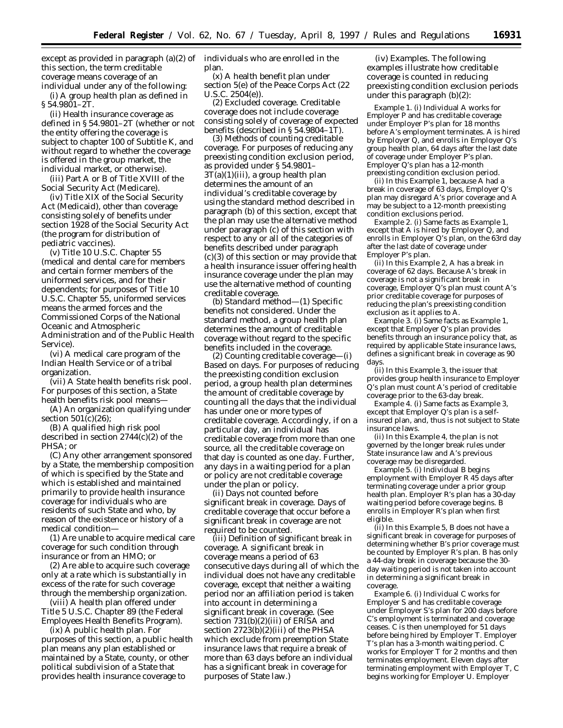except as provided in paragraph (a)(2) of this section, the term creditable coverage means coverage of an individual under any of the following:

(i) A group health plan as defined in § 54.9801–2T.

(ii) Health insurance coverage as defined in § 54.9801–2T (whether or not the entity offering the coverage is subject to chapter 100 of Subtitle K, and without regard to whether the coverage is offered in the group market, the individual market, or otherwise).

(iii) Part A or B of Title XVIII of the Social Security Act (Medicare).

(iv) Title XIX of the Social Security Act (Medicaid), other than coverage consisting solely of benefits under section 1928 of the Social Security Act (the program for distribution of pediatric vaccines).

(v) Title 10 U.S.C. Chapter 55 (medical and dental care for members and certain former members of the uniformed services, and for their dependents; for purposes of Title 10 U.S.C. Chapter 55, uniformed services means the armed forces and the Commissioned Corps of the National Oceanic and Atmospheric Administration and of the Public Health Service).

(vi) A medical care program of the Indian Health Service or of a tribal organization.

(vii) A State health benefits risk pool. For purposes of this section, a State health benefits risk pool means—

(A) An organization qualifying under section 501(c)(26);

(B) A qualified high risk pool described in section 2744(c)(2) of the PHSA; or

(C) Any other arrangement sponsored by a State, the membership composition of which is specified by the State and which is established and maintained primarily to provide health insurance coverage for individuals who are residents of such State and who, by reason of the existence or history of a medical condition—

(*1*) Are unable to acquire medical care coverage for such condition through insurance or from an HMO; or

(*2*) Are able to acquire such coverage only at a rate which is substantially in excess of the rate for such coverage through the membership organization.

(viii) A health plan offered under Title 5 U.S.C. Chapter 89 (the Federal Employees Health Benefits Program).

(ix) A public health plan. For purposes of this section, a public health plan means any plan established or maintained by a State, county, or other political subdivision of a State that provides health insurance coverage to individuals who are enrolled in the plan.

(x) A health benefit plan under section 5(e) of the Peace Corps Act (22 U.S.C. 2504(e)).

(2) *Excluded coverage.* Creditable coverage does not include coverage consisting solely of coverage of expected benefits (described in § 54.9804–1T).

(3) *Methods of counting creditable coverage.* For purposes of reducing any preexisting condition exclusion period, as provided under § 54.9801–3T(a)(1)(iii), a group health plan determines the amount of an individual's creditable coverage by using the standard method described in paragraph (b) of this section, except that the plan may use the alternative method under paragraph (c) of this section with respect to any or all of the categories of benefits described under paragraph (c)(3) of this section or may provide that a health insurance issuer offering health insurance coverage under the plan may use the alternative method of counting creditable coverage.

(b) *Standard method*—(1) *Specific benefits not considered.* Under the standard method, a group health plan determines the amount of creditable coverage without regard to the specific benefits included in the coverage.

(2) *Counting creditable coverage*—(i) *Based on days.* For purposes of reducing the preexisting condition exclusion period, a group health plan determines the amount of creditable coverage by counting all the days that the individual has under one or more types of creditable coverage. Accordingly, if on a particular day, an individual has creditable coverage from more than one source, all the creditable coverage on that day is counted as one day. Further, any days in a waiting period for a plan or policy are not creditable coverage under the plan or policy.

(ii) *Days not counted before significant break in coverage.* Days of creditable coverage that occur before a significant break in coverage are not required to be counted.

(iii) *Definition of significant break in coverage.* A significant break in coverage means a period of 63 consecutive days during all of which the individual does not have any creditable coverage, except that neither a waiting period nor an affiliation period is taken into account in determining a significant break in coverage. (See section 731(b)(2)(iii) of ERISA and section 2723(b)(2)(iii) of the PHSA which exclude from preemption State insurance laws that require a break of more than 63 days before an individual has a significant break in coverage for purposes of State law.)

(iv) *Examples.* The following examples illustrate how creditable coverage is counted in reducing preexisting condition exclusion periods under this paragraph (b)(2):

*Example 1.* (i) Individual A works for Employer P and has creditable coverage under Employer P's plan for 18 months before A's employment terminates. A is hired by Employer Q, and enrolls in Employer Q's group health plan, 64 days after the last date of coverage under Employer P's plan. Employer Q's plan has a 12-month preexisting condition exclusion period.

(ii) In this *Example 1*, because A had a break in coverage of 63 days, Employer Q's plan may disregard A's prior coverage and A may be subject to a 12-month preexisting condition exclusions period.

*Example 2.* (i) Same facts as Example 1, except that A is hired by Employer Q, and enrolls in Employer Q's plan, on the 63rd day after the last date of coverage under Employer P's plan.

(ii) In this *Example 2*, A has a break in coverage of 62 days. Because A's break in coverage is not a significant break in coverage, Employer Q's plan must count A's prior creditable coverage for purposes of reducing the plan's preexisting condition exclusion as it applies to A.

*Example 3.* (i) Same facts as Example 1, except that Employer Q's plan provides benefits through an insurance policy that, as required by applicable State insurance laws, defines a significant break in coverage as 90 days.

(ii) In this *Example 3*, the issuer that provides group health insurance to Employer Q's plan must count A's period of creditable coverage prior to the 63-day break.

*Example 4.* (i) Same facts as Example 3, except that Employer Q's plan is a self-insured plan, and, thus is not subject to State insurance laws.

(ii) In this *Example 4*, the plan is not governed by the longer break rules under State insurance law and A's previous coverage may be disregarded.

*Example 5.* (i) Individual B begins employment with Employer R 45 days after terminating coverage under a prior group health plan. Employer R's plan has a 30-day waiting period before coverage begins. B enrolls in Employer R's plan when first eligible.

(ii) In this *Example 5*, B does not have a significant break in coverage for purposes of determining whether B's prior coverage must be counted by Employer R's plan. B has only a 44-day break in coverage because the 30-day waiting period is not taken into account in determining a significant break in coverage.

*Example 6.* (i) Individual C works for Employer S and has creditable coverage under Employer S's plan for 200 days before C's employment is terminated and coverage ceases. C is then unemployed for 51 days before being hired by Employer T. Employer T's plan has a 3-month waiting period. C works for Employer T for 2 months and then terminates employment. Eleven days after terminating employment with Employer T, C begins working for Employer U. Employer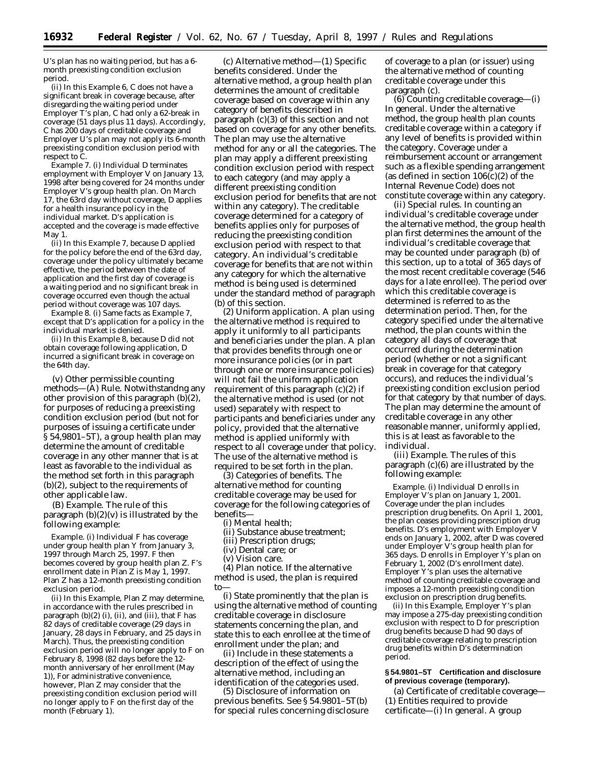U's plan has no waiting period, but has a 6-month preexisting condition exclusion period.

(ii) In this *Example 6*, C does not have a significant break in coverage because, after disregarding the waiting period under Employer T's plan, C had only a 62-break in coverage (51 days plus 11 days). Accordingly, C has 200 days of creditable coverage and Employer U's plan may not apply its 6-month preexisting condition exclusion period with respect to C.

*Example 7*. (i) Individual D terminates employment with Employer V on January 13, 1998 after being covered for 24 months under Employer V's group health plan. On March 17, the 63rd day without coverage, D applies for a health insurance policy in the individual market. D's application is accepted and the coverage is made effective May 1.

(ii) In this *Example 7*, because D applied for the policy before the end of the 63rd day, coverage under the policy ultimately became effective, the period between the date of application and the first day of coverage is a waiting period and no significant break in coverage occurred even though the actual period without coverage was 107 days.

*Example 8*. (i) Same facts as *Example 7*, except that D's application for a policy in the individual market is denied.

(ii) In this *Example 8*, because D did not obtain coverage following application, D incurred a significant break in coverage on the 64th day.

(v) *Other permissible counting methods*—(A) *Rule*. Notwithstandng any other provision of this paragraph (b)(2), for purposes of reducing a preexisting condition exclusion period (but not for purposes of issuing a certificate under § 54.9801–5T), a group health plan may determine the amount of creditable coverage in any other manner that is at least as favorable to the individual as the method set forth in this paragraph (b)(2), subject to the requirements of other applicable law.

(B) *Example*. The rule of this paragraph (b)(2)(v) is illustrated by the following example:

*Example*. (i) Individual F has coverage under group health plan Y from January 3, 1997 through March 25, 1997. F then becomes covered by group health plan Z. F's enrollment date in Plan Z is May 1, 1997. Plan Z has a 12-month preexisting condition exclusion period.

(ii) In this *Example*, Plan Z may determine, in accordance with the rules prescribed in paragraph (b)(2) (i), (ii), and (iii), that F has 82 days of creditable coverage (29 days in January, 28 days in February, and 25 days in March). Thus, the preexisting condition exclusion period will no longer apply to F on February 8, 1998 (82 days before the 12-month anniversary of her enrollment (May 1)), For administrative convenience, however, Plan Z may consider that the preexisting condition exclusion period will no longer apply to F on the first day of the month (February 1).

(c) *Alternative method*—(1) *Specific benefits considered*. Under the alternative method, a group health plan determines the amount of creditable coverage based on coverage within any category of benefits described in paragraph (c)(3) of this section and not based on coverage for any other benefits. The plan may use the alternative method for any or all the categories. The plan may apply a different preexisting condition exclusion period with respect to each category (and may apply a different preexisting condition exclusion period for benefits that are not within any category). The creditable coverage determined for a category of benefits applies only for purposes of reducing the preexisting condition exclusion period with respect to that category. An individual's creditable coverage for benefits that are not within any category for which the alternative method is being used is determined under the standard method of paragraph (b) of this section.

(2) *Uniform application*. A plan using the alternative method is required to apply it uniformly to all participants and beneficiaries under the plan. A plan that provides benefits through one or more insurance policies (or in part through one or more insurance policies) will not fail the uniform application requirement of this paragraph (c)(2) if the alternative method is used (or not used) separately with respect to participants and beneficiaries under any policy, provided that the alternative method is applied uniformly with respect to all coverage under that policy. The use of the alternative method is required to be set forth in the plan.

(3) *Categories of benefits*. The alternative method for counting creditable coverage may be used for coverage for the following categories of benefits—

(i) Mental health;

(ii) Substance abuse treatment;

(iii) Prescription drugs;

(iv) Dental care; or

(v) Vision care.

(4) *Plan notice*. If the alternative method is used, the plan is required to—

(i) State prominently that the plan is using the alternative method of counting creditable coverage in disclosure statements concerning the plan, and state this to each enrollee at the time of enrollment under the plan; and

(ii) Include in these statements a description of the effect of using the alternative method, including an identification of the categories used.

(5) *Disclosure of information on previous benefits*. See § 54.9801–5T(b) for special rules concerning disclosure of coverage to a plan (or issuer) using the alternative method of counting creditable coverage under this paragraph (c).

(6) *Counting creditable coverage*—(i) *In general*. Under the alternative method, the group health plan counts creditable coverage within a category if any level of benefits is provided within the category. Coverage under a reimbursement account or arrangement such as a flexible spending arrangement (as defined in section 106(c)(2) of the Internal Revenue Code) does not constitute coverage within any category.

(ii) *Special rules*. In counting an individual's creditable coverage under the alternative method, the group health plan first determines the amount of the individual's creditable coverage that may be counted under paragraph (b) of this section, up to a total of 365 days of the most recent creditable coverage (546 days for a late enrollee). The period over which this creditable coverage is determined is referred to as the determination period. Then, for the category specified under the alternative method, the plan counts within the category all days of coverage that occurred during the determination period (whether or not a significant break in coverage for that category occurs), and reduces the individual's preexisting condition exclusion period for that category by that number of days. The plan may determine the amount of creditable coverage in any other reasonable manner, uniformly applied, this is at least as favorable to the individual.

(iii) *Example*. The rules of this paragraph (c)(6) are illustrated by the following example:

*Example*. (i) Individual D enrolls in Employer V's plan on January 1, 2001. Coverage under the plan includes prescription drug benefits. On April 1, 2001, the plan ceases providing prescription drug benefits. D's employment with Employer V ends on January 1, 2002, after D was covered under Employer V's group health plan for 365 days. D enrolls in Employer Y's plan on February 1, 2002 (D's enrollment date). Employer Y's plan uses the alternative method of counting creditable coverage and imposes a 12-month preexisting condition exclusion on prescription drug benefits.

(ii) In this *Example*, Employer Y's plan may impose a 275-day preexisting condition exclusion with respect to D for prescription drug benefits because D had 90 days of creditable coverage relating to prescription drug benefits within D's determination period.

**§ 54.9801–5T Certification and disclosure of previous coverage (temporary).**

(a) *Certificate of creditable coverage*—(1) *Entities required to provide certificate*—(i) *In general*. A group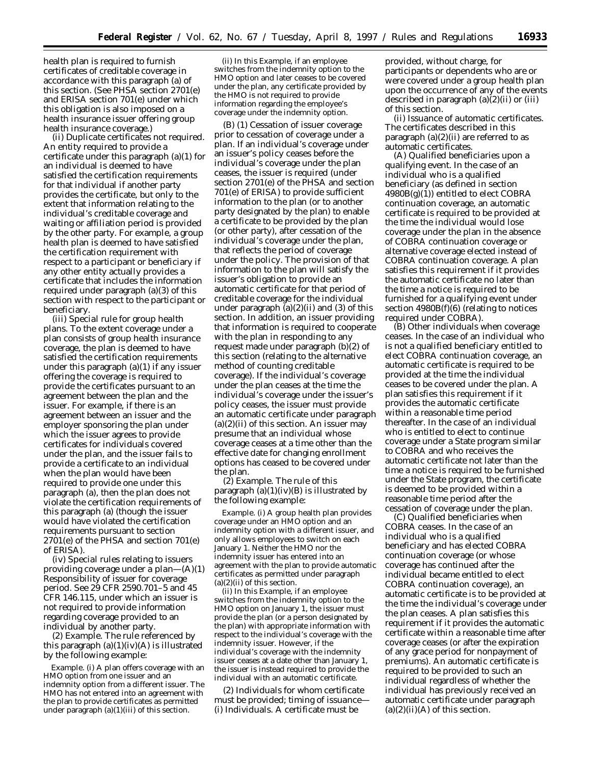health plan is required to furnish certificates of creditable coverage in accordance with this paragraph (a) of this section. (See PHSA section 2701(e) and ERISA section 701(e) under which this obligation is also imposed on a health insurance issuer offering group health insurance coverage.)

(ii) *Duplicate certificates not required.* An entity required to provide a certificate under this paragraph (a)(1) for an individual is deemed to have satisfied the certification requirements for that individual if another party provides the certificate, but only to the extent that information relating to the individual's creditable coverage and waiting or affiliation period is provided by the other party. For example, a group health plan is deemed to have satisfied the certification requirement with respect to a participant or beneficiary if any other entity actually provides a certificate that includes the information required under paragraph (a)(3) of this section with respect to the participant or beneficiary.

(iii) *Special rule for group health plans.* To the extent coverage under a plan consists of group health insurance coverage, the plan is deemed to have satisfied the certification requirements under this paragraph (a)(1) if any issuer offering the coverage is required to provide the certificates pursuant to an agreement between the plan and the issuer. For example, if there is an agreement between an issuer and the employer sponsoring the plan under which the issuer agrees to provide certificates for individuals covered under the plan, and the issuer fails to provide a certificate to an individual when the plan would have been required to provide one under this paragraph (a), then the plan does not violate the certification requirements of this paragraph (a) (though the issuer would have violated the certification requirements pursuant to section 2701(e) of the PHSA and section 701(e) of ERISA).

(iv) *Special rules relating to issuers providing coverage under a plan*—(A)(*1*) *Responsibility of issuer for coverage period.* See 29 CFR 2590.701–5 and 45 CFR 146.115, under which an issuer is not required to provide information regarding coverage provided to an individual by another party.

(*2*) *Example.* The rule referenced by this paragraph (a)(1)(iv)(A) is illustrated by the following example:

*Example.* (i) A plan offers coverage with an HMO option from one issuer and an indemnity option from a different issuer. The HMO has not entered into an agreement with the plan to provide certificates as permitted under paragraph (a)(1)(iii) of this section.

(ii) In this *Example*, if an employee switches from the indemnity option to the HMO option and later ceases to be covered under the plan, any certificate provided by the HMO is not required to provide information regarding the employee's coverage under the indemnity option.

(B) (*1*) *Cessation of issuer coverage prior to cessation of coverage under a plan.* If an individual's coverage under an issuer's policy ceases before the individual's coverage under the plan ceases, the issuer is required (under section 2701(e) of the PHSA and section 701(e) of ERISA) to provide sufficient information to the plan (or to another party designated by the plan) to enable a certificate to be provided by the plan (or other party), after cessation of the individual's coverage under the plan, that reflects the period of coverage under the policy. The provision of that information to the plan will satisfy the issuer's obligation to provide an automatic certificate for that period of creditable coverage for the individual under paragraph (a)(2)(ii) and (3) of this section. In addition, an issuer providing that information is required to cooperate with the plan in responding to any request made under paragraph (b)(2) of this section (relating to the alternative method of counting creditable coverage). If the individual's coverage under the plan ceases at the time the individual's coverage under the issuer's policy ceases, the issuer must provide an automatic certificate under paragraph (a)(2)(ii) of this section. An issuer may presume that an individual whose coverage ceases at a time other than the effective date for changing enrollment options has ceased to be covered under the plan.

(*2*) *Example.* The rule of this paragraph (a)(1)(iv)(B) is illustrated by the following example:

*Example.* (i) A group health plan provides coverage under an HMO option and an indemnity option with a different issuer, and only allows employees to switch on each January 1. Neither the HMO nor the indemnity issuer has entered into an agreement with the plan to provide automatic certificates as permitted under paragraph (a)(2)(ii) of this section.

(ii) In this *Example*, if an employee switches from the indemnity option to the HMO option on January 1, the issuer must provide the plan (or a person designated by the plan) with appropriate information with respect to the individual's coverage with the indemnity issuer. However, if the individual's coverage with the indemnity issuer ceases at a date other than January 1, the issuer is instead required to provide the individual with an automatic certificate.

(2) *Individuals for whom certificate must be provided; timing of issuance*—(i) *Individuals.* A certificate must be provided, without charge, for participants or dependents who are or were covered under a group health plan upon the occurrence of any of the events described in paragraph (a)(2)(ii) or (iii) of this section.

(ii) *Issuance of automatic certificates.* The certificates described in this paragraph (a)(2)(ii) are referred to as automatic certificates.

(A) *Qualified beneficiaries upon a qualifying event.* In the case of an individual who is a qualified beneficiary (as defined in section 4980B(g)(1)) entitled to elect COBRA continuation coverage, an automatic certificate is required to be provided at the time the individual would lose coverage under the plan in the absence of COBRA continuation coverage or alternative coverage elected instead of COBRA continuation coverage. A plan satisfies this requirement if it provides the automatic certificate no later than the time a notice is required to be furnished for a qualifying event under section 4980B(f)(6) (relating to notices required under COBRA).

(B) *Other individuals when coverage ceases.* In the case of an individual who is not a qualified beneficiary entitled to elect COBRA continuation coverage, an automatic certificate is required to be provided at the time the individual ceases to be covered under the plan. A plan satisfies this requirement if it provides the automatic certificate within a reasonable time period thereafter. In the case of an individual who is entitled to elect to continue coverage under a State program similar to COBRA and who receives the automatic certificate not later than the time a notice is required to be furnished under the State program, the certificate is deemed to be provided within a reasonable time period after the cessation of coverage under the plan.

(C) *Qualified beneficiaries when COBRA ceases.* In the case of an individual who is a qualified beneficiary and has elected COBRA continuation coverage (or whose coverage has continued after the individual became entitled to elect COBRA continuation coverage), an automatic certificate is to be provided at the time the individual's coverage under the plan ceases. A plan satisfies this requirement if it provides the automatic certificate within a reasonable time after coverage ceases (or after the expiration of any grace period for nonpayment of premiums). An automatic certificate is required to be provided to such an individual regardless of whether the individual has previously received an automatic certificate under paragraph (a)(2)(ii)(A) of this section.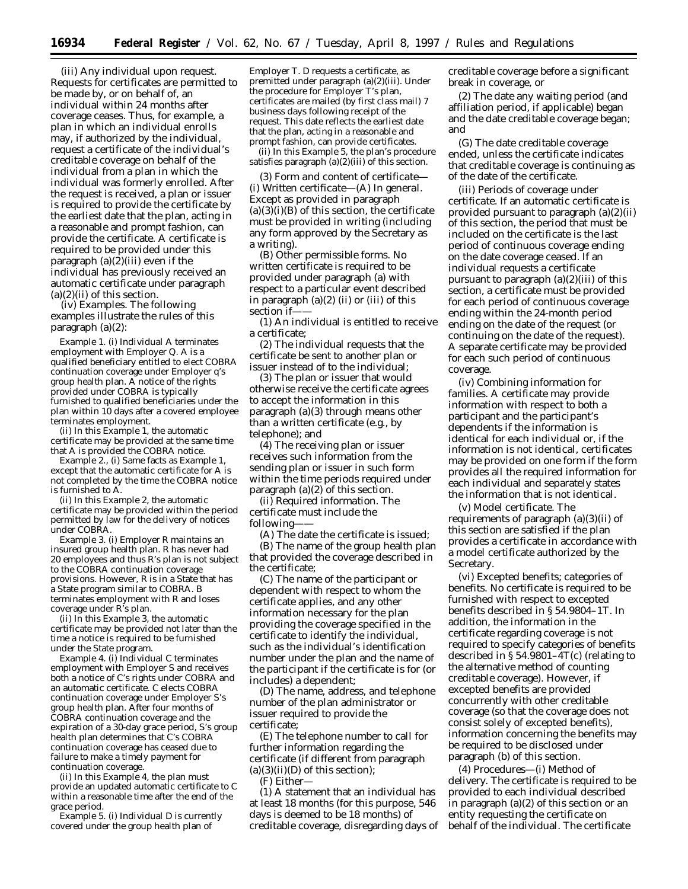(iii) Any individual upon request. Requests for certificates are permitted to be made by, or on behalf of, an individual within 24 months after coverage ceases. Thus, for example, a plan in which an individual enrolls may, if authorized by the individual, request a certificate of the individual's creditable coverage on behalf of the individual from a plan in which the individual was formerly enrolled. After the request is received, a plan or issuer is required to provide the certificate by the earliest date that the plan, acting in a reasonable and prompt fashion, can provide the certificate. A certificate is required to be provided under this paragraph (a)(2)(iii) even if the individual has previously received an automatic certificate under paragraph (a)(2)(ii) of this section.

(iv) *Examples.* The following examples illustrate the rules of this paragraph (a)(2):

*Example 1.* (i) Individual A terminates employment with Employer Q. A is a qualified beneficiary entitled to elect COBRA continuation coverage under Employer q's group health plan. A notice of the rights provided under COBRA is typically furnished to qualified beneficiaries under the plan within 10 days after a covered employee terminates employment.

(ii) In this Example 1, the automatic certificate may be provided at the same time that A is provided the COBRA notice.

*Example 2.*, (i) Same facts as Example 1, except that the automatic certificate for A is not completed by the time the COBRA notice is furnished to A.

(ii) In this Example 2, the automatic certificate may be provided within the period permitted by law for the delivery of notices under COBRA.

*Example 3.* (i) Employer R maintains an insured group health plan. R has never had 20 employees and thus R's plan is not subject to the COBRA continuation coverage provisions. However, R is in a State that has a State program similar to COBRA. B terminates employment with R and loses coverage under R's plan.

(ii) In this Example 3, the automatic certificate may be provided not later than the time a notice is required to be furnished under the State program.

*Example 4.* (i) Individual C terminates employment with Employer S and receives both a notice of C's rights under COBRA and an automatic certificate. C elects COBRA continuation coverage under Employer S's group health plan. After four months of COBRA continuation coverage and the expiration of a 30-day grace period, S's group health plan determines that C's COBRA continuation coverage has ceased due to failure to make a timely payment for continuation coverage.

(ii) In this Example 4, the plan must provide an updated automatic certificate to C within a reasonable time after the end of the grace period.

*Example 5.* (i) Individual D is currently covered under the group health plan of Employer T. D requests a certificate, as premitted under paragraph (a)(2)(iii). Under the procedure for Employer T's plan, certificates are mailed (by first class mail) 7 business days following receipt of the request. This date reflects the earliest date that the plan, acting in a reasonable and prompt fashion, can provide certificates.

(ii) In this Example 5, the plan's procedure satisfies paragraph (a)(2)(iii) of this section.

(3) *Form and content of certificate*—(i) *Written certificate*—(A) *In general.* Except as provided in paragraph (a)(3)(i)(B) of this section, the certificate must be provided in writing (including any form approved by the Secretary as a writing).

(B) *Other permissible forms.* No written certificate is required to be provided under paragraph (a) with respect to a particular event described in paragraph (a)(2) (ii) or (iii) of this section if——

(*1*) An individual is entitled to receive a certificate;

(*2*) The individual requests that the certificate be sent to another plan or issuer instead of to the individual;

(*3*) The plan or issuer that would otherwise receive the certificate agrees to accept the information in this paragraph (a)(3) through means other than a written certificate (e.g., by telephone); and

(*4*) The receiving plan or issuer receives such information from the sending plan or issuer in such form within the time periods required under paragraph (a)(2) of this section.

(ii) *Required information.* The certificate must include the following——

(A) The date the certificate is issued;

(B) The name of the group health plan that provided the coverage described in the certificate;

(C) The name of the participant or dependent with respect to whom the certificate applies, and any other information necessary for the plan providing the coverage specified in the certificate to identify the individual, such as the individual's identification number under the plan and the name of the participant if the certificate is for (or includes) a dependent;

(D) The name, address, and telephone number of the plan administrator or issuer required to provide the certificate;

(E) The telephone number to call for further information regarding the certificate (if different from paragraph (a)(3)(ii)(D) of this section);

(F) Either—

(*1*) A statement that an individual has at least 18 months (for this purpose, 546 days is deemed to be 18 months) of creditable coverage, disregarding days of creditable coverage before a significant break in coverage, or

(*2*) The date any waiting period (and affiliation period, if applicable) began and the date creditable coverage began; and

(G) The date creditable coverage ended, unless the certificate indicates that creditable coverage is continuing as of the date of the certificate.

(iii) *Periods of coverage under certificate.* If an automatic certificate is provided pursuant to paragraph (a)(2)(ii) of this section, the period that must be included on the certificate is the last period of continuous coverage ending on the date coverage ceased. If an individual requests a certificate pursuant to paragraph (a)(2)(iii) of this section, a certificate must be provided for each period of continuous coverage ending within the 24-month period ending on the date of the request (or continuing on the date of the request). A separate certificate may be provided for each such period of continuous coverage.

(iv) *Combining information for families.* A certificate may provide information with respect to both a participant and the participant's dependents if the information is identical for each individual or, if the information is not identical, certificates may be provided on one form if the form provides all the required information for each individual and separately states the information that is not identical.

(v) *Model certificate.* The requirements of paragraph (a)(3)(ii) of this section are satisfied if the plan provides a certificate in accordance with a model certificate authorized by the Secretary.

(vi) *Excepted benefits; categories of benefits.* No certificate is required to be furnished with respect to excepted benefits described in § 54.9804–1T. In addition, the information in the certificate regarding coverage is not required to specify categories of benefits described in § 54.9801–4T(c) (relating to the alternative method of counting creditable coverage). However, if excepted benefits are provided concurrently with other creditable coverage (so that the coverage does not consist solely of excepted benefits), information concerning the benefits may be required to be disclosed under paragraph (b) of this section.

(4) *Procedures*—(i) *Method of delivery.* The certificate is required to be provided to each individual described in paragraph (a)(2) of this section or an entity requesting the certificate on behalf of the individual. The certificate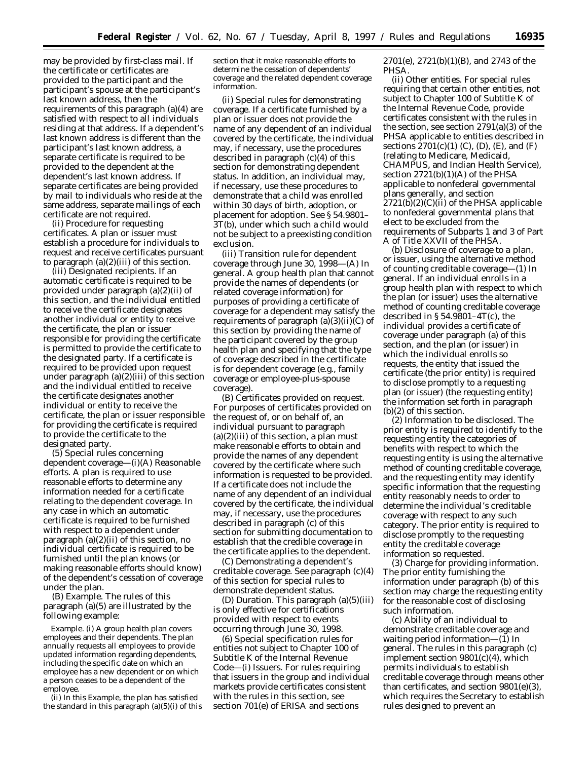may be provided by first-class mail. If the certificate or certificates are provided to the participant and the participant's spouse at the participant's last known address, then the requirements of this paragraph (a)(4) are satisfied with respect to all individuals residing at that address. If a dependent's last known address is different than the participant's last known address, a separate certificate is required to be provided to the dependent at the dependent's last known address. If separate certificates are being provided by mail to individuals who reside at the same address, separate mailings of each certificate are not required.

(ii) *Procedure for requesting certificates.* A plan or issuer must establish a procedure for individuals to request and receive certificates pursuant to paragraph (a)(2)(iii) of this section.

(iii) *Designated recipients.* If an automatic certificate is required to be provided under paragraph (a)(2)(ii) of this section, and the individual entitled to receive the certificate designates another individual or entity to receive the certificate, the plan or issuer responsible for providing the certificate is permitted to provide the certificate to the designated party. If a certificate is required to be provided upon request under paragraph (a)(2)(iii) of this section and the individual entitled to receive the certificate designates another individual or entity to receive the certificate, the plan or issuer responsible for providing the certificate is required to provide the certificate to the designated party.

(5) *Special rules concerning dependent coverage*—(i)(A) *Reasonable efforts.* A plan is required to use reasonable efforts to determine any information needed for a certificate relating to the dependent coverage. In any case in which an automatic certificate is required to be furnished with respect to a dependent under paragraph (a)(2)(ii) of this section, no individual certificate is required to be furnished until the plan knows (or making reasonable efforts should know) of the dependent's cessation of coverage under the plan.

(B) *Example.* The rules of this paragraph (a)(5) are illustrated by the following example:

*Example.* (i) A group health plan covers employees and their dependents. The plan annually requests all employees to provide updated information regarding dependents, including the specific date on which an employee has a new dependent or on which a person ceases to be a dependent of the employee.

(ii) In this *Example*, the plan has satisfied the standard in this paragraph (a)(5)(i) of this section that it make reasonable efforts to determine the cessation of dependents' coverage and the related dependent coverage information.

(ii) *Special rules for demonstrating coverage.* If a certificate furnished by a plan or issuer does not provide the name of any dependent of an individual covered by the certificate, the individual may, if necessary, use the procedures described in paragraph (c)(4) of this section for demonstrating dependent status. In addition, an individual may, if necessary, use these procedures to demonstrate that a child was enrolled within 30 days of birth, adoption, or placement for adoption. See § 54.9801–3T(b), under which such a child would not be subject to a preexisting condition exclusion.

(iii) *Transition rule for dependent coverage through June 30, 1998*—(A) *In general.* A group health plan that cannot provide the names of dependents (or related coverage information) for purposes of providing a certificate of coverage for a dependent may satisfy the requirements of paragraph (a)(3)(ii)(C) of this section by providing the name of the participant covered by the group health plan and specifying that the type of coverage described in the certificate is for dependent coverage (e.g., family coverage or employee-plus-spouse coverage).

(B) *Certificates provided on request.* For purposes of certificates provided on the request of, or on behalf of, an individual pursuant to paragraph (a)(2)(iii) of this section, a plan must make reasonable efforts to obtain and provide the names of any dependent covered by the certificate where such information is requested to be provided. If a certificate does not include the name of any dependent of an individual covered by the certificate, the individual may, if necessary, use the procedures described in paragraph (c) of this section for submitting documentation to establish that the credible coverage in the certificate applies to the dependent.

(C) *Demonstrating a dependent's creditable coverage.* See paragraph (c)(4) of this section for special rules to demonstrate dependent status.

(D) *Duration.* This paragraph (a)(5)(iii) is only effective for certifications provided with respect to events occurring through June 30, 1998.

(6) *Special specification rules for entities not subject to Chapter 100 of Subtitle K of the Internal Revenue Code*—(i) *Issuers.* For rules requiring that issuers in the group and individual markets provide certificates consistent with the rules in this section, see section 701(e) of ERISA and sections 2701(e), 2721(b)(1)(B), and 2743 of the PHSA.

(ii) *Other entities.* For special rules requiring that certain other entities, not subject to Chapter 100 of Subtitle K of the Internal Revenue Code, provide certificates consistent with the rules in the section, see section 2791(a)(3) of the PHSA applicable to entities described in sections 2701(c)(1) (C), (D), (E), and (F) (relating to Medicare, Medicaid, CHAMPUS, and Indian Health Service), section 2721(b)(1)(A) of the PHSA applicable to nonfederal governmental plans generally, and section 2721(b)(2)(C)(ii) of the PHSA applicable to nonfederal governmental plans that elect to be excluded from the requirements of Subparts 1 and 3 of Part A of Title XXVII of the PHSA.

(b) *Disclosure of coverage to a plan, or issuer, using the alternative method of counting creditable coverage*—(1) *In general.* If an individual enrolls in a group health plan with respect to which the plan (or issuer) uses the alternative method of counting creditable coverage described in § 54.9801–4T(c), the individual provides a certificate of coverage under paragraph (a) of this section, and the plan (or issuer) in which the individual enrolls so requests, the entity that issued the certificate (the prior entity) is required to disclose promptly to a requesting plan (or issuer) (the requesting entity) the information set forth in paragraph (b)(2) of this section.

(2) *Information to be disclosed.* The prior entity is required to identify to the requesting entity the categories of benefits with respect to which the requesting entity is using the alternative method of counting creditable coverage, and the requesting entity may identify specific information that the requesting entity reasonably needs to order to determine the individual's creditable coverage with respect to any such category. The prior entity is required to disclose promptly to the requesting entity the creditable coverage information so requested.

(3) *Charge for providing information.* The prior entity furnishing the information under paragraph (b) of this section may charge the requesting entity for the reasonable cost of disclosing such information.

(c) *Ability of an individual to demonstrate creditable coverage and waiting period information*—(1) *In general.* The rules in this paragraph (c) implement section 9801(c)(4), which permits individuals to establish creditable coverage through means other than certificates, and section 9801(e)(3), which requires the Secretary to establish rules designed to prevent an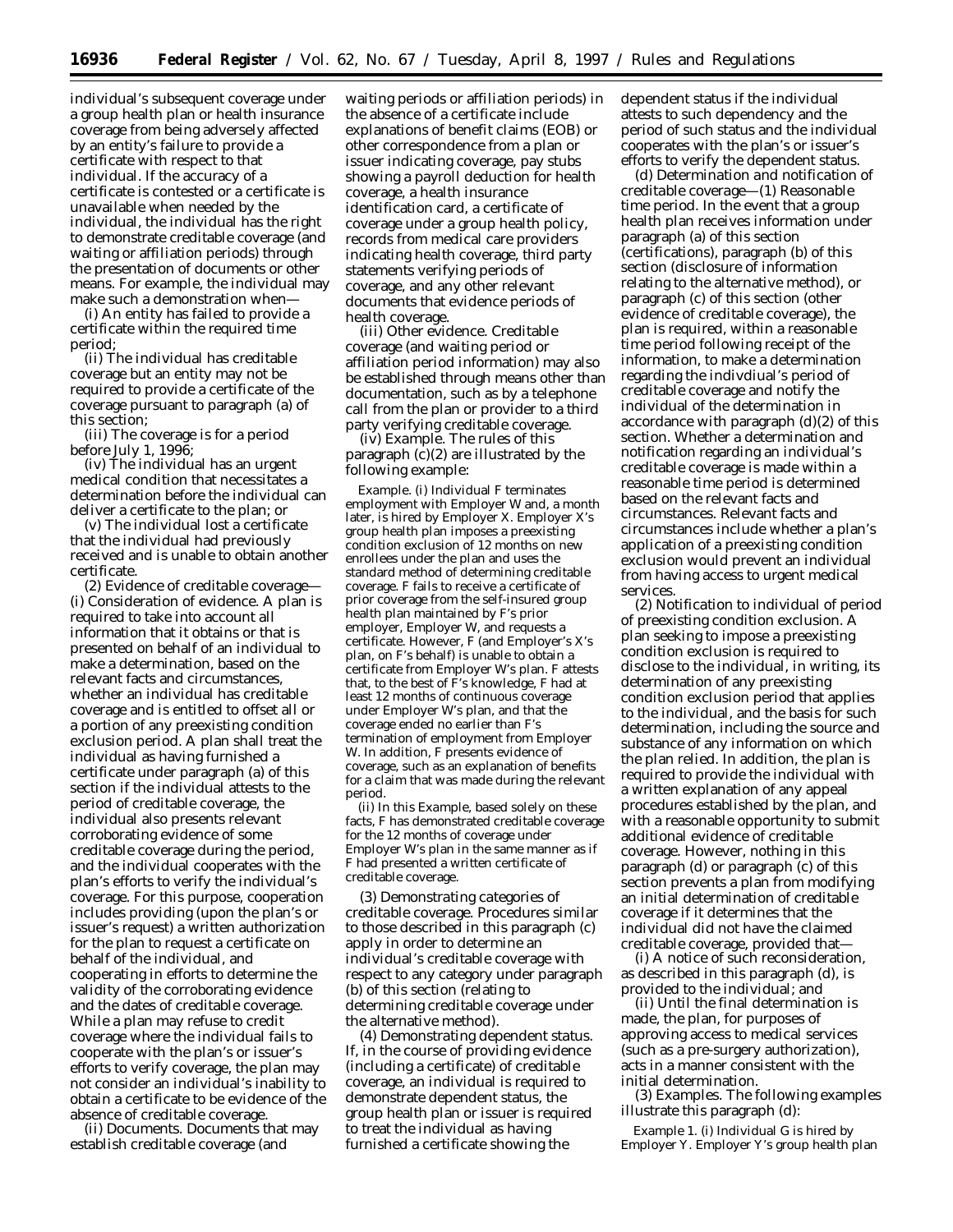individual's subsequent coverage under a group health plan or health insurance coverage from being adversely affected by an entity's failure to provide a certificate with respect to that individual. If the accuracy of a certificate is contested or a certificate is unavailable when needed by the individual, the individual has the right to demonstrate creditable coverage (and waiting or affiliation periods) through the presentation of documents or other means. For example, the individual may make such a demonstration when—

(i) An entity has failed to provide a certificate within the required time period;

(ii) The individual has creditable coverage but an entity may not be required to provide a certificate of the coverage pursuant to paragraph (a) of this section;

(iii) The coverage is for a period before July 1, 1996;

(iv) The individual has an urgent medical condition that necessitates a determination before the individual can deliver a certificate to the plan; or

(v) The individual lost a certificate that the individual had previously received and is unable to obtain another certificate.

(2) *Evidence of creditable coverage*—(i) *Consideration of evidence.* A plan is required to take into account all information that it obtains or that is presented on behalf of an individual to make a determination, based on the relevant facts and circumstances, whether an individual has creditable coverage and is entitled to offset all or a portion of any preexisting condition exclusion period. A plan shall treat the individual as having furnished a certificate under paragraph (a) of this section if the individual attests to the period of creditable coverage, the individual also presents relevant corroborating evidence of some creditable coverage during the period, and the individual cooperates with the plan's efforts to verify the individual's coverage. For this purpose, cooperation includes providing (upon the plan's or issuer's request) a written authorization for the plan to request a certificate on behalf of the individual, and cooperating in efforts to determine the validity of the corroborating evidence and the dates of creditable coverage. While a plan may refuse to credit coverage where the individual fails to cooperate with the plan's or issuer's efforts to verify coverage, the plan may not consider an individual's inability to obtain a certificate to be evidence of the absence of creditable coverage.

(ii) *Documents.* Documents that may establish creditable coverage (and waiting periods or affiliation periods) in the absence of a certificate include explanations of benefit claims (EOB) or other correspondence from a plan or issuer indicating coverage, pay stubs showing a payroll deduction for health coverage, a health insurance identification card, a certificate of coverage under a group health policy, records from medical care providers indicating health coverage, third party statements verifying periods of coverage, and any other relevant documents that evidence periods of health coverage.

(iii) *Other evidence.* Creditable coverage (and waiting period or affiliation period information) may also be established through means other than documentation, such as by a telephone call from the plan or provider to a third party verifying creditable coverage.

(iv) *Example.* The rules of this paragraph (c)(2) are illustrated by the following example:

*Example.* (i) Individual F terminates employment with Employer W and, a month later, is hired by Employer X. Employer X's group health plan imposes a preexisting condition exclusion of 12 months on new enrollees under the plan and uses the standard method of determining creditable coverage. F fails to receive a certificate of prior coverage from the self-insured group health plan maintained by F's prior employer, Employer W, and requests a certificate. However, F (and Employer's X's plan, on F's behalf) is unable to obtain a certificate from Employer W's plan. F attests that, to the best of F's knowledge, F had at least 12 months of continuous coverage under Employer W's plan, and that the coverage ended no earlier than F's termination of employment from Employer W. In addition, F presents evidence of coverage, such as an explanation of benefits for a claim that was made during the relevant period.

(ii) In this *Example*, based solely on these facts, F has demonstrated creditable coverage for the 12 months of coverage under Employer W's plan in the same manner as if F had presented a written certificate of creditable coverage.

(3) *Demonstrating categories of creditable coverage.* Procedures similar to those described in this paragraph (c) apply in order to determine an individual's creditable coverage with respect to any category under paragraph (b) of this section (relating to determining creditable coverage under the alternative method).

(4) *Demonstrating dependent status.* If, in the course of providing evidence (including a certificate) of creditable coverage, an individual is required to demonstrate dependent status, the group health plan or issuer is required to treat the individual as having furnished a certificate showing the dependent status if the individual attests to such dependency and the period of such status and the individual cooperates with the plan's or issuer's efforts to verify the dependent status.

(d) *Determination and notification of creditable coverage*—(1) *Reasonable time period.* In the event that a group health plan receives information under paragraph (a) of this section (certifications), paragraph (b) of this section (disclosure of information relating to the alternative method), or paragraph (c) of this section (other evidence of creditable coverage), the plan is required, within a reasonable time period following receipt of the information, to make a determination regarding the indivdual's period of creditable coverage and notify the individual of the determination in accordance with paragraph (d)(2) of this section. Whether a determination and notification regarding an individual's creditable coverage is made within a reasonable time period is determined based on the relevant facts and circumstances. Relevant facts and circumstances include whether a plan's application of a preexisting condition exclusion would prevent an individual from having access to urgent medical services.

(2) *Notification to individual of period of preexisting condition exclusion.* A plan seeking to impose a preexisting condition exclusion is required to disclose to the individual, in writing, its determination of any preexisting condition exclusion period that applies to the individual, and the basis for such determination, including the source and substance of any information on which the plan relied. In addition, the plan is required to provide the individual with a written explanation of any appeal procedures established by the plan, and with a reasonable opportunity to submit additional evidence of creditable coverage. However, nothing in this paragraph (d) or paragraph (c) of this section prevents a plan from modifying an initial determination of creditable coverage if it determines that the individual did not have the claimed creditable coverage, provided that—

(i) A notice of such reconsideration, as described in this paragraph (d), is provided to the individual; and

(ii) Until the final determination is made, the plan, for purposes of approving access to medical services (such as a pre-surgery authorization), acts in a manner consistent with the initial determination.

(3) *Examples.* The following examples illustrate this paragraph (d):

*Example 1.* (i) Individual G is hired by Employer Y. Employer Y's group health plan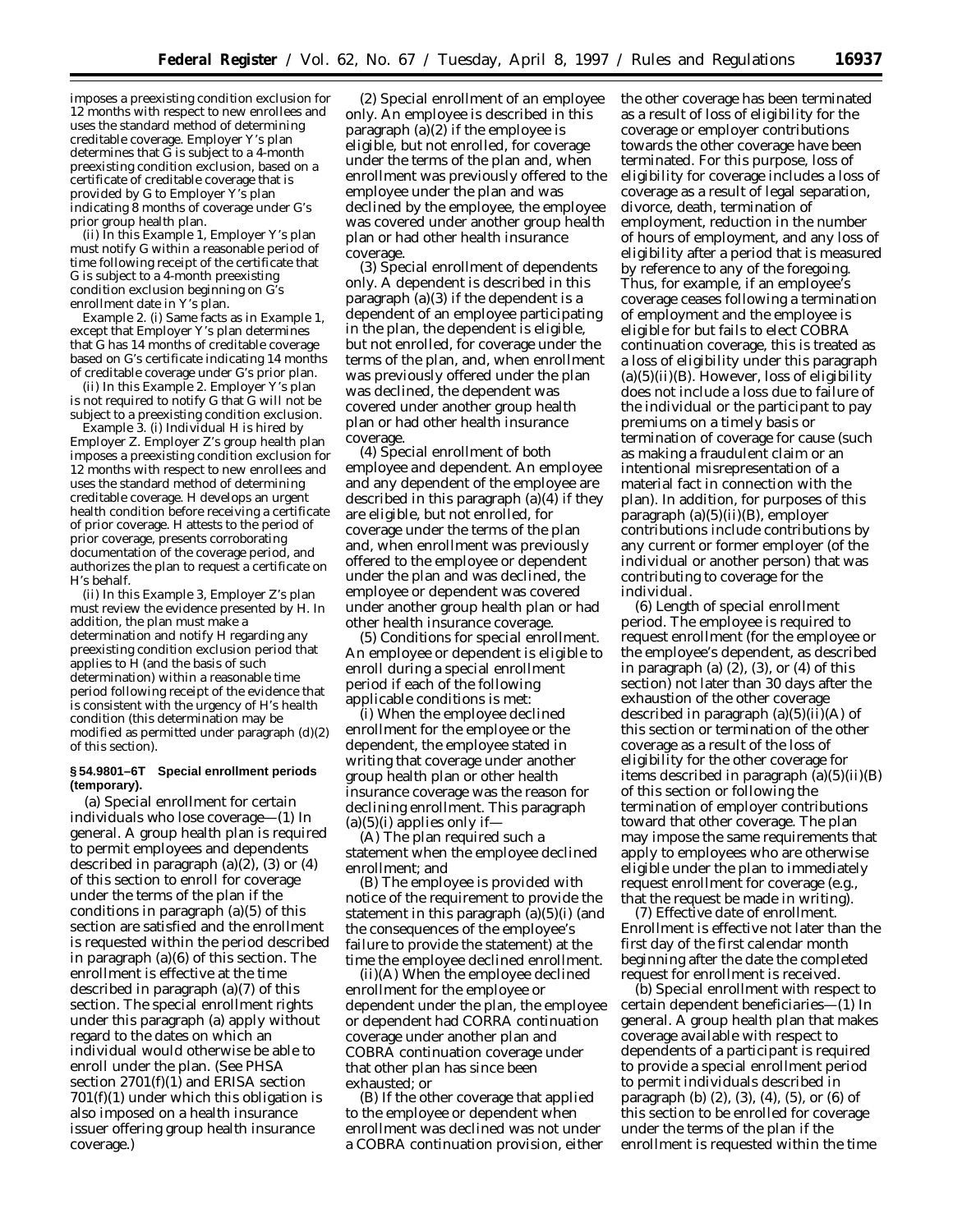imposes a preexisting condition exclusion for 12 months with respect to new enrollees and uses the standard method of determining creditable coverage. Employer Y's plan determines that G is subject to a 4-month preexisting condition exclusion, based on a certificate of creditable coverage that is provided by G to Employer Y's plan indicating 8 months of coverage under G's prior group health plan.

(ii) In this *Example 1,* Employer Y's plan must notify G within a reasonable period of time following receipt of the certificate that G is subject to a 4-month preexisting condition exclusion beginning on G's enrollment date in Y's plan.

*Example 2.* (i) Same facts as in *Example 1,* except that Employer Y's plan determines that G has 14 months of creditable coverage based on G's certificate indicating 14 months of creditable coverage under G's prior plan.

(ii) In this *Example 2.* Employer Y's plan is not required to notify G that G will not be subject to a preexisting condition exclusion.

*Example 3.* (i) Individual H is hired by Employer Z. Employer Z's group health plan imposes a preexisting condition exclusion for 12 months with respect to new enrollees and uses the standard method of determining creditable coverage. H develops an urgent health condition before receiving a certificate of prior coverage. H attests to the period of prior coverage, presents corroborating documentation of the coverage period, and authorizes the plan to request a certificate on H's behalf.

(ii) In this *Example 3,* Employer Z's plan must review the evidence presented by H. In addition, the plan must make a determination and notify H regarding any preexisting condition exclusion period that applies to H (and the basis of such determination) within a reasonable time period following receipt of the evidence that is consistent with the urgency of H's health condition (this determination may be modified as permitted under paragraph (d)(2) of this section).

**§ 54.9801–6T Special enrollment periods (temporary).**

(a) *Special enrollment for certain individuals who lose coverage*—(1) *In general.* A group health plan is required to permit employees and dependents described in paragraph (a)(2), (3) or (4) of this section to enroll for coverage under the terms of the plan if the conditions in paragraph (a)(5) of this section are satisfied and the enrollment is requested within the period described in paragraph (a)(6) of this section. The enrollment is effective at the time described in paragraph (a)(7) of this section. The special enrollment rights under this paragraph (a) apply without regard to the dates on which an individual would otherwise be able to enroll under the plan. (See PHSA section 2701(f)(1) and ERISA section 701(f)(1) under which this obligation is also imposed on a health insurance issuer offering group health insurance coverage.)

(2) *Special enrollment of an employee only.* An employee is described in this paragraph (a)(2) if the employee is eligible, but not enrolled, for coverage under the terms of the plan and, when enrollment was previously offered to the employee under the plan and was declined by the employee, the employee was covered under another group health plan or had other health insurance coverage.

(3) *Special enrollment of dependents only.* A dependent is described in this paragraph (a)(3) if the dependent is a dependent of an employee participating in the plan, the dependent is eligible, but not enrolled, for coverage under the terms of the plan, and, when enrollment was previously offered under the plan was declined, the dependent was covered under another group health plan or had other health insurance coverage.

(4) *Special enrollment of both employee and dependent.* An employee and any dependent of the employee are described in this paragraph (a)(4) if they are eligible, but not enrolled, for coverage under the terms of the plan and, when enrollment was previously offered to the employee or dependent under the plan and was declined, the employee or dependent was covered under another group health plan or had other health insurance coverage.

(5) *Conditions for special enrollment.* An employee or dependent is eligible to enroll during a special enrollment period if each of the following applicable conditions is met:

(i) When the employee declined enrollment for the employee or the dependent, the employee stated in writing that coverage under another group health plan or other health insurance coverage was the reason for declining enrollment. This paragraph (a)(5)(i) applies only if—

(A) The plan required such a statement when the employee declined enrollment; and

(B) The employee is provided with notice of the requirement to provide the statement in this paragraph (a)(5)(i) (and the consequences of the employee's failure to provide the statement) at the time the employee declined enrollment.

(ii)(A) When the employee declined enrollment for the employee or dependent under the plan, the employee or dependent had CORRA continuation coverage under another plan and COBRA continuation coverage under that other plan has since been exhausted; or

(B) If the other coverage that applied to the employee or dependent when enrollment was declined was not under a COBRA continuation provision, either the other coverage has been terminated as a result of loss of eligibility for the coverage or employer contributions towards the other coverage have been terminated. For this purpose, loss of eligibility for coverage includes a loss of coverage as a result of legal separation, divorce, death, termination of employment, reduction in the number of hours of employment, and any loss of eligibility after a period that is measured by reference to any of the foregoing. Thus, for example, if an employee's coverage ceases following a termination of employment and the employee is eligible for but fails to elect COBRA continuation coverage, this is treated as a loss of eligibility under this paragraph (a)(5)(ii)(B). However, loss of eligibility does not include a loss due to failure of the individual or the participant to pay premiums on a timely basis or termination of coverage for cause (such as making a fraudulent claim or an intentional misrepresentation of a material fact in connection with the plan). In addition, for purposes of this paragraph (a)(5)(ii)(B), employer contributions include contributions by any current or former employer (of the individual or another person) that was contributing to coverage for the individual.

(6) *Length of special enrollment period.* The employee is required to request enrollment (for the employee or the employee's dependent, as described in paragraph (a) (2), (3), or (4) of this section) not later than 30 days after the exhaustion of the other coverage described in paragraph (a)(5)(ii)(A) of this section or termination of the other coverage as a result of the loss of eligibility for the other coverage for items described in paragraph (a)(5)(ii)(B) of this section or following the termination of employer contributions toward that other coverage. The plan may impose the same requirements that apply to employees who are otherwise eligible under the plan to immediately request enrollment for coverage (e.g., that the request be made in writing).

(7) *Effective date of enrollment.* Enrollment is effective not later than the first day of the first calendar month beginning after the date the completed request for enrollment is received.

(b) *Special enrollment with respect to certain dependent beneficiaries*—(1) *In general.* A group health plan that makes coverage available with respect to dependents of a participant is required to provide a special enrollment period to permit individuals described in paragraph (b) (2), (3), (4), (5), or (6) of this section to be enrolled for coverage under the terms of the plan if the enrollment is requested within the time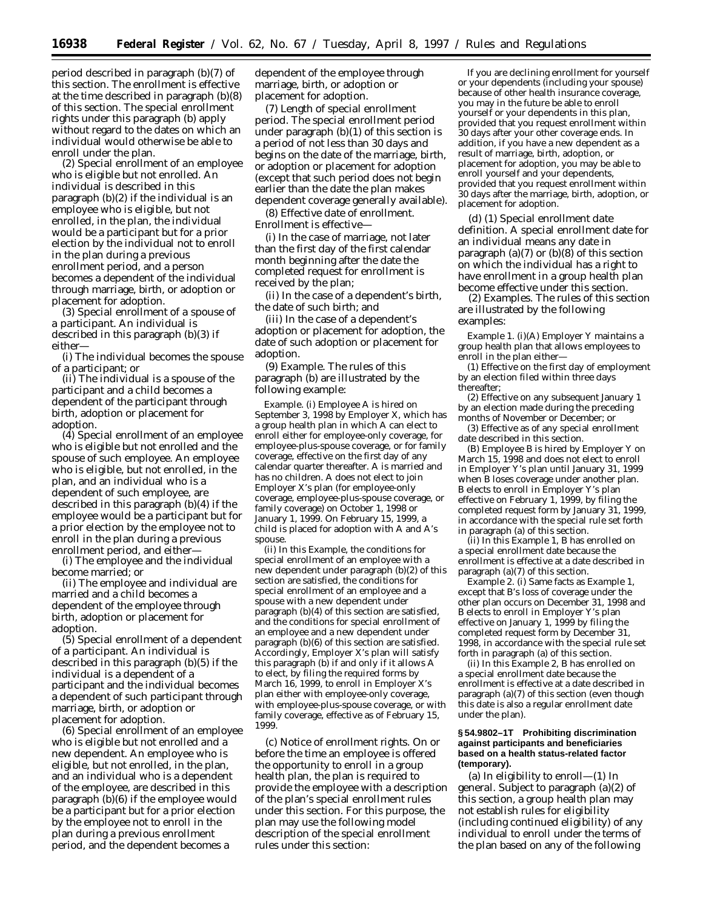period described in paragraph (b)(7) of this section. The enrollment is effective at the time described in paragraph (b)(8) of this section. The special enrollment rights under this paragraph (b) apply without regard to the dates on which an individual would otherwise be able to enroll under the plan.

(2) *Special enrollment of an employee who is eligible but not enrolled.* An individual is described in this paragraph (b)(2) if the individual is an employee who is eligible, but not enrolled, in the plan, the individual would be a participant but for a prior election by the individual not to enroll in the plan during a previous enrollment period, and a person becomes a dependent of the individual through marriage, birth, or adoption or placement for adoption.

(3) *Special enrollment of a spouse of a participant.* An individual is described in this paragraph (b)(3) if either—

(i) The individual becomes the spouse of a participant; or

(ii) The individual is a spouse of the participant and a child becomes a dependent of the participant through birth, adoption or placement for adoption.

(4) *Special enrollment of an employee who is eligible but not enrolled and the spouse of such employee.* An employee who is eligible, but not enrolled, in the plan, and an individual who is a dependent of such employee, are described in this paragraph (b)(4) if the employee would be a participant but for a prior election by the employee not to enroll in the plan during a previous enrollment period, and either—

(i) The employee and the individual become married; or

(ii) The employee and individual are married and a child becomes a dependent of the employee through birth, adoption or placement for adoption.

(5) *Special enrollment of a dependent of a participant.* An individual is described in this paragraph (b)(5) if the individual is a dependent of a participant and the individual becomes a dependent of such participant through marriage, birth, or adoption or placement for adoption.

(6) *Special enrollment of an employee who is eligible but not enrolled and a new dependent.* An employee who is eligible, but not enrolled, in the plan, and an individual who is a dependent of the employee, are described in this paragraph (b)(6) if the employee would be a participant but for a prior election by the employee not to enroll in the plan during a previous enrollment period, and the dependent becomes a dependent of the employee through marriage, birth, or adoption or placement for adoption.

(7) *Length of special enrollment period.* The special enrollment period under paragraph (b)(1) of this section is a period of not less than 30 days and begins on the date of the marriage, birth, or adoption or placement for adoption (except that such period does not begin earlier than the date the plan makes dependent coverage generally available).

(8) *Effective date of enrollment.* Enrollment is effective—

(i) In the case of marriage, not later than the first day of the first calendar month beginning after the date the completed request for enrollment is received by the plan;

(ii) In the case of a dependent's birth, the date of such birth; and

(iii) In the case of a dependent's adoption or placement for adoption, the date of such adoption or placement for adoption.

(9) *Example.* The rules of this paragraph (b) are illustrated by the following example:

*Example.* (i) Employee A is hired on September 3, 1998 by Employer X, which has a group health plan in which A can elect to enroll either for employee-only coverage, for employee-plus-spouse coverage, or for family coverage, effective on the first day of any calendar quarter thereafter. A is married and has no children. A does not elect to join Employer X's plan (for employee-only coverage, employee-plus-spouse coverage, or family coverage) on October 1, 1998 or January 1, 1999. On February 15, 1999, a child is placed for adoption with A and A's spouse.

(ii) In this *Example,* the conditions for special enrollment of an employee with a new dependent under paragraph (b)(2) of this section are satisfied, the conditions for special enrollment of an employee and a spouse with a new dependent under paragraph (b)(4) of this section are satisfied, and the conditions for special enrollment of an employee and a new dependent under paragraph (b)(6) of this section are satisfied. Accordingly, Employer X's plan will satisfy this paragraph (b) if and only if it allows A to elect, by filing the required forms by March 16, 1999, to enroll in Employer X's plan either with employee-only coverage, with employee-plus-spouse coverage, or with family coverage, effective as of February 15, 1999.

(c) *Notice of enrollment rights.* On or before the time an employee is offered the opportunity to enroll in a group health plan, the plan is required to provide the employee with a description of the plan's special enrollment rules under this section. For this purpose, the plan may use the following model description of the special enrollment rules under this section:

If you are declining enrollment for yourself or your dependents (including your spouse) because of other health insurance coverage, you may in the future be able to enroll yourself or your dependents in this plan, provided that you request enrollment within 30 days after your other coverage ends. In addition, if you have a new dependent as a result of marriage, birth, adoption, or placement for adoption, you may be able to enroll yourself and your dependents, provided that you request enrollment within 30 days after the marriage, birth, adoption, or placement for adoption.

(d) (1) *Special enrollment date definition.* A special enrollment date for an individual means any date in paragraph (a)(7) or (b)(8) of this section on which the individual has a right to have enrollment in a group health plan become effective under this section.

(2) *Examples.* The rules of this section are illustrated by the following examples:

*Example 1.* (i)(A) Employer Y maintains a group health plan that allows employees to enroll in the plan either—

(*1*) Effective on the first day of employment by an election filed within three days thereafter;

(*2*) Effective on any subsequent January 1 by an election made during the preceding months of November or December; or

(*3*) Effective as of any special enrollment date described in this section.

(B) Employee B is hired by Employer Y on March 15, 1998 and does not elect to enroll in Employer Y's plan until January 31, 1999 when B loses coverage under another plan. B elects to enroll in Employer Y's plan effective on February 1, 1999, by filing the completed request form by January 31, 1999, in accordance with the special rule set forth in paragraph (a) of this section.

(ii) In this *Example 1,* B has enrolled on a special enrollment date because the enrollment is effective at a date described in paragraph (a)(7) of this section.

*Example 2.* (i) Same facts as *Example 1,* except that B's loss of coverage under the other plan occurs on December 31, 1998 and B elects to enroll in Employer Y's plan effective on January 1, 1999 by filing the completed request form by December 31, 1998, in accordance with the special rule set forth in paragraph (a) of this section.

(ii) In this *Example 2,* B has enrolled on a special enrollment date because the enrollment is effective at a date described in paragraph (a)(7) of this section (even though this date is also a regular enrollment date under the plan).

### § 54.9802–1T Prohibiting discrimination against participants and beneficiaries based on a health status-related factor (temporary).

(a) *In eligibility to enroll*—(1) *In general.* Subject to paragraph (a)(2) of this section, a group health plan may not establish rules for eligibility (including continued eligibility) of any individual to enroll under the terms of the plan based on any of the following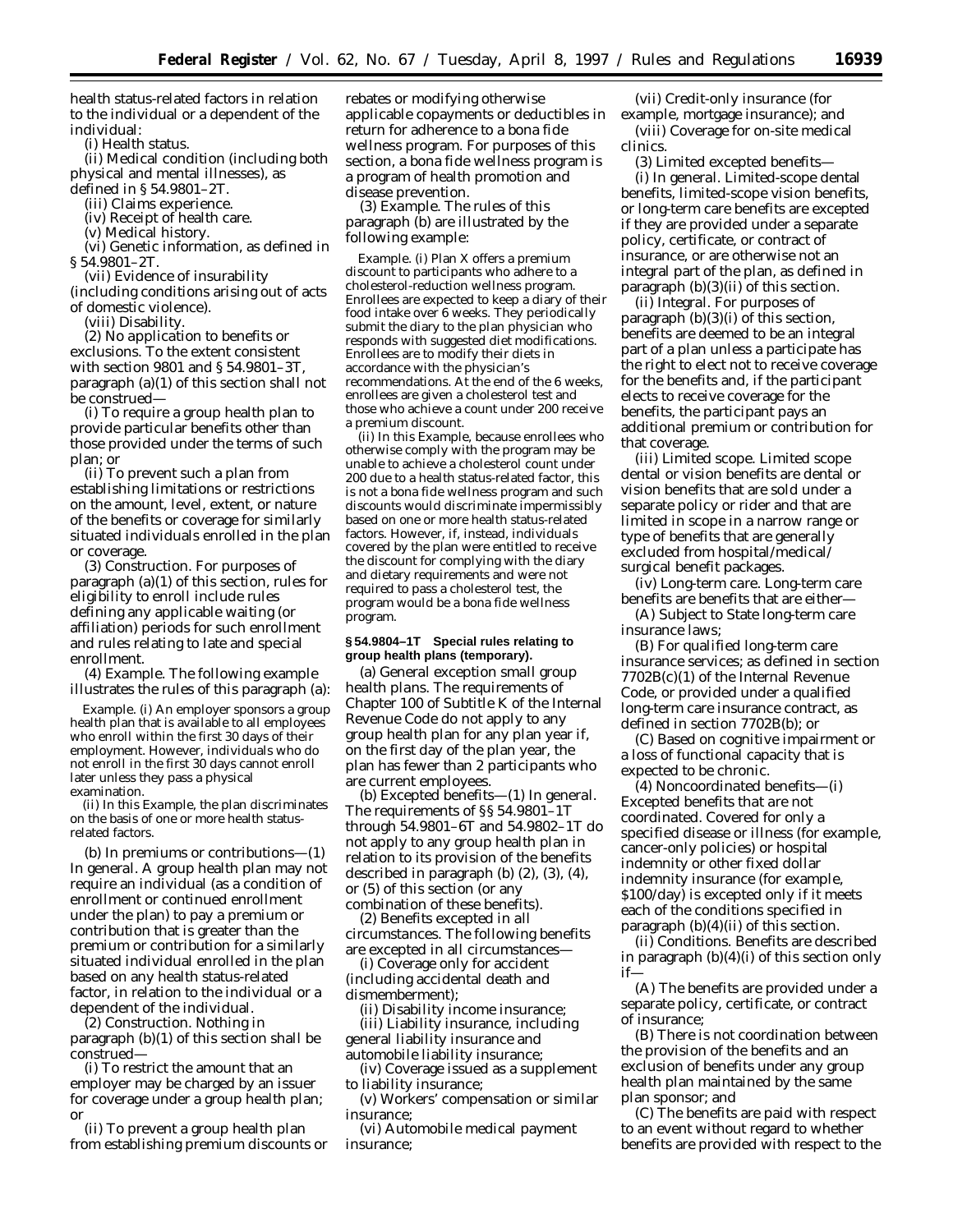health status-related factors in relation to the individual or a dependent of the individual:

(i) Health status.

(ii) Medical condition (including both physical and mental illnesses), as defined in § 54.9801–2T.

(iii) Claims experience.

(iv) Receipt of health care.

(v) Medical history.

(vi) Genetic information, as defined in § 54.9801–2T.

(vii) Evidence of insurability (including conditions arising out of acts of domestic violence).

(viii) Disability.

(2) *No application to benefits or exclusions.* To the extent consistent with section 9801 and § 54.9801–3T, paragraph (a)(1) of this section shall not be construed—

(i) To require a group health plan to provide particular benefits other than those provided under the terms of such plan; or

(ii) To prevent such a plan from establishing limitations or restrictions on the amount, level, extent, or nature of the benefits or coverage for similarly situated individuals enrolled in the plan or coverage.

(3) *Construction.* For purposes of paragraph (a)(1) of this section, rules for eligibility to enroll include rules defining any applicable waiting (or affiliation) periods for such enrollment and rules relating to late and special enrollment.

(4) *Example.* The following example illustrates the rules of this paragraph (a):

*Example.* (i) An employer sponsors a group health plan that is available to all employees who enroll within the first 30 days of their employment. However, individuals who do not enroll in the first 30 days cannot enroll later unless they pass a physical examination.

(ii) In this *Example*, the plan discriminates on the basis of one or more health status-related factors.

(b) *In premiums or contributions*—(1) *In general.* A group health plan may not require an individual (as a condition of enrollment or continued enrollment under the plan) to pay a premium or contribution that is greater than the premium or contribution for a similarly situated individual enrolled in the plan based on any health status-related factor, in relation to the individual or a dependent of the individual.

(2) *Construction.* Nothing in paragraph (b)(1) of this section shall be construed—

(i) To restrict the amount that an employer may be charged by an issuer for coverage under a group health plan; or

(ii) To prevent a group health plan from establishing premium discounts or rebates or modifying otherwise applicable copayments or deductibles in return for adherence to a bona fide wellness program. For purposes of this section, a bona fide wellness program is a program of health promotion and disease prevention.

(3) *Example.* The rules of this paragraph (b) are illustrated by the following example:

*Example.* (i) Plan X offers a premium discount to participants who adhere to a cholesterol-reduction wellness program. Enrollees are expected to keep a diary of their food intake over 6 weeks. They periodically submit the diary to the plan physician who responds with suggested diet modifications. Enrollees are to modify their diets in accordance with the physician's recommendations. At the end of the 6 weeks, enrollees are given a cholesterol test and those who achieve a count under 200 receive a premium discount.

(ii) In this *Example*, because enrollees who otherwise comply with the program may be unable to achieve a cholesterol count under 200 due to a health status-related factor, this is not a bona fide wellness program and such discounts would discriminate impermissibly based on one or more health status-related factors. However, if, instead, individuals covered by the plan were entitled to receive the discount for complying with the diary and dietary requirements and were not required to pass a cholesterol test, the program would be a bona fide wellness program.

**§ 54.9804–1T Special rules relating to group health plans (temporary).**

(a) *General exception small group health plans.* The requirements of Chapter 100 of Subtitle K of the Internal Revenue Code do not apply to any group health plan for any plan year if, on the first day of the plan year, the plan has fewer than 2 participants who are current employees.

(b) *Excepted benefits*—(1) *In general.* The requirements of §§ 54.9801–1T through 54.9801–6T and 54.9802–1T do not apply to any group health plan in relation to its provision of the benefits described in paragraph (b) (2), (3), (4), or (5) of this section (or any combination of these benefits).

(2) *Benefits excepted in all circumstances.* The following benefits are excepted in all circumstances—

(i) Coverage only for accident (including accidental death and dismemberment);

(ii) Disability income insurance;

(iii) Liability insurance, including general liability insurance and automobile liability insurance;

(iv) Coverage issued as a supplement to liability insurance;

(v) Workers' compensation or similar insurance;

(vi) Automobile medical payment insurance;

(vii) Credit-only insurance (for example, mortgage insurance); and

(viii) Coverage for on-site medical clinics.

(3) *Limited excepted benefits*—

(i) *In general.* Limited-scope dental benefits, limited-scope vision benefits, or long-term care benefits are excepted if they are provided under a separate policy, certificate, or contract of insurance, or are otherwise not an integral part of the plan, as defined in paragraph (b)(3)(ii) of this section.

(ii) *Integral.* For purposes of paragraph (b)(3)(i) of this section, benefits are deemed to be an integral part of a plan unless a participate has the right to elect not to receive coverage for the benefits and, if the participant elects to receive coverage for the benefits, the participant pays an additional premium or contribution for that coverage.

(iii) *Limited scope.* Limited scope dental or vision benefits are dental or vision benefits that are sold under a separate policy or rider and that are limited in scope in a narrow range or type of benefits that are generally excluded from hospital/medical/surgical benefit packages.

(iv) *Long-term care.* Long-term care benefits are benefits that are either—

(A) Subject to State long-term care insurance laws;

(B) For qualified long-term care insurance services; as defined in section 7702B(c)(1) of the Internal Revenue Code, or provided under a qualified long-term care insurance contract, as defined in section 7702B(b); or

(C) Based on cognitive impairment or a loss of functional capacity that is expected to be chronic.

(4) *Noncoordinated benefits*—(i) *Excepted benefits that are not coordinated.* Covered for only a specified disease or illness (for example, cancer-only policies) or hospital indemnity or other fixed dollar indemnity insurance (for example, $100/day) is excepted only if it meets each of the conditions specified in paragraph (b)(4)(ii) of this section.

(ii) *Conditions.* Benefits are described in paragraph (b)(4)(i) of this section only if—

(A) The benefits are provided under a separate policy, certificate, or contract of insurance;

(B) There is not coordination between the provision of the benefits and an exclusion of benefits under any group health plan maintained by the same plan sponsor; and

(C) The benefits are paid with respect to an event without regard to whether benefits are provided with respect to the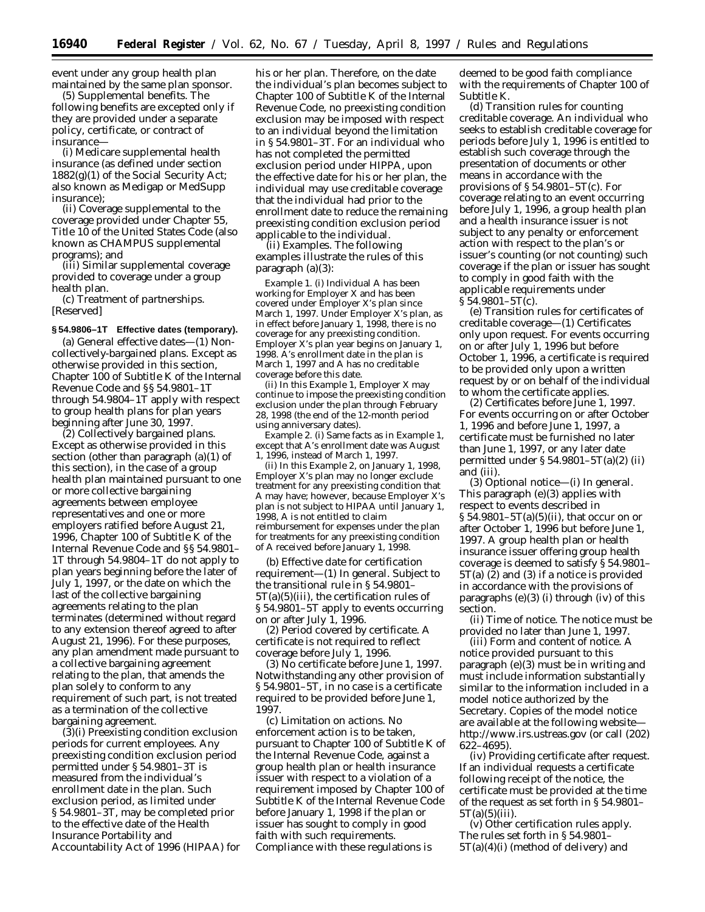event under any group health plan maintained by the same plan sponsor.

(5) *Supplemental benefits.* The following benefits are excepted only if they are provided under a separate policy, certificate, or contract of insurance—

(i) Medicare supplemental health insurance (as defined under section 1882(g)(1) of the Social Security Act; also known as Medigap or MedSupp insurance);

(ii) Coverage supplemental to the coverage provided under Chapter 55, Title 10 of the United States Code (also known as CHAMPUS supplemental programs); and

(iii) Similar supplemental coverage provided to coverage under a group health plan.

(c) *Treatment of partnerships.* [Reserved]

**§ 54.9806–1T Effective dates (temporary).**

(a) *General effective dates*—(1) *Non-collectively-bargained plans.* Except as otherwise provided in this section, Chapter 100 of Subtitle K of the Internal Revenue Code and §§ 54.9801–1T through 54.9804–1T apply with respect to group health plans for plan years beginning after June 30, 1997.

(2) *Collectively bargained plans.* Except as otherwise provided in this section (other than paragraph (a)(1) of this section), in the case of a group health plan maintained pursuant to one or more collective bargaining agreements between employee representatives and one or more employers ratified before August 21, 1996, Chapter 100 of Subtitle K of the Internal Revenue Code and §§ 54.9801–1T through 54.9804–1T do not apply to plan years beginning before the later of July 1, 1997, or the date on which the last of the collective bargaining agreements relating to the plan terminates (determined without regard to any extension thereof agreed to after August 21, 1996). For these purposes, any plan amendment made pursuant to a collective bargaining agreement relating to the plan, that amends the plan solely to conform to any requirement of such part, is not treated as a termination of the collective bargaining agreement.

(3)(i) *Preexisting condition exclusion periods for current employees.* Any preexisting condition exclusion period permitted under § 54.9801–3T is measured from the individual's enrollment date in the plan. Such exclusion period, as limited under § 54.9801–3T, may be completed prior to the effective date of the Health Insurance Portability and Accountability Act of 1996 (HIPAA) for his or her plan. Therefore, on the date the individual's plan becomes subject to Chapter 100 of Subtitle K of the Internal Revenue Code, no preexisting condition exclusion may be imposed with respect to an individual beyond the limitation in § 54.9801–3T. For an individual who has not completed the permitted exclusion period under HIPPA, upon the effective date for his or her plan, the individual may use creditable coverage that the individual had prior to the enrollment date to reduce the remaining preexisting condition exclusion period applicable to the individual.

(ii) *Examples.* The following examples illustrate the rules of this paragraph (a)(3):

*Example 1.* (i) Individual A has been working for Employer X and has been covered under Employer X's plan since March 1, 1997. Under Employer X's plan, as in effect before January 1, 1998, there is no coverage for any preexisting condition. Employer X's plan year begins on January 1, 1998. A's enrollment date in the plan is March 1, 1997 and A has no creditable coverage before this date.

(ii) In this *Example 1*, Employer X may continue to impose the preexisting condition exclusion under the plan through February 28, 1998 (the end of the 12-month period using anniversary dates).

*Example 2.* (i) Same facts as in *Example 1*, except that A's enrollment date was August 1, 1996, instead of March 1, 1997.

(ii) In this *Example 2*, on January 1, 1998, Employer X's plan may no longer exclude treatment for any preexisting condition that A may have; however, because Employer X's plan is not subject to HIPAA until January 1, 1998, A is not entitled to claim reimbursement for expenses under the plan for treatments for any preexisting condition of A received before January 1, 1998.

(b) *Effective date for certification requirement*—(1) *In general.* Subject to the transitional rule in § 54.9801–5T(a)(5)(iii), the certification rules of § 54.9801–5T apply to events occurring on or after July 1, 1996.

(2) *Period covered by certificate.* A certificate is not required to reflect coverage before July 1, 1996.

(3) *No certificate before June 1, 1997.* Notwithstanding any other provision of § 54.9801–5T, in no case is a certificate required to be provided before June 1, 1997.

(c) *Limitation on actions.* No enforcement action is to be taken, pursuant to Chapter 100 of Subtitle K of the Internal Revenue Code, against a group health plan or health insurance issuer with respect to a violation of a requirement imposed by Chapter 100 of Subtitle K of the Internal Revenue Code before January 1, 1998 if the plan or issuer has sought to comply in good faith with such requirements. Compliance with these regulations is deemed to be good faith compliance with the requirements of Chapter 100 of Subtitle K.

(d) *Transition rules for counting creditable coverage.* An individual who seeks to establish creditable coverage for periods before July 1, 1996 is entitled to establish such coverage through the presentation of documents or other means in accordance with the provisions of § 54.9801–5T(c). For coverage relating to an event occurring before July 1, 1996, a group health plan and a health insurance issuer is not subject to any penalty or enforcement action with respect to the plan's or issuer's counting (or not counting) such coverage if the plan or issuer has sought to comply in good faith with the applicable requirements under § 54.9801–5T(c).

(e) *Transition rules for certificates of creditable coverage*—(1) *Certificates only upon request.* For events occurring on or after July 1, 1996 but before October 1, 1996, a certificate is required to be provided only upon a written request by or on behalf of the individual to whom the certificate applies.

(2) *Certificates before June 1, 1997.* For events occurring on or after October 1, 1996 and before June 1, 1997, a certificate must be furnished no later than June 1, 1997, or any later date permitted under § 54.9801–5T(a)(2) (ii) and (iii).

(3) *Optional notice*—(i) *In general.* This paragraph (e)(3) applies with respect to events described in § 54.9801–5T(a)(5)(ii), that occur on or after October 1, 1996 but before June 1, 1997. A group health plan or health insurance issuer offering group health coverage is deemed to satisfy § 54.9801–5T(a) (2) and (3) if a notice is provided in accordance with the provisions of paragraphs (e)(3) (i) through (iv) of this section.

(ii) *Time of notice.* The notice must be provided no later than June 1, 1997.

(iii) *Form and content of notice.* A notice provided pursuant to this paragraph (e)(3) must be in writing and must include information substantially similar to the information included in a model notice authorized by the Secretary. Copies of the model notice are available at the following website—http://www.irs.ustreas.gov (or call (202) 622–4695).

(iv) *Providing certificate after request.* If an individual requests a certificate following receipt of the notice, the certificate must be provided at the time of the request as set forth in § 54.9801–5T(a)(5)(iii).

(v) *Other certification rules apply.* The rules set forth in § 54.9801–5T(a)(4)(i) (method of delivery) and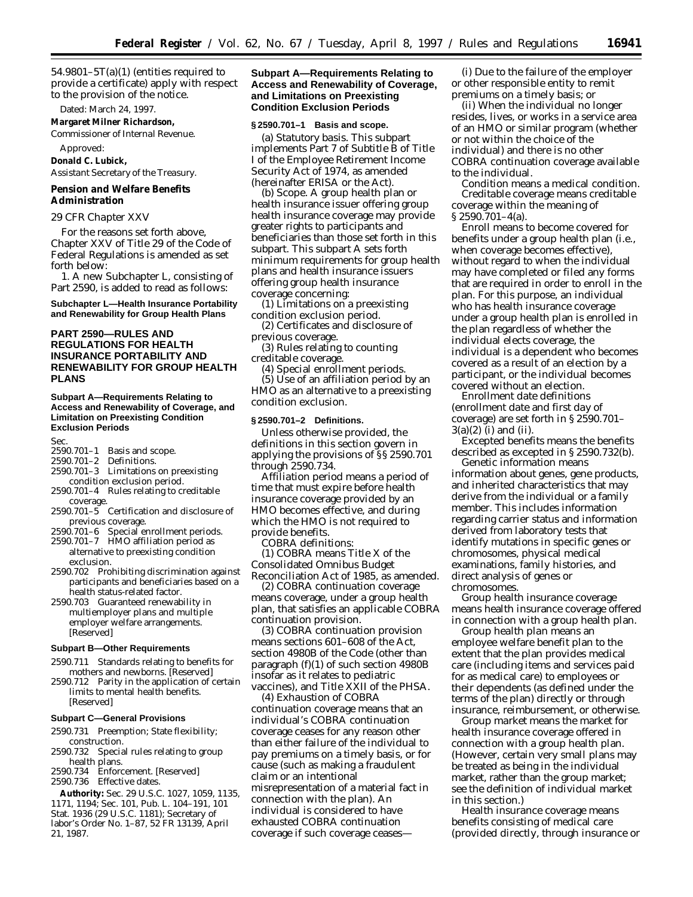54.9801–5T(a)(1) (entities required to provide a certificate) apply with respect to the provision of the notice.

Dated: March 24, 1997.

**Margaret Milner Richardson,**

*Commissioner of Internal Revenue.*

Approved:

**Donald C. Lubick,**

*Assistant Secretary of the Treasury.*

## Pension and Welfare Benefits Administration

### 29 CFR Chapter XXV

For the reasons set forth above, Chapter XXV of Title 29 of the Code of Federal Regulations is amended as set forth below:

1. A new Subchapter L, consisting of Part 2590, is added to read as follows:

### Subchapter L—Health Insurance Portability and Renewability for Group Health Plans

## PART 2590—RULES AND REGULATIONS FOR HEALTH INSURANCE PORTABILITY AND RENEWABILITY FOR GROUP HEALTH PLANS

### Subpart A—Requirements Relating to Access and Renewability of Coverage, and Limitation on Preexisting Condition Exclusion Periods

Sec.

2590.701–1 Basis and scope.
2590.701–2 Definitions.
2590.701–3 Limitations on preexisting condition exclusion period.
2590.701–4 Rules relating to creditable coverage.
2590.701–5 Certification and disclosure of previous coverage.
2590.701–6 Special enrollment periods.
2590.701–7 HMO affiliation period as alternative to preexisting condition exclusion.
2590.702 Prohibiting discrimination against participants and beneficiaries based on a health status-related factor.
2590.703 Guaranteed renewability in multiemployer plans and multiple employer welfare arrangements. [Reserved]

### Subpart B—Other Requirements

2590.711 Standards relating to benefits for mothers and newborns. [Reserved]
2590.712 Parity in the application of certain limits to mental health benefits. [Reserved]

### Subpart C—General Provisions

2590.731 Preemption; State flexibility; construction.
2590.732 Special rules relating to group health plans.
2590.734 Enforcement. [Reserved]
2590.736 Effective dates.

**Authority:** Sec. 29 U.S.C. 1027, 1059, 1135, 1171, 1194; Sec. 101, Pub. L. 104–191, 101 Stat. 1936 (29 U.S.C. 1181); Secretary of labor's Order No. 1–87, 52 FR 13139, April 21, 1987.

### Subpart A—Requirements Relating to Access and Renewability of Coverage, and Limitations on Preexisting Condition Exclusion Periods

#### § 2590.701–1 Basis and scope.

(a) *Statutory basis.* This subpart implements Part 7 of Subtitle B of Title I of the Employee Retirement Income Security Act of 1974, as amended (hereinafter ERISA or the Act).

(b) *Scope.* A group health plan or health insurance issuer offering group health insurance coverage may provide greater rights to participants and beneficiaries than those set forth in this subpart. This subpart A sets forth minimum requirements for group health plans and health insurance issuers offering group health insurance coverage concerning:

(1) Limitations on a preexisting condition exclusion period.

(2) Certificates and disclosure of previous coverage.

(3) Rules relating to counting creditable coverage.

(4) Special enrollment periods.

(5) Use of an affiliation period by an HMO as an alternative to a preexisting condition exclusion.

#### § 2590.701–2 Definitions.

Unless otherwise provided, the definitions in this section govern in applying the provisions of §§ 2590.701 through 2590.734.

*Affiliation period* means a period of time that must expire before health insurance coverage provided by an HMO becomes effective, and during which the HMO is not required to provide benefits.

*COBRA definitions:*

(1) *COBRA* means Title X of the Consolidated Omnibus Budget Reconciliation Act of 1985, as amended.

(2) *COBRA continuation coverage* means coverage, under a group health plan, that satisfies an applicable COBRA continuation provision.

(3) *COBRA continuation provision* means sections 601–608 of the Act, section 4980B of the Code (other than paragraph (f)(1) of such section 4980B insofar as it relates to pediatric vaccines), and Title XXII of the PHSA.

(4) *Exhaustion of COBRA continuation coverage* means that an individual's COBRA continuation coverage ceases for any reason other than either failure of the individual to pay premiums on a timely basis, or for cause (such as making a fraudulent claim or an intentional misrepresentation of a material fact in connection with the plan). An individual is considered to have exhausted COBRA continuation coverage if such coverage ceases—

(i) Due to the failure of the employer or other responsible entity to remit premiums on a timely basis; or

(ii) When the individual no longer resides, lives, or works in a service area of an HMO or similar program (whether or not within the choice of the individual) and there is no other COBRA continuation coverage available to the individual.

*Condition* means a medical condition.

*Creditable coverage* means creditable coverage within the meaning of § 2590.701–4(a).

*Enroll* means to become covered for benefits under a group health plan (i.e., when coverage becomes effective), without regard to when the individual may have completed or filed any forms that are required in order to enroll in the plan. For this purpose, an individual who has health insurance coverage under a group health plan is enrolled in the plan regardless of whether the individual elects coverage, the individual is a dependent who becomes covered as a result of an election by a participant, or the individual becomes covered without an election.

*Enrollment date definitions* (*enrollment date* and *first day of coverage*) are set forth in § 2590.701–3(a)(2) (i) and (ii).

*Excepted benefits* means the benefits described as excepted in § 2590.732(b).

*Genetic information* means information about genes, gene products, and inherited characteristics that may derive from the individual or a family member. This includes information regarding carrier status and information derived from laboratory tests that identify mutations in specific genes or chromosomes, physical medical examinations, family histories, and direct analysis of genes or chromosomes.

*Group health insurance coverage* means health insurance coverage offered in connection with a group health plan.

*Group health plan* means an employee welfare benefit plan to the extent that the plan provides medical care (including items and services paid for as medical care) to employees or their dependents (as defined under the terms of the plan) directly or through insurance, reimbursement, or otherwise.

*Group market* means the market for health insurance coverage offered in connection with a group health plan. (However, certain very small plans may be treated as being in the individual market, rather than the group market; see the definition of *individual market* in this section.)

*Health insurance coverage* means benefits consisting of medical care (provided directly, through insurance or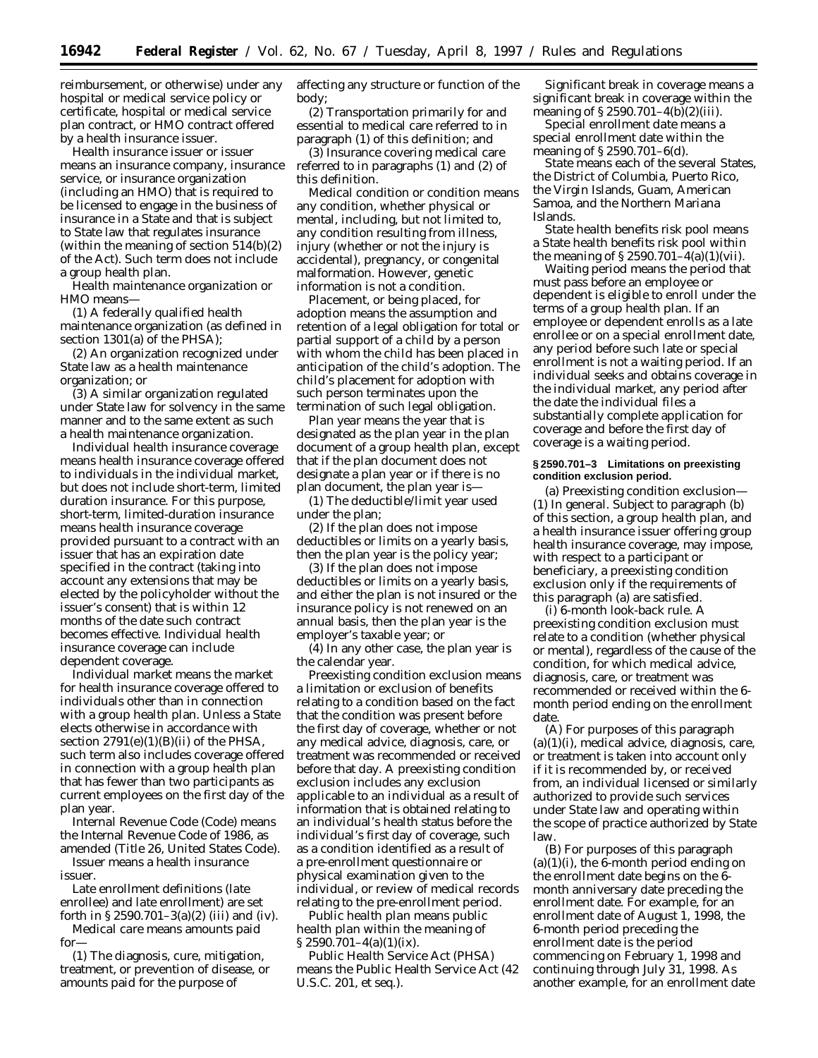reimbursement, or otherwise) under any hospital or medical service policy or certificate, hospital or medical service plan contract, or HMO contract offered by a health insurance issuer.

*Health insurance issuer* or *issuer* means an insurance company, insurance service, or insurance organization (including an HMO) that is required to be licensed to engage in the business of insurance in a State and that is subject to State law that regulates insurance (within the meaning of section 514(b)(2) of the Act). Such term does not include a group health plan.

*Health maintenance organization* or *HMO* means—

(1) A federally qualified health maintenance organization (as defined in section 1301(a) of the PHSA);

(2) An organization recognized under State law as a health maintenance organization; or

(3) A similar organization regulated under State law for solvency in the same manner and to the same extent as such a health maintenance organization.

*Individual health insurance coverage* means health insurance coverage offered to individuals in the individual market, but does not include short-term, limited duration insurance. For this purpose, short-term, limited-duration insurance means health insurance coverage provided pursuant to a contract with an issuer that has an expiration date specified in the contract (taking into account any extensions that may be elected by the policyholder without the issuer's consent) that is within 12 months of the date such contract becomes effective. Individual health insurance coverage can include dependent coverage.

*Individual market* means the market for health insurance coverage offered to individuals other than in connection with a group health plan. Unless a State elects otherwise in accordance with section 2791(e)(1)(B)(ii) of the PHSA, such term also includes coverage offered in connection with a group health plan that has fewer than two participants as current employees on the first day of the plan year.

*Internal Revenue Code (Code)* means the Internal Revenue Code of 1986, as amended (Title 26, United States Code).

*Issuer* means a health insurance issuer.

*Late enrollment definitions* (*late enrollee* and *late enrollment*) are set forth in § 2590.701–3(a)(2) (iii) and (iv).

*Medical care* means amounts paid for—

(1) The diagnosis, cure, mitigation, treatment, or prevention of disease, or amounts paid for the purpose of affecting any structure or function of the body;

(2) Transportation primarily for and essential to medical care referred to in paragraph (1) of this definition; and

(3) Insurance covering medical care referred to in paragraphs (1) and (2) of this definition.

*Medical condition* or *condition* means any condition, whether physical or mental, including, but not limited to, any condition resulting from illness, injury (whether or not the injury is accidental), pregnancy, or congenital malformation. However, genetic information is not a condition.

*Placement, or being placed, for adoption* means the assumption and retention of a legal obligation for total or partial support of a child by a person with whom the child has been placed in anticipation of the child's adoption. The child's placement for adoption with such person terminates upon the termination of such legal obligation.

*Plan year* means the year that is designated as the plan year in the plan document of a group health plan, except that if the plan document does not designate a plan year or if there is no plan document, the plan year is—

(1) The deductible/limit year used under the plan;

(2) If the plan does not impose deductibles or limits on a yearly basis, then the plan year is the policy year;

(3) If the plan does not impose deductibles or limits on a yearly basis, and either the plan is not insured or the insurance policy is not renewed on an annual basis, then the plan year is the employer's taxable year; or

(4) In any other case, the plan year is the calendar year.

*Preexisting condition exclusion* means a limitation or exclusion of benefits relating to a condition based on the fact that the condition was present before the first day of coverage, whether or not any medical advice, diagnosis, care, or treatment was recommended or received before that day. A preexisting condition exclusion includes any exclusion applicable to an individual as a result of information that is obtained relating to an individual's health status before the individual's first day of coverage, such as a condition identified as a result of a pre-enrollment questionnaire or physical examination given to the individual, or review of medical records relating to the pre-enrollment period.

*Public health plan* means public health plan within the meaning of § 2590.701–4(a)(1)(ix).

*Public Health Service Act (PHSA)* means the Public Health Service Act (42 U.S.C. 201, *et seq.*).

*Significant break in coverage* means a significant break in coverage within the meaning of § 2590.701–4(b)(2)(iii).

*Special enrollment date* means a special enrollment date within the meaning of § 2590.701–6(d).

*State* means each of the several States, the District of Columbia, Puerto Rico, the Virgin Islands, Guam, American Samoa, and the Northern Mariana Islands.

*State health benefits risk pool* means a State health benefits risk pool within the meaning of § 2590.701–4(a)(1)(vii).

*Waiting period* means the period that must pass before an employee or dependent is eligible to enroll under the terms of a group health plan. If an employee or dependent enrolls as a late enrollee or on a special enrollment date, any period before such late or special enrollment is not a waiting period. If an individual seeks and obtains coverage in the individual market, any period after the date the individual files a substantially complete application for coverage and before the first day of coverage is a waiting period.

### § 2590.701–3 Limitations on preexisting condition exclusion period.

(a) *Preexisting condition exclusion*—(1) *In general.* Subject to paragraph (b) of this section, a group health plan, and a health insurance issuer offering group health insurance coverage, may impose, with respect to a participant or beneficiary, a preexisting condition exclusion only if the requirements of this paragraph (a) are satisfied.

(i) *6-month look-back rule.* A preexisting condition exclusion must relate to a condition (whether physical or mental), regardless of the cause of the condition, for which medical advice, diagnosis, care, or treatment was recommended or received within the 6-month period ending on the enrollment date.

(A) For purposes of this paragraph (a)(1)(i), medical advice, diagnosis, care, or treatment is taken into account only if it is recommended by, or received from, an individual licensed or similarly authorized to provide such services under State law and operating within the scope of practice authorized by State law.

(B) For purposes of this paragraph (a)(1)(i), the 6-month period ending on the enrollment date begins on the 6-month anniversary date preceding the enrollment date. For example, for an enrollment date of August 1, 1998, the 6-month period preceding the enrollment date is the period commencing on February 1, 1998 and continuing through July 31, 1998. As another example, for an enrollment date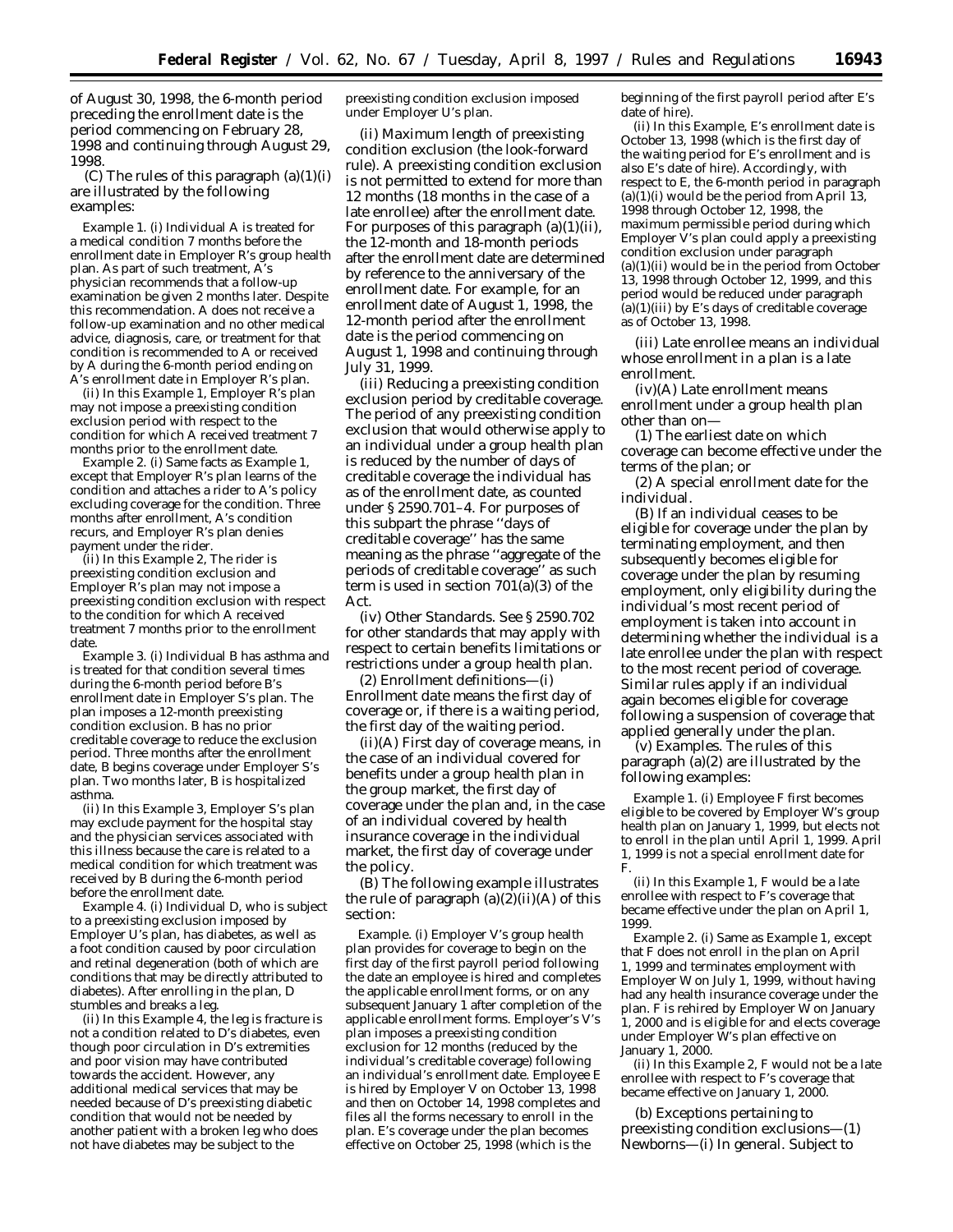of August 30, 1998, the 6-month period preceding the enrollment date is the period commencing on February 28, 1998 and continuing through August 29, 1998.

(C) The rules of this paragraph (a)(1)(i) are illustrated by the following examples:

*Example 1.* (i) Individual A is treated for a medical condition 7 months before the enrollment date in Employer R's group health plan. As part of such treatment, A's physician recommends that a follow-up examination be given 2 months later. Despite this recommendation. A does not receive a follow-up examination and no other medical advice, diagnosis, care, or treatment for that condition is recommended to A or received by A during the 6-month period ending on A's enrollment date in Employer R's plan.

(ii) In this *Example 1,* Employer R's plan may not impose a preexisting condition exclusion period with respect to the condition for which A received treatment 7 months prior to the enrollment date.

*Example 2.* (i) Same facts as *Example 1,* except that Employer R's plan learns of the condition and attaches a rider to A's policy excluding coverage for the condition. Three months after enrollment, A's condition recurs, and Employer R's plan denies payment under the rider.

(ii) In this *Example 2,* The rider is preexisting condition exclusion and Employer R's plan may not impose a preexisting condition exclusion with respect to the condition for which A received treatment 7 months prior to the enrollment date.

*Example 3.* (i) Individual B has asthma and is treated for that condition several times during the 6-month period before B's enrollment date in Employer S's plan. The plan imposes a 12-month preexisting condition exclusion. B has no prior creditable coverage to reduce the exclusion period. Three months after the enrollment date, B begins coverage under Employer S's plan. Two months later, B is hospitalized asthma.

(ii) In this *Example 3,* Employer S's plan may exclude payment for the hospital stay and the physician services associated with this illness because the care is related to a medical condition for which treatment was received by B during the 6-month period before the enrollment date.

*Example 4.* (i) Individual D, who is subject to a preexisting exclusion imposed by Employer U's plan, has diabetes, as well as a foot condition caused by poor circulation and retinal degeneration (both of which are conditions that may be directly attributed to diabetes). After enrolling in the plan, D stumbles and breaks a leg.

(ii) In this *Example 4,* the leg is fracture is not a condition related to D's diabetes, even though poor circulation in D's extremities and poor vision may have contributed towards the accident. However, any additional medical services that may be needed because of D's preexisting diabetic condition that would not be needed by another patient with a broken leg who does not have diabetes may be subject to the preexisting condition exclusion imposed under Employer U's plan.

(ii) *Maximum length of preexisting condition exclusion (the look-forward rule).* A preexisting condition exclusion is not permitted to extend for more than 12 months (18 months in the case of a late enrollee) after the enrollment date. For purposes of this paragraph (a)(1)(ii), the 12-month and 18-month periods after the enrollment date are determined by reference to the anniversary of the enrollment date. For example, for an enrollment date of August 1, 1998, the 12-month period after the enrollment date is the period commencing on August 1, 1998 and continuing through July 31, 1999.

(iii) *Reducing a preexisting condition exclusion period by creditable coverage.* The period of any preexisting condition exclusion that would otherwise apply to an individual under a group health plan is reduced by the number of days of creditable coverage the individual has as of the enrollment date, as counted under § 2590.701–4. For purposes of this subpart the phrase ''days of creditable coverage'' has the same meaning as the phrase ''aggregate of the periods of creditable coverage'' as such term is used in section 701(a)(3) of the Act.

(iv) *Other Standards.* See § 2590.702 for other standards that may apply with respect to certain benefits limitations or restrictions under a group health plan.

(2) *Enrollment definitions*—(i) *Enrollment date* means the first day of coverage or, if there is a waiting period, the first day of the waiting period.

(ii)(A) *First day of coverage* means, in the case of an individual covered for benefits under a group health plan in the group market, the first day of coverage under the plan and, in the case of an individual covered by health insurance coverage in the individual market, the first day of coverage under the policy.

(B) The following example illustrates the rule of paragraph (a)(2)(ii)(A) of this section:

*Example.* (i) Employer V's group health plan provides for coverage to begin on the first day of the first payroll period following the date an employee is hired and completes the applicable enrollment forms, or on any subsequent January 1 after completion of the applicable enrollment forms. Employer's V's plan imposes a preexisting condition exclusion for 12 months (reduced by the individual's creditable coverage) following an individual's enrollment date. Employee E is hired by Employer V on October 13, 1998 and then on October 14, 1998 completes and files all the forms necessary to enroll in the plan. E's coverage under the plan becomes effective on October 25, 1998 (which is the beginning of the first payroll period after E's date of hire).

(ii) In this *Example,* E's enrollment date is October 13, 1998 (which is the first day of the waiting period for E's enrollment and is also E's date of hire). Accordingly, with respect to E, the 6-month period in paragraph (a)(1)(i) would be the period from April 13, 1998 through October 12, 1998, the maximum permissible period during which Employer V's plan could apply a preexisting condition exclusion under paragraph (a)(1)(ii) would be in the period from October 13, 1998 through October 12, 1999, and this period would be reduced under paragraph (a)(1)(iii) by E's days of creditable coverage as of October 13, 1998.

(iii) *Late enrollee* means an individual whose enrollment in a plan is a late enrollment.

(iv)(A) *Late enrollment* means enrollment under a group health plan other than on—

(*1*) The earliest date on which coverage can become effective under the terms of the plan; or

(*2*) A special enrollment date for the individual.

(B) If an individual ceases to be eligible for coverage under the plan by terminating employment, and then subsequently becomes eligible for coverage under the plan by resuming employment, only eligibility during the individual's most recent period of employment is taken into account in determining whether the individual is a late enrollee under the plan with respect to the most recent period of coverage. Similar rules apply if an individual again becomes eligible for coverage following a suspension of coverage that applied generally under the plan.

(v) *Examples.* The rules of this paragraph (a)(2) are illustrated by the following examples:

*Example 1.* (i) Employee F first becomes eligible to be covered by Employer W's group health plan on January 1, 1999, but elects not to enroll in the plan until April 1, 1999. April 1, 1999 is not a special enrollment date for F.

(ii) In this *Example 1,* F would be a late enrollee with respect to F's coverage that became effective under the plan on April 1, 1999.

*Example 2.* (i) Same as *Example 1,* except that F does not enroll in the plan on April 1, 1999 and terminates employment with Employer W on July 1, 1999, without having had any health insurance coverage under the plan. F is rehired by Employer W on January 1, 2000 and is eligible for and elects coverage under Employer W's plan effective on January 1, 2000.

(ii) In this *Example 2,* F would not be a late enrollee with respect to F's coverage that became effective on January 1, 2000.

(b) *Exceptions pertaining to preexisting condition exclusions*—(1) *Newborns*—(i) *In general.* Subject to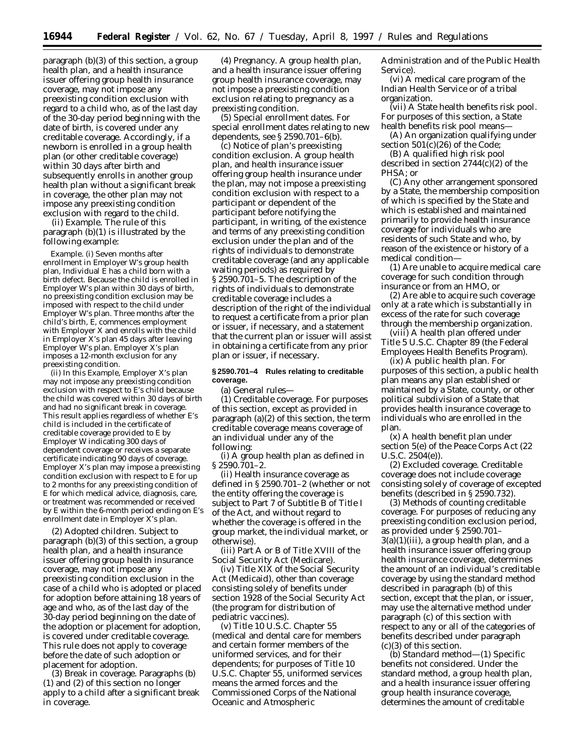paragraph (b)(3) of this section, a group health plan, and a health insurance issuer offering group health insurance coverage, may not impose any preexisting condition exclusion with regard to a child who, as of the last day of the 30-day period beginning with the date of birth, is covered under any creditable coverage. Accordingly, if a newborn is enrolled in a group health plan (or other creditable coverage) within 30 days after birth and subsequently enrolls in another group health plan without a significant break in coverage, the other plan may not impose any preexisting condition exclusion with regard to the child.

(ii) *Example.* The rule of this paragraph (b)(1) is illustrated by the following example:

*Example.* (i) Seven months after enrollment in Employer W's group health plan, Individual E has a child born with a birth defect. Because the child is enrolled in Employer W's plan within 30 days of birth, no preexisting condition exclusion may be imposed with respect to the child under Employer W's plan. Three months after the child's birth, E, commences employment with Employer X and enrolls with the child in Employer X's plan 45 days after leaving Employer W's plan. Employer X's plan imposes a 12-month exclusion for any preexisting condition.

(ii) In this Example, Employer X's plan may not impose any preexisting condition exclusion with respect to E's child because the child was covered within 30 days of birth and had no significant break in coverage. This result applies regardless of whether E's child is included in the certificate of creditable coverage provided to E by Employer W indicating 300 days of dependent coverage or receives a separate certificate indicating 90 days of coverage. Employer X's plan may impose a preexisting condition exclusion with respect to E for up to 2 months for any preexisting condition of E for which medical advice, diagnosis, care, or treatment was recommended or received by E within the 6-month period ending on E's enrollment date in Employer X's plan.

(2) *Adopted children.* Subject to paragraph (b)(3) of this section, a group health plan, and a health insurance issuer offering group health insurance coverage, may not impose any preexisting condition exclusion in the case of a child who is adopted or placed for adoption before attaining 18 years of age and who, as of the last day of the 30-day period beginning on the date of the adoption or placement for adoption, is covered under creditable coverage. This rule does not apply to coverage before the date of such adoption or placement for adoption.

(3) *Break in coverage.* Paragraphs (b) (1) and (2) of this section no longer apply to a child after a significant break in coverage.

(4) *Pregnancy.* A group health plan, and a health insurance issuer offering group health insurance coverage, may not impose a preexisting condition exclusion relating to pregnancy as a preexisting condition.

(5) *Special enrollment dates.* For special enrollment dates relating to new dependents, see § 2590.701–6(b).

(c) *Notice of plan's preexisting condition exclusion.* A group health plan, and health insurance issuer offering group health insurance under the plan, may not impose a preexisting condition exclusion with respect to a participant or dependent of the participant before notifying the participant, in writing, of the existence and terms of any preexisting condition exclusion under the plan and of the rights of individuals to demonstrate creditable coverage (and any applicable waiting periods) as required by § 2590.701–5. The description of the rights of individuals to demonstrate creditable coverage includes a description of the right of the individual to request a certificate from a prior plan or issuer, if necessary, and a statement that the current plan or issuer will assist in obtaining a certificate from any prior plan or issuer, if necessary.

**§ 2590.701–4 Rules relating to creditable coverage.**

(a) *General rules*—

(1) *Creditable coverage.* For purposes of this section, except as provided in paragraph (a)(2) of this section, the term creditable coverage means coverage of an individual under any of the following:

(i) A group health plan as defined in § 2590.701–2.

(ii) Health insurance coverage as defined in § 2590.701–2 (whether or not the entity offering the coverage is subject to Part 7 of Subtitle B of Title I of the Act, and without regard to whether the coverage is offered in the group market, the individual market, or otherwise).

(iii) Part A or B of Title XVIII of the Social Security Act (Medicare).

(iv) Title XIX of the Social Security Act (Medicaid), other than coverage consisting solely of benefits under section 1928 of the Social Security Act (the program for distribution of pediatric vaccines).

(v) Title 10 U.S.C. Chapter 55 (medical and dental care for members and certain former members of the uniformed services, and for their dependents; for purposes of Title 10 U.S.C. Chapter 55, uniformed services means the armed forces and the Commissioned Corps of the National Oceanic and Atmospheric Administration and of the Public Health Service).

(vi) A medical care program of the Indian Health Service or of a tribal organization.

(vii) A State health benefits risk pool. For purposes of this section, a State health benefits risk pool means—

(A) An organization qualifying under section 501(c)(26) of the Code;

(B) A qualified high risk pool described in section 2744(c)(2) of the PHSA; or

(C) Any other arrangement sponsored by a State, the membership composition of which is specified by the State and which is established and maintained primarily to provide health insurance coverage for individuals who are residents of such State and who, by reason of the existence or history of a medical condition—

(*1*) Are unable to acquire medical care coverage for such condition through insurance or from an HMO, or

(*2*) Are able to acquire such coverage only at a rate which is substantially in excess of the rate for such coverage through the membership organization.

(viii) A health plan offered under Title 5 U.S.C. Chapter 89 (the Federal Employees Health Benefits Program).

(ix) A public health plan. For purposes of this section, a public health plan means any plan established or maintained by a State, county, or other political subdivision of a State that provides health insurance coverage to individuals who are enrolled in the plan.

(x) A health benefit plan under section 5(e) of the Peace Corps Act (22 U.S.C. 2504(e)).

(2) *Excluded coverage.* Creditable coverage does not include coverage consisting solely of coverage of excepted benefits (described in § 2590.732).

(3) *Methods of counting creditable coverage.* For purposes of reducing any preexisting condition exclusion period, as provided under § 2590.701–3(a)(1)(iii), a group health plan, and a health insurance issuer offering group health insurance coverage, determines the amount of an individual's creditable coverage by using the standard method described in paragraph (b) of this section, except that the plan, or issuer, may use the alternative method under paragraph (c) of this section with respect to any or all of the categories of benefits described under paragraph (c)(3) of this section.

(b) *Standard method*—(1) *Specific benefits not considered.* Under the standard method, a group health plan, and a health insurance issuer offering group health insurance coverage, determines the amount of creditable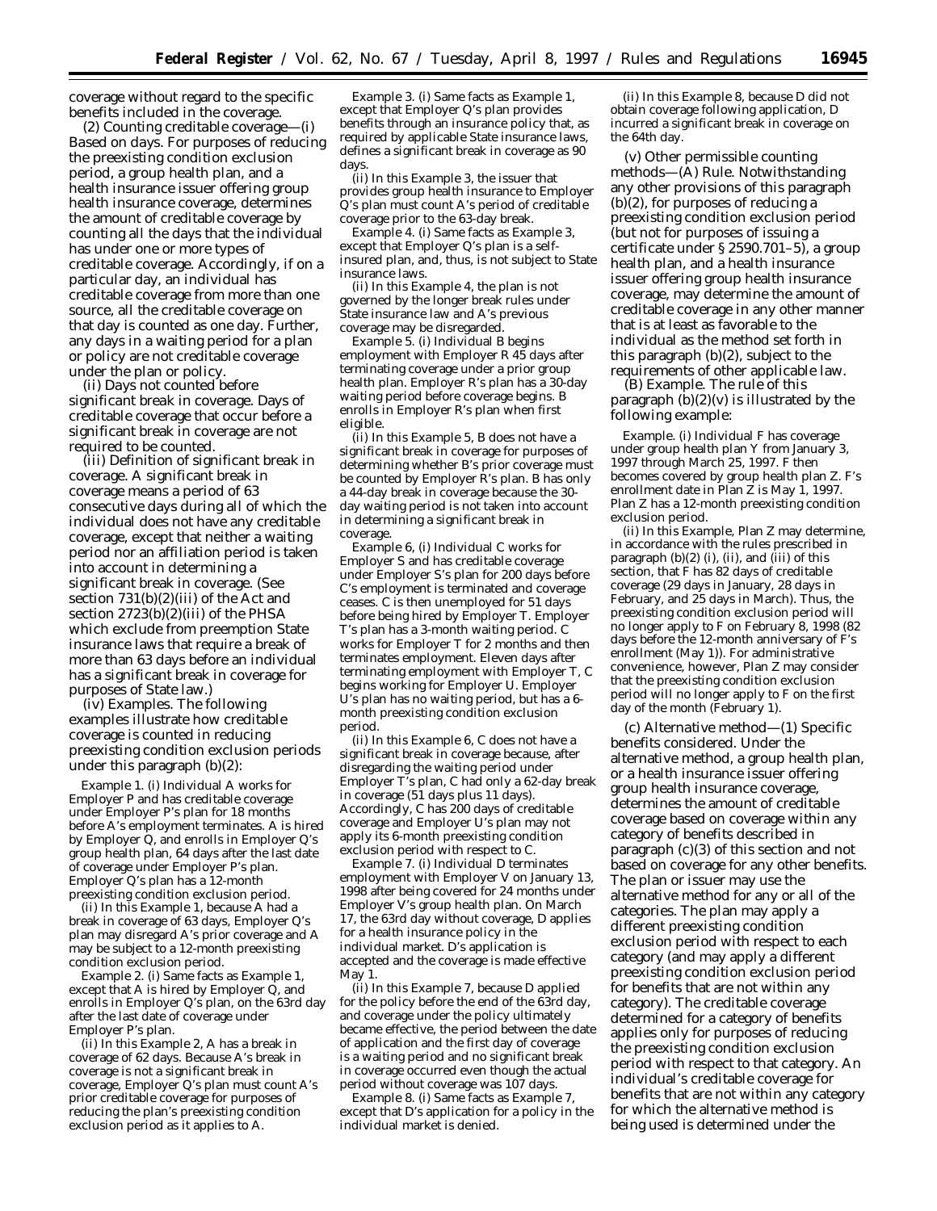coverage without regard to the specific benefits included in the coverage.

(2) *Counting creditable coverage*—(i) *Based on days.* For purposes of reducing the preexisting condition exclusion period, a group health plan, and a health insurance issuer offering group health insurance coverage, determines the amount of creditable coverage by counting all the days that the individual has under one or more types of creditable coverage. Accordingly, if on a particular day, an individual has creditable coverage from more than one source, all the creditable coverage on that day is counted as one day. Further, any days in a waiting period for a plan or policy are not creditable coverage under the plan or policy.

(ii) *Days not counted before significant break in coverage.* Days of creditable coverage that occur before a significant break in coverage are not required to be counted.

(iii) *Definition of significant break in coverage.* A significant break in coverage means a period of 63 consecutive days during all of which the individual does not have any creditable coverage, except that neither a waiting period nor an affiliation period is taken into account in determining a significant break in coverage. (See section 731(b)(2)(iii) of the Act and section 2723(b)(2)(iii) of the PHSA which exclude from preemption State insurance laws that require a break of more than 63 days before an individual has a significant break in coverage for purposes of State law.)

(iv) *Examples.* The following examples illustrate how creditable coverage is counted in reducing preexisting condition exclusion periods under this paragraph (b)(2):

*Example 1.* (i) Individual A works for Employer P and has creditable coverage under Employer P's plan for 18 months before A's employment terminates. A is hired by Employer Q, and enrolls in Employer Q's group health plan, 64 days after the last date of coverage under Employer P's plan. Employer Q's plan has a 12-month preexisting condition exclusion period.

(ii) In this *Example 1*, because A had a break in coverage of 63 days, Employer Q's plan may disregard A's prior coverage and A may be subject to a 12-month preexisting condition exclusion period.

*Example 2.* (i) Same facts as *Example 1*, except that A is hired by Employer Q, and enrolls in Employer Q's plan, on the 63rd day after the last date of coverage under Employer P's plan.

(ii) In this *Example 2*, A has a break in coverage of 62 days. Because A's break in coverage is not a significant break in coverage, Employer Q's plan must count A's prior creditable coverage for purposes of reducing the plan's preexisting condition exclusion period as it applies to A.

*Example 3.* (i) Same facts as *Example 1*, except that Employer Q's plan provides benefits through an insurance policy that, as required by applicable State insurance laws, defines a significant break in coverage as 90 days.

(ii) In this *Example 3*, the issuer that provides group health insurance to Employer Q's plan must count A's period of creditable coverage prior to the 63-day break.

*Example 4.* (i) Same facts as *Example 3*, except that Employer Q's plan is a self-insured plan, and, thus, is not subject to State insurance laws.

(ii) In this *Example 4*, the plan is not governed by the longer break rules under State insurance law and A's previous coverage may be disregarded.

*Example 5.* (i) Individual B begins employment with Employer R 45 days after terminating coverage under a prior group health plan. Employer R's plan has a 30-day waiting period before coverage begins. B enrolls in Employer R's plan when first eligible.

(ii) In this *Example 5*, B does not have a significant break in coverage for purposes of determining whether B's prior coverage must be counted by Employer R's plan. B has only a 44-day break in coverage because the 30-day waiting period is not taken into account in determining a significant break in coverage.

*Example 6.* (i) Individual C works for Employer S and has creditable coverage under Employer S's plan for 200 days before C's employment is terminated and coverage ceases. C is then unemployed for 51 days before being hired by Employer T. Employer T's plan has a 3-month waiting period. C works for Employer T for 2 months and then terminates employment. Eleven days after terminating employment with Employer T, C begins working for Employer U. Employer U's plan has no waiting period, but has a 6-month preexisting condition exclusion period.

(ii) In this *Example 6*, C does not have a significant break in coverage because, after disregarding the waiting period under Employer T's plan, C had only a 62-day break in coverage (51 days plus 11 days). Accordingly, C has 200 days of creditable coverage and Employer U's plan may not apply its 6-month preexisting condition exclusion period with respect to C.

*Example 7.* (i) Individual D terminates employment with Employer V on January 13, 1998 after being covered for 24 months under Employer V's group health plan. On March 17, the 63rd day without coverage, D applies for a health insurance policy in the individual market. D's application is accepted and the coverage is made effective May 1.

(ii) In this *Example 7*, because D applied for the policy before the end of the 63rd day, and coverage under the policy ultimately became effective, the period between the date of application and the first day of coverage is a waiting period and no significant break in coverage occurred even though the actual period without coverage was 107 days.

*Example 8.* (i) Same facts as *Example 7*, except that D's application for a policy in the individual market is denied.

(ii) In this *Example 8*, because D did not obtain coverage following application, D incurred a significant break in coverage on the 64th day.

(v) *Other permissible counting methods*—(A) *Rule.* Notwithstanding any other provisions of this paragraph (b)(2), for purposes of reducing a preexisting condition exclusion period (but not for purposes of issuing a certificate under § 2590.701–5), a group health plan, and a health insurance issuer offering group health insurance coverage, may determine the amount of creditable coverage in any other manner that is at least as favorable to the individual as the method set forth in this paragraph (b)(2), subject to the requirements of other applicable law.

(B) *Example.* The rule of this paragraph (b)(2)(v) is illustrated by the following example:

*Example.* (i) Individual F has coverage under group health plan Y from January 3, 1997 through March 25, 1997. F then becomes covered by group health plan Z. F's enrollment date in Plan Z is May 1, 1997. Plan Z has a 12-month preexisting condition exclusion period.

(ii) In this *Example*, Plan Z may determine, in accordance with the rules prescribed in paragraph (b)(2) (i), (ii), and (iii) of this section, that F has 82 days of creditable coverage (29 days in January, 28 days in February, and 25 days in March). Thus, the preexisting condition exclusion period will no longer apply to F on February 8, 1998 (82 days before the 12-month anniversary of F's enrollment (May 1)). For administrative convenience, however, Plan Z may consider that the preexisting condition exclusion period will no longer apply to F on the first day of the month (February 1).

(c) *Alternative method*—(1) *Specific benefits considered.* Under the alternative method, a group health plan, or a health insurance issuer offering group health insurance coverage, determines the amount of creditable coverage based on coverage within any category of benefits described in paragraph (c)(3) of this section and not based on coverage for any other benefits. The plan or issuer may use the alternative method for any or all of the categories. The plan may apply a different preexisting condition exclusion period with respect to each category (and may apply a different preexisting condition exclusion period for benefits that are not within any category). The creditable coverage determined for a category of benefits applies only for purposes of reducing the preexisting condition exclusion period with respect to that category. An individual's creditable coverage for benefits that are not within any category for which the alternative method is being used is determined under the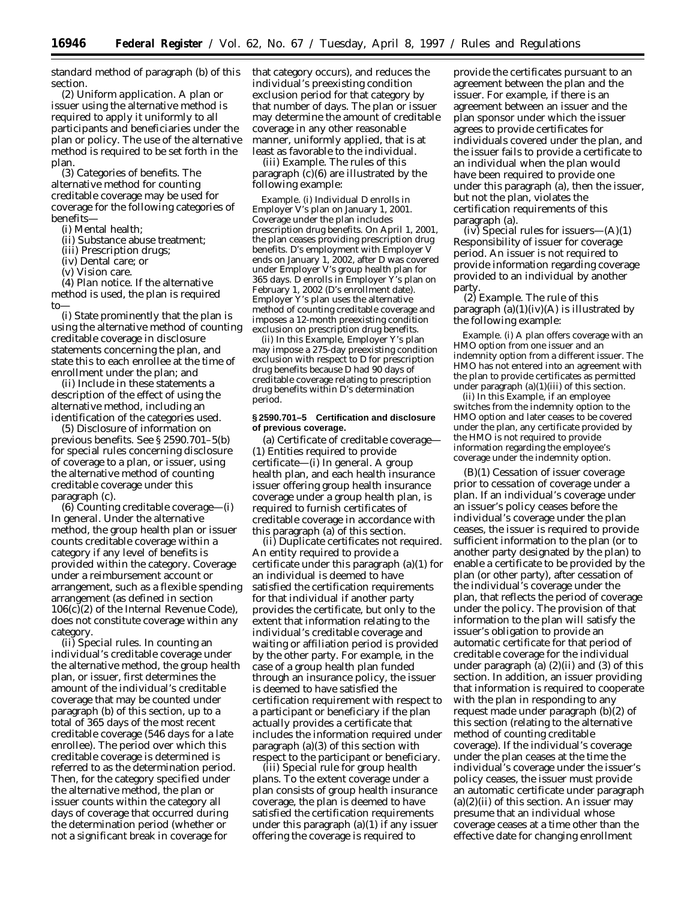standard method of paragraph (b) of this section.

(2) *Uniform application.* A plan or issuer using the alternative method is required to apply it uniformly to all participants and beneficiaries under the plan or policy. The use of the alternative method is required to be set forth in the plan.

(3) *Categories of benefits.* The alternative method for counting creditable coverage may be used for coverage for the following categories of benefits—

(i) Mental health;

(ii) Substance abuse treatment;

(iii) Prescription drugs;

(iv) Dental care; or

(v) Vision care.

(4) *Plan notice.* If the alternative method is used, the plan is required to—

(i) State prominently that the plan is using the alternative method of counting creditable coverage in disclosure statements concerning the plan, and state this to each enrollee at the time of enrollment under the plan; and

(ii) Include in these statements a description of the effect of using the alternative method, including an identification of the categories used.

(5) *Disclosure of information on previous benefits.* See § 2590.701–5(b) for special rules concerning disclosure of coverage to a plan, or issuer, using the alternative method of counting creditable coverage under this paragraph (c).

(6) *Counting creditable coverage*—(i) *In general.* Under the alternative method, the group health plan or issuer counts creditable coverage within a category if any level of benefits is provided within the category. Coverage under a reimbursement account or arrangement, such as a flexible spending arrangement (as defined in section 106(c)(2) of the Internal Revenue Code), does not constitute coverage within any category.

(ii) *Special rules.* In counting an individual's creditable coverage under the alternative method, the group health plan, or issuer, first determines the amount of the individual's creditable coverage that may be counted under paragraph (b) of this section, up to a total of 365 days of the most recent creditable coverage (546 days for a late enrollee). The period over which this creditable coverage is determined is referred to as the determination period. Then, for the category specified under the alternative method, the plan or issuer counts within the category all days of coverage that occurred during the determination period (whether or not a significant break in coverage for that category occurs), and reduces the individual's preexisting condition exclusion period for that category by that number of days. The plan or issuer may determine the amount of creditable coverage in any other reasonable manner, uniformly applied, that is at least as favorable to the individual.

(iii) *Example.* The rules of this paragraph (c)(6) are illustrated by the following example:

*Example.* (i) Individual D enrolls in Employer V's plan on January 1, 2001. Coverage under the plan includes prescription drug benefits. On April 1, 2001, the plan ceases providing prescription drug benefits. D's employment with Employer V ends on January 1, 2002, after D was covered under Employer V's group health plan for 365 days. D enrolls in Employer Y's plan on February 1, 2002 (D's enrollment date). Employer Y's plan uses the alternative method of counting creditable coverage and imposes a 12-month preexisting condition exclusion on prescription drug benefits.

(ii) In this Example, Employer Y's plan may impose a 275-day preexisting condition exclusion with respect to D for prescription drug benefits because D had 90 days of creditable coverage relating to prescription drug benefits within D's determination period.

**§ 2590.701–5 Certification and disclosure of previous coverage.**

(a) *Certificate of creditable coverage*—(1) *Entities required to provide certificate*—(i) *In general.* A group health plan, and each health insurance issuer offering group health insurance coverage under a group health plan, is required to furnish certificates of creditable coverage in accordance with this paragraph (a) of this section.

(ii) *Duplicate certificates not required.* An entity required to provide a certificate under this paragraph (a)(1) for an individual is deemed to have satisfied the certification requirements for that individual if another party provides the certificate, but only to the extent that information relating to the individual's creditable coverage and waiting or affiliation period is provided by the other party. For example, in the case of a group health plan funded through an insurance policy, the issuer is deemed to have satisfied the certification requirement with respect to a participant or beneficiary if the plan actually provides a certificate that includes the information required under paragraph (a)(3) of this section with respect to the participant or beneficiary.

(iii) *Special rule for group health plans.* To the extent coverage under a plan consists of group health insurance coverage, the plan is deemed to have satisfied the certification requirements under this paragraph (a)(1) if any issuer offering the coverage is required to provide the certificates pursuant to an agreement between the plan and the issuer. For example, if there is an agreement between an issuer and the plan sponsor under which the issuer agrees to provide certificates for individuals covered under the plan, and the issuer fails to provide a certificate to an individual when the plan would have been required to provide one under this paragraph (a), then the issuer, but not the plan, violates the certification requirements of this paragraph (a).

(iv) *Special rules for issuers*—(A)(*1*) *Responsibility of issuer for coverage period.* An issuer is not required to provide information regarding coverage provided to an individual by another party.

(*2*) *Example.* The rule of this paragraph (a)(1)(iv)(A) is illustrated by the following example:

*Example.* (i) A plan offers coverage with an HMO option from one issuer and an indemnity option from a different issuer. The HMO has not entered into an agreement with the plan to provide certificates as permitted under paragraph (a)(1)(iii) of this section.

(ii) In this Example, if an employee switches from the indemnity option to the HMO option and later ceases to be covered under the plan, any certificate provided by the HMO is not required to provide information regarding the employee's coverage under the indemnity option.

(B)(*1*) *Cessation of issuer coverage prior to cessation of coverage under a plan.* If an individual's coverage under an issuer's policy ceases before the individual's coverage under the plan ceases, the issuer is required to provide sufficient information to the plan (or to another party designated by the plan) to enable a certificate to be provided by the plan (or other party), after cessation of the individual's coverage under the plan, that reflects the period of coverage under the policy. The provision of that information to the plan will satisfy the issuer's obligation to provide an automatic certificate for that period of creditable coverage for the individual under paragraph (a) (2)(ii) and (3) of this section. In addition, an issuer providing that information is required to cooperate with the plan in responding to any request made under paragraph (b)(2) of this section (relating to the alternative method of counting creditable coverage). If the individual's coverage under the plan ceases at the time the individual's coverage under the issuer's policy ceases, the issuer must provide an automatic certificate under paragraph (a)(2)(ii) of this section. An issuer may presume that an individual whose coverage ceases at a time other than the effective date for changing enrollment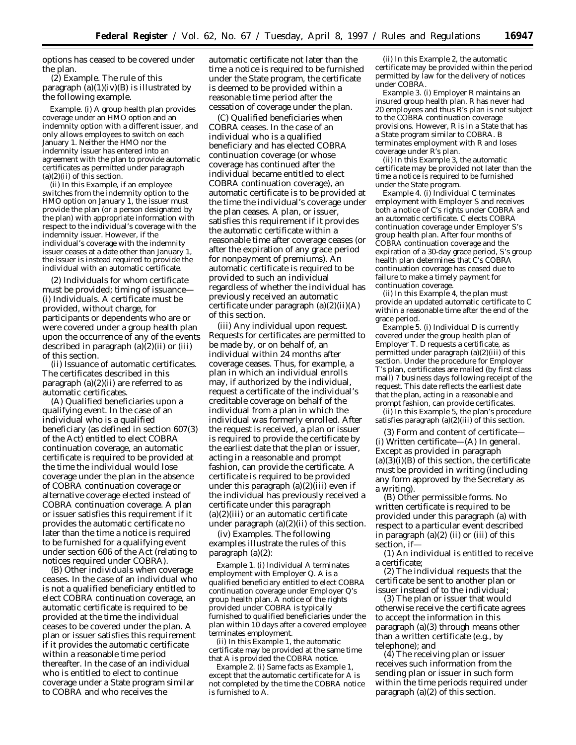options has ceased to be covered under the plan.

(2) *Example.* The rule of this paragraph (a)(1)(iv)(B) is illustrated by the following example.

*Example.* (i) A group health plan provides coverage under an HMO option and an indemnity option with a different issuer, and only allows employees to switch on each January 1. Neither the HMO nor the indemnity issuer has entered into an agreement with the plan to provide automatic certificates as permitted under paragraph (a)(2)(ii) of this section.

(ii) In this Example, if an employee switches from the indemnity option to the HMO option on January 1, the issuer must provide the plan (or a person designated by the plan) with appropriate information with respect to the individual's coverage with the indemnity issuer. However, if the individual's coverage with the indemnity issuer ceases at a date other than January 1, the issuer is instead required to provide the individual with an automatic certificate.

(2) *Individuals for whom certificate must be provided; timing of issuance*—(i) *Individuals.* A certificate must be provided, without charge, for participants or dependents who are or were covered under a group health plan upon the occurrence of any of the events described in paragraph (a)(2)(ii) or (iii) of this section.

(ii) *Issuance of automatic certificates.* The certificates described in this paragraph (a)(2)(ii) are referred to as automatic certificates.

(A) *Qualified beneficiaries upon a qualifying event.* In the case of an individual who is a qualified beneficiary (as defined in section 607(3) of the Act) entitled to elect COBRA continuation coverage, an automatic certificate is required to be provided at the time the individual would lose coverage under the plan in the absence of COBRA continuation coverage or alternative coverage elected instead of COBRA continuation coverage. A plan or issuer satisfies this requirement if it provides the automatic certificate no later than the time a notice is required to be furnished for a qualifying event under section 606 of the Act (relating to notices required under COBRA).

(B) *Other individuals when coverage ceases.* In the case of an individual who is not a qualified beneficiary entitled to elect COBRA continuation coverage, an automatic certificate is required to be provided at the time the individual ceases to be covered under the plan. A plan or issuer satisfies this requirement if it provides the automatic certificate within a reasonable time period thereafter. In the case of an individual who is entitled to elect to continue coverage under a State program similar to COBRA and who receives the automatic certificate not later than the time a notice is required to be furnished under the State program, the certificate is deemed to be provided within a reasonable time period after the cessation of coverage under the plan.

(C) *Qualified beneficiaries when COBRA ceases.* In the case of an individual who is a qualified beneficiary and has elected COBRA continuation coverage (or whose coverage has continued after the individual became entitled to elect COBRA continuation coverage), an automatic certificate is to be provided at the time the individual's coverage under the plan ceases. A plan, or issuer, satisfies this requirement if it provides the automatic certificate within a reasonable time after coverage ceases (or after the expiration of any grace period for nonpayment of premiums). An automatic certificate is required to be provided to such an individual regardless of whether the individual has previously received an automatic certificate under paragraph (a)(2)(ii)(A) of this section.

(iii) *Any individual upon request.* Requests for certificates are permitted to be made by, or on behalf of, an individual within 24 months after coverage ceases. Thus, for example, a plan in which an individual enrolls may, if authorized by the individual, request a certificate of the individual's creditable coverage on behalf of the individual from a plan in which the individual was formerly enrolled. After the request is received, a plan or issuer is required to provide the certificate by the earliest date that the plan or issuer, acting in a reasonable and prompt fashion, can provide the certificate. A certificate is required to be provided under this paragraph (a)(2)(iii) even if the individual has previously received a certificate under this paragraph (a)(2)(iii) or an automatic certificate under paragraph (a)(2)(ii) of this section.

(iv) *Examples.* The following examples illustrate the rules of this paragraph (a)(2):

*Example 1.* (i) Individual A terminates employment with Employer Q. A is a qualified beneficiary entitled to elect COBRA continuation coverage under Employer Q's group health plan. A notice of the rights provided under COBRA is typically furnished to qualified beneficiaries under the plan within 10 days after a covered employee terminates employment.

(ii) In this Example 1, the automatic certificate may be provided at the same time that A is provided the COBRA notice.

*Example 2.* (i) Same facts as Example 1, except that the automatic certificate for A is not completed by the time the COBRA notice is furnished to A.

(ii) In this Example 2, the automatic certificate may be provided within the period permitted by law for the delivery of notices under COBRA.

*Example 3.* (i) Employer R maintains an insured group health plan. R has never had 20 employees and thus R's plan is not subject to the COBRA continuation coverage provisions. However, R is in a State that has a State program similar to COBRA. B terminates employment with R and loses coverage under R's plan.

(ii) In this Example 3, the automatic certificate may be provided not later than the time a notice is required to be furnished under the State program.

*Example 4.* (i) Individual C terminates employment with Employer S and receives both a notice of C's rights under COBRA and an automatic certificate. C elects COBRA continuation coverage under Employer S's group health plan. After four months of COBRA continuation coverage and the expiration of a 30-day grace period, S's group health plan determines that C's COBRA continuation coverage has ceased due to failure to make a timely payment for continuation coverage.

(ii) In this Example 4, the plan must provide an updated automatic certificate to C within a reasonable time after the end of the grace period.

*Example 5.* (i) Individual D is currently covered under the group health plan of Employer T. D requests a certificate, as permitted under paragraph (a)(2)(iii) of this section. Under the procedure for Employer T's plan, certificates are mailed (by first class mail) 7 business days following receipt of the request. This date reflects the earliest date that the plan, acting in a reasonable and prompt fashion, can provide certificates.

(ii) In this Example 5, the plan's procedure satisfies paragraph (a)(2)(iii) of this section.

(3) *Form and content of certificate*—(i) *Written certificate*—(A) *In general.* Except as provided in paragraph (a)(3)(i)(B) of this section, the certificate must be provided in writing (including any form approved by the Secretary as a writing).

(B) *Other permissible forms.* No written certificate is required to be provided under this paragraph (a) with respect to a particular event described in paragraph (a)(2) (ii) or (iii) of this section, if—

(*1*) An individual is entitled to receive a certificate;

(*2*) The individual requests that the certificate be sent to another plan or issuer instead of to the individual;

(*3*) The plan or issuer that would otherwise receive the certificate agrees to accept the information in this paragraph (a)(3) through means other than a written certificate (e.g., by telephone); and

(*4*) The receiving plan or issuer receives such information from the sending plan or issuer in such form within the time periods required under paragraph (a)(2) of this section.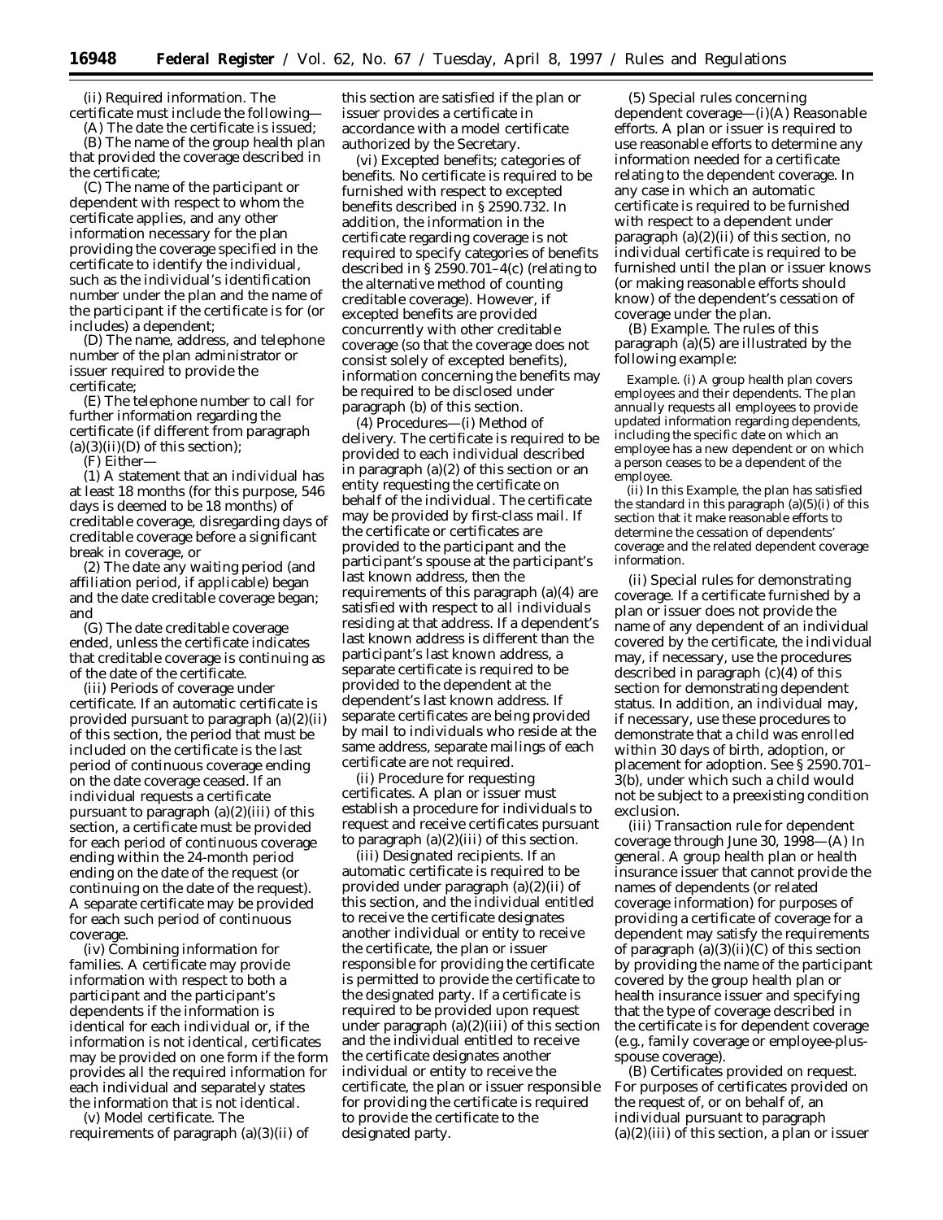(ii) *Required information.* The certificate must include the following—

(A) The date the certificate is issued;

(B) The name of the group health plan that provided the coverage described in the certificate;

(C) The name of the participant or dependent with respect to whom the certificate applies, and any other information necessary for the plan providing the coverage specified in the certificate to identify the individual, such as the individual's identification number under the plan and the name of the participant if the certificate is for (or includes) a dependent;

(D) The name, address, and telephone number of the plan administrator or issuer required to provide the certificate;

(E) The telephone number to call for further information regarding the certificate (if different from paragraph (a)(3)(ii)(D) of this section);

(F) Either—

(*1*) A statement that an individual has at least 18 months (for this purpose, 546 days is deemed to be 18 months) of creditable coverage, disregarding days of creditable coverage before a significant break in coverage, or

(*2*) The date any waiting period (and affiliation period, if applicable) began and the date creditable coverage began; and

(G) The date creditable coverage ended, unless the certificate indicates that creditable coverage is continuing as of the date of the certificate.

(iii) *Periods of coverage under certificate.* If an automatic certificate is provided pursuant to paragraph (a)(2)(ii) of this section, the period that must be included on the certificate is the last period of continuous coverage ending on the date coverage ceased. If an individual requests a certificate pursuant to paragraph (a)(2)(iii) of this section, a certificate must be provided for each period of continuous coverage ending within the 24-month period ending on the date of the request (or continuing on the date of the request). A separate certificate may be provided for each such period of continuous coverage.

(iv) *Combining information for families.* A certificate may provide information with respect to both a participant and the participant's dependents if the information is identical for each individual or, if the information is not identical, certificates may be provided on one form if the form provides all the required information for each individual and separately states the information that is not identical.

(v) *Model certificate.* The requirements of paragraph (a)(3)(ii) of this section are satisfied if the plan or issuer provides a certificate in accordance with a model certificate authorized by the Secretary.

(vi) *Excepted benefits; categories of benefits.* No certificate is required to be furnished with respect to excepted benefits described in § 2590.732. In addition, the information in the certificate regarding coverage is not required to specify categories of benefits described in § 2590.701–4(c) (relating to the alternative method of counting creditable coverage). However, if excepted benefits are provided concurrently with other creditable coverage (so that the coverage does not consist solely of excepted benefits), information concerning the benefits may be required to be disclosed under paragraph (b) of this section.

(4) *Procedures*—(i) *Method of delivery.* The certificate is required to be provided to each individual described in paragraph (a)(2) of this section or an entity requesting the certificate on behalf of the individual. The certificate may be provided by first-class mail. If the certificate or certificates are provided to the participant and the participant's spouse at the participant's last known address, then the requirements of this paragraph (a)(4) are satisfied with respect to all individuals residing at that address. If a dependent's last known address is different than the participant's last known address, a separate certificate is required to be provided to the dependent at the dependent's last known address. If separate certificates are being provided by mail to individuals who reside at the same address, separate mailings of each certificate are not required.

(ii) *Procedure for requesting certificates.* A plan or issuer must establish a procedure for individuals to request and receive certificates pursuant to paragraph (a)(2)(iii) of this section.

(iii) *Designated recipients.* If an automatic certificate is required to be provided under paragraph (a)(2)(ii) of this section, and the individual entitled to receive the certificate designates another individual or entity to receive the certificate, the plan or issuer responsible for providing the certificate is permitted to provide the certificate to the designated party. If a certificate is required to be provided upon request under paragraph (a)(2)(iii) of this section and the individual entitled to receive the certificate designates another individual or entity to receive the certificate, the plan or issuer responsible for providing the certificate is required to provide the certificate to the designated party.

(5) *Special rules concerning dependent coverage*—(i)(A) *Reasonable efforts.* A plan or issuer is required to use reasonable efforts to determine any information needed for a certificate relating to the dependent coverage. In any case in which an automatic certificate is required to be furnished with respect to a dependent under paragraph (a)(2)(ii) of this section, no individual certificate is required to be furnished until the plan or issuer knows (or making reasonable efforts should know) of the dependent's cessation of coverage under the plan.

(B) *Example.* The rules of this paragraph (a)(5) are illustrated by the following example:

*Example.* (i) A group health plan covers employees and their dependents. The plan annually requests all employees to provide updated information regarding dependents, including the specific date on which an employee has a new dependent or on which a person ceases to be a dependent of the employee.

(ii) In this *Example,* the plan has satisfied the standard in this paragraph (a)(5)(i) of this section that it make reasonable efforts to determine the cessation of dependents' coverage and the related dependent coverage information.

(ii) *Special rules for demonstrating coverage.* If a certificate furnished by a plan or issuer does not provide the name of any dependent of an individual covered by the certificate, the individual may, if necessary, use the procedures described in paragraph (c)(4) of this section for demonstrating dependent status. In addition, an individual may, if necessary, use these procedures to demonstrate that a child was enrolled within 30 days of birth, adoption, or placement for adoption. See § 2590.701–3(b), under which such a child would not be subject to a preexisting condition exclusion.

(iii) *Transaction rule for dependent coverage through June 30, 1998*—(A) *In general.* A group health plan or health insurance issuer that cannot provide the names of dependents (or related coverage information) for purposes of providing a certificate of coverage for a dependent may satisfy the requirements of paragraph (a)(3)(ii)(C) of this section by providing the name of the participant covered by the group health plan or health insurance issuer and specifying that the type of coverage described in the certificate is for dependent coverage (e.g., family coverage or employee-plus-spouse coverage).

(B) *Certificates provided on request.* For purposes of certificates provided on the request of, or on behalf of, an individual pursuant to paragraph (a)(2)(iii) of this section, a plan or issuer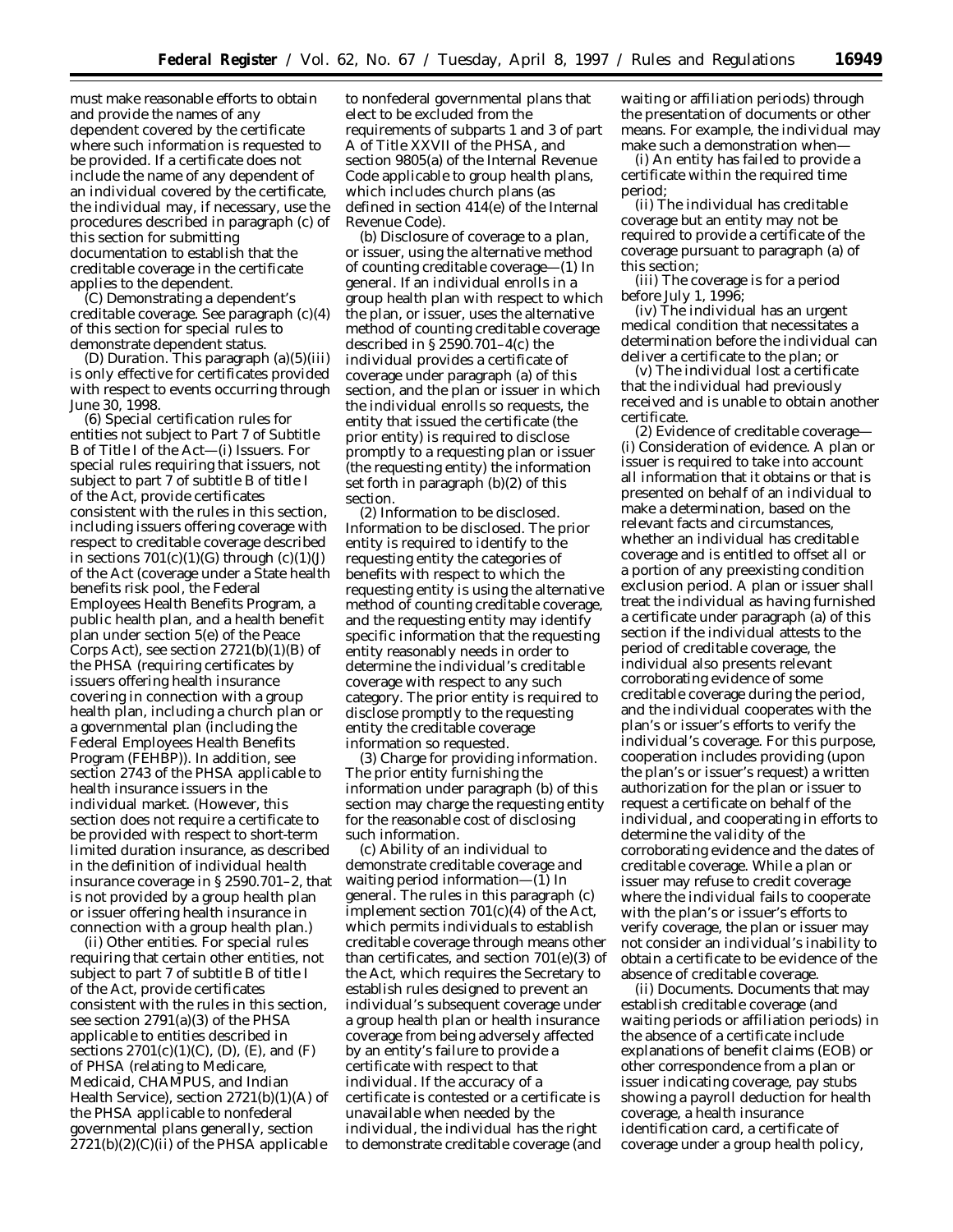must make reasonable efforts to obtain and provide the names of any dependent covered by the certificate where such information is requested to be provided. If a certificate does not include the name of any dependent of an individual covered by the certificate, the individual may, if necessary, use the procedures described in paragraph (c) of this section for submitting documentation to establish that the creditable coverage in the certificate applies to the dependent.

(C) *Demonstrating a dependent's creditable coverage.* See paragraph (c)(4) of this section for special rules to demonstrate dependent status.

(D) *Duration.* This paragraph (a)(5)(iii) is only effective for certificates provided with respect to events occurring through June 30, 1998.

(6) *Special certification rules for entities not subject to Part 7 of Subtitle B of Title I of the Act*—(i) *Issuers.* For special rules requiring that issuers, not subject to part 7 of subtitle B of title I of the Act, provide certificates consistent with the rules in this section, including issuers offering coverage with respect to creditable coverage described in sections 701(c)(1)(G) through (c)(1)(J) of the Act (coverage under a State health benefits risk pool, the Federal Employees Health Benefits Program, a public health plan, and a health benefit plan under section 5(e) of the Peace Corps Act), see section 2721(b)(1)(B) of the PHSA (requiring certificates by issuers offering health insurance covering in connection with a group health plan, including a church plan or a governmental plan (including the Federal Employees Health Benefits Program (FEHBP)). In addition, see section 2743 of the PHSA applicable to health insurance issuers in the individual market. (However, this section does not require a certificate to be provided with respect to short-term limited duration insurance, as described in the definition of individual health insurance coverage in § 2590.701–2, that is not provided by a group health plan or issuer offering health insurance in connection with a group health plan.)

(ii) *Other entities.* For special rules requiring that certain other entities, not subject to part 7 of subtitle B of title I of the Act, provide certificates consistent with the rules in this section, see section 2791(a)(3) of the PHSA applicable to entities described in sections 2701(c)(1)(C), (D), (E), and (F) of PHSA (relating to Medicare, Medicaid, CHAMPUS, and Indian Health Service), section 2721(b)(1)(A) of the PHSA applicable to nonfederal governmental plans generally, section 2721(b)(2)(C)(ii) of the PHSA applicable to nonfederal governmental plans that elect to be excluded from the requirements of subparts 1 and 3 of part A of Title XXVII of the PHSA, and section 9805(a) of the Internal Revenue Code applicable to group health plans, which includes church plans (as defined in section 414(e) of the Internal Revenue Code).

(b) *Disclosure of coverage to a plan, or issuer, using the alternative method of counting creditable coverage*—(1) *In general.* If an individual enrolls in a group health plan with respect to which the plan, or issuer, uses the alternative method of counting creditable coverage described in § 2590.701–4(c) the individual provides a certificate of coverage under paragraph (a) of this section, and the plan or issuer in which the individual enrolls so requests, the entity that issued the certificate (the prior entity) is required to disclose promptly to a requesting plan or issuer (the requesting entity) the information set forth in paragraph (b)(2) of this section.

(2) *Information to be disclosed.* Information to be disclosed. The prior entity is required to identify to the requesting entity the categories of benefits with respect to which the requesting entity is using the alternative method of counting creditable coverage, and the requesting entity may identify specific information that the requesting entity reasonably needs in order to determine the individual's creditable coverage with respect to any such category. The prior entity is required to disclose promptly to the requesting entity the creditable coverage information so requested.

(3) *Charge for providing information.* The prior entity furnishing the information under paragraph (b) of this section may charge the requesting entity for the reasonable cost of disclosing such information.

(c) *Ability of an individual to demonstrate creditable coverage and waiting period information*—(1) *In general.* The rules in this paragraph (c) implement section 701(c)(4) of the Act, which permits individuals to establish creditable coverage through means other than certificates, and section 701(e)(3) of the Act, which requires the Secretary to establish rules designed to prevent an individual's subsequent coverage under a group health plan or health insurance coverage from being adversely affected by an entity's failure to provide a certificate with respect to that individual. If the accuracy of a certificate is contested or a certificate is unavailable when needed by the individual, the individual has the right to demonstrate creditable coverage (and waiting or affiliation periods) through the presentation of documents or other means. For example, the individual may make such a demonstration when—

(i) An entity has failed to provide a certificate within the required time period;

(ii) The individual has creditable coverage but an entity may not be required to provide a certificate of the coverage pursuant to paragraph (a) of this section;

(iii) The coverage is for a period before July 1, 1996;

(iv) The individual has an urgent medical condition that necessitates a determination before the individual can deliver a certificate to the plan; or

(v) The individual lost a certificate that the individual had previously received and is unable to obtain another certificate.

(2) *Evidence of creditable coverage*—(i) *Consideration of evidence.* A plan or issuer is required to take into account all information that it obtains or that is presented on behalf of an individual to make a determination, based on the relevant facts and circumstances, whether an individual has creditable coverage and is entitled to offset all or a portion of any preexisting condition exclusion period. A plan or issuer shall treat the individual as having furnished a certificate under paragraph (a) of this section if the individual attests to the period of creditable coverage, the individual also presents relevant corroborating evidence of some creditable coverage during the period, and the individual cooperates with the plan's or issuer's efforts to verify the individual's coverage. For this purpose, cooperation includes providing (upon the plan's or issuer's request) a written authorization for the plan or issuer to request a certificate on behalf of the individual, and cooperating in efforts to determine the validity of the corroborating evidence and the dates of creditable coverage. While a plan or issuer may refuse to credit coverage where the individual fails to cooperate with the plan's or issuer's efforts to verify coverage, the plan or issuer may not consider an individual's inability to obtain a certificate to be evidence of the absence of creditable coverage.

(ii) *Documents.* Documents that may establish creditable coverage (and waiting periods or affiliation periods) in the absence of a certificate include explanations of benefit claims (EOB) or other correspondence from a plan or issuer indicating coverage, pay stubs showing a payroll deduction for health coverage, a health insurance identification card, a certificate of coverage under a group health policy,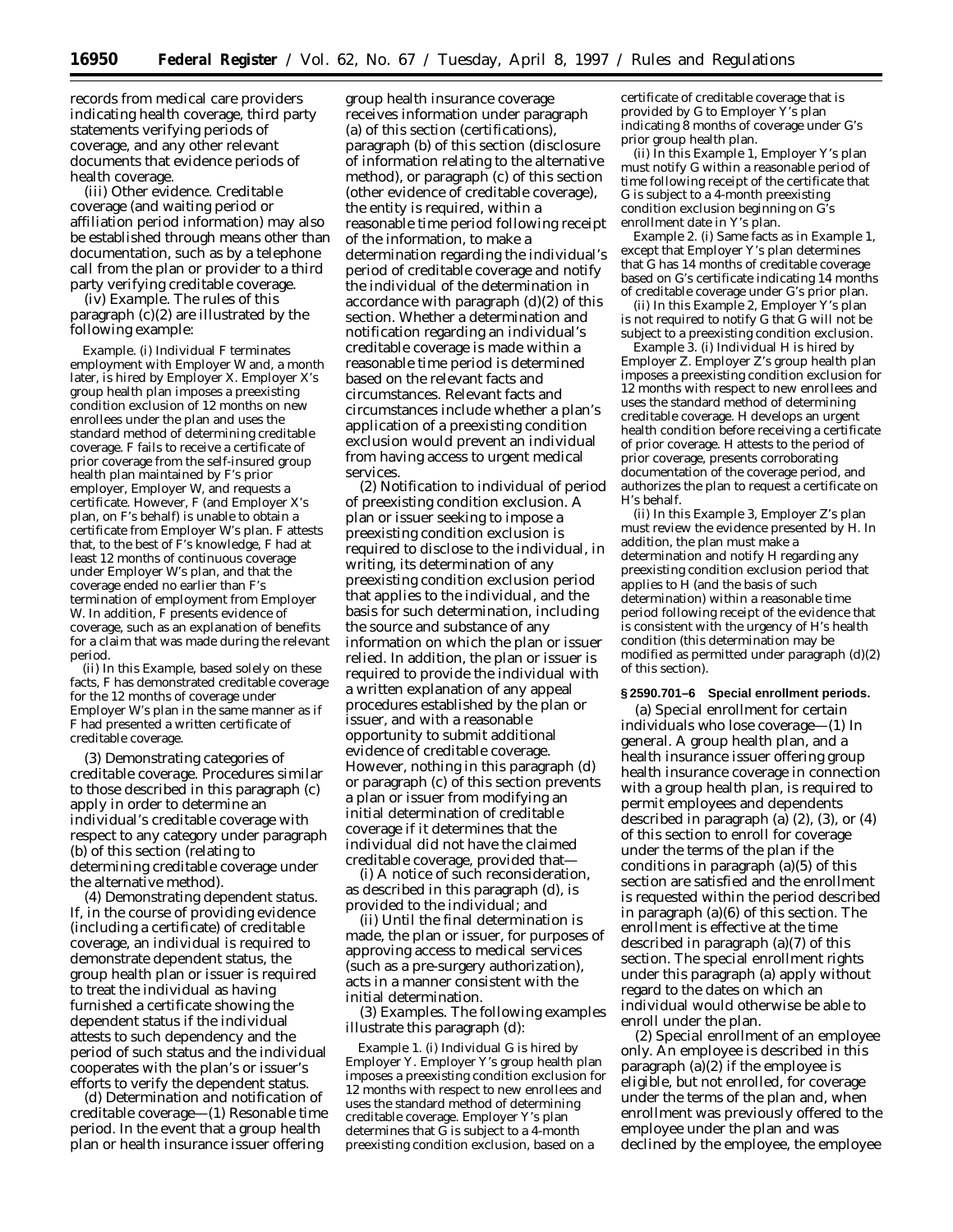records from medical care providers indicating health coverage, third party statements verifying periods of coverage, and any other relevant documents that evidence periods of health coverage.

(iii) *Other evidence.* Creditable coverage (and waiting period or affiliation period information) may also be established through means other than documentation, such as by a telephone call from the plan or provider to a third party verifying creditable coverage.

(iv) *Example.* The rules of this paragraph (c)(2) are illustrated by the following example:

*Example.* (i) Individual F terminates employment with Employer W and, a month later, is hired by Employer X. Employer X's group health plan imposes a preexisting condition exclusion of 12 months on new enrollees under the plan and uses the standard method of determining creditable coverage. F fails to receive a certificate of prior coverage from the self-insured group health plan maintained by F's prior employer, Employer W, and requests a certificate. However, F (and Employer X's plan, on F's behalf) is unable to obtain a certificate from Employer W's plan. F attests that, to the best of F's knowledge, F had at least 12 months of continuous coverage under Employer W's plan, and that the coverage ended no earlier than F's termination of employment from Employer W. In addition, F presents evidence of coverage, such as an explanation of benefits for a claim that was made during the relevant period.

(ii) In this *Example*, based solely on these facts, F has demonstrated creditable coverage for the 12 months of coverage under Employer W's plan in the same manner as if F had presented a written certificate of creditable coverage.

(3) *Demonstrating categories of creditable coverage.* Procedures similar to those described in this paragraph (c) apply in order to determine an individual's creditable coverage with respect to any category under paragraph (b) of this section (relating to determining creditable coverage under the alternative method).

(4) *Demonstrating dependent status.* If, in the course of providing evidence (including a certificate) of creditable coverage, an individual is required to demonstrate dependent status, the group health plan or issuer is required to treat the individual as having furnished a certificate showing the dependent status if the individual attests to such dependency and the period of such status and the individual cooperates with the plan's or issuer's efforts to verify the dependent status.

(d) *Determination and notification of creditable coverage*—(1) *Resonable time period.* In the event that a group health plan or health insurance issuer offering group health insurance coverage receives information under paragraph (a) of this section (certifications), paragraph (b) of this section (disclosure of information relating to the alternative method), or paragraph (c) of this section (other evidence of creditable coverage), the entity is required, within a reasonable time period following receipt of the information, to make a determination regarding the individual's period of creditable coverage and notify the individual of the determination in accordance with paragraph (d)(2) of this section. Whether a determination and notification regarding an individual's creditable coverage is made within a reasonable time period is determined based on the relevant facts and circumstances. Relevant facts and circumstances include whether a plan's application of a preexisting condition exclusion would prevent an individual from having access to urgent medical services.

(2) *Notification to individual of period of preexisting condition exclusion.* A plan or issuer seeking to impose a preexisting condition exclusion is required to disclose to the individual, in writing, its determination of any preexisting condition exclusion period that applies to the individual, and the basis for such determination, including the source and substance of any information on which the plan or issuer relied. In addition, the plan or issuer is required to provide the individual with a written explanation of any appeal procedures established by the plan or issuer, and with a reasonable opportunity to submit additional evidence of creditable coverage. However, nothing in this paragraph (d) or paragraph (c) of this section prevents a plan or issuer from modifying an initial determination of creditable coverage if it determines that the individual did not have the claimed creditable coverage, provided that—

(i) A notice of such reconsideration, as described in this paragraph (d), is provided to the individual; and

(ii) Until the final determination is made, the plan or issuer, for purposes of approving access to medical services (such as a pre-surgery authorization), acts in a manner consistent with the initial determination.

(3) *Examples.* The following examples illustrate this paragraph (d):

*Example 1.* (i) Individual G is hired by Employer Y. Employer Y's group health plan imposes a preexisting condition exclusion for 12 months with respect to new enrollees and uses the standard method of determining creditable coverage. Employer Y's plan determines that G is subject to a 4-month preexisting condition exclusion, based on a certificate of creditable coverage that is provided by G to Employer Y's plan indicating 8 months of coverage under G's prior group health plan.

(ii) In this *Example 1*, Employer Y's plan must notify G within a reasonable period of time following receipt of the certificate that G is subject to a 4-month preexisting condition exclusion beginning on G's enrollment date in Y's plan.

*Example 2.* (i) Same facts as in *Example 1*, except that Employer Y's plan determines that G has 14 months of creditable coverage based on G's certificate indicating 14 months of creditable coverage under G's prior plan.

(ii) In this *Example 2*, Employer Y's plan is not required to notify G that G will not be subject to a preexisting condition exclusion.

*Example 3.* (i) Individual H is hired by Employer Z. Employer Z's group health plan imposes a preexisting condition exclusion for 12 months with respect to new enrollees and uses the standard method of determining creditable coverage. H develops an urgent health condition before receiving a certificate of prior coverage. H attests to the period of prior coverage, presents corroborating documentation of the coverage period, and authorizes the plan to request a certificate on H's behalf.

(ii) In this *Example 3*, Employer Z's plan must review the evidence presented by H. In addition, the plan must make a determination and notify H regarding any preexisting condition exclusion period that applies to H (and the basis of such determination) within a reasonable time period following receipt of the evidence that is consistent with the urgency of H's health condition (this determination may be modified as permitted under paragraph (d)(2) of this section).

**§ 2590.701–6 Special enrollment periods.**

(a) *Special enrollment for certain individuals who lose coverage*—(1) *In general.* A group health plan, and a health insurance issuer offering group health insurance coverage in connection with a group health plan, is required to permit employees and dependents described in paragraph (a) (2), (3), or (4) of this section to enroll for coverage under the terms of the plan if the conditions in paragraph (a)(5) of this section are satisfied and the enrollment is requested within the period described in paragraph (a)(6) of this section. The enrollment is effective at the time described in paragraph (a)(7) of this section. The special enrollment rights under this paragraph (a) apply without regard to the dates on which an individual would otherwise be able to enroll under the plan.

(2) *Special enrollment of an employee only.* An employee is described in this paragraph (a)(2) if the employee is eligible, but not enrolled, for coverage under the terms of the plan and, when enrollment was previously offered to the employee under the plan and was declined by the employee, the employee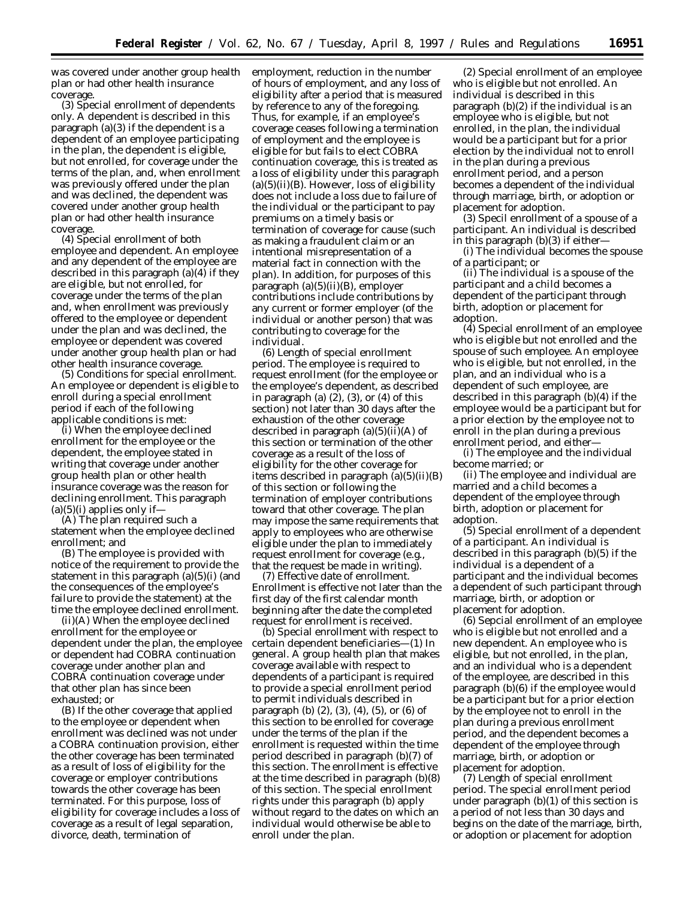was covered under another group health plan or had other health insurance coverage.

(3) *Special enrollment of dependents only.* A dependent is described in this paragraph (a)(3) if the dependent is a dependent of an employee participating in the plan, the dependent is eligible, but not enrolled, for coverage under the terms of the plan, and, when enrollment was previously offered under the plan and was declined, the dependent was covered under another group health plan or had other health insurance coverage.

(4) *Special enrollment of both employee and dependent.* An employee and any dependent of the employee are described in this paragraph (a)(4) if they are eligible, but not enrolled, for coverage under the terms of the plan and, when enrollment was previously offered to the employee or dependent under the plan and was declined, the employee or dependent was covered under another group health plan or had other health insurance coverage.

(5) *Conditions for special enrollment.* An employee or dependent is eligible to enroll during a special enrollment period if each of the following applicable conditions is met:

(i) When the employee declined enrollment for the employee or the dependent, the employee stated in writing that coverage under another group health plan or other health insurance coverage was the reason for declining enrollment. This paragraph (a)(5)(i) applies only if—

(A) The plan required such a statement when the employee declined enrollment; and

(B) The employee is provided with notice of the requirement to provide the statement in this paragraph (a)(5)(i) (and the consequences of the employee's failure to provide the statement) at the time the employee declined enrollment.

(ii)(A) When the employee declined enrollment for the employee or dependent under the plan, the employee or dependent had COBRA continuation coverage under another plan and COBRA continuation coverage under that other plan has since been exhausted; or

(B) If the other coverage that applied to the employee or dependent when enrollment was declined was not under a COBRA continuation provision, either the other coverage has been terminated as a result of loss of eligibility for the coverage or employer contributions towards the other coverage has been terminated. For this purpose, loss of eligibility for coverage includes a loss of coverage as a result of legal separation, divorce, death, termination of employment, reduction in the number of hours of employment, and any loss of eligibility after a period that is measured by reference to any of the foregoing. Thus, for example, if an employee's coverage ceases following a termination of employment and the employee is eligible for but fails to elect COBRA continuation coverage, this is treated as a loss of eligibility under this paragraph (a)(5)(ii)(B). However, loss of eligibility does not include a loss due to failure of the individual or the participant to pay premiums on a timely basis or termination of coverage for cause (such as making a fraudulent claim or an intentional misrepresentation of a material fact in connection with the plan). In addition, for purposes of this paragraph (a)(5)(ii)(B), employer contributions include contributions by any current or former employer (of the individual or another person) that was contributing to coverage for the individual.

(6) *Length of special enrollment period.* The employee is required to request enrollment (for the employee or the employee's dependent, as described in paragraph (a) (2), (3), or (4) of this section) not later than 30 days after the exhaustion of the other coverage described in paragraph (a)(5)(ii)(A) of this section or termination of the other coverage as a result of the loss of eligibility for the other coverage for items described in paragraph (a)(5)(ii)(B) of this section or following the termination of employer contributions toward that other coverage. The plan may impose the same requirements that apply to employees who are otherwise eligible under the plan to immediately request enrollment for coverage (e.g., that the request be made in writing).

(7) *Effective date of enrollment.* Enrollment is effective not later than the first day of the first calendar month beginning after the date the completed request for enrollment is received.

(b) *Special enrollment with respect to certain dependent beneficiaries*—(1) *In general.* A group health plan that makes coverage available with respect to dependents of a participant is required to provide a special enrollment period to permit individuals described in paragraph (b) (2), (3), (4), (5), or (6) of this section to be enrolled for coverage under the terms of the plan if the enrollment is requested within the time period described in paragraph (b)(7) of this section. The enrollment is effective at the time described in paragraph (b)(8) of this section. The special enrollment rights under this paragraph (b) apply without regard to the dates on which an individual would otherwise be able to enroll under the plan.

(2) *Special enrollment of an employee who is eligible but not enrolled.* An individual is described in this paragraph (b)(2) if the individual is an employee who is eligible, but not enrolled, in the plan, the individual would be a participant but for a prior election by the individual not to enroll in the plan during a previous enrollment period, and a person becomes a dependent of the individual through marriage, birth, or adoption or placement for adoption.

(3) *Specil enrollment of a spouse of a participant.* An individual is described in this paragraph (b)(3) if either—

(i) The individual becomes the spouse of a participant; or

(ii) The individual is a spouse of the participant and a child becomes a dependent of the participant through birth, adoption or placement for adoption.

(4) *Special enrollment of an employee who is eligible but not enrolled and the spouse of such employee.* An employee who is eligible, but not enrolled, in the plan, and an individual who is a dependent of such employee, are described in this paragraph (b)(4) if the employee would be a participant but for a prior election by the employee not to enroll in the plan during a previous enrollment period, and either—

(i) The employee and the individual become married; or

(ii) The employee and individual are married and a child becomes a dependent of the employee through birth, adoption or placement for adoption.

(5) *Special enrollment of a dependent of a participant.* An individual is described in this paragraph (b)(5) if the individual is a dependent of a participant and the individual becomes a dependent of such participant through marriage, birth, or adoption or placement for adoption.

(6) *Sepcial enrollment of an employee who is eligible but not enrolled and a new dependent.* An employee who is eligible, but not enrolled, in the plan, and an individual who is a dependent of the employee, are described in this paragraph (b)(6) if the employee would be a participant but for a prior election by the employee not to enroll in the plan during a previous enrollment period, and the dependent becomes a dependent of the employee through marriage, birth, or adoption or placement for adoption.

(7) *Length of special enrollment period.* The special enrollment period under paragraph (b)(1) of this section is a period of not less than 30 days and begins on the date of the marriage, birth, or adoption or placement for adoption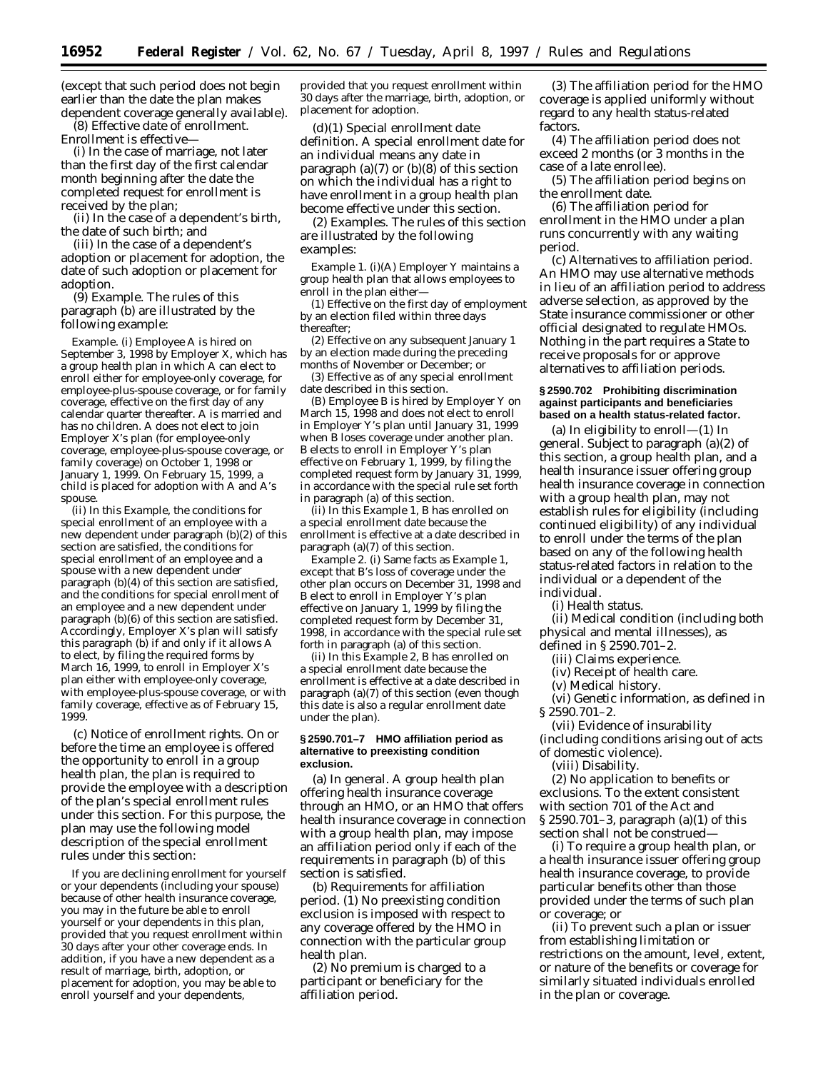(except that such period does not begin earlier than the date the plan makes dependent coverage generally available).

(8) *Effective date of enrollment.* Enrollment is effective—

(i) In the case of marriage, not later than the first day of the first calendar month beginning after the date the completed request for enrollment is received by the plan;

(ii) In the case of a dependent's birth, the date of such birth; and

(iii) In the case of a dependent's adoption or placement for adoption, the date of such adoption or placement for adoption.

(9) *Example.* The rules of this paragraph (b) are illustrated by the following example:

*Example.* (i) Employee A is hired on September 3, 1998 by Employer X, which has a group health plan in which A can elect to enroll either for employee-only coverage, for employee-plus-spouse coverage, or for family coverage, effective on the first day of any calendar quarter thereafter. A is married and has no children. A does not elect to join Employer X's plan (for employee-only coverage, employee-plus-spouse coverage, or family coverage) on October 1, 1998 or January 1, 1999. On February 15, 1999, a child is placed for adoption with A and A's spouse.

(ii) In this *Example,* the conditions for special enrollment of an employee with a new dependent under paragraph (b)(2) of this section are satisfied, the conditions for special enrollment of an employee and a spouse with a new dependent under paragraph (b)(4) of this section are satisfied, and the conditions for special enrollment of an employee and a new dependent under paragraph (b)(6) of this section are satisfied. Accordingly, Employer X's plan will satisfy this paragraph (b) if and only if it allows A to elect, by filing the required forms by March 16, 1999, to enroll in Employer X's plan either with employee-only coverage, with employee-plus-spouse coverage, or with family coverage, effective as of February 15, 1999.

(c) *Notice of enrollment rights.* On or before the time an employee is offered the opportunity to enroll in a group health plan, the plan is required to provide the employee with a description of the plan's special enrollment rules under this section. For this purpose, the plan may use the following model description of the special enrollment rules under this section:

If you are declining enrollment for yourself or your dependents (including your spouse) because of other health insurance coverage, you may in the future be able to enroll yourself or your dependents in this plan, provided that you request enrollment within 30 days after your other coverage ends. In addition, if you have a new dependent as a result of marriage, birth, adoption, or placement for adoption, you may be able to enroll yourself and your dependents, provided that you request enrollment within 30 days after the marriage, birth, adoption, or placement for adoption.

(d)(1) *Special enrollment date definition.* A special enrollment date for an individual means any date in paragraph (a)(7) or (b)(8) of this section on which the individual has a right to have enrollment in a group health plan become effective under this section.

(2) *Examples.* The rules of this section are illustrated by the following examples:

*Example 1.* (i)(A) Employer Y maintains a group health plan that allows employees to enroll in the plan either—

(*1*) Effective on the first day of employment by an election filed within three days thereafter;

(*2*) Effective on any subsequent January 1 by an election made during the preceding months of November or December; or

(*3*) Effective as of any special enrollment date described in this section.

(B) Employee B is hired by Employer Y on March 15, 1998 and does not elect to enroll in Employer Y's plan until January 31, 1999 when B loses coverage under another plan. B elects to enroll in Employer Y's plan effective on February 1, 1999, by filing the completed request form by January 31, 1999, in accordance with the special rule set forth in paragraph (a) of this section.

(ii) In this *Example 1,* B has enrolled on a special enrollment date because the enrollment is effective at a date described in paragraph (a)(7) of this section.

*Example 2.* (i) Same facts as *Example 1,* except that B's loss of coverage under the other plan occurs on December 31, 1998 and B elect to enroll in Employer Y's plan effective on January 1, 1999 by filing the completed request form by December 31, 1998, in accordance with the special rule set forth in paragraph (a) of this section.

(ii) In this *Example 2,* B has enrolled on a special enrollment date because the enrollment is effective at a date described in paragraph (a)(7) of this section (even though this date is also a regular enrollment date under the plan).

### § 2590.701–7 HMO affiliation period as alternative to preexisting condition exclusion.

(a) *In general.* A group health plan offering health insurance coverage through an HMO, or an HMO that offers health insurance coverage in connection with a group health plan, may impose an affiliation period only if each of the requirements in paragraph (b) of this section is satisfied.

(b) *Requirements for affiliation period.* (1) No preexisting condition exclusion is imposed with respect to any coverage offered by the HMO in connection with the particular group health plan.

(2) No premium is charged to a participant or beneficiary for the affiliation period.

(3) The affiliation period for the HMO coverage is applied uniformly without regard to any health status-related factors.

(4) The affiliation period does not exceed 2 months (or 3 months in the case of a late enrollee).

(5) The affiliation period begins on the enrollment date.

(6) The affiliation period for enrollment in the HMO under a plan runs concurrently with any waiting period.

(c) *Alternatives to affiliation period.* An HMO may use alternative methods in lieu of an affiliation period to address adverse selection, as approved by the State insurance commissioner or other official designated to regulate HMOs. Nothing in the part requires a State to receive proposals for or approve alternatives to affiliation periods.

### § 2590.702 Prohibiting discrimination against participants and beneficiaries based on a health status-related factor.

(a) *In eligibility to enroll*—(1) *In general.* Subject to paragraph (a)(2) of this section, a group health plan, and a health insurance issuer offering group health insurance coverage in connection with a group health plan, may not establish rules for eligibility (including continued eligibility) of any individual to enroll under the terms of the plan based on any of the following health status-related factors in relation to the individual or a dependent of the individual.

(i) Health status.

(ii) Medical condition (including both physical and mental illnesses), as defined in § 2590.701–2.

(iii) Claims experience.

(iv) Receipt of health care.

(v) Medical history.

(vi) Genetic information, as defined in § 2590.701–2.

(vii) Evidence of insurability (including conditions arising out of acts of domestic violence).

(viii) Disability.

(2) *No application to benefits or exclusions.* To the extent consistent with section 701 of the Act and § 2590.701–3, paragraph (a)(1) of this section shall not be construed—

(i) To require a group health plan, or a health insurance issuer offering group health insurance coverage, to provide particular benefits other than those provided under the terms of such plan or coverage; or

(ii) To prevent such a plan or issuer from establishing limitation or restrictions on the amount, level, extent, or nature of the benefits or coverage for similarly situated individuals enrolled in the plan or coverage.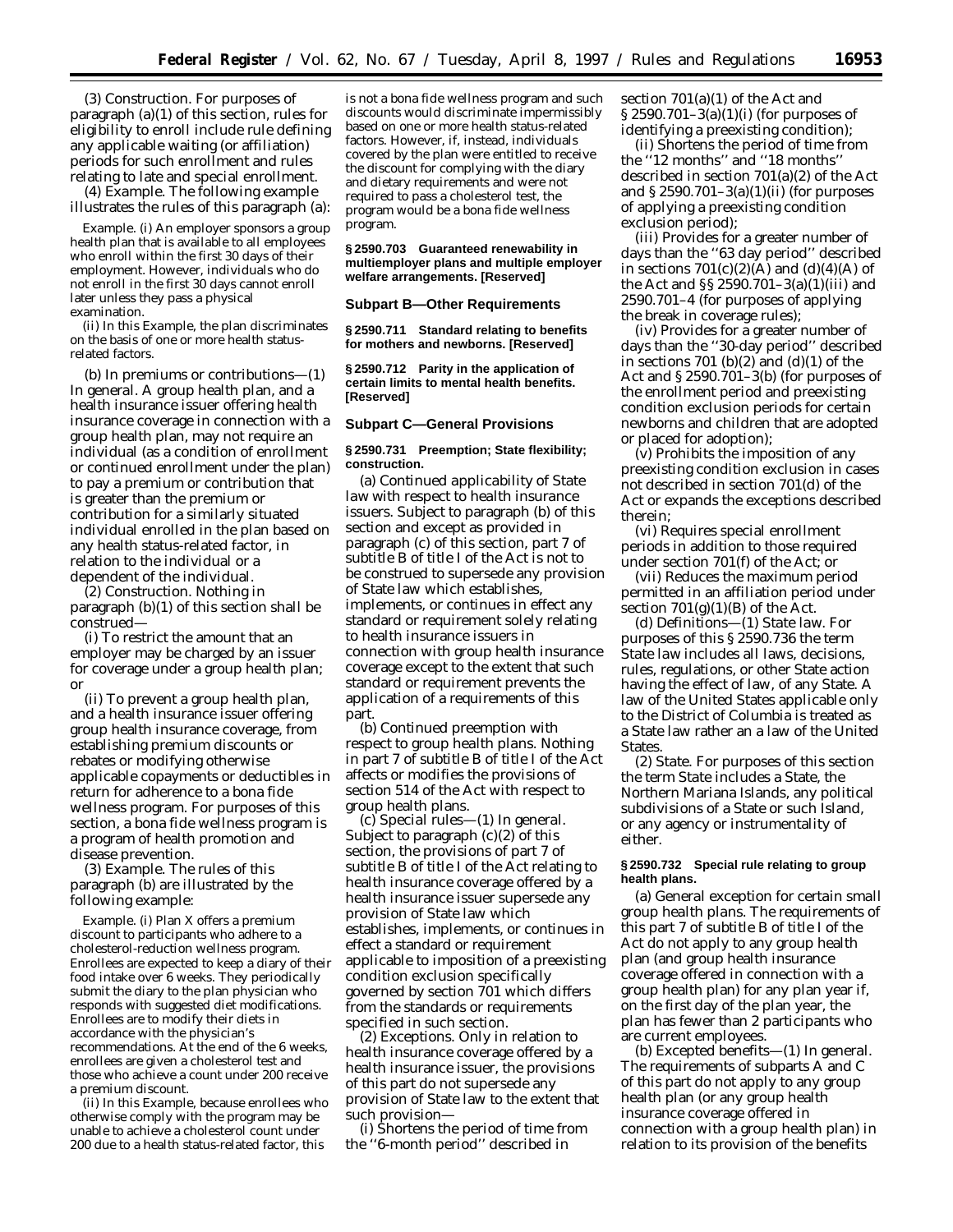(3) *Construction.* For purposes of paragraph (a)(1) of this section, rules for eligibility to enroll include rule defining any applicable waiting (or affiliation) periods for such enrollment and rules relating to late and special enrollment.

(4) *Example.* The following example illustrates the rules of this paragraph (a):

*Example.* (i) An employer sponsors a group health plan that is available to all employees who enroll within the first 30 days of their employment. However, individuals who do not enroll in the first 30 days cannot enroll later unless they pass a physical examination.

(ii) In this Example, the plan discriminates on the basis of one or more health status-related factors.

(b) *In premiums or contributions*—(1) *In general.* A group health plan, and a health insurance issuer offering health insurance coverage in connection with a group health plan, may not require an individual (as a condition of enrollment or continued enrollment under the plan) to pay a premium or contribution that is greater than the premium or contribution for a similarly situated individual enrolled in the plan based on any health status-related factor, in relation to the individual or a dependent of the individual.

(2) *Construction.* Nothing in paragraph (b)(1) of this section shall be construed—

(i) To restrict the amount that an employer may be charged by an issuer for coverage under a group health plan; or

(ii) To prevent a group health plan, and a health insurance issuer offering group health insurance coverage, from establishing premium discounts or rebates or modifying otherwise applicable copayments or deductibles in return for adherence to a bona fide wellness program. For purposes of this section, a bona fide wellness program is a program of health promotion and disease prevention.

(3) *Example.* The rules of this paragraph (b) are illustrated by the following example:

*Example.* (i) Plan X offers a premium discount to participants who adhere to a cholesterol-reduction wellness program. Enrollees are expected to keep a diary of their food intake over 6 weeks. They periodically submit the diary to the plan physician who responds with suggested diet modifications. Enrollees are to modify their diets in accordance with the physician's recommendations. At the end of the 6 weeks, enrollees are given a cholesterol test and those who achieve a count under 200 receive a premium discount.

(ii) In this Example, because enrollees who otherwise comply with the program may be unable to achieve a cholesterol count under 200 due to a health status-related factor, this is not a bona fide wellness program and such discounts would discriminate impermissibly based on one or more health status-related factors. However, if, instead, individuals covered by the plan were entitled to receive the discount for complying with the diary and dietary requirements and were not required to pass a cholesterol test, the program would be a bona fide wellness program.

**§ 2590.703 Guaranteed renewability in multiemployer plans and multiple employer welfare arrangements. [Reserved]**

## Subpart B—Other Requirements

**§ 2590.711 Standard relating to benefits for mothers and newborns. [Reserved]**

**§ 2590.712 Parity in the application of certain limits to mental health benefits. [Reserved]**

## Subpart C—General Provisions

**§ 2590.731 Preemption; State flexibility; construction.**

(a) *Continued applicability of State law with respect to health insurance issuers.* Subject to paragraph (b) of this section and except as provided in paragraph (c) of this section, part 7 of subtitle B of title I of the Act is not to be construed to supersede any provision of State law which establishes, implements, or continues in effect any standard or requirement solely relating to health insurance issuers in connection with group health insurance coverage except to the extent that such standard or requirement prevents the application of a requirements of this part.

(b) *Continued preemption with respect to group health plans.* Nothing in part 7 of subtitle B of title I of the Act affects or modifies the provisions of section 514 of the Act with respect to group health plans.

(c) *Special rules*—(1) *In general.* Subject to paragraph (c)(2) of this section, the provisions of part 7 of subtitle B of title I of the Act relating to health insurance coverage offered by a health insurance issuer supersede any provision of State law which establishes, implements, or continues in effect a standard or requirement applicable to imposition of a preexisting condition exclusion specifically governed by section 701 which differs from the standards or requirements specified in such section.

(2) *Exceptions.* Only in relation to health insurance coverage offered by a health insurance issuer, the provisions of this part do not supersede any provision of State law to the extent that such provision—

(i) Shortens the period of time from the ''6-month period'' described in section 701(a)(1) of the Act and § 2590.701–3(a)(1)(i) (for purposes of identifying a preexisting condition);

(ii) Shortens the period of time from the ''12 months'' and ''18 months'' described in section 701(a)(2) of the Act and § 2590.701–3(a)(1)(ii) (for purposes of applying a preexisting condition exclusion period);

(iii) Provides for a greater number of days than the ''63 day period'' described in sections 701(c)(2)(A) and (d)(4)(A) of the Act and §§ 2590.701–3(a)(1)(iii) and 2590.701–4 (for purposes of applying the break in coverage rules);

(iv) Provides for a greater number of days than the ''30-day period'' described in sections 701 (b)(2) and (d)(1) of the Act and § 2590.701–3(b) (for purposes of the enrollment period and preexisting condition exclusion periods for certain newborns and children that are adopted or placed for adoption);

(v) Prohibits the imposition of any preexisting condition exclusion in cases not described in section 701(d) of the Act or expands the exceptions described therein;

(vi) Requires special enrollment periods in addition to those required under section 701(f) of the Act; or

(vii) Reduces the maximum period permitted in an affiliation period under section 701(g)(1)(B) of the Act.

(d) *Definitions*—(1) *State law.* For purposes of this § 2590.736 the term State law includes all laws, decisions, rules, regulations, or other State action having the effect of law, of any State. A law of the United States applicable only to the District of Columbia is treated as a State law rather an a law of the United States.

(2) *State.* For purposes of this section the term State includes a State, the Northern Mariana Islands, any political subdivisions of a State or such Island, or any agency or instrumentality of either.

**§ 2590.732 Special rule relating to group health plans.**

(a) *General exception for certain small group health plans.* The requirements of this part 7 of subtitle B of title I of the Act do not apply to any group health plan (and group health insurance coverage offered in connection with a group health plan) for any plan year if, on the first day of the plan year, the plan has fewer than 2 participants who are current employees.

(b) *Excepted benefits*—(1) *In general.* The requirements of subparts A and C of this part do not apply to any group health plan (or any group health insurance coverage offered in connection with a group health plan) in relation to its provision of the benefits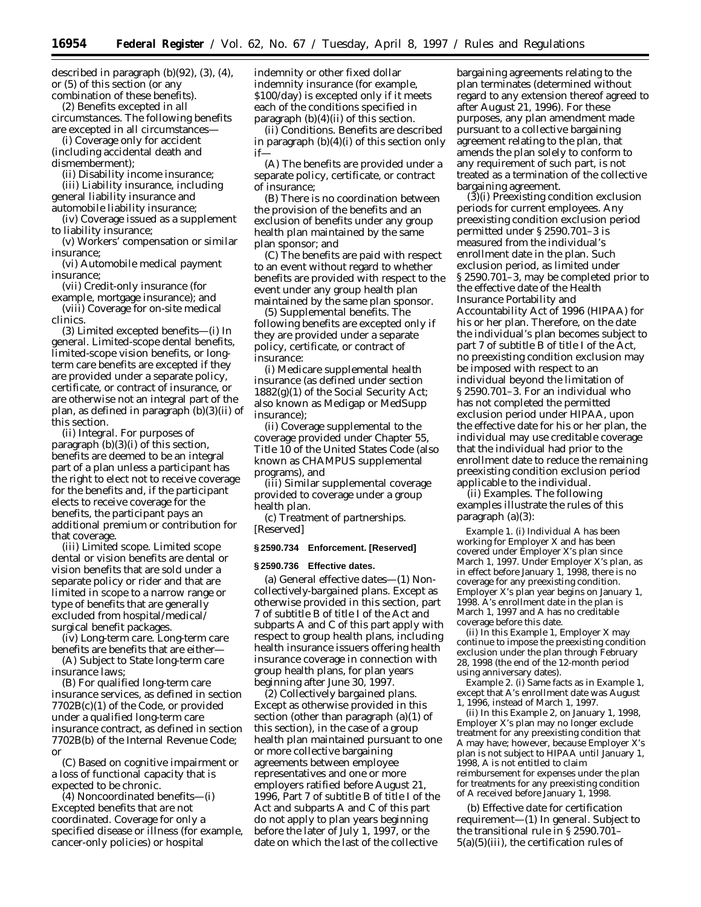described in paragraph (b)(92), (3), (4), or (5) of this section (or any combination of these benefits).

(2) *Benefits excepted in all circumstances.* The following benefits are excepted in all circumstances—

(i) Coverage only for accident (including accidental death and dismemberment);

(ii) Disability income insurance;

(iii) Liability insurance, including general liability insurance and automobile liability insurance;

(iv) Coverage issued as a supplement to liability insurance;

(v) Workers' compensation or similar insurance;

(vi) Automobile medical payment insurance;

(vii) Credit-only insurance (for example, mortgage insurance); and

(viii) Coverage for on-site medical clinics.

(3) *Limited excepted benefits*—(i) *In general.* Limited-scope dental benefits, limited-scope vision benefits, or long-term care benefits are excepted if they are provided under a separate policy, certificate, or contract of insurance, or are otherwise not an integral part of the plan, as defined in paragraph (b)(3)(ii) of this section.

(ii) *Integral.* For purposes of paragraph (b)(3)(i) of this section, benefits are deemed to be an integral part of a plan unless a participant has the right to elect not to receive coverage for the benefits and, if the participant elects to receive coverage for the benefits, the participant pays an additional premium or contribution for that coverage.

(iii) *Limited scope.* Limited scope dental or vision benefits are dental or vision benefits that are sold under a separate policy or rider and that are limited in scope to a narrow range or type of benefits that are generally excluded from hospital/medical/surgical benefit packages.

(iv) *Long-term care.* Long-term care benefits are benefits that are either—

(A) Subject to State long-term care insurance laws;

(B) For qualified long-term care insurance services, as defined in section 7702B(c)(1) of the Code, or provided under a qualified long-term care insurance contract, as defined in section 7702B(b) of the Internal Revenue Code; or

(C) Based on cognitive impairment or a loss of functional capacity that is expected to be chronic.

(4) *Noncoordinated benefits*—(i) *Excepted benefits that are not coordinated.* Coverage for only a specified disease or illness (for example, cancer-only policies) or hospital indemnity or other fixed dollar indemnity insurance (for example, $100/day) is excepted only if it meets each of the conditions specified in paragraph (b)(4)(ii) of this section.

(ii) *Conditions.* Benefits are described in paragraph (b)(4)(i) of this section only if—

(A) The benefits are provided under a separate policy, certificate, or contract of insurance;

(B) There is no coordination between the provision of the benefits and an exclusion of benefits under any group health plan maintained by the same plan sponsor; and

(C) The benefits are paid with respect to an event without regard to whether benefits are provided with respect to the event under any group health plan maintained by the same plan sponsor.

(5) *Supplemental benefits.* The following benefits are excepted only if they are provided under a separate policy, certificate, or contract of insurance:

(i) Medicare supplemental health insurance (as defined under section 1882(g)(1) of the Social Security Act; also known as Medigap or MedSupp insurance);

(ii) Coverage supplemental to the coverage provided under Chapter 55, Title 10 of the United States Code (also known as CHAMPUS supplemental programs), and

(iii) Similar supplemental coverage provided to coverage under a group health plan.

(c) *Treatment of partnerships.* [Reserved]

### § 2590.734 Enforcement. [Reserved]

### § 2590.736 Effective dates.

(a) *General effective dates*—(1) *Non-collectively-bargained plans.* Except as otherwise provided in this section, part 7 of subtitle B of title I of the Act and subparts A and C of this part apply with respect to group health plans, including health insurance issuers offering health insurance coverage in connection with group health plans, for plan years beginning after June 30, 1997.

(2) *Collectively bargained plans.* Except as otherwise provided in this section (other than paragraph (a)(1) of this section), in the case of a group health plan maintained pursuant to one or more collective bargaining agreements between employee representatives and one or more employers ratified before August 21, 1996, Part 7 of subtitle B of title I of the Act and subparts A and C of this part do not apply to plan years beginning before the later of July 1, 1997, or the date on which the last of the collective bargaining agreements relating to the plan terminates (determined without regard to any extension thereof agreed to after August 21, 1996). For these purposes, any plan amendment made pursuant to a collective bargaining agreement relating to the plan, that amends the plan solely to conform to any requirement of such part, is not treated as a termination of the collective bargaining agreement.

(3)(i) *Preexisting condition exclusion periods for current employees.* Any preexisting condition exclusion period permitted under § 2590.701–3 is measured from the individual's enrollment date in the plan. Such exclusion period, as limited under § 2590.701–3, may be completed prior to the effective date of the Health Insurance Portability and Accountability Act of 1996 (HIPAA) for his or her plan. Therefore, on the date the individual's plan becomes subject to part 7 of subtitle B of title I of the Act, no preexisting condition exclusion may be imposed with respect to an individual beyond the limitation of § 2590.701–3. For an individual who has not completed the permitted exclusion period under HIPAA, upon the effective date for his or her plan, the individual may use creditable coverage that the individual had prior to the enrollment date to reduce the remaining preexisting condition exclusion period applicable to the individual.

(ii) *Examples.* The following examples illustrate the rules of this paragraph (a)(3):

*Example 1.* (i) Individual A has been working for Employer X and has been covered under Employer X's plan since March 1, 1997. Under Employer X's plan, as in effect before January 1, 1998, there is no coverage for any preexisting condition. Employer X's plan year begins on January 1, 1998. A's enrollment date in the plan is March 1, 1997 and A has no creditable coverage before this date.

(ii) In this *Example 1*, Employer X may continue to impose the preexisting condition exclusion under the plan through February 28, 1998 (the end of the 12-month period using anniversary dates).

*Example 2.* (i) Same facts as in *Example 1*, except that A's enrollment date was August 1, 1996, instead of March 1, 1997.

(ii) In this *Example 2*, on January 1, 1998, Employer X's plan may no longer exclude treatment for any preexisting condition that A may have; however, because Employer X's plan is not subject to HIPAA until January 1, 1998, A is not entitled to claim reimbursement for expenses under the plan for treatments for any preexisting condition of A received before January 1, 1998.

(b) *Effective date for certification requirement*—(1) *In general.* Subject to the transitional rule in § 2590.701–5(a)(5)(iii), the certification rules of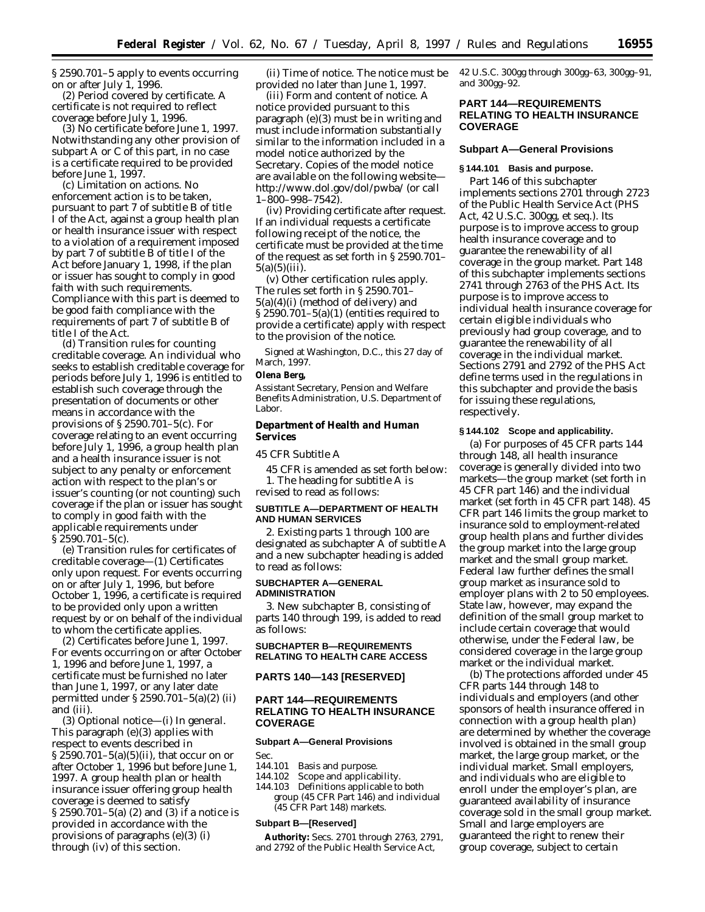§ 2590.701–5 apply to events occurring on or after July 1, 1996.

(2) *Period covered by certificate.* A certificate is not required to reflect coverage before July 1, 1996.

(3) *No certificate before June 1, 1997.* Notwithstanding any other provision of subpart A or C of this part, in no case is a certificate required to be provided before June 1, 1997.

(c) *Limitation on actions.* No enforcement action is to be taken, pursuant to part 7 of subtitle B of title I of the Act, against a group health plan or health insurance issuer with respect to a violation of a requirement imposed by part 7 of subtitle B of title I of the Act before January 1, 1998, if the plan or issuer has sought to comply in good faith with such requirements. Compliance with this part is deemed to be good faith compliance with the requirements of part 7 of subtitle B of title I of the Act.

(d) *Transition rules for counting creditable coverage.* An individual who seeks to establish creditable coverage for periods before July 1, 1996 is entitled to establish such coverage through the presentation of documents or other means in accordance with the provisions of § 2590.701–5(c). For coverage relating to an event occurring before July 1, 1996, a group health plan and a health insurance issuer is not subject to any penalty or enforcement action with respect to the plan's or issuer's counting (or not counting) such coverage if the plan or issuer has sought to comply in good faith with the applicable requirements under § 2590.701–5(c).

(e) *Transition rules for certificates of creditable coverage*—(1) *Certificates only upon request.* For events occurring on or after July 1, 1996, but before October 1, 1996, a certificate is required to be provided only upon a written request by or on behalf of the individual to whom the certificate applies.

(2) *Certificates before June 1, 1997.* For events occurring on or after October 1, 1996 and before June 1, 1997, a certificate must be furnished no later than June 1, 1997, or any later date permitted under § 2590.701–5(a)(2) (ii) and (iii).

(3) *Optional notice*—(i) *In general.* This paragraph (e)(3) applies with respect to events described in § 2590.701–5(a)(5)(ii), that occur on or after October 1, 1996 but before June 1, 1997. A group health plan or health insurance issuer offering group health coverage is deemed to satisfy § 2590.701–5(a) (2) and (3) if a notice is provided in accordance with the provisions of paragraphs (e)(3) (i) through (iv) of this section.

(ii) *Time of notice.* The notice must be provided no later than June 1, 1997.

(iii) *Form and content of notice.* A notice provided pursuant to this paragraph (e)(3) must be in writing and must include information substantially similar to the information included in a model notice authorized by the Secretary. Copies of the model notice are available on the following website—http://www.dol.gov/dol/pwba/ (or call 1–800–998–7542).

(iv) *Providing certificate after request.* If an individual requests a certificate following receipt of the notice, the certificate must be provided at the time of the request as set forth in § 2590.701–5(a)(5)(iii).

(v) *Other certification rules apply.* The rules set forth in § 2590.701–5(a)(4)(i) (method of delivery) and § 2590.701–5(a)(1) (entities required to provide a certificate) apply with respect to the provision of the notice.

Signed at Washington, D.C., this 27 day of March, 1997.

**Olena Berg,**

*Assistant Secretary, Pension and Welfare Benefits Administration, U.S. Department of Labor.*

## Department of Health and Human Services

45 CFR Subtitle A

45 CFR is amended as set forth below:

1. The heading for subtitle A is revised to read as follows:

### SUBTITLE A—DEPARTMENT OF HEALTH AND HUMAN SERVICES

2. Existing parts 1 through 100 are designated as subchapter A of subtitle A and a new subchapter heading is added to read as follows:

### SUBCHAPTER A—GENERAL ADMINISTRATION

3. New subchapter B, consisting of parts 140 through 199, is added to read as follows:

### SUBCHAPTER B—REQUIREMENTS RELATING TO HEALTH CARE ACCESS

## PARTS 140—143 [RESERVED]

## PART 144—REQUIREMENTS RELATING TO HEALTH INSURANCE COVERAGE

### Subpart A—General Provisions

Sec.

144.101 Basis and purpose.

144.102 Scope and applicability.

144.103 Definitions applicable to both group (45 CFR Part 146) and individual (45 CFR Part 148) markets.

### Subpart B—[Reserved]

**Authority:** Secs. 2701 through 2763, 2791, and 2792 of the Public Health Service Act, 42 U.S.C. 300gg through 300gg–63, 300gg–91, and 300gg–92.

## PART 144—REQUIREMENTS RELATING TO HEALTH INSURANCE COVERAGE

### Subpart A—General Provisions

#### § 144.101 Basis and purpose.

Part 146 of this subchapter implements sections 2701 through 2723 of the Public Health Service Act (PHS Act, 42 U.S.C. 300gg, *et seq.*). Its purpose is to improve access to group health insurance coverage and to guarantee the renewability of all coverage in the group market. Part 148 of this subchapter implements sections 2741 through 2763 of the PHS Act. Its purpose is to improve access to individual health insurance coverage for certain eligible individuals who previously had group coverage, and to guarantee the renewability of all coverage in the individual market. Sections 2791 and 2792 of the PHS Act define terms used in the regulations in this subchapter and provide the basis for issuing these regulations, respectively.

#### § 144.102 Scope and applicability.

(a) For purposes of 45 CFR parts 144 through 148, all health insurance coverage is generally divided into two markets—the group market (set forth in 45 CFR part 146) and the individual market (set forth in 45 CFR part 148). 45 CFR part 146 limits the group market to insurance sold to employment-related group health plans and further divides the group market into the large group market and the small group market. Federal law further defines the small group market as insurance sold to employer plans with 2 to 50 employees. State law, however, may expand the definition of the small group market to include certain coverage that would otherwise, under the Federal law, be considered coverage in the large group market or the individual market.

(b) The protections afforded under 45 CFR parts 144 through 148 to individuals and employers (and other sponsors of health insurance offered in connection with a group health plan) are determined by whether the coverage involved is obtained in the small group market, the large group market, or the individual market. Small employers, and individuals who are eligible to enroll under the employer's plan, are guaranteed availability of insurance coverage sold in the small group market. Small and large employers are guaranteed the right to renew their group coverage, subject to certain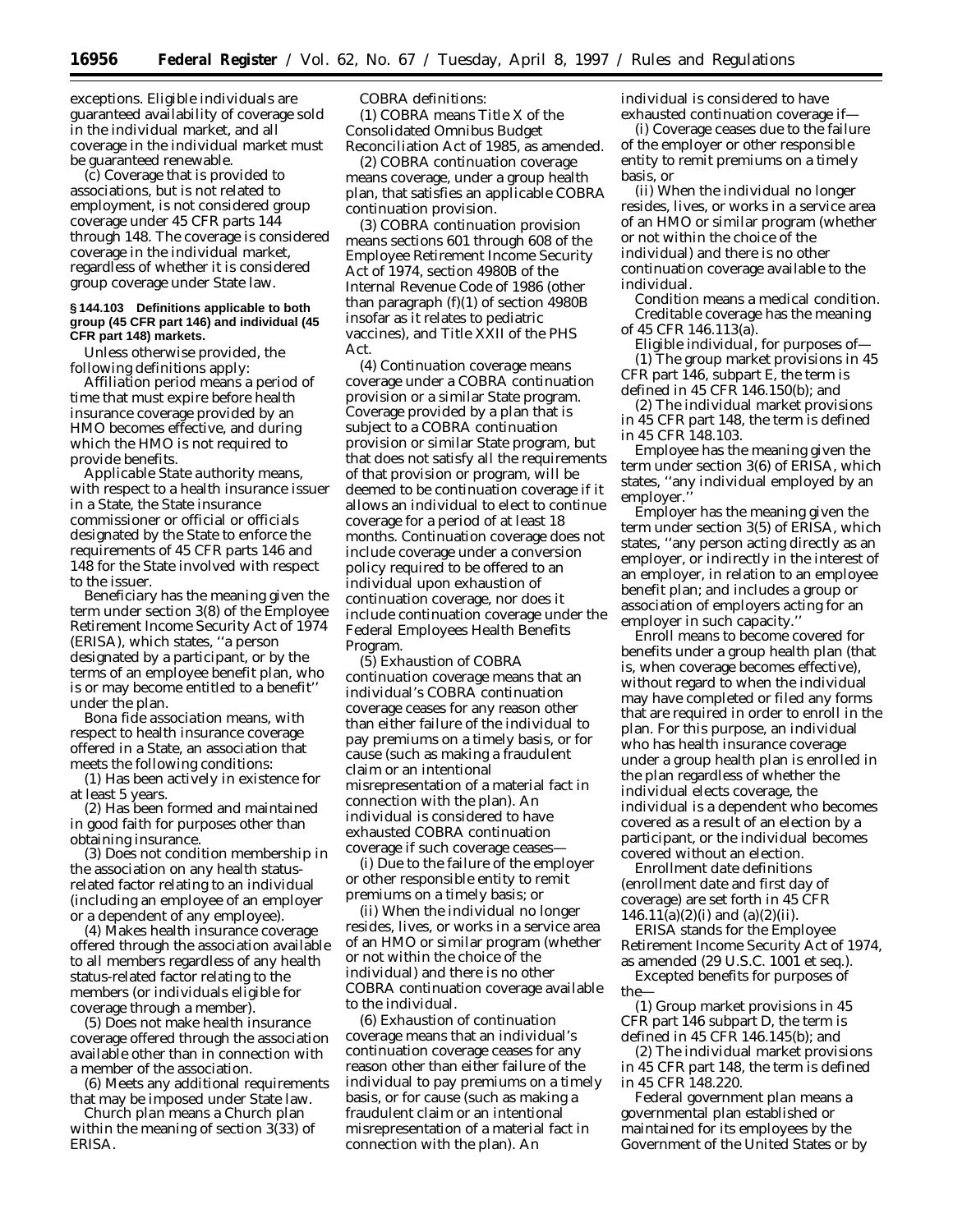exceptions. Eligible individuals are guaranteed availability of coverage sold in the individual market, and all coverage in the individual market must be guaranteed renewable.

(c) Coverage that is provided to associations, but is not related to employment, is not considered group coverage under 45 CFR parts 144 through 148. The coverage is considered coverage in the individual market, regardless of whether it is considered group coverage under State law.

**§ 144.103 Definitions applicable to both group (45 CFR part 146) and individual (45 CFR part 148) markets.**

Unless otherwise provided, the following definitions apply:

*Affiliation period* means a period of time that must expire before health insurance coverage provided by an HMO becomes effective, and during which the HMO is not required to provide benefits.

*Applicable State authority* means, with respect to a health insurance issuer in a State, the State insurance commissioner or official or officials designated by the State to enforce the requirements of 45 CFR parts 146 and 148 for the State involved with respect to the issuer.

*Beneficiary* has the meaning given the term under section 3(8) of the Employee Retirement Income Security Act of 1974 (ERISA), which states, ''a person designated by a participant, or by the terms of an employee benefit plan, who is or may become entitled to a benefit'' under the plan.

*Bona fide association* means, with respect to health insurance coverage offered in a State, an association that meets the following conditions:

(1) Has been actively in existence for at least 5 years.

(2) Has been formed and maintained in good faith for purposes other than obtaining insurance.

(3) Does not condition membership in the association on any health status-related factor relating to an individual (including an employee of an employer or a dependent of any employee).

(4) Makes health insurance coverage offered through the association available to all members regardless of any health status-related factor relating to the members (or individuals eligible for coverage through a member).

(5) Does not make health insurance coverage offered through the association available other than in connection with a member of the association.

(6) Meets any additional requirements that may be imposed under State law.

*Church plan* means a Church plan within the meaning of section 3(33) of ERISA.

*COBRA definitions:*

(1) *COBRA* means Title X of the Consolidated Omnibus Budget Reconciliation Act of 1985, as amended.

(2) *COBRA continuation coverage* means coverage, under a group health plan, that satisfies an applicable COBRA continuation provision.

(3) *COBRA continuation provision* means sections 601 through 608 of the Employee Retirement Income Security Act of 1974, section 4980B of the Internal Revenue Code of 1986 (other than paragraph (f)(1) of section 4980B insofar as it relates to pediatric vaccines), and Title XXII of the PHS Act.

(4) *Continuation coverage* means coverage under a COBRA continuation provision or a similar State program. Coverage provided by a plan that is subject to a COBRA continuation provision or similar State program, but that does not satisfy all the requirements of that provision or program, will be deemed to be continuation coverage if it allows an individual to elect to continue coverage for a period of at least 18 months. Continuation coverage does not include coverage under a conversion policy required to be offered to an individual upon exhaustion of continuation coverage, nor does it include continuation coverage under the Federal Employees Health Benefits Program.

(5) *Exhaustion of COBRA continuation coverage* means that an individual's COBRA continuation coverage ceases for any reason other than either failure of the individual to pay premiums on a timely basis, or for cause (such as making a fraudulent claim or an intentional misrepresentation of a material fact in connection with the plan). An individual is considered to have exhausted COBRA continuation coverage if such coverage ceases—

(i) Due to the failure of the employer or other responsible entity to remit premiums on a timely basis; or

(ii) When the individual no longer resides, lives, or works in a service area of an HMO or similar program (whether or not within the choice of the individual) and there is no other COBRA continuation coverage available to the individual.

(6) *Exhaustion of continuation coverage* means that an individual's continuation coverage ceases for any reason other than either failure of the individual to pay premiums on a timely basis, or for cause (such as making a fraudulent claim or an intentional misrepresentation of a material fact in connection with the plan). An individual is considered to have exhausted continuation coverage if—

(i) Coverage ceases due to the failure of the employer or other responsible entity to remit premiums on a timely basis, or

(ii) When the individual no longer resides, lives, or works in a service area of an HMO or similar program (whether or not within the choice of the individual) and there is no other continuation coverage available to the individual.

*Condition* means a medical condition.

*Creditable coverage* has the meaning of 45 CFR 146.113(a).

*Eligible individual,* for purposes of—

(1) The group market provisions in 45 CFR part 146, subpart E, the term is defined in 45 CFR 146.150(b); and

(2) The individual market provisions in 45 CFR part 148, the term is defined in 45 CFR 148.103.

*Employee* has the meaning given the term under section 3(6) of ERISA, which states, ''any individual employed by an employer.''

*Employer* has the meaning given the term under section 3(5) of ERISA, which states, ''any person acting directly as an employer, or indirectly in the interest of an employer, in relation to an employee benefit plan; and includes a group or association of employers acting for an employer in such capacity.''

*Enroll* means to become covered for benefits under a group health plan (that is, when coverage becomes effective), without regard to when the individual may have completed or filed any forms that are required in order to enroll in the plan. For this purpose, an individual who has health insurance coverage under a group health plan is enrolled in the plan regardless of whether the individual elects coverage, the individual is a dependent who becomes covered as a result of an election by a participant, or the individual becomes covered without an election.

*Enrollment date definitions* (enrollment date and first day of coverage) are set forth in 45 CFR 146.11(a)(2)(i) and (a)(2)(ii).

*ERISA* stands for the Employee Retirement Income Security Act of 1974, as amended (29 U.S.C. 1001 *et seq.*).

*Excepted benefits* for purposes of the—

(1) Group market provisions in 45 CFR part 146 subpart D, the term is defined in 45 CFR 146.145(b); and

(2) The individual market provisions in 45 CFR part 148, the term is defined in 45 CFR 148.220.

*Federal government plan* means a governmental plan established or maintained for its employees by the Government of the United States or by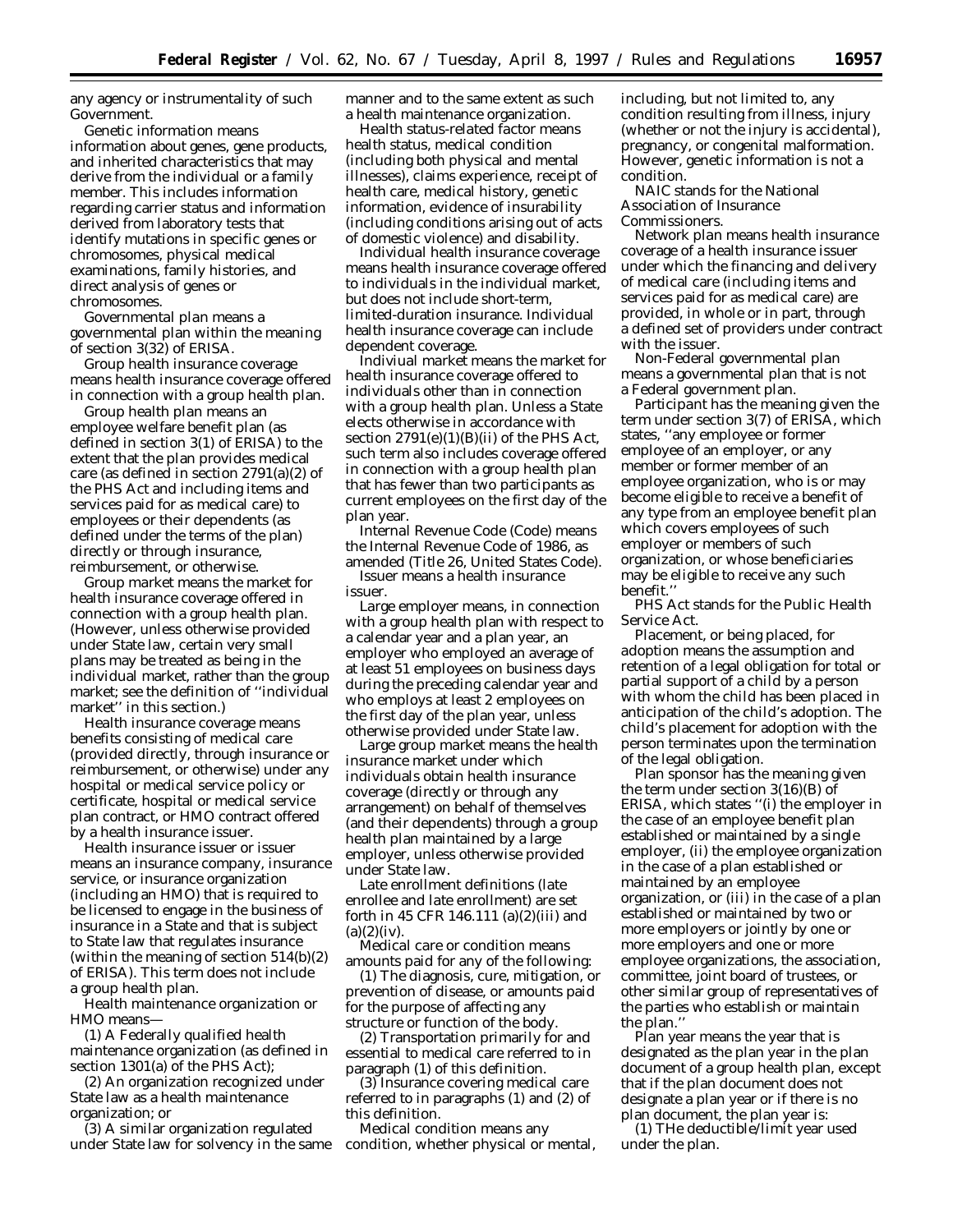any agency or instrumentality of such Government.

*Genetic information* means information about genes, gene products, and inherited characteristics that may derive from the individual or a family member. This includes information regarding carrier status and information derived from laboratory tests that identify mutations in specific genes or chromosomes, physical medical examinations, family histories, and direct analysis of genes or chromosomes.

*Governmental plan* means a governmental plan within the meaning of section 3(32) of ERISA.

*Group health insurance coverage* means health insurance coverage offered in connection with a group health plan.

*Group health plan* means an employee welfare benefit plan (as defined in section 3(1) of ERISA) to the extent that the plan provides medical care (as defined in section 2791(a)(2) of the PHS Act and including items and services paid for as medical care) to employees or their dependents (as defined under the terms of the plan) directly or through insurance, reimbursement, or otherwise.

*Group market* means the market for health insurance coverage offered in connection with a group health plan. (However, unless otherwise provided under State law, certain very small plans may be treated as being in the individual market, rather than the group market; see the definition of ''individual market'' in this section.)

*Health insurance coverage* means benefits consisting of medical care (provided directly, through insurance or reimbursement, or otherwise) under any hospital or medical service policy or certificate, hospital or medical service plan contract, or HMO contract offered by a health insurance issuer.

*Health insurance issuer* or *issuer* means an insurance company, insurance service, or insurance organization (including an HMO) that is required to be licensed to engage in the business of insurance in a State and that is subject to State law that regulates insurance (within the meaning of section 514(b)(2) of ERISA). This term does not include a group health plan.

*Health maintenance organization* or *HMO* means—

(1) A Federally qualified health maintenance organization (as defined in section 1301(a) of the PHS Act);

(2) An organization recognized under State law as a health maintenance organization; or

(3) A similar organization regulated under State law for solvency in the same manner and to the same extent as such a health maintenance organization.

*Health status-related factor* means health status, medical condition (including both physical and mental illnesses), claims experience, receipt of health care, medical history, genetic information, evidence of insurability (including conditions arising out of acts of domestic violence) and disability.

*Individual health insurance coverage* means health insurance coverage offered to individuals in the individual market, but does not include short-term, limited-duration insurance. Individual health insurance coverage can include dependent coverage.

*Indiviual market* means the market for health insurance coverage offered to individuals other than in connection with a group health plan. Unless a State elects otherwise in accordance with section 2791(e)(1)(B)(ii) of the PHS Act, such term also includes coverage offered in connection with a group health plan that has fewer than two participants as current employees on the first day of the plan year.

*Internal Revenue Code (Code)* means the Internal Revenue Code of 1986, as amended (Title 26, United States Code).

*Issuer* means a health insurance issuer.

*Large employer* means, in connection with a group health plan with respect to a calendar year and a plan year, an employer who employed an average of at least 51 employees on business days during the preceding calendar year and who employs at least 2 employees on the first day of the plan year, unless otherwise provided under State law.

*Large group market* means the health insurance market under which individuals obtain health insurance coverage (directly or through any arrangement) on behalf of themselves (and their dependents) through a group health plan maintained by a large employer, unless otherwise provided under State law.

*Late enrollment definitions* (late enrollee and late enrollment) are set forth in 45 CFR 146.111 (a)(2)(iii) and (a)(2)(iv).

*Medical care or condition* means amounts paid for any of the following:

(1) The diagnosis, cure, mitigation, or prevention of disease, or amounts paid for the purpose of affecting any structure or function of the body.

(2) Transportation primarily for and essential to medical care referred to in paragraph (1) of this definition.

(3) Insurance covering medical care referred to in paragraphs (1) and (2) of this definition.

*Medical condition* means any condition, whether physical or mental, including, but not limited to, any condition resulting from illness, injury (whether or not the injury is accidental), pregnancy, or congenital malformation. However, genetic information is not a condition.

*NAIC* stands for the National Association of Insurance Commissioners.

*Network plan* means health insurance coverage of a health insurance issuer under which the financing and delivery of medical care (including items and services paid for as medical care) are provided, in whole or in part, through a defined set of providers under contract with the issuer.

*Non-Federal governmental plan* means a governmental plan that is not a Federal government plan.

*Participant* has the meaning given the term under section 3(7) of ERISA, which states, ''any employee or former employee of an employer, or any member or former member of an employee organization, who is or may become eligible to receive a benefit of any type from an employee benefit plan which covers employees of such employer or members of such organization, or whose beneficiaries may be eligible to receive any such benefit.''

*PHS Act* stands for the Public Health Service Act.

*Placement, or being placed, for adoption* means the assumption and retention of a legal obligation for total or partial support of a child by a person with whom the child has been placed in anticipation of the child's adoption. The child's placement for adoption with the person terminates upon the termination of the legal obligation.

*Plan sponsor* has the meaning given the term under section 3(16)(B) of ERISA, which states ''(i) the employer in the case of an employee benefit plan established or maintained by a single employer, (ii) the employee organization in the case of a plan established or maintained by an employee organization, or (iii) in the case of a plan established or maintained by two or more employers or jointly by one or more employers and one or more employee organizations, the association, committee, joint board of trustees, or other similar group of representatives of the parties who establish or maintain the plan.''

*Plan year* means the year that is designated as the plan year in the plan document of a group health plan, except that if the plan document does not designate a plan year or if there is no plan document, the plan year is:

(1) THe deductible/limit year used under the plan.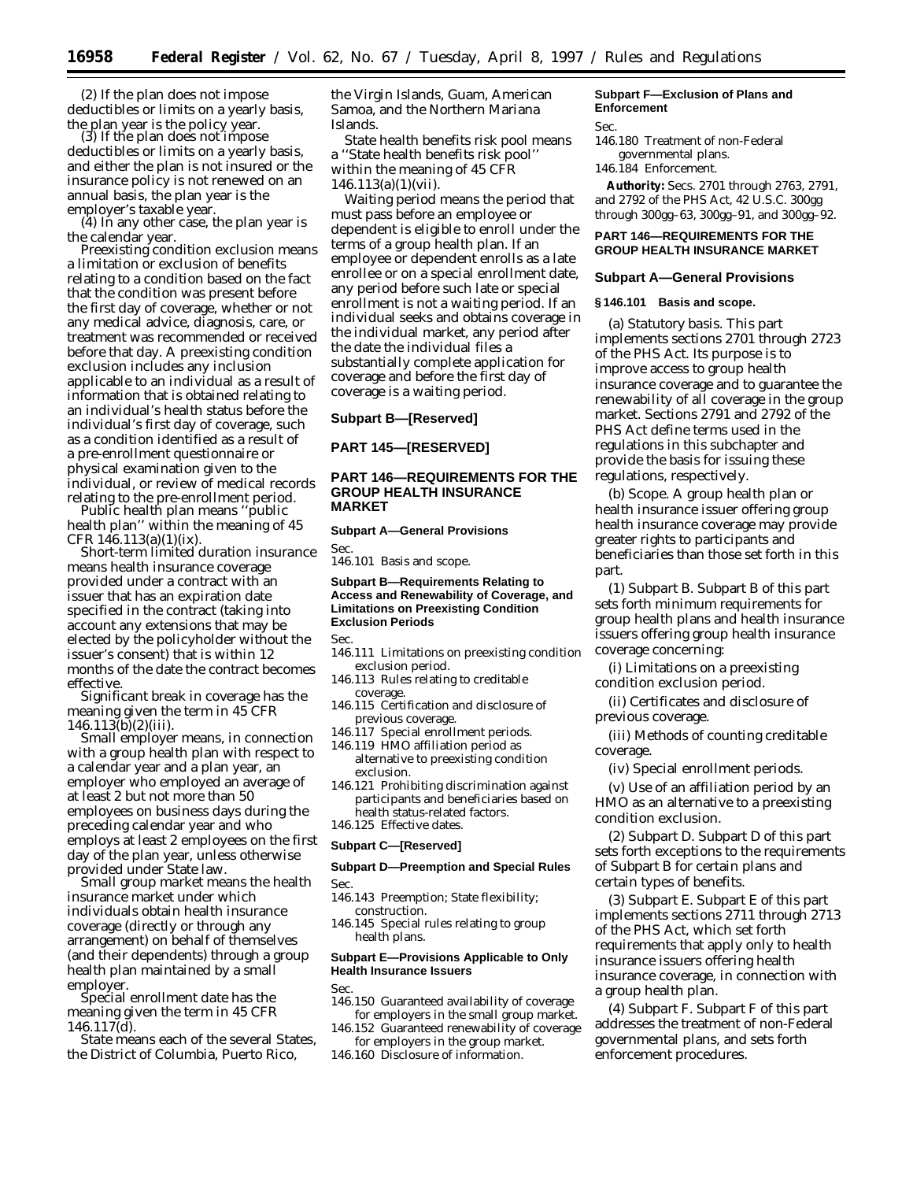(2) If the plan does not impose deductibles or limits on a yearly basis, the plan year is the policy year.

(3) If the plan does not impose deductibles or limits on a yearly basis, and either the plan is not insured or the insurance policy is not renewed on an annual basis, the plan year is the employer's taxable year.

(4) In any other case, the plan year is the calendar year.

*Preexisting condition exclusion* means a limitation or exclusion of benefits relating to a condition based on the fact that the condition was present before the first day of coverage, whether or not any medical advice, diagnosis, care, or treatment was recommended or received before that day. A preexisting condition exclusion includes any inclusion applicable to an individual as a result of information that is obtained relating to an individual's health status before the individual's first day of coverage, such as a condition identified as a result of a pre-enrollment questionnaire or physical examination given to the individual, or review of medical records relating to the pre-enrollment period.

*Public health plan* means ''public health plan'' within the meaning of 45 CFR 146.113(a)(1)(ix).

*Short-term limited duration insurance* means health insurance coverage provided under a contract with an issuer that has an expiration date specified in the contract (taking into account any extensions that may be elected by the policyholder without the issuer's consent) that is within 12 months of the date the contract becomes effective.

*Significant break in coverage* has the meaning given the term in 45 CFR 146.113(b)(2)(iii).

*Small employer* means, in connection with a group health plan with respect to a calendar year and a plan year, an employer who employed an average of at least 2 but not more than 50 employees on business days during the preceding calendar year and who employs at least 2 employees on the first day of the plan year, unless otherwise provided under State law.

*Small group market* means the health insurance market under which individuals obtain health insurance coverage (directly or through any arrangement) on behalf of themselves (and their dependents) through a group health plan maintained by a small employer.

*Special enrollment date* has the meaning given the term in 45 CFR 146.117(d).

*State* means each of the several States, the District of Columbia, Puerto Rico, the Virgin Islands, Guam, American Samoa, and the Northern Mariana Islands.

*State health benefits risk pool* means a ''State health benefits risk pool'' within the meaning of 45 CFR 146.113(a)(1)(vii).

*Waiting period* means the period that must pass before an employee or dependent is eligible to enroll under the terms of a group health plan. If an employee or dependent enrolls as a late enrollee or on a special enrollment date, any period before such late or special enrollment is not a waiting period. If an individual seeks and obtains coverage in the individual market, any period after the date the individual files a substantially complete application for coverage and before the first day of coverage is a waiting period.

## Subpart B—[Reserved]

## PART 145—[RESERVED]

## PART 146—REQUIREMENTS FOR THE GROUP HEALTH INSURANCE MARKET

**Subpart A—General Provisions**

Sec.
146.101 Basis and scope.

**Subpart B—Requirements Relating to Access and Renewability of Coverage, and Limitations on Preexisting Condition Exclusion Periods**

Sec.
146.111 Limitations on preexisting condition exclusion period.
146.113 Rules relating to creditable coverage.
146.115 Certification and disclosure of previous coverage.
146.117 Special enrollment periods.
146.119 HMO affiliation period as alternative to preexisting condition exclusion.
146.121 Prohibiting discrimination against participants and beneficiaries based on health status-related factors.
146.125 Effective dates.

**Subpart C—[Reserved]**

**Subpart D—Preemption and Special Rules**

Sec.
146.143 Preemption; State flexibility; construction.
146.145 Special rules relating to group health plans.

**Subpart E—Provisions Applicable to Only Health Insurance Issuers**

Sec.
146.150 Guaranteed availability of coverage for employers in the small group market.
146.152 Guaranteed renewability of coverage for employers in the group market.
146.160 Disclosure of information.

**Subpart F—Exclusion of Plans and Enforcement**

Sec.
146.180 Treatment of non-Federal governmental plans.
146.184 Enforcement.

**Authority:** Secs. 2701 through 2763, 2791, and 2792 of the PHS Act, 42 U.S.C. 300gg through 300gg–63, 300gg–91, and 300gg–92.

## PART 146—REQUIREMENTS FOR THE GROUP HEALTH INSURANCE MARKET

### Subpart A—General Provisions

#### § 146.101 Basis and scope.

(a) *Statutory basis.* This part implements sections 2701 through 2723 of the PHS Act. Its purpose is to improve access to group health insurance coverage and to guarantee the renewability of all coverage in the group market. Sections 2791 and 2792 of the PHS Act define terms used in the regulations in this subchapter and provide the basis for issuing these regulations, respectively.

(b) *Scope.* A group health plan or health insurance issuer offering group health insurance coverage may provide greater rights to participants and beneficiaries than those set forth in this part.

(1) *Subpart B.* Subpart B of this part sets forth minimum requirements for group health plans and health insurance issuers offering group health insurance coverage concerning:

(i) Limitations on a preexisting condition exclusion period.

(ii) Certificates and disclosure of previous coverage.

(iii) Methods of counting creditable coverage.

(iv) Special enrollment periods.

(v) Use of an affiliation period by an HMO as an alternative to a preexisting condition exclusion.

(2) *Subpart D.* Subpart D of this part sets forth exceptions to the requirements of Subpart B for certain plans and certain types of benefits.

(3) *Subpart E.* Subpart E of this part implements sections 2711 through 2713 of the PHS Act, which set forth requirements that apply only to health insurance issuers offering health insurance coverage, in connection with a group health plan.

(4) *Subpart F.* Subpart F of this part addresses the treatment of non-Federal governmental plans, and sets forth enforcement procedures.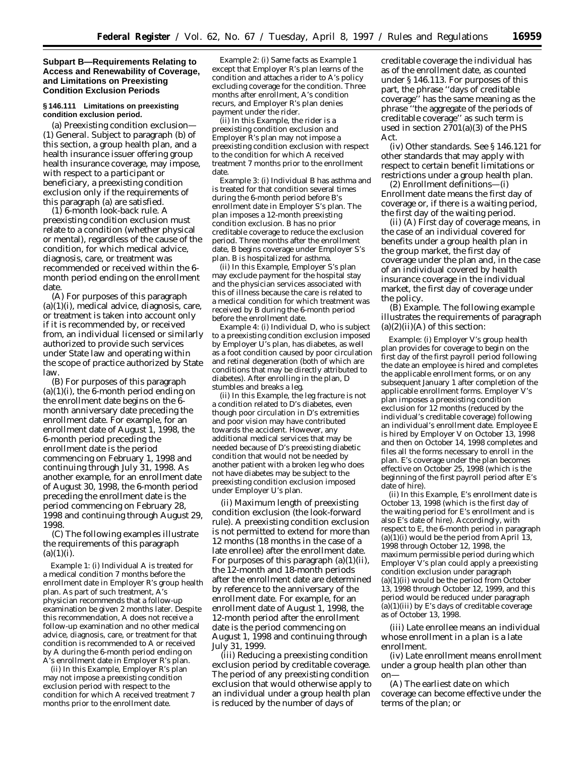## Subpart B—Requirements Relating to Access and Renewability of Coverage, and Limitations on Preexisting Condition Exclusion Periods

### § 146.111 Limitations on preexisting condition exclusion period.

(a) *Preexisting condition exclusion*—(1) *General.* Subject to paragraph (b) of this section, a group health plan, and a health insurance issuer offering group health insurance coverage, may impose, with respect to a participant or beneficiary, a preexisting condition exclusion only if the requirements of this paragraph (a) are satisfied.

(i) *6-month look-back rule.* A preexisting condition exclusion must relate to a condition (whether physical or mental), regardless of the cause of the condition, for which medical advice, diagnosis, care, or treatment was recommended or received within the 6-month period ending on the enrollment date.

(A) For purposes of this paragraph (a)(1)(i), medical advice, diagnosis, care, or treatment is taken into account only if it is recommended by, or received from, an individual licensed or similarly authorized to provide such services under State law and operating within the scope of practice authorized by State law.

(B) For purposes of this paragraph (a)(1)(i), the 6-month period ending on the enrollment date begins on the 6-month anniversary date preceding the enrollment date. For example, for an enrollment date of August 1, 1998, the 6-month period preceding the enrollment date is the period commencing on February 1, 1998 and continuing through July 31, 1998. As another example, for an enrollment date of August 30, 1998, the 6-month period preceding the enrollment date is the period commencing on February 28, 1998 and continuing through August 29, 1998.

(C) The following examples illustrate the requirements of this paragraph (a)(1)(i).

*Example 1:* (i) Individual A is treated for a medical condition 7 months before the enrollment date in Employer R's group health plan. As part of such treatment, A's physician recommends that a follow-up examination be given 2 months later. Despite this recommendation, A does not receive a follow-up examination and no other medical advice, diagnosis, care, or treatment for that condition is recommended to A or received by A during the 6-month period ending on A's enrollment date in Employer R's plan.

(ii) In this Example, Employer R's plan may not impose a preexisting condition exclusion period with respect to the condition for which A received treatment 7 months prior to the enrollment date.

*Example 2:* (i) Same facts as Example 1 except that Employer R's plan learns of the condition and attaches a rider to A's policy excluding coverage for the condition. Three months after enrollment, A's condition recurs, and Employer R's plan denies payment under the rider.

(ii) In this Example, the rider is a preexisting condition exclusion and Employer R's plan may not impose a preexisting condition exclusion with respect to the condition for which A received treatment 7 months prior to the enrollment date.

*Example 3:* (i) Individual B has asthma and is treated for that condition several times during the 6-month period before B's enrollment date in Employer S's plan. The plan imposes a 12-month preexisting condition exclusion. B has no prior creditable coverage to reduce the exclusion period. Three months after the enrollment date, B begins coverage under Employer S's plan. B is hospitalized for asthma.

(ii) In this Example, Employer S's plan may exclude payment for the hospital stay and the physician services associated with this of illness because the care is related to a medical condition for which treatment was received by B during the 6-month period before the enrollment date.

*Example 4:* (i) Individual D, who is subject to a preexisting condition exclusion imposed by Employer U's plan, has diabetes, as well as a foot condition caused by poor circulation and retinal degeneration (both of which are conditions that may be directly attributed to diabetes). After enrolling in the plan, D stumbles and breaks a leg.

(ii) In this Example, the leg fracture is not a condition related to D's diabetes, even though poor circulation in D's extremities and poor vision may have contributed towards the accident. However, any additional medical services that may be needed because of D's preexisting diabetic condition that would not be needed by another patient with a broken leg who does not have diabetes may be subject to the preexisting condition exclusion imposed under Employer U's plan.

(ii) *Maximum length of preexisting condition exclusion (the look-forward rule).* A preexisting condition exclusion is not permitted to extend for more than 12 months (18 months in the case of a late enrollee) after the enrollment date. For purposes of this paragraph (a)(1)(ii), the 12-month and 18-month periods after the enrollment date are determined by reference to the anniversary of the enrollment date. For example, for an enrollment date of August 1, 1998, the 12-month period after the enrollment date is the period commencing on August 1, 1998 and continuing through July 31, 1999.

(iii) *Reducing a preexisting condition exclusion period by creditable coverage.* The period of any preexisting condition exclusion that would otherwise apply to an individual under a group health plan is reduced by the number of days of creditable coverage the individual has as of the enrollment date, as counted under § 146.113. For purposes of this part, the phrase "days of creditable coverage" has the same meaning as the phrase "the aggregate of the periods of creditable coverage" as such term is used in section 2701(a)(3) of the PHS Act.

(iv) *Other standards.* See § 146.121 for other standards that may apply with respect to certain benefit limitations or restrictions under a group health plan.

(2) *Enrollment definitions*—(i) *Enrollment date* means the first day of coverage or, if there is a waiting period, the first day of the waiting period.

(ii) (A) *First day of coverage* means, in the case of an individual covered for benefits under a group health plan in the group market, the first day of coverage under the plan and, in the case of an individual covered by health insurance coverage in the individual market, the first day of coverage under the policy.

(B) *Example.* The following example illustrates the requirements of paragraph (a)(2)(ii)(A) of this section:

*Example:* (i) Employer V's group health plan provides for coverage to begin on the first day of the first payroll period following the date an employee is hired and completes the applicable enrollment forms, or on any subsequent January 1 after completion of the applicable enrollment forms. Employer V's plan imposes a preexisting condition exclusion for 12 months (reduced by the individual's creditable coverage) following an individual's enrollment date. Employee E is hired by Employer V on October 13, 1998 and then on October 14, 1998 completes and files all the forms necessary to enroll in the plan. E's coverage under the plan becomes effective on October 25, 1998 (which is the beginning of the first payroll period after E's date of hire).

(ii) In this Example, E's enrollment date is October 13, 1998 (which is the first day of the waiting period for E's enrollment and is also E's date of hire). Accordingly, with respect to E, the 6-month period in paragraph (a)(1)(i) would be the period from April 13, 1998 through October 12, 1998, the maximum permissible period during which Employer V's plan could apply a preexisting condition exclusion under paragraph (a)(1)(ii) would be the period from October 13, 1998 through October 12, 1999, and this period would be reduced under paragraph (a)(1)(iii) by E's days of creditable coverage as of October 13, 1998.

(iii) *Late enrollee* means an individual whose enrollment in a plan is a late enrollment.

(iv) *Late enrollment* means enrollment under a group health plan other than on—

(A) The earliest date on which coverage can become effective under the terms of the plan; or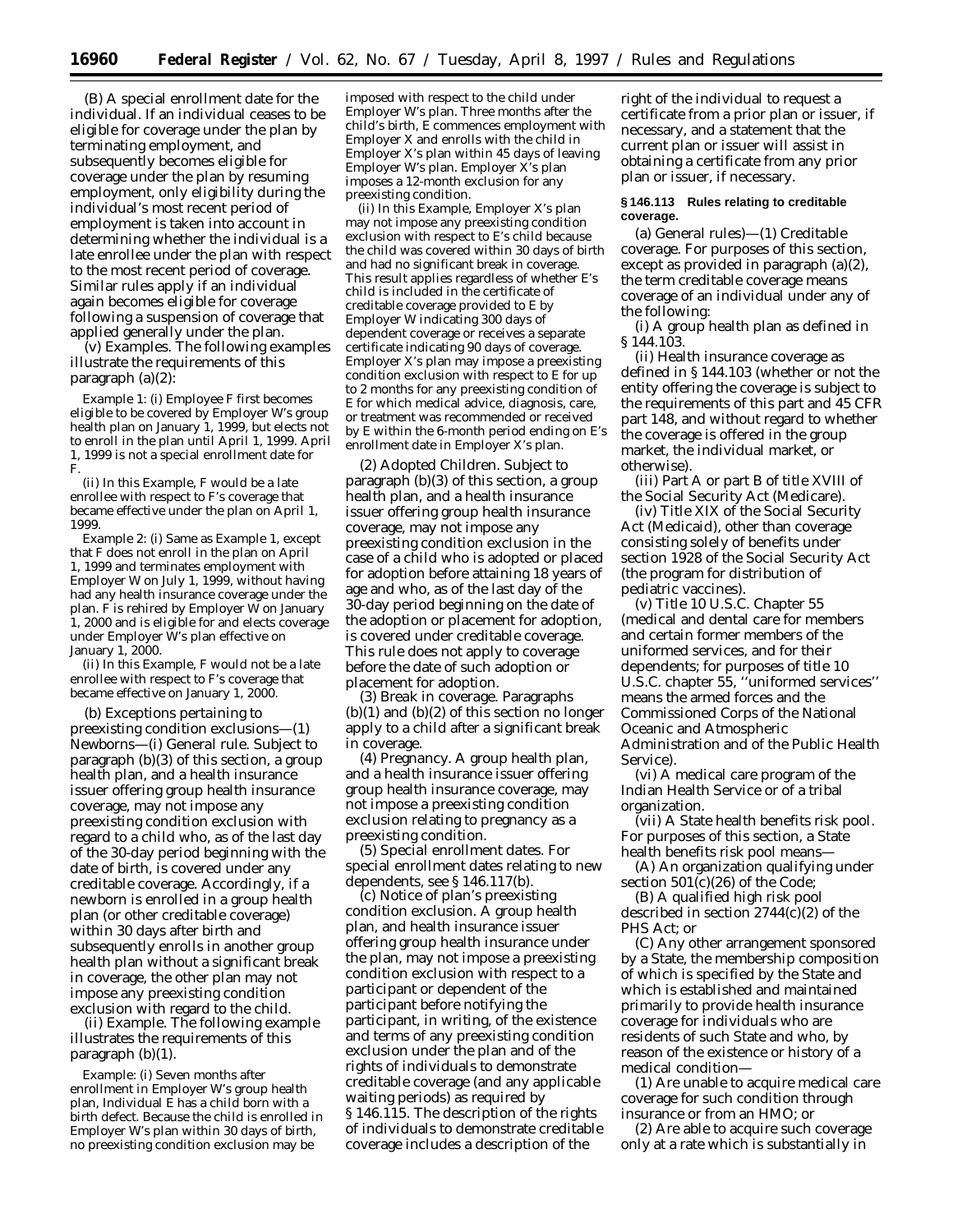(B) *A special enrollment date for the individual.* If an individual ceases to be eligible for coverage under the plan by terminating employment, and subsequently becomes eligible for coverage under the plan by resuming employment, only eligibility during the individual's most recent period of employment is taken into account in determining whether the individual is a late enrollee under the plan with respect to the most recent period of coverage. Similar rules apply if an individual again becomes eligible for coverage following a suspension of coverage that applied generally under the plan.

(v) *Examples.* The following examples illustrate the requirements of this paragraph (a)(2):

*Example 1:* (i) Employee F first becomes eligible to be covered by Employer W's group health plan on January 1, 1999, but elects not to enroll in the plan until April 1, 1999. April 1, 1999 is not a special enrollment date for F.

(ii) In this *Example,* F would be a late enrollee with respect to F's coverage that became effective under the plan on April 1, 1999.

*Example 2:* (i) Same as Example 1, except that F does not enroll in the plan on April 1, 1999 and terminates employment with Employer W on July 1, 1999, without having had any health insurance coverage under the plan. F is rehired by Employer W on January 1, 2000 and is eligible for and elects coverage under Employer W's plan effective on January 1, 2000.

(ii) In this *Example,* F would not be a late enrollee with respect to F's coverage that became effective on January 1, 2000.

(b) *Exceptions pertaining to preexisting condition exclusions*—(1) *Newborns*—(i) *General rule.* Subject to paragraph (b)(3) of this section, a group health plan, and a health insurance issuer offering group health insurance coverage, may not impose any preexisting condition exclusion with regard to a child who, as of the last day of the 30-day period beginning with the date of birth, is covered under any creditable coverage. Accordingly, if a newborn is enrolled in a group health plan (or other creditable coverage) within 30 days after birth and subsequently enrolls in another group health plan without a significant break in coverage, the other plan may not impose any preexisting condition exclusion with regard to the child.

(ii) *Example.* The following example illustrates the requirements of this paragraph (b)(1).

*Example:* (i) Seven months after enrollment in Employer W's group health plan, Individual E has a child born with a birth defect. Because the child is enrolled in Employer W's plan within 30 days of birth, no preexisting condition exclusion may be imposed with respect to the child under Employer W's plan. Three months after the child's birth, E commences employment with Employer X and enrolls with the child in Employer X's plan within 45 days of leaving Employer W's plan. Employer X's plan imposes a 12-month exclusion for any preexisting condition.

(ii) In this *Example,* Employer X's plan may not impose any preexisting condition exclusion with respect to E's child because the child was covered within 30 days of birth and had no significant break in coverage. This result applies regardless of whether E's child is included in the certificate of creditable coverage provided to E by Employer W indicating 300 days of dependent coverage or receives a separate certificate indicating 90 days of coverage. Employer X's plan may impose a preexisting condition exclusion with respect to E for up to 2 months for any preexisting condition of E for which medical advice, diagnosis, care, or treatment was recommended or received by E within the 6-month period ending on E's enrollment date in Employer X's plan.

(2) *Adopted Children.* Subject to paragraph (b)(3) of this section, a group health plan, and a health insurance issuer offering group health insurance coverage, may not impose any preexisting condition exclusion in the case of a child who is adopted or placed for adoption before attaining 18 years of age and who, as of the last day of the 30-day period beginning on the date of the adoption or placement for adoption, is covered under creditable coverage. This rule does not apply to coverage before the date of such adoption or placement for adoption.

(3) *Break in coverage.* Paragraphs (b)(1) and (b)(2) of this section no longer apply to a child after a significant break in coverage.

(4) *Pregnancy.* A group health plan, and a health insurance issuer offering group health insurance coverage, may not impose a preexisting condition exclusion relating to pregnancy as a preexisting condition.

(5) *Special enrollment dates.* For special enrollment dates relating to new dependents, see § 146.117(b).

(c) *Notice of plan's preexisting condition exclusion.* A group health plan, and health insurance issuer offering group health insurance under the plan, may not impose a preexisting condition exclusion with respect to a participant or dependent of the participant before notifying the participant, in writing, of the existence and terms of any preexisting condition exclusion under the plan and of the rights of individuals to demonstrate creditable coverage (and any applicable waiting periods) as required by § 146.115. The description of the rights of individuals to demonstrate creditable coverage includes a description of the right of the individual to request a certificate from a prior plan or issuer, if necessary, and a statement that the current plan or issuer will assist in obtaining a certificate from any prior plan or issuer, if necessary.

### § 146.113 Rules relating to creditable coverage.

(a) *General rules*—(1) *Creditable coverage.* For purposes of this section, except as provided in paragraph (a)(2), the term creditable coverage means coverage of an individual under any of the following:

(i) A group health plan as defined in § 144.103.

(ii) Health insurance coverage as defined in § 144.103 (whether or not the entity offering the coverage is subject to the requirements of this part and 45 CFR part 148, and without regard to whether the coverage is offered in the group market, the individual market, or otherwise).

(iii) Part A or part B of title XVIII of the Social Security Act (Medicare).

(iv) Title XIX of the Social Security Act (Medicaid), other than coverage consisting solely of benefits under section 1928 of the Social Security Act (the program for distribution of pediatric vaccines).

(v) Title 10 U.S.C. Chapter 55 (medical and dental care for members and certain former members of the uniformed services, and for their dependents; for purposes of title 10 U.S.C. chapter 55, ''uniformed services'' means the armed forces and the Commissioned Corps of the National Oceanic and Atmospheric Administration and of the Public Health Service).

(vi) A medical care program of the Indian Health Service or of a tribal organization.

(vii) A State health benefits risk pool. For purposes of this section, a State health benefits risk pool means—

(A) An organization qualifying under section 501(c)(26) of the Code;

(B) A qualified high risk pool described in section 2744(c)(2) of the PHS Act; or

(C) Any other arrangement sponsored by a State, the membership composition of which is specified by the State and which is established and maintained primarily to provide health insurance coverage for individuals who are residents of such State and who, by reason of the existence or history of a medical condition—

(*1*) Are unable to acquire medical care coverage for such condition through insurance or from an HMO; or

(*2*) Are able to acquire such coverage only at a rate which is substantially in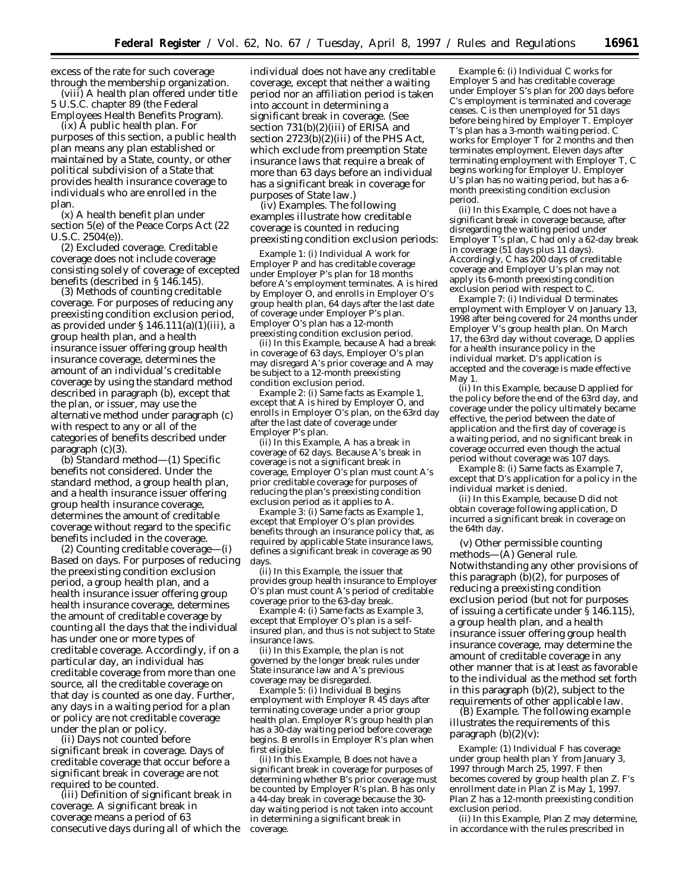excess of the rate for such coverage through the membership organization.

(viii) A health plan offered under title 5 U.S.C. chapter 89 (the Federal Employees Health Benefits Program).

(ix) A public health plan. For purposes of this section, a public health plan means any plan established or maintained by a State, county, or other political subdivision of a State that provides health insurance coverage to individuals who are enrolled in the plan.

(x) A health benefit plan under section 5(e) of the Peace Corps Act (22 U.S.C. 2504(e)).

(2) *Excluded coverage.* Creditable coverage does not include coverage consisting solely of coverage of excepted benefits (described in § 146.145).

(3) *Methods of counting creditable coverage.* For purposes of reducing any preexisting condition exclusion period, as provided under § 146.111(a)(1)(iii), a group health plan, and a health insurance issuer offering group health insurance coverage, determines the amount of an individual's creditable coverage by using the standard method described in paragraph (b), except that the plan, or issuer, may use the alternative method under paragraph (c) with respect to any or all of the categories of benefits described under paragraph (c)(3).

(b) *Standard method*—(1) *Specific benefits not considered.* Under the standard method, a group health plan, and a health insurance issuer offering group health insurance coverage, determines the amount of creditable coverage without regard to the specific benefits included in the coverage.

(2) *Counting creditable coverage*—(i) *Based on days.* For purposes of reducing the preexisting condition exclusion period, a group health plan, and a health insurance issuer offering group health insurance coverage, determines the amount of creditable coverage by counting all the days that the individual has under one or more types of creditable coverage. Accordingly, if on a particular day, an individual has creditable coverage from more than one source, all the creditable coverage on that day is counted as one day. Further, any days in a waiting period for a plan or policy are not creditable coverage under the plan or policy.

(ii) *Days not counted before significant break in coverage.* Days of creditable coverage that occur before a significant break in coverage are not required to be counted.

(iii) *Definition of significant break in coverage.* A significant break in coverage means a period of 63 consecutive days during all of which the individual does not have any creditable coverage, except that neither a waiting period nor an affiliation period is taken into account in determining a significant break in coverage. (See section 731(b)(2)(iii) of ERISA and section 2723(b)(2)(iii) of the PHS Act, which exclude from preemption State insurance laws that require a break of more than 63 days before an individual has a significant break in coverage for purposes of State law.)

(iv) *Examples.* The following examples illustrate how creditable coverage is counted in reducing preexisting condition exclusion periods:

*Example 1:* (i) Individual A work for Employer P and has creditable coverage under Employer P's plan for 18 months before A's employment terminates. A is hired by Employer O, and enrolls in Employer O's group health plan, 64 days after the last date of coverage under Employer P's plan. Employer O's plan has a 12-month preexisting condition exclusion period.

(ii) In this Example, because A had a break in coverage of 63 days, Employer O's plan may disregard A's prior coverage and A may be subject to a 12-month preexisting condition exclusion period.

*Example 2:* (i) Same facts as Example 1, except that A is hired by Employer O, and enrolls in Employer O's plan, on the 63rd day after the last date of coverage under Employer P's plan.

(ii) In this Example, A has a break in coverage of 62 days. Because A's break in coverage is not a significant break in coverage, Employer O's plan must count A's prior creditable coverage for purposes of reducing the plan's preexisting condition exclusion period as it applies to A.

*Example 3:* (i) Same facts as Example 1, except that Employer O's plan provides benefits through an insurance policy that, as required by applicable State insurance laws, defines a significant break in coverage as 90 days.

(ii) In this Example, the issuer that provides group health insurance to Employer O's plan must count A's period of creditable coverage prior to the 63-day break.

*Example 4:* (i) Same facts as Example 3, except that Employer O's plan is a self-insured plan, and thus is not subject to State insurance laws.

(ii) In this Example, the plan is not governed by the longer break rules under State insurance law and A's previous coverage may be disregarded.

*Example 5:* (i) Individual B begins employment with Employer R 45 days after terminating coverage under a prior group health plan. Employer R's group health plan has a 30-day waiting period before coverage begins. B enrolls in Employer R's plan when first eligible.

(ii) In this Example, B does not have a significant break in coverage for purposes of determining whether B's prior coverage must be counted by Employer R's plan. B has only a 44-day break in coverage because the 30-day waiting period is not taken into account in determining a significant break in coverage.

*Example 6:* (i) Individual C works for Employer S and has creditable coverage under Employer S's plan for 200 days before C's employment is terminated and coverage ceases. C is then unemployed for 51 days before being hired by Employer T. Employer T's plan has a 3-month waiting period. C works for Employer T for 2 months and then terminates employment. Eleven days after terminating employment with Employer T, C begins working for Employer U. Employer U's plan has no waiting period, but has a 6-month preexisting condition exclusion period.

(ii) In this Example, C does not have a significant break in coverage because, after disregarding the waiting period under Employer T's plan, C had only a 62-day break in coverage (51 days plus 11 days). Accordingly, C has 200 days of creditable coverage and Employer U's plan may not apply its 6-month preexisting condition exclusion period with respect to C.

*Example 7:* (i) Individual D terminates employment with Employer V on January 13, 1998 after being covered for 24 months under Employer V's group health plan. On March 17, the 63rd day without coverage, D applies for a health insurance policy in the individual market. D's application is accepted and the coverage is made effective May 1.

(ii) In this Example, because D applied for the policy before the end of the 63rd day, and coverage under the policy ultimately became effective, the period between the date of application and the first day of coverage is a waiting period, and no significant break in coverage occurred even though the actual period without coverage was 107 days.

*Example 8:* (i) Same facts as Example 7, except that D's application for a policy in the individual market is denied.

(ii) In this Example, because D did not obtain coverage following application, D incurred a significant break in coverage on the 64th day.

(v) *Other permissible counting methods*—(A) *General rule.* Notwithstanding any other provisions of this paragraph (b)(2), for purposes of reducing a preexisting condition exclusion period (but not for purposes of issuing a certificate under § 146.115), a group health plan, and a health insurance issuer offering group health insurance coverage, may determine the amount of creditable coverage in any other manner that is at least as favorable to the individual as the method set forth in this paragraph (b)(2), subject to the requirements of other applicable law.

(B) *Example.* The following example illustrates the requirements of this paragraph (b)(2)(v):

*Example:* (1) Individual F has coverage under group health plan Y from January 3, 1997 through March 25, 1997. F then becomes covered by group health plan Z. F's enrollment date in Plan Z is May 1, 1997. Plan Z has a 12-month preexisting condition exclusion period.

(ii) In this Example, Plan Z may determine, in accordance with the rules prescribed in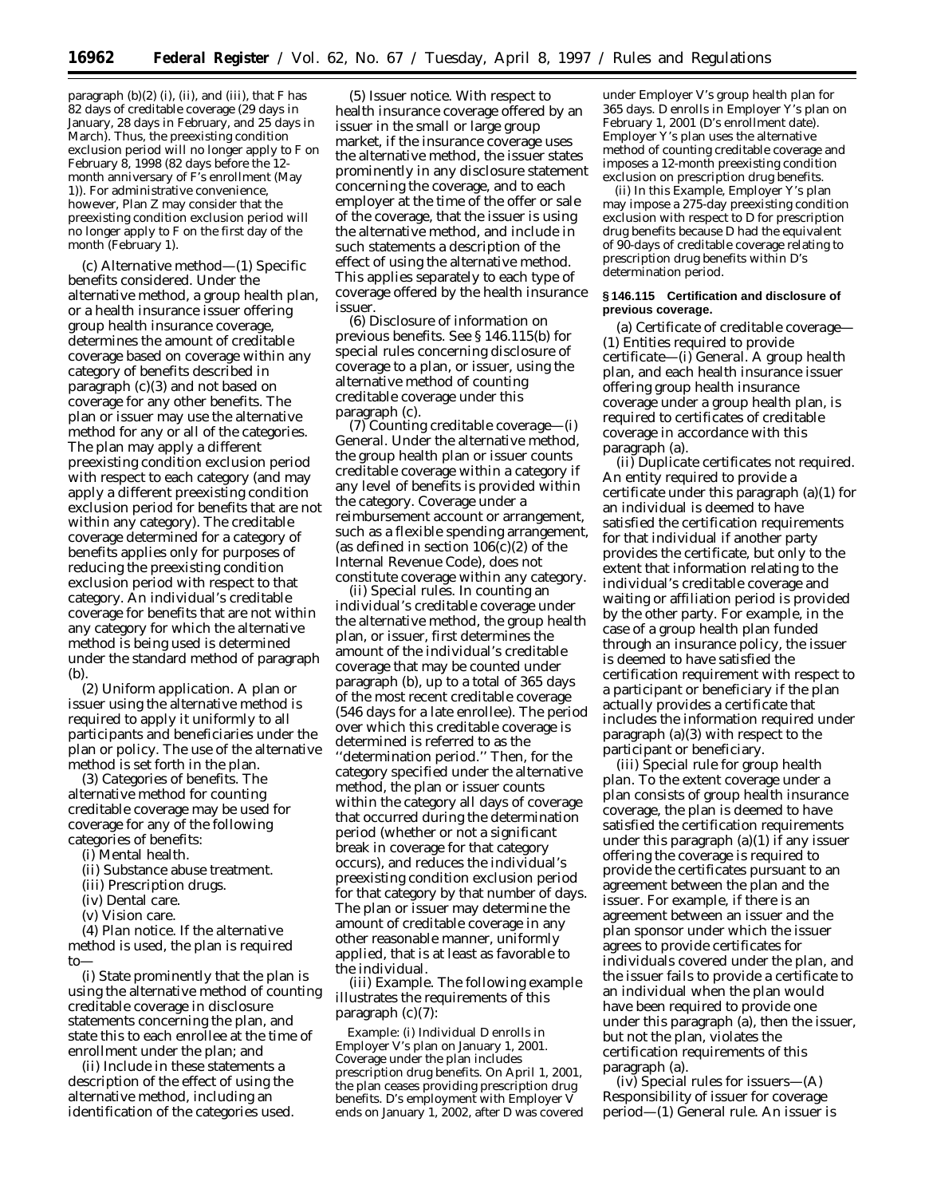paragraph (b)(2) (i), (ii), and (iii), that F has 82 days of creditable coverage (29 days in January, 28 days in February, and 25 days in March). Thus, the preexisting condition exclusion period will no longer apply to F on February 8, 1998 (82 days before the 12-month anniversary of F's enrollment (May 1)). For administrative convenience, however, Plan Z may consider that the preexisting condition exclusion period will no longer apply to F on the first day of the month (February 1).

(c) *Alternative method*—(1) *Specific benefits considered.* Under the alternative method, a group health plan, or a health insurance issuer offering group health insurance coverage, determines the amount of creditable coverage based on coverage within any category of benefits described in paragraph (c)(3) and not based on coverage for any other benefits. The plan or issuer may use the alternative method for any or all of the categories. The plan may apply a different preexisting condition exclusion period with respect to each category (and may apply a different preexisting condition exclusion period for benefits that are not within any category). The creditable coverage determined for a category of benefits applies only for purposes of reducing the preexisting condition exclusion period with respect to that category. An individual's creditable coverage for benefits that are not within any category for which the alternative method is being used is determined under the standard method of paragraph (b).

(2) *Uniform application.* A plan or issuer using the alternative method is required to apply it uniformly to all participants and beneficiaries under the plan or policy. The use of the alternative method is set forth in the plan.

(3) *Categories of benefits.* The alternative method for counting creditable coverage may be used for coverage for any of the following categories of benefits:

(i) Mental health.

(ii) Substance abuse treatment.

(iii) Prescription drugs.

(iv) Dental care.

(v) Vision care.

(4) *Plan notice.* If the alternative method is used, the plan is required to—

(i) State prominently that the plan is using the alternative method of counting creditable coverage in disclosure statements concerning the plan, and state this to each enrollee at the time of enrollment under the plan; and

(ii) Include in these statements a description of the effect of using the alternative method, including an identification of the categories used.

(5) *Issuer notice.* With respect to health insurance coverage offered by an issuer in the small or large group market, if the insurance coverage uses the alternative method, the issuer states prominently in any disclosure statement concerning the coverage, and to each employer at the time of the offer or sale of the coverage, that the issuer is using the alternative method, and include in such statements a description of the effect of using the alternative method. This applies separately to each type of coverage offered by the health insurance issuer.

(6) *Disclosure of information on previous benefits.* See § 146.115(b) for special rules concerning disclosure of coverage to a plan, or issuer, using the alternative method of counting creditable coverage under this paragraph (c).

(7) *Counting creditable coverage*—(i) *General.* Under the alternative method, the group health plan or issuer counts creditable coverage within a category if any level of benefits is provided within the category. Coverage under a reimbursement account or arrangement, such as a flexible spending arrangement, (as defined in section 106(c)(2) of the Internal Revenue Code), does not constitute coverage within any category.

(ii) *Special rules.* In counting an individual's creditable coverage under the alternative method, the group health plan, or issuer, first determines the amount of the individual's creditable coverage that may be counted under paragraph (b), up to a total of 365 days of the most recent creditable coverage (546 days for a late enrollee). The period over which this creditable coverage is determined is referred to as the "determination period." Then, for the category specified under the alternative method, the plan or issuer counts within the category all days of coverage that occurred during the determination period (whether or not a significant break in coverage for that category occurs), and reduces the individual's preexisting condition exclusion period for that category by that number of days. The plan or issuer may determine the amount of creditable coverage in any other reasonable manner, uniformly applied, that is at least as favorable to the individual.

(iii) *Example.* The following example illustrates the requirements of this paragraph (c)(7):

*Example:* (i) Individual D enrolls in Employer V's plan on January 1, 2001. Coverage under the plan includes prescription drug benefits. On April 1, 2001, the plan ceases providing prescription drug benefits. D's employment with Employer V ends on January 1, 2002, after D was covered under Employer V's group health plan for 365 days. D enrolls in Employer Y's plan on February 1, 2001 (D's enrollment date). Employer Y's plan uses the alternative method of counting creditable coverage and imposes a 12-month preexisting condition exclusion on prescription drug benefits.

(ii) In this Example, Employer Y's plan may impose a 275-day preexisting condition exclusion with respect to D for prescription drug benefits because D had the equivalent of 90-days of creditable coverage relating to prescription drug benefits within D's determination period.

### § 146.115 Certification and disclosure of previous coverage.

(a) *Certificate of creditable coverage*—(1) *Entities required to provide certificate*—(i) *General.* A group health plan, and each health insurance issuer offering group health insurance coverage under a group health plan, is required to certificates of creditable coverage in accordance with this paragraph (a).

(ii) *Duplicate certificates not required.* An entity required to provide a certificate under this paragraph (a)(1) for an individual is deemed to have satisfied the certification requirements for that individual if another party provides the certificate, but only to the extent that information relating to the individual's creditable coverage and waiting or affiliation period is provided by the other party. For example, in the case of a group health plan funded through an insurance policy, the issuer is deemed to have satisfied the certification requirement with respect to a participant or beneficiary if the plan actually provides a certificate that includes the information required under paragraph (a)(3) with respect to the participant or beneficiary.

(iii) *Special rule for group health plan.* To the extent coverage under a plan consists of group health insurance coverage, the plan is deemed to have satisfied the certification requirements under this paragraph (a)(1) if any issuer offering the coverage is required to provide the certificates pursuant to an agreement between the plan and the issuer. For example, if there is an agreement between an issuer and the plan sponsor under which the issuer agrees to provide certificates for individuals covered under the plan, and the issuer fails to provide a certificate to an individual when the plan would have been required to provide one under this paragraph (a), then the issuer, but not the plan, violates the certification requirements of this paragraph (a).

(iv) *Special rules for issuers*—(A) *Responsibility of issuer for coverage period*—(*1*) *General rule.* An issuer is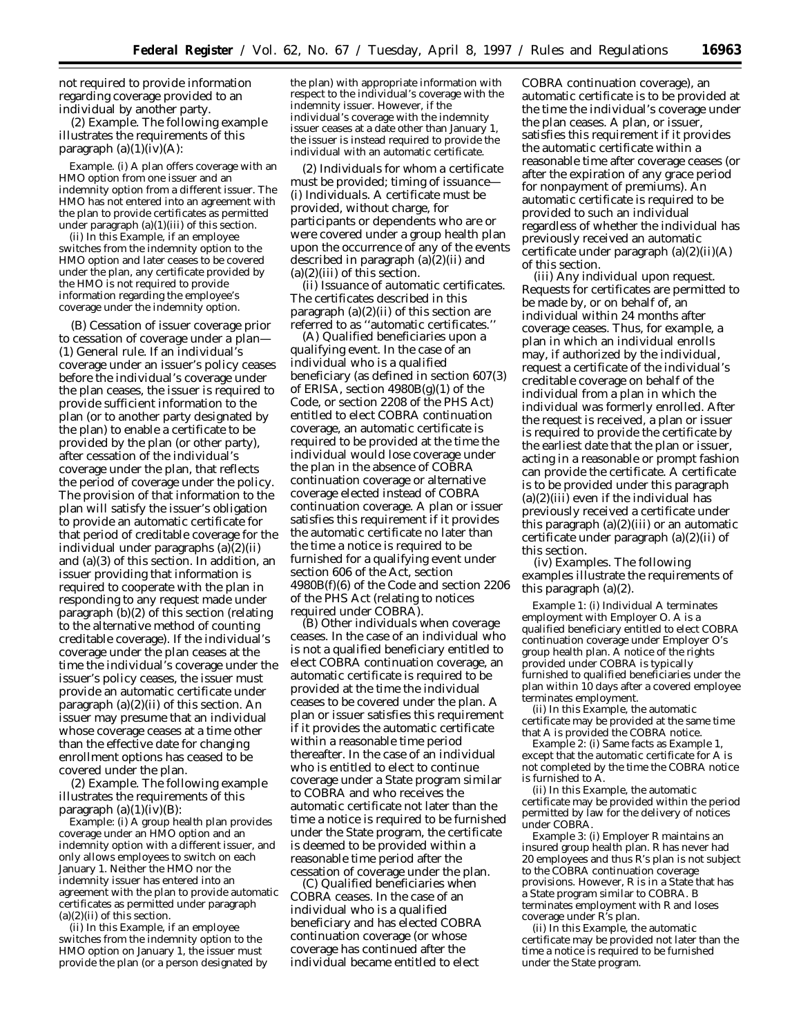not required to provide information regarding coverage provided to an individual by another party.

(*2*) *Example.* The following example illustrates the requirements of this paragraph (a)(1)(iv)(A):

*Example.* (i) A plan offers coverage with an HMO option from one issuer and an indemnity option from a different issuer. The HMO has not entered into an agreement with the plan to provide certificates as permitted under paragraph (a)(1)(iii) of this section.

(ii) In this *Example,* if an employee switches from the indemnity option to the HMO option and later ceases to be covered under the plan, any certificate provided by the HMO is not required to provide information regarding the employee's coverage under the indemnity option.

(B) *Cessation of issuer coverage prior to cessation of coverage under a plan*—(*1*) *General rule.* If an individual's coverage under an issuer's policy ceases before the individual's coverage under the plan ceases, the issuer is required to provide sufficient information to the plan (or to another party designated by the plan) to enable a certificate to be provided by the plan (or other party), after cessation of the individual's coverage under the plan, that reflects the period of coverage under the policy. The provision of that information to the plan will satisfy the issuer's obligation to provide an automatic certificate for that period of creditable coverage for the individual under paragraphs (a)(2)(ii) and (a)(3) of this section. In addition, an issuer providing that information is required to cooperate with the plan in responding to any request made under paragraph (b)(2) of this section (relating to the alternative method of counting creditable coverage). If the individual's coverage under the plan ceases at the time the individual's coverage under the issuer's policy ceases, the issuer must provide an automatic certificate under paragraph (a)(2)(ii) of this section. An issuer may presume that an individual whose coverage ceases at a time other than the effective date for changing enrollment options has ceased to be covered under the plan.

(*2*) *Example.* The following example illustrates the requirements of this paragraph (a)(1)(iv)(B):

*Example:* (i) A group health plan provides coverage under an HMO option and an indemnity option with a different issuer, and only allows employees to switch on each January 1. Neither the HMO nor the indemnity issuer has entered into an agreement with the plan to provide automatic certificates as permitted under paragraph (a)(2)(ii) of this section.

(ii) In this *Example,* if an employee switches from the indemnity option to the HMO option on January 1, the issuer must provide the plan (or a person designated by the plan) with appropriate information with respect to the individual's coverage with the indemnity issuer. However, if the individual's coverage with the indemnity issuer ceases at a date other than January 1, the issuer is instead required to provide the individual with an automatic certificate.

(2) *Individuals for whom a certificate must be provided; timing of issuance*—(i) *Individuals.* A certificate must be provided, without charge, for participants or dependents who are or were covered under a group health plan upon the occurrence of any of the events described in paragraph (a)(2)(ii) and (a)(2)(iii) of this section.

(ii) *Issuance of automatic certificates.* The certificates described in this paragraph (a)(2)(ii) of this section are referred to as ''automatic certificates.''

(A) *Qualified beneficiaries upon a qualifying event.* In the case of an individual who is a qualified beneficiary (as defined in section 607(3) of ERISA, section 4980B(g)(1) of the Code, or section 2208 of the PHS Act) entitled to elect COBRA continuation coverage, an automatic certificate is required to be provided at the time the individual would lose coverage under the plan in the absence of COBRA continuation coverage or alternative coverage elected instead of COBRA continuation coverage. A plan or issuer satisfies this requirement if it provides the automatic certificate no later than the time a notice is required to be furnished for a qualifying event under section 606 of the Act, section 4980B(f)(6) of the Code and section 2206 of the PHS Act (relating to notices required under COBRA).

(B) *Other individuals when coverage ceases.* In the case of an individual who is not a qualified beneficiary entitled to elect COBRA continuation coverage, an automatic certificate is required to be provided at the time the individual ceases to be covered under the plan. A plan or issuer satisfies this requirement if it provides the automatic certificate within a reasonable time period thereafter. In the case of an individual who is entitled to elect to continue coverage under a State program similar to COBRA and who receives the automatic certificate not later than the time a notice is required to be furnished under the State program, the certificate is deemed to be provided within a reasonable time period after the cessation of coverage under the plan.

(C) *Qualified beneficiaries when COBRA ceases.* In the case of an individual who is a qualified beneficiary and has elected COBRA continuation coverage (or whose coverage has continued after the individual became entitled to elect COBRA continuation coverage), an automatic certificate is to be provided at the time the individual's coverage under the plan ceases. A plan, or issuer, satisfies this requirement if it provides the automatic certificate within a reasonable time after coverage ceases (or after the expiration of any grace period for nonpayment of premiums). An automatic certificate is required to be provided to such an individual regardless of whether the individual has previously received an automatic certificate under paragraph (a)(2)(ii)(A) of this section.

(iii) *Any individual upon request.* Requests for certificates are permitted to be made by, or on behalf of, an individual within 24 months after coverage ceases. Thus, for example, a plan in which an individual enrolls may, if authorized by the individual, request a certificate of the individual's creditable coverage on behalf of the individual from a plan in which the individual was formerly enrolled. After the request is received, a plan or issuer is required to provide the certificate by the earliest date that the plan or issuer, acting in a reasonable or prompt fashion can provide the certificate. A certificate is to be provided under this paragraph (a)(2)(iii) even if the individual has previously received a certificate under this paragraph (a)(2)(iii) or an automatic certificate under paragraph (a)(2)(ii) of this section.

(iv) *Examples.* The following examples illustrate the requirements of this paragraph (a)(2).

*Example 1:* (i) Individual A terminates employment with Employer O. A is a qualified beneficiary entitled to elect COBRA continuation coverage under Employer O's group health plan. A notice of the rights provided under COBRA is typically furnished to qualified beneficiaries under the plan within 10 days after a covered employee terminates employment.

(ii) In this *Example,* the automatic certificate may be provided at the same time that A is provided the COBRA notice.

*Example 2:* (i) Same facts as *Example 1,* except that the automatic certificate for A is not completed by the time the COBRA notice is furnished to A.

(ii) In this *Example,* the automatic certificate may be provided within the period permitted by law for the delivery of notices under COBRA.

*Example 3:* (i) Employer R maintains an insured group health plan. R has never had 20 employees and thus R's plan is not subject to the COBRA continuation coverage provisions. However, R is in a State that has a State program similar to COBRA. B terminates employment with R and loses coverage under R's plan.

(ii) In this *Example,* the automatic certificate may be provided not later than the time a notice is required to be furnished under the State program.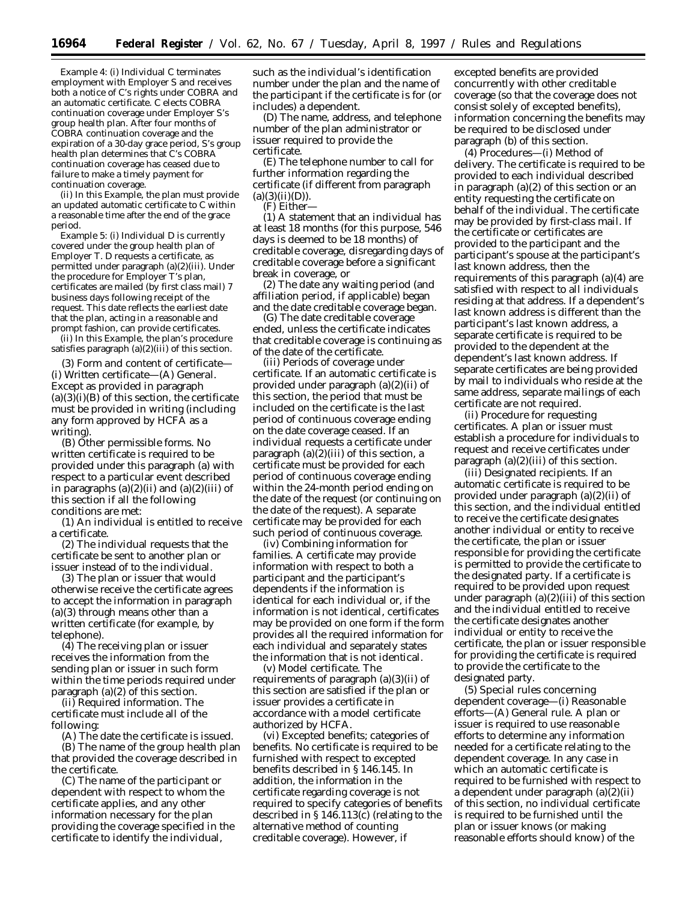*Example 4:* (i) Individual C terminates employment with Employer S and receives both a notice of C's rights under COBRA and an automatic certificate. C elects COBRA continuation coverage under Employer S's group health plan. After four months of COBRA continuation coverage and the expiration of a 30-day grace period, S's group health plan determines that C's COBRA continuation coverage has ceased due to failure to make a timely payment for continuation coverage.

(ii) In this Example, the plan must provide an updated automatic certificate to C within a reasonable time after the end of the grace period.

*Example 5:* (i) Individual D is currently covered under the group health plan of Employer T. D requests a certificate, as permitted under paragraph (a)(2)(iii). Under the procedure for Employer T's plan, certificates are mailed (by first class mail) 7 business days following receipt of the request. This date reflects the earliest date that the plan, acting in a reasonable and prompt fashion, can provide certificates.

(ii) In this Example, the plan's procedure satisfies paragraph (a)(2)(iii) of this section.

(3) *Form and content of certificate*—(i) *Written certificate*—(A) *General.* Except as provided in paragraph (a)(3)(i)(B) of this section, the certificate must be provided in writing (including any form approved by HCFA as a writing).

(B) *Other permissible forms.* No written certificate is required to be provided under this paragraph (a) with respect to a particular event described in paragraphs (a)(2)(ii) and (a)(2)(iii) of this section if all the following conditions are met:

(*1*) An individual is entitled to receive a certificate.

(*2*) The individual requests that the certificate be sent to another plan or issuer instead of to the individual.

(*3*) The plan or issuer that would otherwise receive the certificate agrees to accept the information in paragraph (a)(3) through means other than a written certificate (for example, by telephone).

(*4*) The receiving plan or issuer receives the information from the sending plan or issuer in such form within the time periods required under paragraph (a)(2) of this section.

(ii) *Required information.* The certificate must include all of the following:

(A) The date the certificate is issued.

(B) The name of the group health plan that provided the coverage described in the certificate.

(C) The name of the participant or dependent with respect to whom the certificate applies, and any other information necessary for the plan providing the coverage specified in the certificate to identify the individual, such as the individual's identification number under the plan and the name of the participant if the certificate is for (or includes) a dependent.

(D) The name, address, and telephone number of the plan administrator or issuer required to provide the certificate.

(E) The telephone number to call for further information regarding the certificate (if different from paragraph (a)(3)(ii)(D)).

(F) Either—

(*1*) A statement that an individual has at least 18 months (for this purpose, 546 days is deemed to be 18 months) of creditable coverage, disregarding days of creditable coverage before a significant break in coverage, or

(*2*) The date any waiting period (and affiliation period, if applicable) began and the date creditable coverage began.

(G) The date creditable coverage ended, unless the certificate indicates that creditable coverage is continuing as of the date of the certificate.

(iii) *Periods of coverage under certificate.* If an automatic certificate is provided under paragraph (a)(2)(ii) of this section, the period that must be included on the certificate is the last period of continuous coverage ending on the date coverage ceased. If an individual requests a certificate under paragraph (a)(2)(iii) of this section, a certificate must be provided for each period of continuous coverage ending within the 24-month period ending on the date of the request (or continuing on the date of the request). A separate certificate may be provided for each such period of continuous coverage.

(iv) *Combining information for families.* A certificate may provide information with respect to both a participant and the participant's dependents if the information is identical for each individual or, if the information is not identical, certificates may be provided on one form if the form provides all the required information for each individual and separately states the information that is not identical.

(v) *Model certificate.* The requirements of paragraph (a)(3)(ii) of this section are satisfied if the plan or issuer provides a certificate in accordance with a model certificate authorized by HCFA.

(vi) *Excepted benefits; categories of benefits.* No certificate is required to be furnished with respect to excepted benefits described in § 146.145. In addition, the information in the certificate regarding coverage is not required to specify categories of benefits described in § 146.113(c) (relating to the alternative method of counting creditable coverage). However, if excepted benefits are provided concurrently with other creditable coverage (so that the coverage does not consist solely of excepted benefits), information concerning the benefits may be required to be disclosed under paragraph (b) of this section.

(4) *Procedures*—(i) *Method of delivery.* The certificate is required to be provided to each individual described in paragraph (a)(2) of this section or an entity requesting the certificate on behalf of the individual. The certificate may be provided by first-class mail. If the certificate or certificates are provided to the participant and the participant's spouse at the participant's last known address, then the requirements of this paragraph (a)(4) are satisfied with respect to all individuals residing at that address. If a dependent's last known address is different than the participant's last known address, a separate certificate is required to be provided to the dependent at the dependent's last known address. If separate certificates are being provided by mail to individuals who reside at the same address, separate mailings of each certificate are not required.

(ii) *Procedure for requesting certificates.* A plan or issuer must establish a procedure for individuals to request and receive certificates under paragraph (a)(2)(iii) of this section.

(iii) *Designated recipients.* If an automatic certificate is required to be provided under paragraph (a)(2)(ii) of this section, and the individual entitled to receive the certificate designates another individual or entity to receive the certificate, the plan or issuer responsible for providing the certificate is permitted to provide the certificate to the designated party. If a certificate is required to be provided upon request under paragraph (a)(2)(iii) of this section and the individual entitled to receive the certificate designates another individual or entity to receive the certificate, the plan or issuer responsible for providing the certificate is required to provide the certificate to the designated party.

(5) *Special rules concerning dependent coverage*—(i) *Reasonable efforts*—(A) *General rule.* A plan or issuer is required to use reasonable efforts to determine any information needed for a certificate relating to the dependent coverage. In any case in which an automatic certificate is required to be furnished with respect to a dependent under paragraph (a)(2)(ii) of this section, no individual certificate is required to be furnished until the plan or issuer knows (or making reasonable efforts should know) of the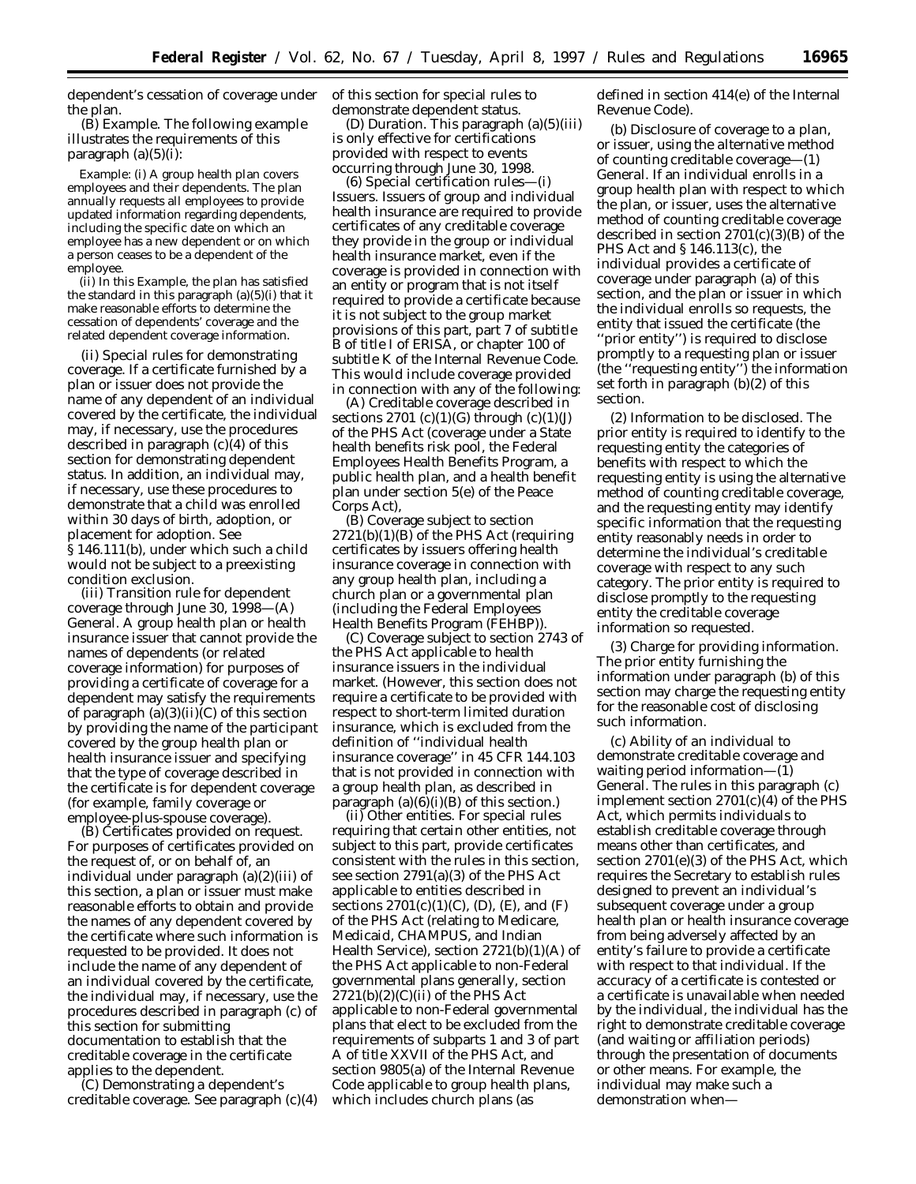dependent's cessation of coverage under the plan.

(B) *Example.* The following example illustrates the requirements of this paragraph (a)(5)(i):

*Example:* (i) A group health plan covers employees and their dependents. The plan annually requests all employees to provide updated information regarding dependents, including the specific date on which an employee has a new dependent or on which a person ceases to be a dependent of the employee.

(ii) In this *Example,* the plan has satisfied the standard in this paragraph (a)(5)(i) that it make reasonable efforts to determine the cessation of dependents' coverage and the related dependent coverage information.

(ii) *Special rules for demonstrating coverage.* If a certificate furnished by a plan or issuer does not provide the name of any dependent of an individual covered by the certificate, the individual may, if necessary, use the procedures described in paragraph (c)(4) of this section for demonstrating dependent status. In addition, an individual may, if necessary, use these procedures to demonstrate that a child was enrolled within 30 days of birth, adoption, or placement for adoption. See § 146.111(b), under which such a child would not be subject to a preexisting condition exclusion.

(iii) *Transition rule for dependent coverage through June 30, 1998*—(A) *General.* A group health plan or health insurance issuer that cannot provide the names of dependents (or related coverage information) for purposes of providing a certificate of coverage for a dependent may satisfy the requirements of paragraph (a)(3)(ii)(C) of this section by providing the name of the participant covered by the group health plan or health insurance issuer and specifying that the type of coverage described in the certificate is for dependent coverage (for example, family coverage or employee-plus-spouse coverage).

(B) *Certificates provided on request.* For purposes of certificates provided on the request of, or on behalf of, an individual under paragraph (a)(2)(iii) of this section, a plan or issuer must make reasonable efforts to obtain and provide the names of any dependent covered by the certificate where such information is requested to be provided. It does not include the name of any dependent of an individual covered by the certificate, the individual may, if necessary, use the procedures described in paragraph (c) of this section for submitting documentation to establish that the creditable coverage in the certificate applies to the dependent.

(C) *Demonstrating a dependent's creditable coverage.* See paragraph (c)(4) of this section for special rules to demonstrate dependent status.

(D) *Duration.* This paragraph (a)(5)(iii) is only effective for certifications provided with respect to events occurring through June 30, 1998.

(6) *Special certification rules*—(i) *Issuers.* Issuers of group and individual health insurance are required to provide certificates of any creditable coverage they provide in the group or individual health insurance market, even if the coverage is provided in connection with an entity or program that is not itself required to provide a certificate because it is not subject to the group market provisions of this part, part 7 of subtitle B of title I of ERISA, or chapter 100 of subtitle K of the Internal Revenue Code. This would include coverage provided in connection with any of the following:

(A) Creditable coverage described in sections 2701 (c)(1)(G) through (c)(1)(J) of the PHS Act (coverage under a State health benefits risk pool, the Federal Employees Health Benefits Program, a public health plan, and a health benefit plan under section 5(e) of the Peace Corps Act),

(B) Coverage subject to section 2721(b)(1)(B) of the PHS Act (requiring certificates by issuers offering health insurance coverage in connection with any group health plan, including a church plan or a governmental plan (including the Federal Employees Health Benefits Program (FEHBP)).

(C) Coverage subject to section 2743 of the PHS Act applicable to health insurance issuers in the individual market. (However, this section does not require a certificate to be provided with respect to short-term limited duration insurance, which is excluded from the definition of ''individual health insurance coverage'' in 45 CFR 144.103 that is not provided in connection with a group health plan, as described in paragraph (a)(6)(i)(B) of this section.)

(ii) *Other entities.* For special rules requiring that certain other entities, not subject to this part, provide certificates consistent with the rules in this section, see section 2791(a)(3) of the PHS Act applicable to entities described in sections 2701(c)(1)(C), (D), (E), and (F) of the PHS Act (relating to Medicare, Medicaid, CHAMPUS, and Indian Health Service), section 2721(b)(1)(A) of the PHS Act applicable to non-Federal governmental plans generally, section 2721(b)(2)(C)(ii) of the PHS Act applicable to non-Federal governmental plans that elect to be excluded from the requirements of subparts 1 and 3 of part A of title XXVII of the PHS Act, and section 9805(a) of the Internal Revenue Code applicable to group health plans, which includes church plans (as defined in section 414(e) of the Internal Revenue Code).

(b) *Disclosure of coverage to a plan, or issuer, using the alternative method of counting creditable coverage*—(1) *General.* If an individual enrolls in a group health plan with respect to which the plan, or issuer, uses the alternative method of counting creditable coverage described in section 2701(c)(3)(B) of the PHS Act and § 146.113(c), the individual provides a certificate of coverage under paragraph (a) of this section, and the plan or issuer in which the individual enrolls so requests, the entity that issued the certificate (the ''prior entity'') is required to disclose promptly to a requesting plan or issuer (the ''requesting entity'') the information set forth in paragraph (b)(2) of this section.

(2) *Information to be disclosed.* The prior entity is required to identify to the requesting entity the categories of benefits with respect to which the requesting entity is using the alternative method of counting creditable coverage, and the requesting entity may identify specific information that the requesting entity reasonably needs in order to determine the individual's creditable coverage with respect to any such category. The prior entity is required to disclose promptly to the requesting entity the creditable coverage information so requested.

(3) *Charge for providing information.* The prior entity furnishing the information under paragraph (b) of this section may charge the requesting entity for the reasonable cost of disclosing such information.

(c) *Ability of an individual to demonstrate creditable coverage and waiting period information*—(1) *General.* The rules in this paragraph (c) implement section 2701(c)(4) of the PHS Act, which permits individuals to establish creditable coverage through means other than certificates, and section 2701(e)(3) of the PHS Act, which requires the Secretary to establish rules designed to prevent an individual's subsequent coverage under a group health plan or health insurance coverage from being adversely affected by an entity's failure to provide a certificate with respect to that individual. If the accuracy of a certificate is contested or a certificate is unavailable when needed by the individual, the individual has the right to demonstrate creditable coverage (and waiting or affiliation periods) through the presentation of documents or other means. For example, the individual may make such a demonstration when—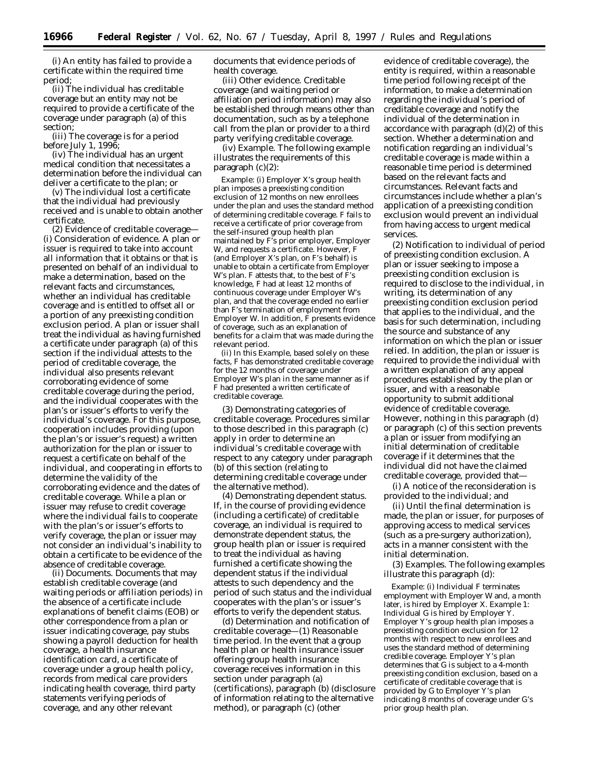(i) An entity has failed to provide a certificate within the required time period;

(ii) The individual has creditable coverage but an entity may not be required to provide a certificate of the coverage under paragraph (a) of this section;

(iii) The coverage is for a period before July 1, 1996;

(iv) The individual has an urgent medical condition that necessitates a determination before the individual can deliver a certificate to the plan; or

(v) The individual lost a certificate that the individual had previously received and is unable to obtain another certificate.

(2) *Evidence of creditable coverage*—(i) *Consideration of evidence.* A plan or issuer is required to take into account all information that it obtains or that is presented on behalf of an individual to make a determination, based on the relevant facts and circumstances, whether an individual has creditable coverage and is entitled to offset all or a portion of any preexisting condition exclusion period. A plan or issuer shall treat the individual as having furnished a certificate under paragraph (a) of this section if the individual attests to the period of creditable coverage, the individual also presents relevant corroborating evidence of some creditable coverage during the period, and the individual cooperates with the plan's or issuer's efforts to verify the individual's coverage. For this purpose, cooperation includes providing (upon the plan's or issuer's request) a written authorization for the plan or issuer to request a certificate on behalf of the individual, and cooperating in efforts to determine the validity of the corroborating evidence and the dates of creditable coverage. While a plan or issuer may refuse to credit coverage where the individual fails to cooperate with the plan's or issuer's efforts to verify coverage, the plan or issuer may not consider an individual's inability to obtain a certificate to be evidence of the absence of creditable coverage.

(ii) *Documents.* Documents that may establish creditable coverage (and waiting periods or affiliation periods) in the absence of a certificate include explanations of benefit claims (EOB) or other correspondence from a plan or issuer indicating coverage, pay stubs showing a payroll deduction for health coverage, a health insurance identification card, a certificate of coverage under a group health policy, records from medical care providers indicating health coverage, third party statements verifying periods of coverage, and any other relevant documents that evidence periods of health coverage.

(iii) *Other evidence.* Creditable coverage (and waiting period or affiliation period information) may also be established through means other than documentation, such as by a telephone call from the plan or provider to a third party verifying creditable coverage.

(iv) *Example.* The following example illustrates the requirements of this paragraph (c)(2):

*Example:* (i) Employer X's group health plan imposes a preexisting condition exclusion of 12 months on new enrollees under the plan and uses the standard method of determining creditable coverage. F fails to receive a certificate of prior coverage from the self-insured group health plan maintained by F's prior employer, Employer W, and requests a certificate. However, F (and Employer X's plan, on F's behalf) is unable to obtain a certificate from Employer W's plan. F attests that, to the best of F's knowledge, F had at least 12 months of continuous coverage under Employer W's plan, and that the coverage ended no earlier than F's termination of employment from Employer W. In addition, F presents evidence of coverage, such as an explanation of benefits for a claim that was made during the relevant period.

(ii) In this Example, based solely on these facts, F has demonstrated creditable coverage for the 12 months of coverage under Employer W's plan in the same manner as if F had presented a written certificate of creditable coverage.

(3) *Demonstrating categories of creditable coverage.* Procedures similar to those described in this paragraph (c) apply in order to determine an individual's creditable coverage with respect to any category under paragraph (b) of this section (relating to determining creditable coverage under the alternative method).

(4) *Demonstrating dependent status.* If, in the course of providing evidence (including a certificate) of creditable coverage, an individual is required to demonstrate dependent status, the group health plan or issuer is required to treat the individual as having furnished a certificate showing the dependent status if the individual attests to such dependency and the period of such status and the individual cooperates with the plan's or issuer's efforts to verify the dependent status.

(d) *Determination and notification of creditable coverage*—(1) *Reasonable time period.* In the event that a group health plan or health insurance issuer offering group health insurance coverage receives information in this section under paragraph (a) (certifications), paragraph (b) (disclosure of information relating to the alternative method), or paragraph (c) (other evidence of creditable coverage), the entity is required, within a reasonable time period following receipt of the information, to make a determination regarding the individual's period of creditable coverage and notify the individual of the determination in accordance with paragraph (d)(2) of this section. Whether a determination and notification regarding an individual's creditable coverage is made within a reasonable time period is determined based on the relevant facts and circumstances. Relevant facts and circumstances include whether a plan's application of a preexisting condition exclusion would prevent an individual from having access to urgent medical services.

(2) *Notification to individual of period of preexisting condition exclusion.* A plan or issuer seeking to impose a preexisting condition exclusion is required to disclose to the individual, in writing, its determination of any preexisting condition exclusion period that applies to the individual, and the basis for such determination, including the source and substance of any information on which the plan or issuer relied. In addition, the plan or issuer is required to provide the individual with a written explanation of any appeal procedures established by the plan or issuer, and with a reasonable opportunity to submit additional evidence of creditable coverage. However, nothing in this paragraph (d) or paragraph (c) of this section prevents a plan or issuer from modifying an initial determination of creditable coverage if it determines that the individual did not have the claimed creditable coverage, provided that—

(i) A notice of the reconsideration is provided to the individual; and

(ii) Until the final determination is made, the plan or issuer, for purposes of approving access to medical services (such as a pre-surgery authorization), acts in a manner consistent with the initial determination.

(3) *Examples.* The following examples illustrate this paragraph (d):

*Example:* (i) Individual F terminates employment with Employer W and, a month later, is hired by Employer X. *Example 1:* Individual G is hired by Employer Y. Employer Y's group health plan imposes a preexisting condition exclusion for 12 months with respect to new enrollees and uses the standard method of determining credible coverage. Employer Y's plan determines that G is subject to a 4-month preexisting condition exclusion, based on a certificate of creditable coverage that is provided by G to Employer Y's plan indicating 8 months of coverage under G's prior group health plan.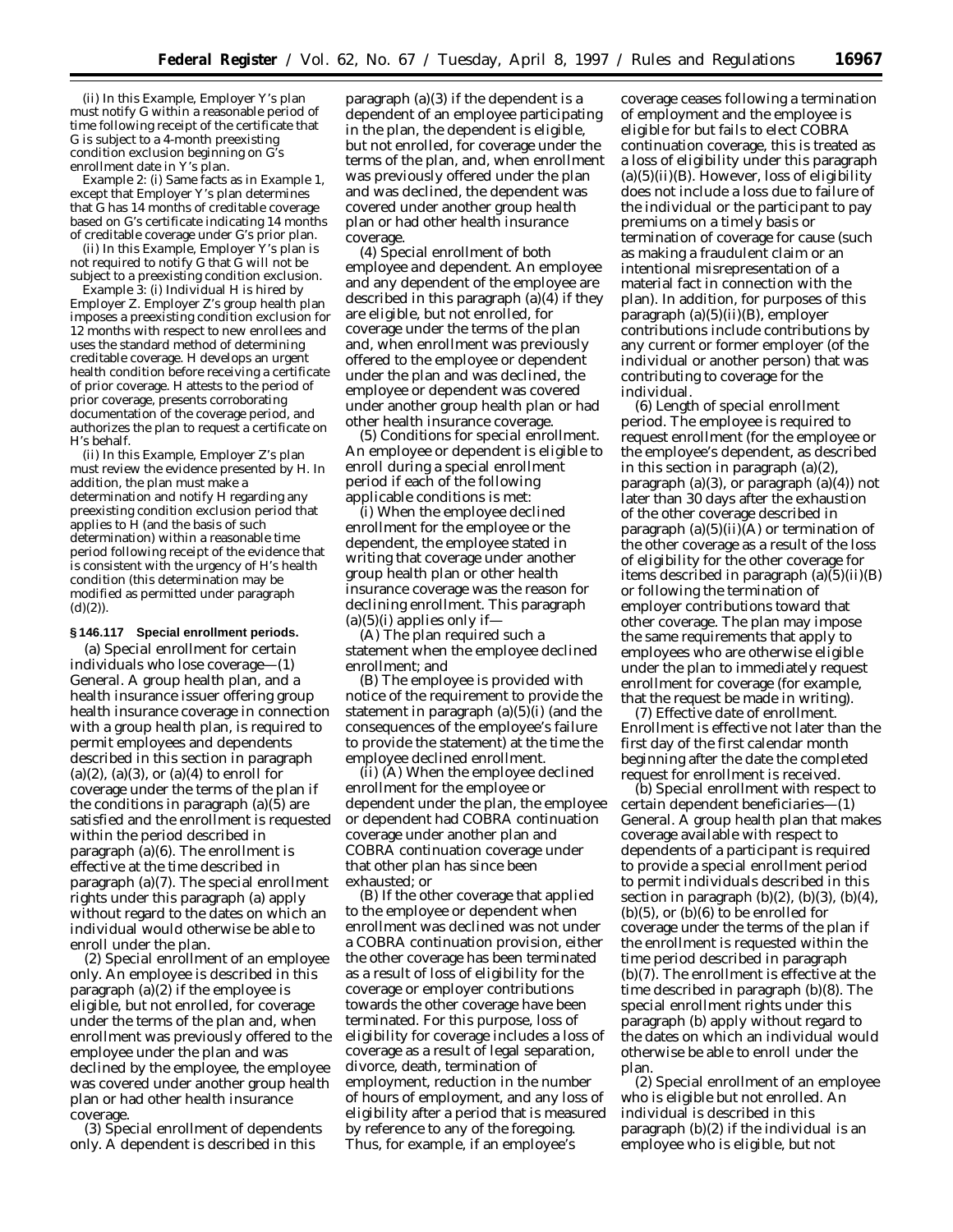(ii) In this Example, Employer Y's plan must notify G within a reasonable period of time following receipt of the certificate that G is subject to a 4-month preexisting condition exclusion beginning on G's enrollment date in Y's plan.

*Example 2:* (i) Same facts as in Example 1, except that Employer Y's plan determines that G has 14 months of creditable coverage based on G's certificate indicating 14 months of creditable coverage under G's prior plan.

(ii) In this Example, Employer Y's plan is not required to notify G that G will not be subject to a preexisting condition exclusion.

*Example 3:* (i) Individual H is hired by Employer Z. Employer Z's group health plan imposes a preexisting condition exclusion for 12 months with respect to new enrollees and uses the standard method of determining creditable coverage. H develops an urgent health condition before receiving a certificate of prior coverage. H attests to the period of prior coverage, presents corroborating documentation of the coverage period, and authorizes the plan to request a certificate on H's behalf.

(ii) In this Example, Employer Z's plan must review the evidence presented by H. In addition, the plan must make a determination and notify H regarding any preexisting condition exclusion period that applies to H (and the basis of such determination) within a reasonable time period following receipt of the evidence that is consistent with the urgency of H's health condition (this determination may be modified as permitted under paragraph (d)(2)).

**§ 146.117 Special enrollment periods.**

(a) *Special enrollment for certain individuals who lose coverage*—(1) *General.* A group health plan, and a health insurance issuer offering group health insurance coverage in connection with a group health plan, is required to permit employees and dependents described in this section in paragraph (a)(2), (a)(3), or (a)(4) to enroll for coverage under the terms of the plan if the conditions in paragraph (a)(5) are satisfied and the enrollment is requested within the period described in paragraph (a)(6). The enrollment is effective at the time described in paragraph (a)(7). The special enrollment rights under this paragraph (a) apply without regard to the dates on which an individual would otherwise be able to enroll under the plan.

(2) *Special enrollment of an employee only.* An employee is described in this paragraph (a)(2) if the employee is eligible, but not enrolled, for coverage under the terms of the plan and, when enrollment was previously offered to the employee under the plan and was declined by the employee, the employee was covered under another group health plan or had other health insurance coverage.

(3) *Special enrollment of dependents only.* A dependent is described in this paragraph (a)(3) if the dependent is a dependent of an employee participating in the plan, the dependent is eligible, but not enrolled, for coverage under the terms of the plan, and, when enrollment was previously offered under the plan and was declined, the dependent was covered under another group health plan or had other health insurance coverage.

(4) *Special enrollment of both employee and dependent.* An employee and any dependent of the employee are described in this paragraph (a)(4) if they are eligible, but not enrolled, for coverage under the terms of the plan and, when enrollment was previously offered to the employee or dependent under the plan and was declined, the employee or dependent was covered under another group health plan or had other health insurance coverage.

(5) *Conditions for special enrollment.* An employee or dependent is eligible to enroll during a special enrollment period if each of the following applicable conditions is met:

(i) When the employee declined enrollment for the employee or the dependent, the employee stated in writing that coverage under another group health plan or other health insurance coverage was the reason for declining enrollment. This paragraph (a)(5)(i) applies only if—

(A) The plan required such a statement when the employee declined enrollment; and

(B) The employee is provided with notice of the requirement to provide the statement in paragraph (a)(5)(i) (and the consequences of the employee's failure to provide the statement) at the time the employee declined enrollment.

(ii) (A) When the employee declined enrollment for the employee or dependent under the plan, the employee or dependent had COBRA continuation coverage under another plan and COBRA continuation coverage under that other plan has since been exhausted; or

(B) If the other coverage that applied to the employee or dependent when enrollment was declined was not under a COBRA continuation provision, either the other coverage has been terminated as a result of loss of eligibility for the coverage or employer contributions towards the other coverage have been terminated. For this purpose, loss of eligibility for coverage includes a loss of coverage as a result of legal separation, divorce, death, termination of employment, reduction in the number of hours of employment, and any loss of eligibility after a period that is measured by reference to any of the foregoing. Thus, for example, if an employee's coverage ceases following a termination of employment and the employee is eligible for but fails to elect COBRA continuation coverage, this is treated as a loss of eligibility under this paragraph (a)(5)(ii)(B). However, loss of eligibility does not include a loss due to failure of the individual or the participant to pay premiums on a timely basis or termination of coverage for cause (such as making a fraudulent claim or an intentional misrepresentation of a material fact in connection with the plan). In addition, for purposes of this paragraph (a)(5)(ii)(B), employer contributions include contributions by any current or former employer (of the individual or another person) that was contributing to coverage for the individual.

(6) *Length of special enrollment period.* The employee is required to request enrollment (for the employee or the employee's dependent, as described in this section in paragraph (a)(2), paragraph (a)(3), or paragraph (a)(4)) not later than 30 days after the exhaustion of the other coverage described in paragraph (a)(5)(ii)(A) or termination of the other coverage as a result of the loss of eligibility for the other coverage for items described in paragraph (a)(5)(ii)(B) or following the termination of employer contributions toward that other coverage. The plan may impose the same requirements that apply to employees who are otherwise eligible under the plan to immediately request enrollment for coverage (for example, that the request be made in writing).

(7) *Effective date of enrollment.* Enrollment is effective not later than the first day of the first calendar month beginning after the date the completed request for enrollment is received.

(b) *Special enrollment with respect to certain dependent beneficiaries*—(1) *General.* A group health plan that makes coverage available with respect to dependents of a participant is required to provide a special enrollment period to permit individuals described in this section in paragraph (b)(2), (b)(3), (b)(4), (b)(5), or (b)(6) to be enrolled for coverage under the terms of the plan if the enrollment is requested within the time period described in paragraph (b)(7). The enrollment is effective at the time described in paragraph (b)(8). The special enrollment rights under this paragraph (b) apply without regard to the dates on which an individual would otherwise be able to enroll under the plan.

(2) *Special enrollment of an employee who is eligible but not enrolled.* An individual is described in this paragraph (b)(2) if the individual is an employee who is eligible, but not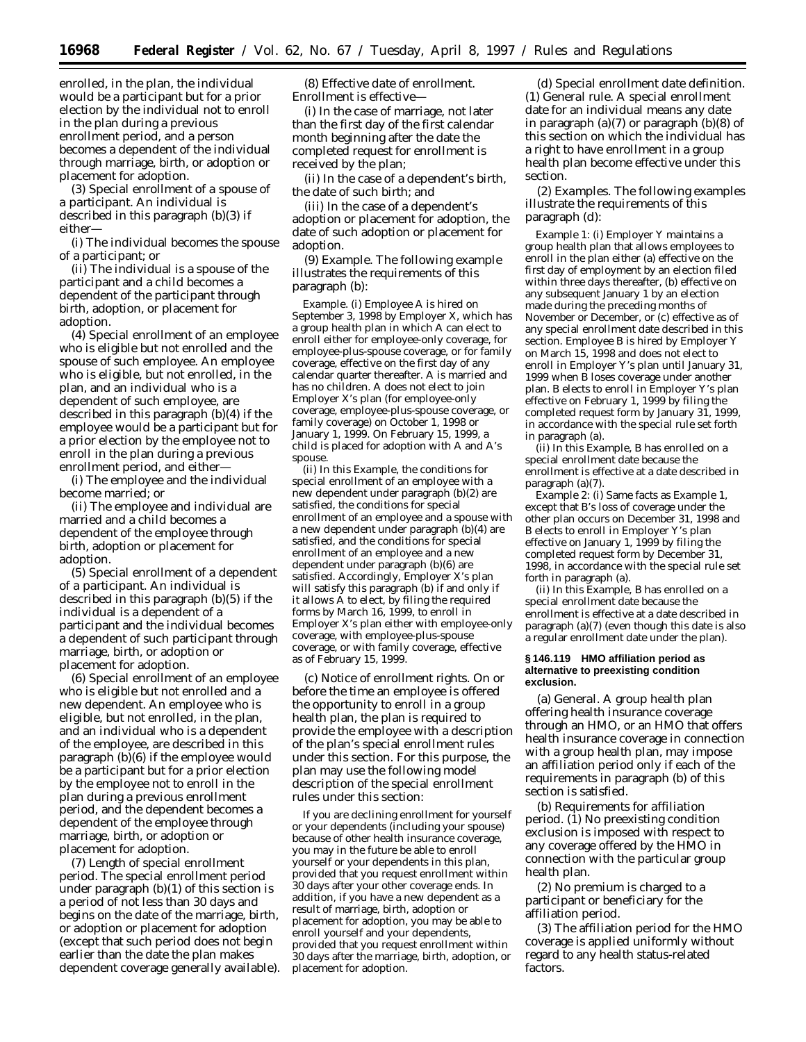enrolled, in the plan, the individual would be a participant but for a prior election by the individual not to enroll in the plan during a previous enrollment period, and a person becomes a dependent of the individual through marriage, birth, or adoption or placement for adoption.

(3) *Special enrollment of a spouse of a participant.* An individual is described in this paragraph (b)(3) if either—

(i) The individual becomes the spouse of a participant; or

(ii) The individual is a spouse of the participant and a child becomes a dependent of the participant through birth, adoption, or placement for adoption.

(4) *Special enrollment of an employee who is eligible but not enrolled and the spouse of such employee.* An employee who is eligible, but not enrolled, in the plan, and an individual who is a dependent of such employee, are described in this paragraph (b)(4) if the employee would be a participant but for a prior election by the employee not to enroll in the plan during a previous enrollment period, and either—

(i) The employee and the individual become married; or

(ii) The employee and individual are married and a child becomes a dependent of the employee through birth, adoption or placement for adoption.

(5) *Special enrollment of a dependent of a participant.* An individual is described in this paragraph (b)(5) if the individual is a dependent of a participant and the individual becomes a dependent of such participant through marriage, birth, or adoption or placement for adoption.

(6) *Special enrollment of an employee who is eligible but not enrolled and a new dependent.* An employee who is eligible, but not enrolled, in the plan, and an individual who is a dependent of the employee, are described in this paragraph (b)(6) if the employee would be a participant but for a prior election by the employee not to enroll in the plan during a previous enrollment period, and the dependent becomes a dependent of the employee through marriage, birth, or adoption or placement for adoption.

(7) *Length of special enrollment period.* The special enrollment period under paragraph (b)(1) of this section is a period of not less than 30 days and begins on the date of the marriage, birth, or adoption or placement for adoption (except that such period does not begin earlier than the date the plan makes dependent coverage generally available).

(8) *Effective date of enrollment.* Enrollment is effective—

(i) In the case of marriage, not later than the first day of the first calendar month beginning after the date the completed request for enrollment is received by the plan;

(ii) In the case of a dependent's birth, the date of such birth; and

(iii) In the case of a dependent's adoption or placement for adoption, the date of such adoption or placement for adoption.

(9) *Example.* The following example illustrates the requirements of this paragraph (b):

*Example.* (i) Employee A is hired on September 3, 1998 by Employer X, which has a group health plan in which A can elect to enroll either for employee-only coverage, for employee-plus-spouse coverage, or for family coverage, effective on the first day of any calendar quarter thereafter. A is married and has no children. A does not elect to join Employer X's plan (for employee-only coverage, employee-plus-spouse coverage, or family coverage) on October 1, 1998 or January 1, 1999. On February 15, 1999, a child is placed for adoption with A and A's spouse.

(ii) In this *Example,* the conditions for special enrollment of an employee with a new dependent under paragraph (b)(2) are satisfied, the conditions for special enrollment of an employee and a spouse with a new dependent under paragraph (b)(4) are satisfied, and the conditions for special enrollment of an employee and a new dependent under paragraph (b)(6) are satisfied. Accordingly, Employer X's plan will satisfy this paragraph (b) if and only if it allows A to elect, by filing the required forms by March 16, 1999, to enroll in Employer X's plan either with employee-only coverage, with employee-plus-spouse coverage, or with family coverage, effective as of February 15, 1999.

(c) *Notice of enrollment rights.* On or before the time an employee is offered the opportunity to enroll in a group health plan, the plan is required to provide the employee with a description of the plan's special enrollment rules under this section. For this purpose, the plan may use the following model description of the special enrollment rules under this section:

If you are declining enrollment for yourself or your dependents (including your spouse) because of other health insurance coverage, you may in the future be able to enroll yourself or your dependents in this plan, provided that you request enrollment within 30 days after your other coverage ends. In addition, if you have a new dependent as a result of marriage, birth, adoption or placement for adoption, you may be able to enroll yourself and your dependents, provided that you request enrollment within 30 days after the marriage, birth, adoption, or placement for adoption.

(d) *Special enrollment date definition.* (1) *General rule.* A special enrollment date for an individual means any date in paragraph (a)(7) or paragraph (b)(8) of this section on which the individual has a right to have enrollment in a group health plan become effective under this section.

(2) *Examples.* The following examples illustrate the requirements of this paragraph (d):

*Example 1:* (i) Employer Y maintains a group health plan that allows employees to enroll in the plan either (a) effective on the first day of employment by an election filed within three days thereafter, (b) effective on any subsequent January 1 by an election made during the preceding months of November or December, or (c) effective as of any special enrollment date described in this section. Employee B is hired by Employer Y on March 15, 1998 and does not elect to enroll in Employer Y's plan until January 31, 1999 when B loses coverage under another plan. B elects to enroll in Employer Y's plan effective on February 1, 1999 by filing the completed request form by January 31, 1999, in accordance with the special rule set forth in paragraph (a).

(ii) In this *Example,* B has enrolled on a special enrollment date because the enrollment is effective at a date described in paragraph (a)(7).

*Example 2:* (i) Same facts as *Example 1,* except that B's loss of coverage under the other plan occurs on December 31, 1998 and B elects to enroll in Employer Y's plan effective on January 1, 1999 by filing the completed request form by December 31, 1998, in accordance with the special rule set forth in paragraph (a).

(ii) In this *Example,* B has enrolled on a special enrollment date because the enrollment is effective at a date described in paragraph (a)(7) (even though this date is also a regular enrollment date under the plan).

**§ 146.119 HMO affiliation period as alternative to preexisting condition exclusion.**

(a) *General.* A group health plan offering health insurance coverage through an HMO, or an HMO that offers health insurance coverage in connection with a group health plan, may impose an affiliation period only if each of the requirements in paragraph (b) of this section is satisfied.

(b) *Requirements for affiliation period.* (1) No preexisting condition exclusion is imposed with respect to any coverage offered by the HMO in connection with the particular group health plan.

(2) No premium is charged to a participant or beneficiary for the affiliation period.

(3) The affiliation period for the HMO coverage is applied uniformly without regard to any health status-related factors.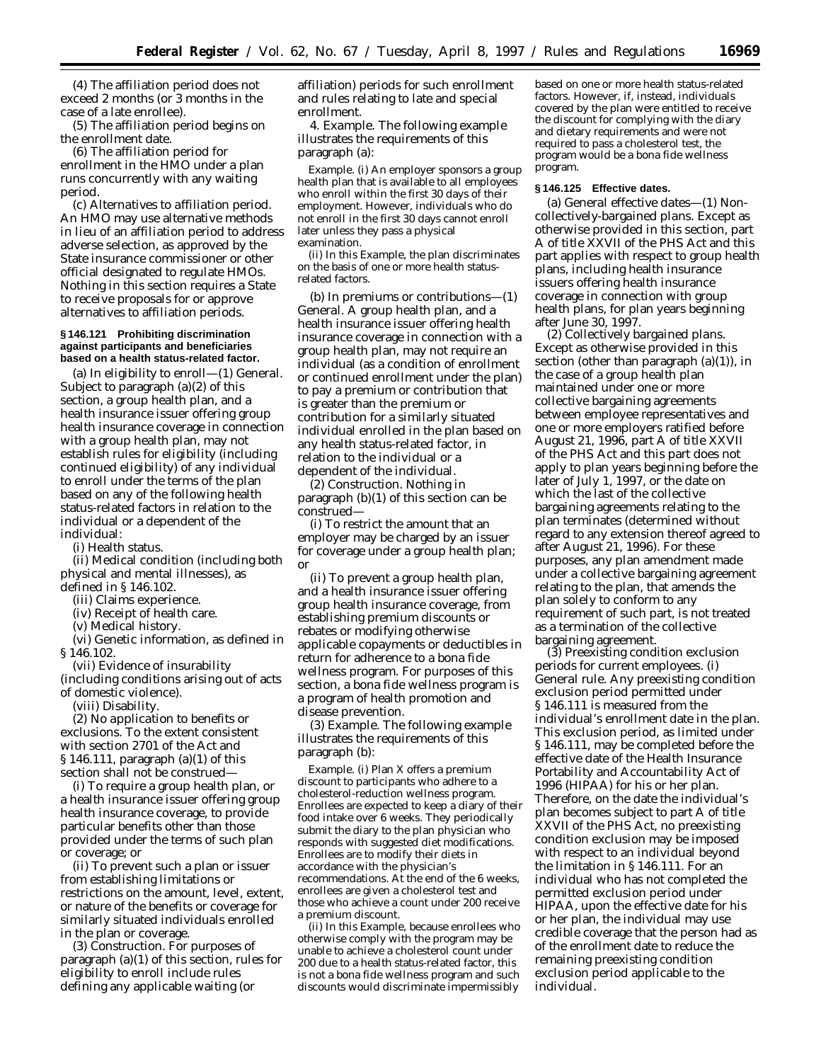(4) The affiliation period does not exceed 2 months (or 3 months in the case of a late enrollee).

(5) The affiliation period begins on the enrollment date.

(6) The affiliation period for enrollment in the HMO under a plan runs concurrently with any waiting period.

(c) *Alternatives to affiliation period.* An HMO may use alternative methods in lieu of an affiliation period to address adverse selection, as approved by the State insurance commissioner or other official designated to regulate HMOs. Nothing in this section requires a State to receive proposals for or approve alternatives to affiliation periods.

### § 146.121 Prohibiting discrimination against participants and beneficiaries based on a health status-related factor.

(a) *In eligibility to enroll*—(1) *General.* Subject to paragraph (a)(2) of this section, a group health plan, and a health insurance issuer offering group health insurance coverage in connection with a group health plan, may not establish rules for eligibility (including continued eligibility) of any individual to enroll under the terms of the plan based on any of the following health status-related factors in relation to the individual or a dependent of the individual:

(i) Health status.

(ii) Medical condition (including both physical and mental illnesses), as defined in § 146.102.

(iii) Claims experience.

(iv) Receipt of health care.

(v) Medical history.

(vi) Genetic information, as defined in § 146.102.

(vii) Evidence of insurability (including conditions arising out of acts of domestic violence).

(viii) Disability.

(2) *No application to benefits or exclusions.* To the extent consistent with section 2701 of the Act and § 146.111, paragraph (a)(1) of this section shall not be construed—

(i) To require a group health plan, or a health insurance issuer offering group health insurance coverage, to provide particular benefits other than those provided under the terms of such plan or coverage; or

(ii) To prevent such a plan or issuer from establishing limitations or restrictions on the amount, level, extent, or nature of the benefits or coverage for similarly situated individuals enrolled in the plan or coverage.

(3) *Construction.* For purposes of paragraph (a)(1) of this section, rules for eligibility to enroll include rules defining any applicable waiting (or affiliation) periods for such enrollment and rules relating to late and special enrollment.

4. *Example.* The following example illustrates the requirements of this paragraph (a):

*Example.* (i) An employer sponsors a group health plan that is available to all employees who enroll within the first 30 days of their employment. However, individuals who do not enroll in the first 30 days cannot enroll later unless they pass a physical examination.

(ii) In this *Example,* the plan discriminates on the basis of one or more health status-related factors.

(b) *In premiums or contributions*—(1) *General.* A group health plan, and a health insurance issuer offering health insurance coverage in connection with a group health plan, may not require an individual (as a condition of enrollment or continued enrollment under the plan) to pay a premium or contribution that is greater than the premium or contribution for a similarly situated individual enrolled in the plan based on any health status-related factor, in relation to the individual or a dependent of the individual.

(2) *Construction.* Nothing in paragraph (b)(1) of this section can be construed—

(i) To restrict the amount that an employer may be charged by an issuer for coverage under a group health plan; or

(ii) To prevent a group health plan, and a health insurance issuer offering group health insurance coverage, from establishing premium discounts or rebates or modifying otherwise applicable copayments or deductibles in return for adherence to a bona fide wellness program. For purposes of this section, a bona fide wellness program is a program of health promotion and disease prevention.

(3) *Example.* The following example illustrates the requirements of this paragraph (b):

*Example.* (i) Plan X offers a premium discount to participants who adhere to a cholesterol-reduction wellness program. Enrollees are expected to keep a diary of their food intake over 6 weeks. They periodically submit the diary to the plan physician who responds with suggested diet modifications. Enrollees are to modify their diets in accordance with the physician's recommendations. At the end of the 6 weeks, enrollees are given a cholesterol test and those who achieve a count under 200 receive a premium discount.

(ii) In this *Example,* because enrollees who otherwise comply with the program may be unable to achieve a cholesterol count under 200 due to a health status-related factor, this is not a bona fide wellness program and such discounts would discriminate impermissibly based on one or more health status-related factors. However, if, instead, individuals covered by the plan were entitled to receive the discount for complying with the diary and dietary requirements and were not required to pass a cholesterol test, the program would be a bona fide wellness program.

### § 146.125 Effective dates.

(a) *General effective dates*—(1) *Non-collectively-bargained plans.* Except as otherwise provided in this section, part A of title XXVII of the PHS Act and this part applies with respect to group health plans, including health insurance issuers offering health insurance coverage in connection with group health plans, for plan years beginning after June 30, 1997.

(2) *Collectively bargained plans.* Except as otherwise provided in this section (other than paragraph (a)(1)), in the case of a group health plan maintained under one or more collective bargaining agreements between employee representatives and one or more employers ratified before August 21, 1996, part A of title XXVII of the PHS Act and this part does not apply to plan years beginning before the later of July 1, 1997, or the date on which the last of the collective bargaining agreements relating to the plan terminates (determined without regard to any extension thereof agreed to after August 21, 1996). For these purposes, any plan amendment made under a collective bargaining agreement relating to the plan, that amends the plan solely to conform to any requirement of such part, is not treated as a termination of the collective bargaining agreement.

(3) *Preexisting condition exclusion periods for current employees.* (i) *General rule.* Any preexisting condition exclusion period permitted under § 146.111 is measured from the individual's enrollment date in the plan. This exclusion period, as limited under § 146.111, may be completed before the effective date of the Health Insurance Portability and Accountability Act of 1996 (HIPAA) for his or her plan. Therefore, on the date the individual's plan becomes subject to part A of title XXVII of the PHS Act, no preexisting condition exclusion may be imposed with respect to an individual beyond the limitation in § 146.111. For an individual who has not completed the permitted exclusion period under HIPAA, upon the effective date for his or her plan, the individual may use credible coverage that the person had as of the enrollment date to reduce the remaining preexisting condition exclusion period applicable to the individual.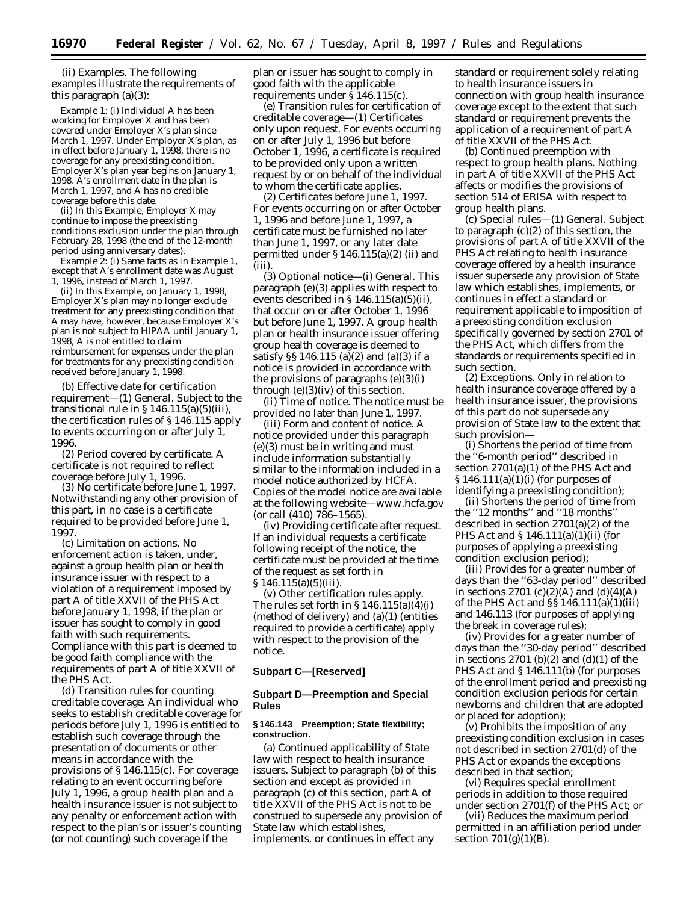(ii) *Examples.* The following examples illustrate the requirements of this paragraph (a)(3):

*Example 1:* (i) Individual A has been working for Employer X and has been covered under Employer X's plan since March 1, 1997. Under Employer X's plan, as in effect before January 1, 1998, there is no coverage for any preexisting condition. Employer X's plan year begins on January 1, 1998. A's enrollment date in the plan is March 1, 1997, and A has no credible coverage before this date.

(ii) In this Example, Employer X may continue to impose the preexisting conditions exclusion under the plan through February 28, 1998 (the end of the 12-month period using anniversary dates).

*Example 2:* (i) Same facts as in Example 1, except that A's enrollment date was August 1, 1996, instead of March 1, 1997.

(ii) In this Example, on January 1, 1998, Employer X's plan may no longer exclude treatment for any preexisting condition that A may have, however, because Employer X's plan is not subject to HIPAA until January 1, 1998, A is not entitled to claim reimbursement for expenses under the plan for treatments for any preexisting condition received before January 1, 1998.

(b) *Effective date for certification requirement*—(1) *General.* Subject to the transitional rule in § 146.115(a)(5)(iii), the certification rules of § 146.115 apply to events occurring on or after July 1, 1996.

(2) *Period covered by certificate.* A certificate is not required to reflect coverage before July 1, 1996.

(3) *No certificate before June 1, 1997.* Notwithstanding any other provision of this part, in no case is a certificate required to be provided before June 1, 1997.

(c) *Limitation on actions.* No enforcement action is taken, under, against a group health plan or health insurance issuer with respect to a violation of a requirement imposed by part A of title XXVII of the PHS Act before January 1, 1998, if the plan or issuer has sought to comply in good faith with such requirements. Compliance with this part is deemed to be good faith compliance with the requirements of part A of title XXVII of the PHS Act.

(d) *Transition rules for counting creditable coverage.* An individual who seeks to establish creditable coverage for periods before July 1, 1996 is entitled to establish such coverage through the presentation of documents or other means in accordance with the provisions of § 146.115(c). For coverage relating to an event occurring before July 1, 1996, a group health plan and a health insurance issuer is not subject to any penalty or enforcement action with respect to the plan's or issuer's counting (or not counting) such coverage if the plan or issuer has sought to comply in good faith with the applicable requirements under § 146.115(c).

(e) *Transition rules for certification of creditable coverage*—(1) *Certificates only upon request.* For events occurring on or after July 1, 1996 but before October 1, 1996, a certificate is required to be provided only upon a written request by or on behalf of the individual to whom the certificate applies.

(2) *Certificates before June 1, 1997.* For events occurring on or after October 1, 1996 and before June 1, 1997, a certificate must be furnished no later than June 1, 1997, or any later date permitted under § 146.115(a)(2) (ii) and (iii).

(3) *Optional notice*—(i) *General.* This paragraph (e)(3) applies with respect to events described in § 146.115(a)(5)(ii), that occur on or after October 1, 1996 but before June 1, 1997. A group health plan or health insurance issuer offering group health coverage is deemed to satisfy §§ 146.115 (a)(2) and (a)(3) if a notice is provided in accordance with the provisions of paragraphs (e)(3)(i) through (e)(3)(iv) of this section.

(ii) *Time of notice.* The notice must be provided no later than June 1, 1997.

(iii) *Form and content of notice.* A notice provided under this paragraph (e)(3) must be in writing and must include information substantially similar to the information included in a model notice authorized by HCFA. Copies of the model notice are available at the following website—www.hcfa.gov (or call (410) 786–1565).

(iv) *Providing certificate after request.* If an individual requests a certificate following receipt of the notice, the certificate must be provided at the time of the request as set forth in § 146.115(a)(5)(iii).

(v) *Other certification rules apply.* The rules set forth in § 146.115(a)(4)(i) (method of delivery) and (a)(1) (entities required to provide a certificate) apply with respect to the provision of the notice.

**Subpart C—[Reserved]**

**Subpart D—Preemption and Special Rules**

**§ 146.143 Preemption; State flexibility; construction.**

(a) *Continued applicability of State law with respect to health insurance issuers.* Subject to paragraph (b) of this section and except as provided in paragraph (c) of this section, part A of title XXVII of the PHS Act is not to be construed to supersede any provision of State law which establishes, implements, or continues in effect any standard or requirement solely relating to health insurance issuers in connection with group health insurance coverage except to the extent that such standard or requirement prevents the application of a requirement of part A of title XXVII of the PHS Act.

(b) *Continued preemption with respect to group health plans.* Nothing in part A of title XXVII of the PHS Act affects or modifies the provisions of section 514 of ERISA with respect to group health plans.

(c) *Special rules*—(1) *General.* Subject to paragraph (c)(2) of this section, the provisions of part A of title XXVII of the PHS Act relating to health insurance coverage offered by a health insurance issuer supersede any provision of State law which establishes, implements, or continues in effect a standard or requirement applicable to imposition of a preexisting condition exclusion specifically governed by section 2701 of the PHS Act, which differs from the standards or requirements specified in such section.

(2) *Exceptions.* Only in relation to health insurance coverage offered by a health insurance issuer, the provisions of this part do not supersede any provision of State law to the extent that such provision—

(i) Shortens the period of time from the ''6-month period'' described in section 2701(a)(1) of the PHS Act and § 146.111(a)(1)(i) (for purposes of identifying a preexisting condition);

(ii) Shortens the period of time from the ''12 months'' and ''18 months'' described in section 2701(a)(2) of the PHS Act and § 146.111(a)(1)(ii) (for purposes of applying a preexisting condition exclusion period);

(iii) Provides for a greater number of days than the ''63-day period'' described in sections 2701 (c)(2)(A) and (d)(4)(A) of the PHS Act and §§ 146.111(a)(1)(iii) and 146.113 (for purposes of applying the break in coverage rules);

(iv) Provides for a greater number of days than the ''30-day period'' described in sections 2701 (b)(2) and (d)(1) of the PHS Act and § 146.111(b) (for purposes of the enrollment period and preexisting condition exclusion periods for certain newborns and children that are adopted or placed for adoption);

(v) Prohibits the imposition of any preexisting condition exclusion in cases not described in section 2701(d) of the PHS Act or expands the exceptions described in that section;

(vi) Requires special enrollment periods in addition to those required under section 2701(f) of the PHS Act; or

(vii) Reduces the maximum period permitted in an affiliation period under section 701(g)(1)(B).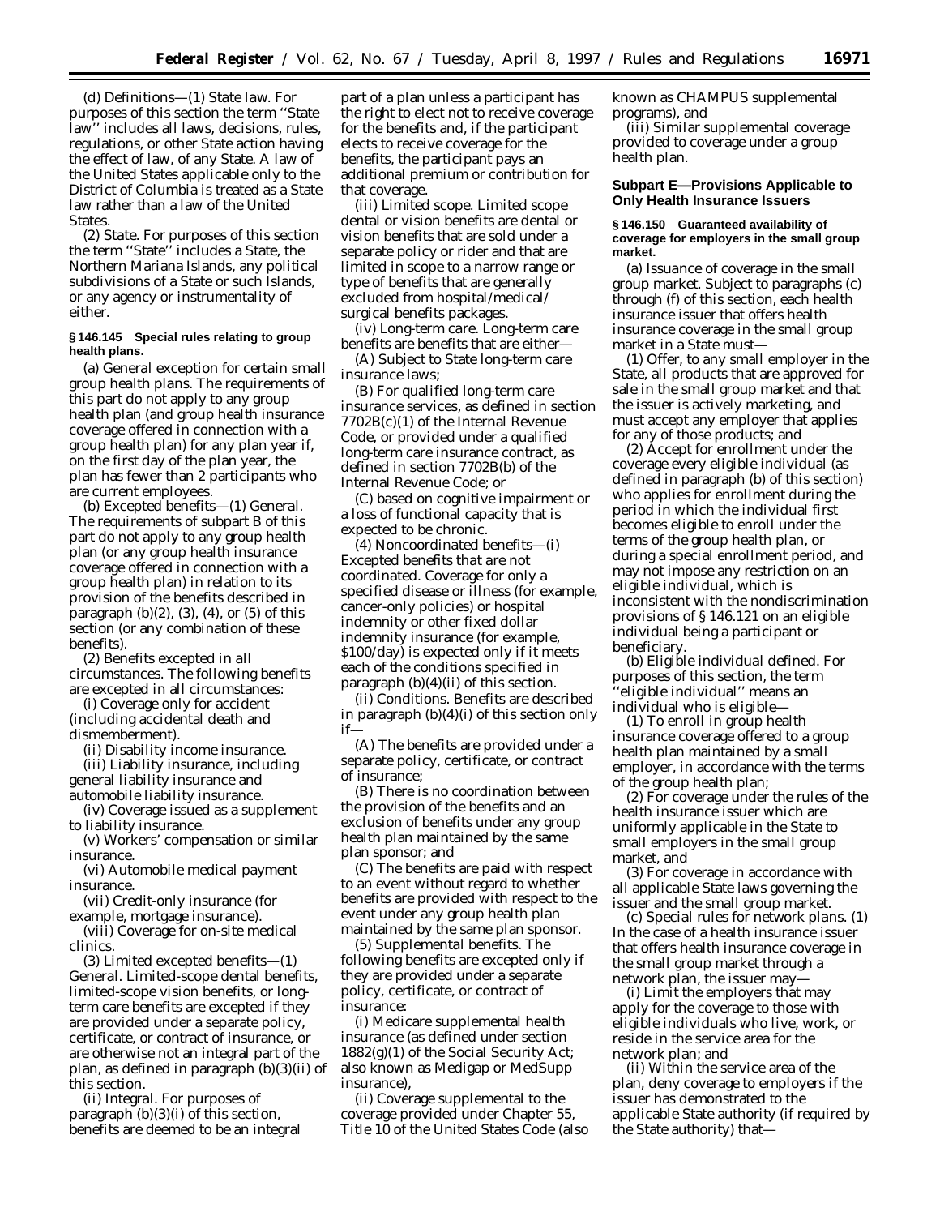(d) *Definitions*—(1) *State law.* For purposes of this section the term ''State law'' includes all laws, decisions, rules, regulations, or other State action having the effect of law, of any State. A law of the United States applicable only to the District of Columbia is treated as a State law rather than a law of the United States.

(2) *State.* For purposes of this section the term ''State'' includes a State, the Northern Mariana Islands, any political subdivisions of a State or such Islands, or any agency or instrumentality of either.

**§ 146.145 Special rules relating to group health plans.**

(a) *General exception for certain small group health plans.* The requirements of this part do not apply to any group health plan (and group health insurance coverage offered in connection with a group health plan) for any plan year if, on the first day of the plan year, the plan has fewer than 2 participants who are current employees.

(b) *Excepted benefits*—(1) *General.* The requirements of subpart B of this part do not apply to any group health plan (or any group health insurance coverage offered in connection with a group health plan) in relation to its provision of the benefits described in paragraph (b)(2), (3), (4), or (5) of this section (or any combination of these benefits).

(2) *Benefits excepted in all circumstances.* The following benefits are excepted in all circumstances:

(i) Coverage only for accident (including accidental death and dismemberment).

(ii) Disability income insurance.

(iii) Liability insurance, including general liability insurance and automobile liability insurance.

(iv) Coverage issued as a supplement to liability insurance.

(v) Workers' compensation or similar insurance.

(vi) Automobile medical payment insurance.

(vii) Credit-only insurance (for example, mortgage insurance).

(viii) Coverage for on-site medical clinics.

(3) *Limited excepted benefits*—(i) *General.* Limited-scope dental benefits, limited-scope vision benefits, or long-term care benefits are excepted if they are provided under a separate policy, certificate, or contract of insurance, or are otherwise not an integral part of the plan, as defined in paragraph (b)(3)(ii) of this section.

(ii) *Integral.* For purposes of paragraph (b)(3)(i) of this section, benefits are deemed to be an integral part of a plan unless a participant has the right to elect not to receive coverage for the benefits and, if the participant elects to receive coverage for the benefits, the participant pays an additional premium or contribution for that coverage.

(iii) *Limited scope.* Limited scope dental or vision benefits are dental or vision benefits that are sold under a separate policy or rider and that are limited in scope to a narrow range or type of benefits that are generally excluded from hospital/medical/surgical benefits packages.

(iv) *Long-term care.* Long-term care benefits are benefits that are either—

(A) Subject to State long-term care insurance laws;

(B) For qualified long-term care insurance services, as defined in section 7702B(c)(1) of the Internal Revenue Code, or provided under a qualified long-term care insurance contract, as defined in section 7702B(b) of the Internal Revenue Code; or

(C) based on cognitive impairment or a loss of functional capacity that is expected to be chronic.

(4) *Noncoordinated benefits*—(i) *Excepted benefits that are not coordinated.* Coverage for only a specified disease or illness (for example, cancer-only policies) or hospital indemnity or other fixed dollar indemnity insurance (for example, $100/day) is expected only if it meets each of the conditions specified in paragraph (b)(4)(ii) of this section.

(ii) *Conditions.* Benefits are described in paragraph (b)(4)(i) of this section only if—

(A) The benefits are provided under a separate policy, certificate, or contract of insurance;

(B) There is no coordination between the provision of the benefits and an exclusion of benefits under any group health plan maintained by the same plan sponsor; and

(C) The benefits are paid with respect to an event without regard to whether benefits are provided with respect to the event under any group health plan maintained by the same plan sponsor.

(5) *Supplemental benefits.* The following benefits are excepted only if they are provided under a separate policy, certificate, or contract of insurance:

(i) Medicare supplemental health insurance (as defined under section 1882(g)(1) of the Social Security Act; also known as Medigap or MedSupp insurance),

(ii) Coverage supplemental to the coverage provided under Chapter 55, Title 10 of the United States Code (also known as CHAMPUS supplemental programs), and

(iii) Similar supplemental coverage provided to coverage under a group health plan.

## Subpart E—Provisions Applicable to Only Health Insurance Issuers

**§ 146.150 Guaranteed availability of coverage for employers in the small group market.**

(a) *Issuance of coverage in the small group market.* Subject to paragraphs (c) through (f) of this section, each health insurance issuer that offers health insurance coverage in the small group market in a State must—

(1) Offer, to any small employer in the State, all products that are approved for sale in the small group market and that the issuer is actively marketing, and must accept any employer that applies for any of those products; and

(2) Accept for enrollment under the coverage every eligible individual (as defined in paragraph (b) of this section) who applies for enrollment during the period in which the individual first becomes eligible to enroll under the terms of the group health plan, or during a special enrollment period, and may not impose any restriction on an eligible individual, which is inconsistent with the nondiscrimination provisions of § 146.121 on an eligible individual being a participant or beneficiary.

(b) *Eligible individual defined.* For purposes of this section, the term ''eligible individual'' means an individual who is eligible—

(1) To enroll in group health insurance coverage offered to a group health plan maintained by a small employer, in accordance with the terms of the group health plan;

(2) For coverage under the rules of the health insurance issuer which are uniformly applicable in the State to small employers in the small group market, and

(3) For coverage in accordance with all applicable State laws governing the issuer and the small group market.

(c) *Special rules for network plans.* (1) In the case of a health insurance issuer that offers health insurance coverage in the small group market through a network plan, the issuer may—

(i) Limit the employers that may apply for the coverage to those with eligible individuals who live, work, or reside in the service area for the network plan; and

(ii) Within the service area of the plan, deny coverage to employers if the issuer has demonstrated to the applicable State authority (if required by the State authority) that—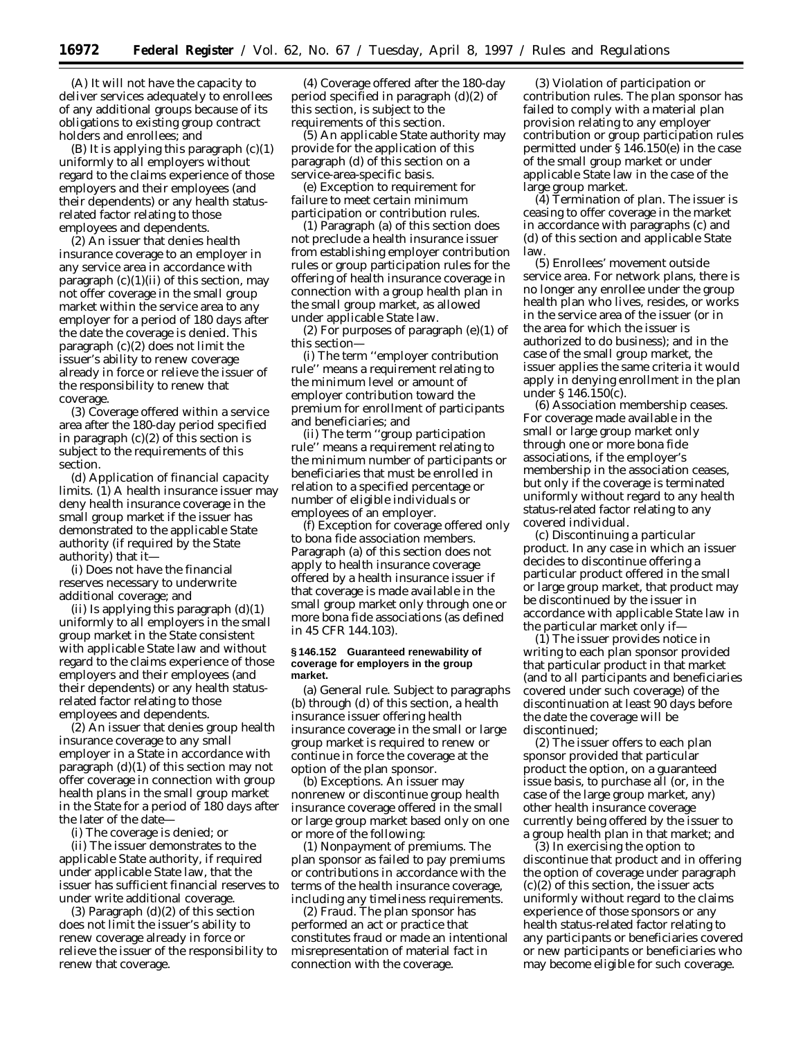(A) It will not have the capacity to deliver services adequately to enrollees of any additional groups because of its obligations to existing group contract holders and enrollees; and

(B) It is applying this paragraph (c)(1) uniformly to all employers without regard to the claims experience of those employers and their employees (and their dependents) or any health status-related factor relating to those employees and dependents.

(2) An issuer that denies health insurance coverage to an employer in any service area in accordance with paragraph (c)(1)(ii) of this section, may not offer coverage in the small group market within the service area to any employer for a period of 180 days after the date the coverage is denied. This paragraph (c)(2) does not limit the issuer's ability to renew coverage already in force or relieve the issuer of the responsibility to renew that coverage.

(3) Coverage offered within a service area after the 180-day period specified in paragraph (c)(2) of this section is subject to the requirements of this section.

(d) *Application of financial capacity limits.* (1) A health insurance issuer may deny health insurance coverage in the small group market if the issuer has demonstrated to the applicable State authority (if required by the State authority) that it—

(i) Does not have the financial reserves necessary to underwrite additional coverage; and

(ii) Is applying this paragraph (d)(1) uniformly to all employers in the small group market in the State consistent with applicable State law and without regard to the claims experience of those employers and their employees (and their dependents) or any health status-related factor relating to those employees and dependents.

(2) An issuer that denies group health insurance coverage to any small employer in a State in accordance with paragraph (d)(1) of this section may not offer coverage in connection with group health plans in the small group market in the State for a period of 180 days after the later of the date—

(i) The coverage is denied; or

(ii) The issuer demonstrates to the applicable State authority, if required under applicable State law, that the issuer has sufficient financial reserves to under write additional coverage.

(3) Paragraph (d)(2) of this section does not limit the issuer's ability to renew coverage already in force or relieve the issuer of the responsibility to renew that coverage.

(4) Coverage offered after the 180-day period specified in paragraph (d)(2) of this section, is subject to the requirements of this section.

(5) An applicable State authority may provide for the application of this paragraph (d) of this section on a service-area-specific basis.

(e) *Exception to requirement for failure to meet certain minimum participation or contribution rules.*

(1) Paragraph (a) of this section does not preclude a health insurance issuer from establishing employer contribution rules or group participation rules for the offering of health insurance coverage in connection with a group health plan in the small group market, as allowed under applicable State law.

(2) For purposes of paragraph (e)(1) of this section—

(i) The term ''employer contribution rule'' means a requirement relating to the minimum level or amount of employer contribution toward the premium for enrollment of participants and beneficiaries; and

(ii) The term ''group participation rule'' means a requirement relating to the minimum number of participants or beneficiaries that must be enrolled in relation to a specified percentage or number of eligible individuals or employees of an employer.

(f) *Exception for coverage offered only to bona fide association members.* Paragraph (a) of this section does not apply to health insurance coverage offered by a health insurance issuer if that coverage is made available in the small group market only through one or more bona fide associations (as defined in 45 CFR 144.103).

**§ 146.152 Guaranteed renewability of coverage for employers in the group market.**

(a) *General rule.* Subject to paragraphs (b) through (d) of this section, a health insurance issuer offering health insurance coverage in the small or large group market is required to renew or continue in force the coverage at the option of the plan sponsor.

(b) *Exceptions.* An issuer may nonrenew or discontinue group health insurance coverage offered in the small or large group market based only on one or more of the following:

(1) *Nonpayment of premiums.* The plan sponsor as failed to pay premiums or contributions in accordance with the terms of the health insurance coverage, including any timeliness requirements.

(2) *Fraud.* The plan sponsor has performed an act or practice that constitutes fraud or made an intentional misrepresentation of material fact in connection with the coverage.

(3) *Violation of participation or contribution rules.* The plan sponsor has failed to comply with a material plan provision relating to any employer contribution or group participation rules permitted under § 146.150(e) in the case of the small group market or under applicable State law in the case of the large group market.

(4) *Termination of plan.* The issuer is ceasing to offer coverage in the market in accordance with paragraphs (c) and (d) of this section and applicable State law.

(5) *Enrollees' movement outside service area.* For network plans, there is no longer any enrollee under the group health plan who lives, resides, or works in the service area of the issuer (or in the area for which the issuer is authorized to do business); and in the case of the small group market, the issuer applies the same criteria it would apply in denying enrollment in the plan under § 146.150(c).

(6) *Association membership ceases.* For coverage made available in the small or large group market only through one or more bona fide associations, if the employer's membership in the association ceases, but only if the coverage is terminated uniformly without regard to any health status-related factor relating to any covered individual.

(c) *Discontinuing a particular product.* In any case in which an issuer decides to discontinue offering a particular product offered in the small or large group market, that product may be discontinued by the issuer in accordance with applicable State law in the particular market only if—

(1) The issuer provides notice in writing to each plan sponsor provided that particular product in that market (and to all participants and beneficiaries covered under such coverage) of the discontinuation at least 90 days before the date the coverage will be discontinued;

(2) The issuer offers to each plan sponsor provided that particular product the option, on a guaranteed issue basis, to purchase all (or, in the case of the large group market, any) other health insurance coverage currently being offered by the issuer to a group health plan in that market; and

(3) In exercising the option to discontinue that product and in offering the option of coverage under paragraph (c)(2) of this section, the issuer acts uniformly without regard to the claims experience of those sponsors or any health status-related factor relating to any participants or beneficiaries covered or new participants or beneficiaries who may become eligible for such coverage.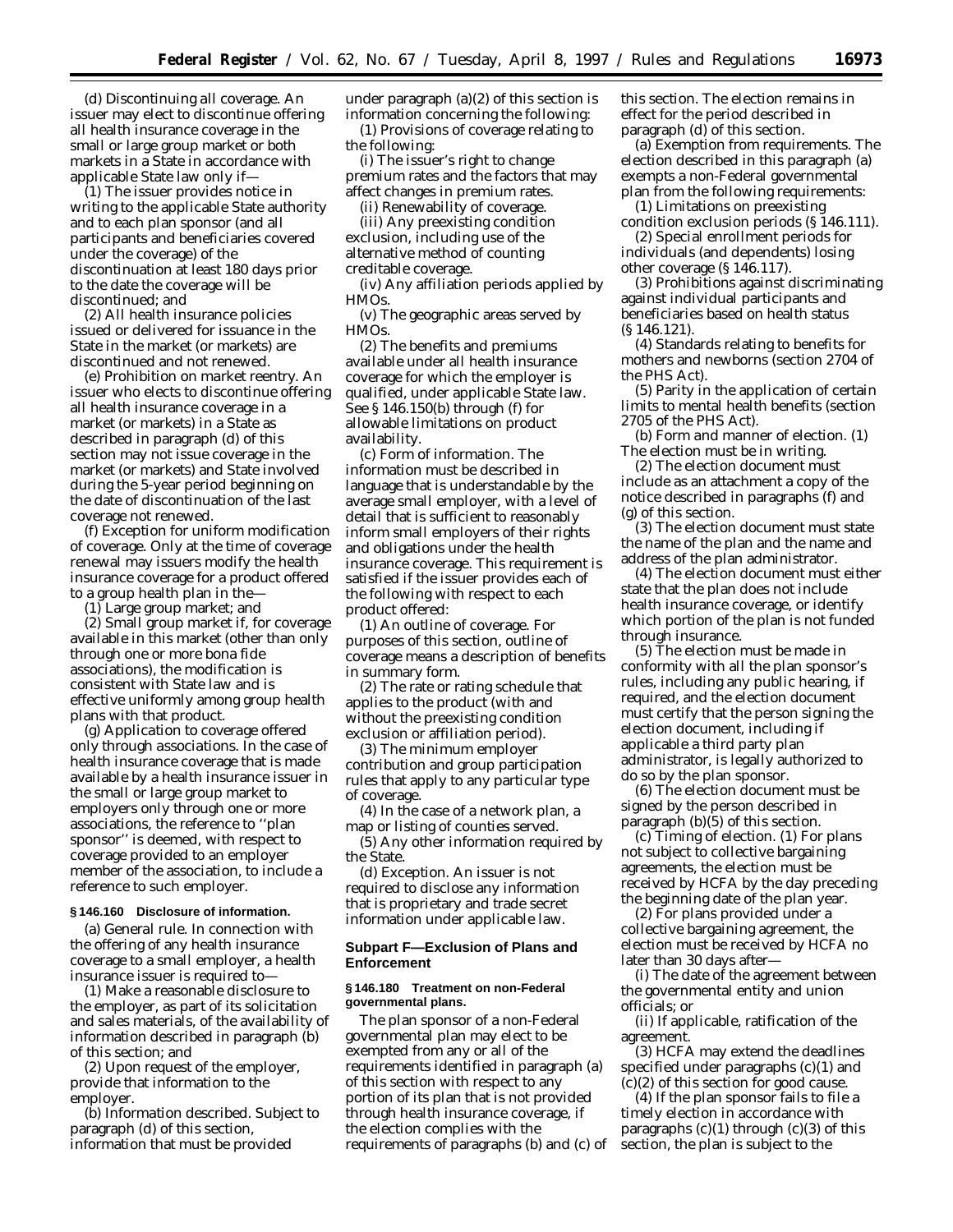(d) *Discontinuing all coverage.* An issuer may elect to discontinue offering all health insurance coverage in the small or large group market or both markets in a State in accordance with applicable State law only if—

(1) The issuer provides notice in writing to the applicable State authority and to each plan sponsor (and all participants and beneficiaries covered under the coverage) of the discontinuation at least 180 days prior to the date the coverage will be discontinued; and

(2) All health insurance policies issued or delivered for issuance in the State in the market (or markets) are discontinued and not renewed.

(e) *Prohibition on market reentry.* An issuer who elects to discontinue offering all health insurance coverage in a market (or markets) in a State as described in paragraph (d) of this section may not issue coverage in the market (or markets) and State involved during the 5-year period beginning on the date of discontinuation of the last coverage not renewed.

(f) *Exception for uniform modification of coverage.* Only at the time of coverage renewal may issuers modify the health insurance coverage for a product offered to a group health plan in the—

(1) Large group market; and

(2) Small group market if, for coverage available in this market (other than only through one or more bona fide associations), the modification is consistent with State law and is effective uniformly among group health plans with that product.

(g) *Application to coverage offered only through associations.* In the case of health insurance coverage that is made available by a health insurance issuer in the small or large group market to employers only through one or more associations, the reference to ''plan sponsor'' is deemed, with respect to coverage provided to an employer member of the association, to include a reference to such employer.

**§ 146.160 Disclosure of information.**

(a) *General rule.* In connection with the offering of any health insurance coverage to a small employer, a health insurance issuer is required to—

(1) Make a reasonable disclosure to the employer, as part of its solicitation and sales materials, of the availability of information described in paragraph (b) of this section; and

(2) Upon request of the employer, provide that information to the employer.

(b) *Information described.* Subject to paragraph (d) of this section, information that must be provided under paragraph (a)(2) of this section is information concerning the following:

(1) Provisions of coverage relating to the following:

(i) The issuer's right to change premium rates and the factors that may affect changes in premium rates.

(ii) Renewability of coverage.

(iii) Any preexisting condition exclusion, including use of the alternative method of counting creditable coverage.

(iv) Any affiliation periods applied by HMOs.

(v) The geographic areas served by HMOs.

(2) The benefits and premiums available under all health insurance coverage for which the employer is qualified, under applicable State law. See § 146.150(b) through (f) for allowable limitations on product availability.

(c) *Form of information.* The information must be described in language that is understandable by the average small employer, with a level of detail that is sufficient to reasonably inform small employers of their rights and obligations under the health insurance coverage. This requirement is satisfied if the issuer provides each of the following with respect to each product offered:

(1) An outline of coverage. For purposes of this section, outline of coverage means a description of benefits in summary form.

(2) The rate or rating schedule that applies to the product (with and without the preexisting condition exclusion or affiliation period).

(3) The minimum employer contribution and group participation rules that apply to any particular type of coverage.

(4) In the case of a network plan, a map or listing of counties served.

(5) Any other information required by the State.

(d) *Exception.* An issuer is not required to disclose any information that is proprietary and trade secret information under applicable law.

## Subpart F—Exclusion of Plans and Enforcement

**§ 146.180 Treatment on non-Federal governmental plans.**

The plan sponsor of a non-Federal governmental plan may elect to be exempted from any or all of the requirements identified in paragraph (a) of this section with respect to any portion of its plan that is not provided through health insurance coverage, if the election complies with the requirements of paragraphs (b) and (c) of this section. The election remains in effect for the period described in paragraph (d) of this section.

(a) *Exemption from requirements.* The election described in this paragraph (a) exempts a non-Federal governmental plan from the following requirements:

(1) Limitations on preexisting condition exclusion periods (§ 146.111).

(2) Special enrollment periods for individuals (and dependents) losing other coverage (§ 146.117).

(3) Prohibitions against discriminating against individual participants and beneficiaries based on health status (§ 146.121).

(4) Standards relating to benefits for mothers and newborns (section 2704 of the PHS Act).

(5) Parity in the application of certain limits to mental health benefits (section 2705 of the PHS Act).

(b) *Form and manner of election.* (1) The election must be in writing.

(2) The election document must include as an attachment a copy of the notice described in paragraphs (f) and (g) of this section.

(3) The election document must state the name of the plan and the name and address of the plan administrator.

(4) The election document must either state that the plan does not include health insurance coverage, or identify which portion of the plan is not funded through insurance.

(5) The election must be made in conformity with all the plan sponsor's rules, including any public hearing, if required, and the election document must certify that the person signing the election document, including if applicable a third party plan administrator, is legally authorized to do so by the plan sponsor.

(6) The election document must be signed by the person described in paragraph (b)(5) of this section.

(c) *Timing of election.* (1) For plans not subject to collective bargaining agreements, the election must be received by HCFA by the day preceding the beginning date of the plan year.

(2) For plans provided under a collective bargaining agreement, the election must be received by HCFA no later than 30 days after—

(i) The date of the agreement between the governmental entity and union officials; or

(ii) If applicable, ratification of the agreement.

(3) HCFA may extend the deadlines specified under paragraphs (c)(1) and (c)(2) of this section for good cause.

(4) If the plan sponsor fails to file a timely election in accordance with paragraphs (c)(1) through (c)(3) of this section, the plan is subject to the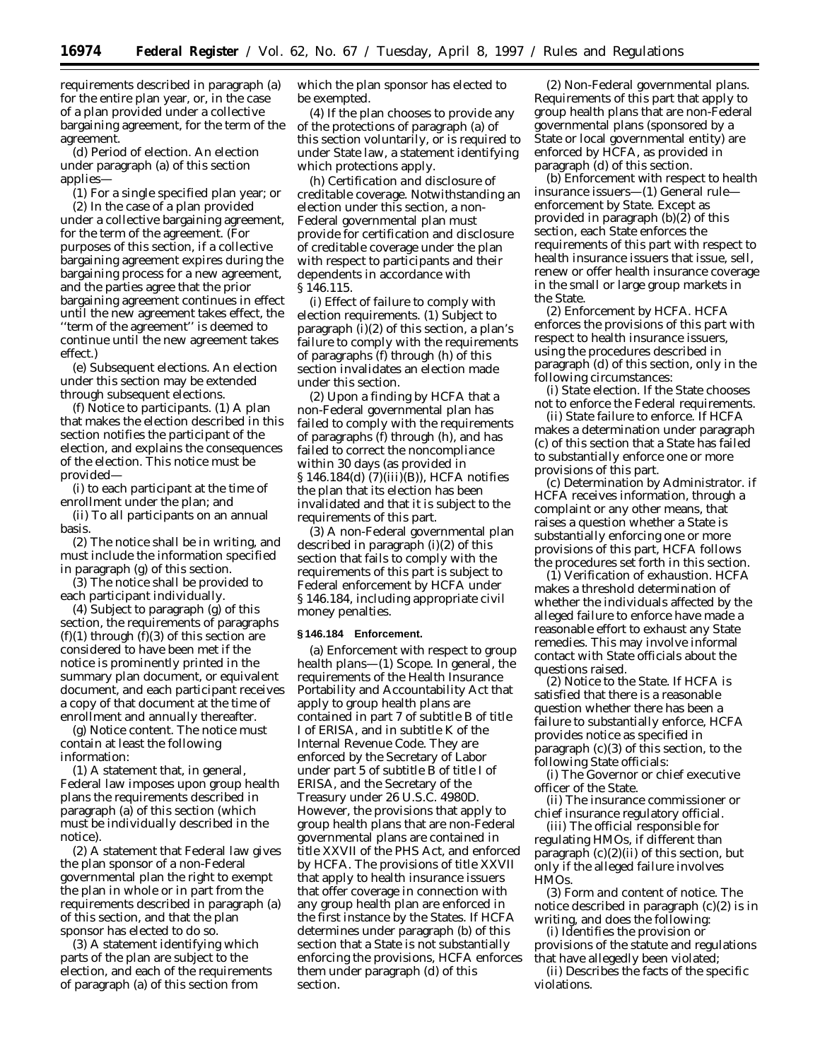requirements described in paragraph (a) for the entire plan year, or, in the case of a plan provided under a collective bargaining agreement, for the term of the agreement.

(d) *Period of election.* An election under paragraph (a) of this section applies—

(1) For a single specified plan year; or

(2) In the case of a plan provided under a collective bargaining agreement, for the term of the agreement. (For purposes of this section, if a collective bargaining agreement expires during the bargaining process for a new agreement, and the parties agree that the prior bargaining agreement continues in effect until the new agreement takes effect, the ''term of the agreement'' is deemed to continue until the new agreement takes effect.)

(e) *Subsequent elections.* An election under this section may be extended through subsequent elections.

(f) *Notice to participants.* (1) A plan that makes the election described in this section notifies the participant of the election, and explains the consequences of the election. This notice must be provided—

(i) to each participant at the time of enrollment under the plan; and

(ii) To all participants on an annual basis.

(2) The notice shall be in writing, and must include the information specified in paragraph (g) of this section.

(3) The notice shall be provided to each participant individually.

(4) Subject to paragraph (g) of this section, the requirements of paragraphs (f)(1) through (f)(3) of this section are considered to have been met if the notice is prominently printed in the summary plan document, or equivalent document, and each participant receives a copy of that document at the time of enrollment and annually thereafter.

(g) *Notice content.* The notice must contain at least the following information:

(1) A statement that, in general, Federal law imposes upon group health plans the requirements described in paragraph (a) of this section (which must be individually described in the notice).

(2) A statement that Federal law gives the plan sponsor of a non-Federal governmental plan the right to exempt the plan in whole or in part from the requirements described in paragraph (a) of this section, and that the plan sponsor has elected to do so.

(3) A statement identifying which parts of the plan are subject to the election, and each of the requirements of paragraph (a) of this section from which the plan sponsor has elected to be exempted.

(4) If the plan chooses to provide any of the protections of paragraph (a) of this section voluntarily, or is required to under State law, a statement identifying which protections apply.

(h) *Certification and disclosure of creditable coverage.* Notwithstanding an election under this section, a non-Federal governmental plan must provide for certification and disclosure of creditable coverage under the plan with respect to participants and their dependents in accordance with § 146.115.

(i) *Effect of failure to comply with election requirements.* (1) Subject to paragraph (i)(2) of this section, a plan's failure to comply with the requirements of paragraphs (f) through (h) of this section invalidates an election made under this section.

(2) Upon a finding by HCFA that a non-Federal governmental plan has failed to comply with the requirements of paragraphs (f) through (h), and has failed to correct the noncompliance within 30 days (as provided in § 146.184(d) (7)(iii)(B)), HCFA notifies the plan that its election has been invalidated and that it is subject to the requirements of this part.

(3) A non-Federal governmental plan described in paragraph (i)(2) of this section that fails to comply with the requirements of this part is subject to Federal enforcement by HCFA under § 146.184, including appropriate civil money penalties.

**§ 146.184 Enforcement.**

(a) *Enforcement with respect to group health plans*—(1) *Scope.* In general, the requirements of the Health Insurance Portability and Accountability Act that apply to group health plans are contained in part 7 of subtitle B of title I of ERISA, and in subtitle K of the Internal Revenue Code. They are enforced by the Secretary of Labor under part 5 of subtitle B of title I of ERISA, and the Secretary of the Treasury under 26 U.S.C. 4980D. However, the provisions that apply to group health plans that are non-Federal governmental plans are contained in title XXVII of the PHS Act, and enforced by HCFA. The provisions of title XXVII that apply to health insurance issuers that offer coverage in connection with any group health plan are enforced in the first instance by the States. If HCFA determines under paragraph (b) of this section that a State is not substantially enforcing the provisions, HCFA enforces them under paragraph (d) of this section.

(2) *Non-Federal governmental plans.* Requirements of this part that apply to group health plans that are non-Federal governmental plans (sponsored by a State or local governmental entity) are enforced by HCFA, as provided in paragraph (d) of this section.

(b) *Enforcement with respect to health insurance issuers*—(1) *General rule—enforcement by State.* Except as provided in paragraph (b)(2) of this section, each State enforces the requirements of this part with respect to health insurance issuers that issue, sell, renew or offer health insurance coverage in the small or large group markets in the State.

(2) *Enforcement by HCFA.* HCFA enforces the provisions of this part with respect to health insurance issuers, using the procedures described in paragraph (d) of this section, only in the following circumstances:

(i) *State election.* If the State chooses not to enforce the Federal requirements.

(ii) *State failure to enforce.* If HCFA makes a determination under paragraph (c) of this section that a State has failed to substantially enforce one or more provisions of this part.

(c) *Determination by Administrator.* if HCFA receives information, through a complaint or any other means, that raises a question whether a State is substantially enforcing one or more provisions of this part, HCFA follows the procedures set forth in this section.

(1) *Verification of exhaustion.* HCFA makes a threshold determination of whether the individuals affected by the alleged failure to enforce have made a reasonable effort to exhaust any State remedies. This may involve informal contact with State officials about the questions raised.

(2) *Notice to the State.* If HCFA is satisfied that there is a reasonable question whether there has been a failure to substantially enforce, HCFA provides notice as specified in paragraph (c)(3) of this section, to the following State officials:

(i) The Governor or chief executive officer of the State.

(ii) The insurance commissioner or chief insurance regulatory official.

(iii) The official responsible for regulating HMOs, if different than paragraph (c)(2)(ii) of this section, but only if the alleged failure involves HMOs.

(3) *Form and content of notice.* The notice described in paragraph (c)(2) is in writing, and does the following:

(i) Identifies the provision or provisions of the statute and regulations that have allegedly been violated;

(ii) Describes the facts of the specific violations.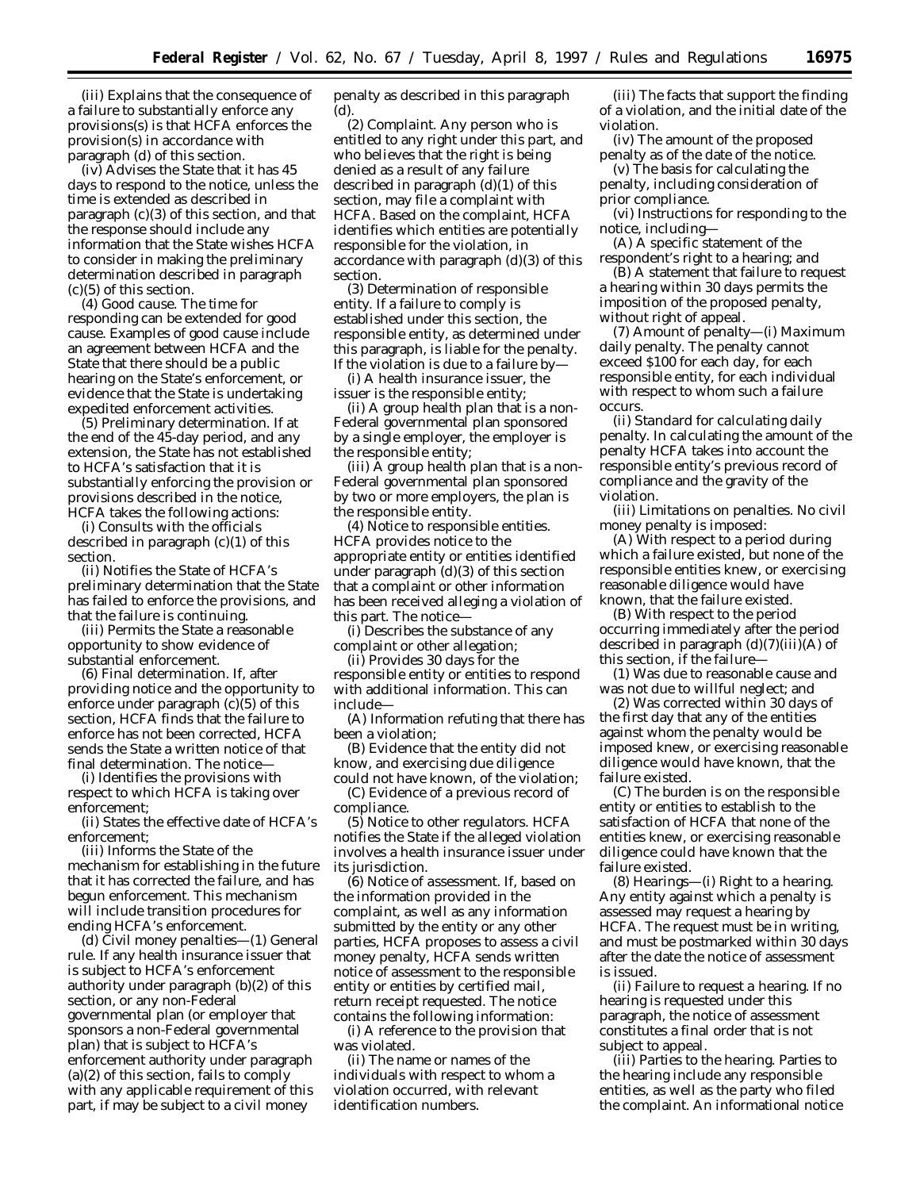(iii) Explains that the consequence of a failure to substantially enforce any provisions(s) is that HCFA enforces the provision(s) in accordance with paragraph (d) of this section.

(iv) Advises the State that it has 45 days to respond to the notice, unless the time is extended as described in paragraph (c)(3) of this section, and that the response should include any information that the State wishes HCFA to consider in making the preliminary determination described in paragraph (c)(5) of this section.

(4) *Good cause.* The time for responding can be extended for good cause. Examples of good cause include an agreement between HCFA and the State that there should be a public hearing on the State's enforcement, or evidence that the State is undertaking expedited enforcement activities.

(5) *Preliminary determination.* If at the end of the 45-day period, and any extension, the State has not established to HCFA's satisfaction that it is substantially enforcing the provision or provisions described in the notice, HCFA takes the following actions:

(i) Consults with the officials described in paragraph (c)(1) of this section.

(ii) Notifies the State of HCFA's preliminary determination that the State has failed to enforce the provisions, and that the failure is continuing.

(iii) Permits the State a reasonable opportunity to show evidence of substantial enforcement.

(6) *Final determination.* If, after providing notice and the opportunity to enforce under paragraph (c)(5) of this section, HCFA finds that the failure to enforce has not been corrected, HCFA sends the State a written notice of that final determination. The notice—

(i) Identifies the provisions with respect to which HCFA is taking over enforcement;

(ii) States the effective date of HCFA's enforcement;

(iii) Informs the State of the mechanism for establishing in the future that it has corrected the failure, and has begun enforcement. This mechanism will include transition procedures for ending HCFA's enforcement.

(d) *Civil money penalties*—(1) *General rule.* If any health insurance issuer that is subject to HCFA's enforcement authority under paragraph (b)(2) of this section, or any non-Federal governmental plan (or employer that sponsors a non-Federal governmental plan) that is subject to HCFA's enforcement authority under paragraph (a)(2) of this section, fails to comply with any applicable requirement of this part, it may be subject to a civil money penalty as described in this paragraph (d).

(2) *Complaint.* Any person who is entitled to any right under this part, and who believes that the right is being denied as a result of any failure described in paragraph (d)(1) of this section, may file a complaint with HCFA. Based on the complaint, HCFA identifies which entities are potentially responsible for the violation, in accordance with paragraph (d)(3) of this section.

(3) *Determination of responsible entity.* If a failure to comply is established under this section, the responsible entity, as determined under this paragraph, is liable for the penalty. If the violation is due to a failure by—

(i) A health insurance issuer, the issuer is the responsible entity;

(ii) A group health plan that is a non-Federal governmental plan sponsored by a single employer, the employer is the responsible entity;

(iii) A group health plan that is a non-Federal governmental plan sponsored by two or more employers, the plan is the responsible entity.

(4) *Notice to responsible entities.* HCFA provides notice to the appropriate entity or entities identified under paragraph (d)(3) of this section that a complaint or other information has been received alleging a violation of this part. The notice—

(i) Describes the substance of any complaint or other allegation;

(ii) Provides 30 days for the responsible entity or entities to respond with additional information. This can include—

(A) Information refuting that there has been a violation;

(B) Evidence that the entity did not know, and exercising due diligence could not have known, of the violation;

(C) Evidence of a previous record of compliance.

(5) *Notice to other regulators.* HCFA notifies the State if the alleged violation involves a health insurance issuer under its jurisdiction.

(6) *Notice of assessment.* If, based on the information provided in the complaint, as well as any information submitted by the entity or any other parties, HCFA proposes to assess a civil money penalty, HCFA sends written notice of assessment to the responsible entity or entities by certified mail, return receipt requested. The notice contains the following information:

(i) A reference to the provision that was violated.

(ii) The name or names of the individuals with respect to whom a violation occurred, with relevant identification numbers.

(iii) The facts that support the finding of a violation, and the initial date of the violation.

(iv) The amount of the proposed penalty as of the date of the notice.

(v) The basis for calculating the penalty, including consideration of prior compliance.

(vi) Instructions for responding to the notice, including—

(A) A specific statement of the respondent's right to a hearing; and

(B) A statement that failure to request a hearing within 30 days permits the imposition of the proposed penalty, without right of appeal.

(7) *Amount of penalty*—(i) *Maximum daily penalty.* The penalty cannot exceed $100 for each day, for each responsible entity, for each individual with respect to whom such a failure occurs.

(ii) *Standard for calculating daily penalty.* In calculating the amount of the penalty HCFA takes into account the responsible entity's previous record of compliance and the gravity of the violation.

(iii) *Limitations on penalties.* No civil money penalty is imposed:

(A) With respect to a period during which a failure existed, but none of the responsible entities knew, or exercising reasonable diligence would have known, that the failure existed.

(B) With respect to the period occurring immediately after the period described in paragraph (d)(7)(iii)(A) of this section, if the failure—

(*1*) Was due to reasonable cause and was not due to willful neglect; and

(*2*) Was corrected within 30 days of the first day that any of the entities against whom the penalty would be imposed knew, or exercising reasonable diligence would have known, that the failure existed.

(C) The burden is on the responsible entity or entities to establish to the satisfaction of HCFA that none of the entities knew, or exercising reasonable diligence could have known that the failure existed.

(8) *Hearings*—(i) *Right to a hearing.* Any entity against which a penalty is assessed may request a hearing by HCFA. The request must be in writing, and must be postmarked within 30 days after the date the notice of assessment is issued.

(ii) *Failure to request a hearing.* If no hearing is requested under this paragraph, the notice of assessment constitutes a final order that is not subject to appeal.

(iii) *Parties to the hearing.* Parties to the hearing include any responsible entities, as well as the party who filed the complaint. An informational notice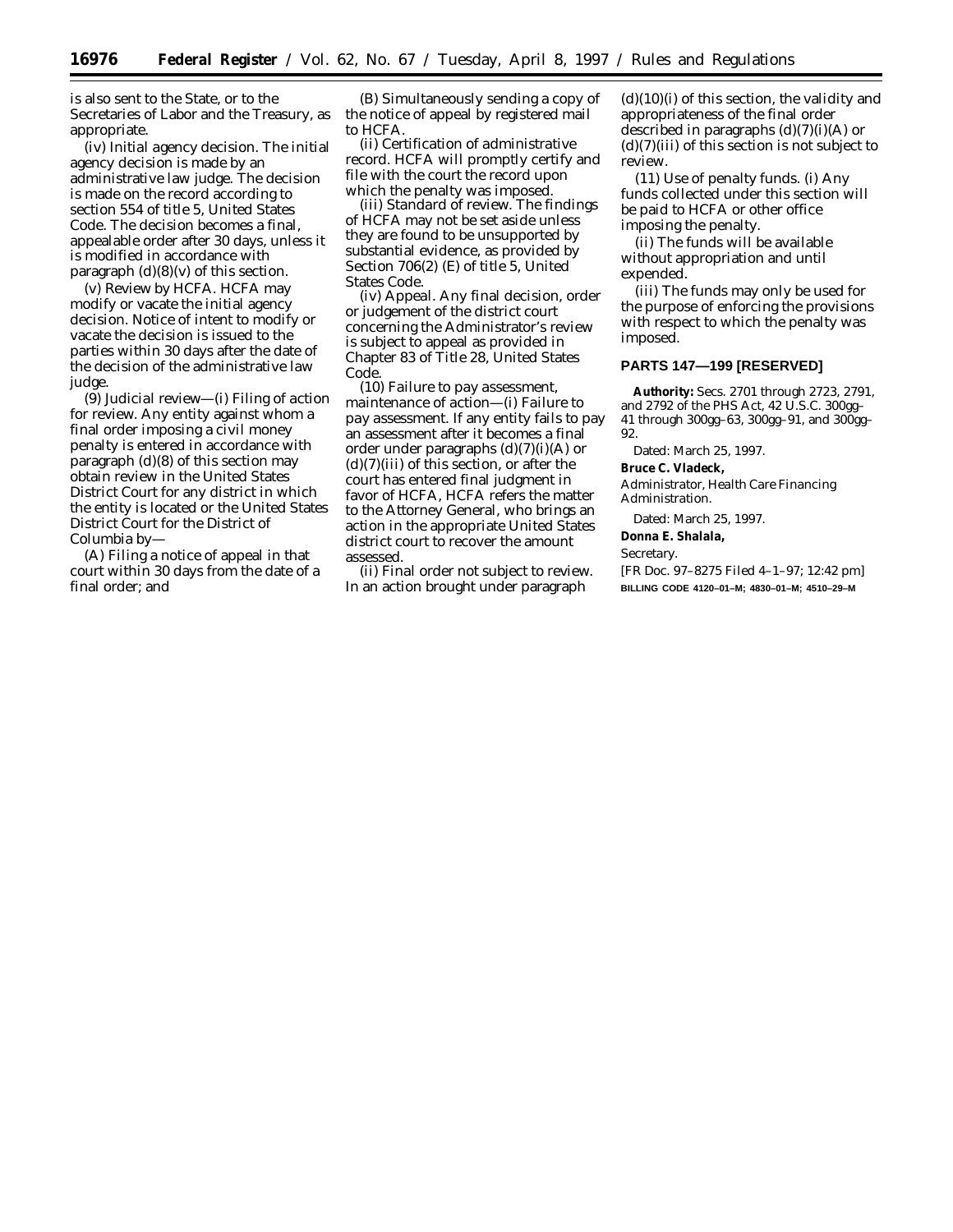is also sent to the State, or to the Secretaries of Labor and the Treasury, as appropriate.

(iv) *Initial agency decision.* The initial agency decision is made by an administrative law judge. The decision is made on the record according to section 554 of title 5, United States Code. The decision becomes a final, appealable order after 30 days, unless it is modified in accordance with paragraph (d)(8)(v) of this section.

(v) *Review by HCFA.* HCFA may modify or vacate the initial agency decision. Notice of intent to modify or vacate the decision is issued to the parties within 30 days after the date of the decision of the administrative law judge.

(9) *Judicial review*—(i) *Filing of action for review.* Any entity against whom a final order imposing a civil money penalty is entered in accordance with paragraph (d)(8) of this section may obtain review in the United States District Court for any district in which the entity is located or the United States District Court for the District of Columbia by—

(A) Filing a notice of appeal in that court within 30 days from the date of a final order; and

(B) Simultaneously sending a copy of the notice of appeal by registered mail to HCFA.

(ii) *Certification of administrative record.* HCFA will promptly certify and file with the court the record upon which the penalty was imposed.

(iii) *Standard of review.* The findings of HCFA may not be set aside unless they are found to be unsupported by substantial evidence, as provided by Section 706(2) (E) of title 5, United States Code.

(iv) *Appeal.* Any final decision, order or judgement of the district court concerning the Administrator's review is subject to appeal as provided in Chapter 83 of Title 28, United States Code.

(10) *Failure to pay assessment, maintenance of action*—(i) *Failure to pay assessment.* If any entity fails to pay an assessment after it becomes a final order under paragraphs (d)(7)(i)(A) or (d)(7)(iii) of this section, or after the court has entered final judgment in favor of HCFA, HCFA refers the matter to the Attorney General, who brings an action in the appropriate United States district court to recover the amount assessed.

(ii) *Final order not subject to review.* In an action brought under paragraph (d)(10)(i) of this section, the validity and appropriateness of the final order described in paragraphs (d)(7)(i)(A) or (d)(7)(iii) of this section is not subject to review.

(11) *Use of penalty funds.* (i) Any funds collected under this section will be paid to HCFA or other office imposing the penalty.

(ii) The funds will be available without appropriation and until expended.

(iii) The funds may only be used for the purpose of enforcing the provisions with respect to which the penalty was imposed.

## PARTS 147—199 [RESERVED]

**Authority:** Secs. 2701 through 2723, 2791, and 2792 of the PHS Act, 42 U.S.C. 300gg–41 through 300gg–63, 300gg–91, and 300gg–92.

Dated: March 25, 1997.

**Bruce C. Vladeck,**

*Administrator, Health Care Financing Administration.*

Dated: March 25, 1997.

**Donna E. Shalala,**

*Secretary.*

[FR Doc. 97–8275 Filed 4–1–97; 12:42 pm]

**BILLING CODE 4120–01–M; 4830–01–M; 4510–29–M**